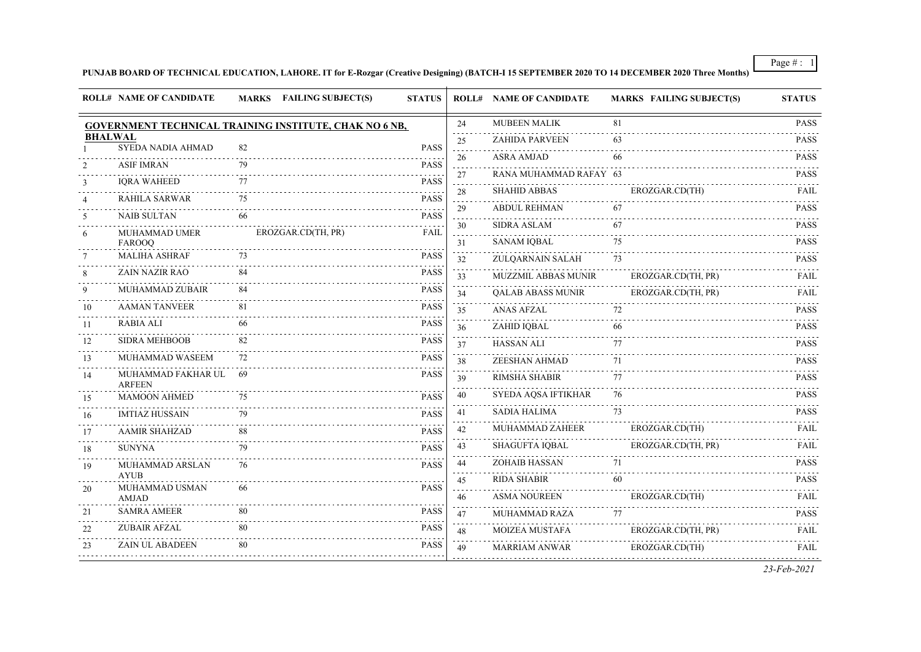**PUNJAB BOARD OF TECHNICAL EDUCATION, LAHORE. IT for E-Rozgar (Creative Designing) (BATCH-I 15 SEPTEMBER 2020 TO 14 DECEMBER 2020 Three Months)**

| ROLL# | NAME OF CANDIDATE | MARKS | FAILING SUBJECT(S) | STATUS |
|---|---|---|---|---|
| **GOVERNMENT TECHNICAL TRAINING INSTITUTE, CHAK NO 6 NB, BHALWAL** | | | | |
| 1 | SYEDA NADIA AHMAD | 82 | | PASS |
| 2 | ASIF IMRAN | 79 | | PASS |
| 3 | IQRA WAHEED | 77 | | PASS |
| 4 | RAHILA SARWAR | 75 | | PASS |
| 5 | NAIB SULTAN | 66 | | PASS |
| 6 | MUHAMMAD UMER FAROOQ | | EROZGAR.CD(TH, PR) | FAIL |
| 7 | MALIHA ASHRAF | 73 | | PASS |
| 8 | ZAIN NAZIR RAO | 84 | | PASS |
| 9 | MUHAMMAD ZUBAIR | 84 | | PASS |
| 10 | AAMAN TANVEER | 81 | | PASS |
| 11 | RABIA ALI | 66 | | PASS |
| 12 | SIDRA MEHBOOB | 82 | | PASS |
| 13 | MUHAMMAD WASEEM | 72 | | PASS |
| 14 | MUHAMMAD FAKHAR UL ARFEEN | 69 | | PASS |
| 15 | MAMOON AHMED | 75 | | PASS |
| 16 | IMTIAZ HUSSAIN | 79 | | PASS |
| 17 | AAMIR SHAHZAD | 88 | | PASS |
| 18 | SUNYNA | 79 | | PASS |
| 19 | MUHAMMAD ARSLAN AYUB | 76 | | PASS |
| 20 | MUHAMMAD USMAN AMJAD | 66 | | PASS |
| 21 | SAMRA AMEER | 80 | | PASS |
| 22 | ZUBAIR AFZAL | 80 | | PASS |
| 23 | ZAIN UL ABADEEN | 80 | | PASS |
| 24 | MUBEEN MALIK | 81 | | PASS |
| 25 | ZAHIDA PARVEEN | 63 | | PASS |
| 26 | ASRA AMJAD | 66 | | PASS |
| 27 | RANA MUHAMMAD RAFAY | 63 | | PASS |
| 28 | SHAHID ABBAS | | EROZGAR.CD(TH) | FAIL |
| 29 | ABDUL REHMAN | 67 | | PASS |
| 30 | SIDRA ASLAM | 67 | | PASS |
| 31 | SANAM IQBAL | 75 | | PASS |
| 32 | ZULQARNAIN SALAH | 73 | | PASS |
| 33 | MUZZMIL ABBAS MUNIR | | EROZGAR.CD(TH, PR) | FAIL |
| 34 | QALAB ABASS MUNIR | | EROZGAR.CD(TH, PR) | FAIL |
| 35 | ANAS AFZAL | 72 | | PASS |
| 36 | ZAHID IQBAL | 66 | | PASS |
| 37 | HASSAN ALI | 77 | | PASS |
| 38 | ZEESHAN AHMAD | 71 | | PASS |
| 39 | RIMSHA SHABIR | 77 | | PASS |
| 40 | SYEDA AQSA IFTIKHAR | 76 | | PASS |
| 41 | SADIA HALIMA | 73 | | PASS |
| 42 | MUHAMMAD ZAHEER | | EROZGAR.CD(TH) | FAIL |
| 43 | SHAGUFTA IQBAL | | EROZGAR.CD(TH, PR) | FAIL |
| 44 | ZOHAIB HASSAN | 71 | | PASS |
| 45 | RIDA SHABIR | 60 | | PASS |
| 46 | ASMA NOUREEN | | EROZGAR.CD(TH) | FAIL |
| 47 | MUHAMMAD RAZA | 77 | | PASS |
| 48 | MOIZEA MUSTAFA | | EROZGAR.CD(TH, PR) | FAIL |
| 49 | MARRIAM ANWAR | | EROZGAR.CD(TH) | FAIL |

*23-Feb-2021*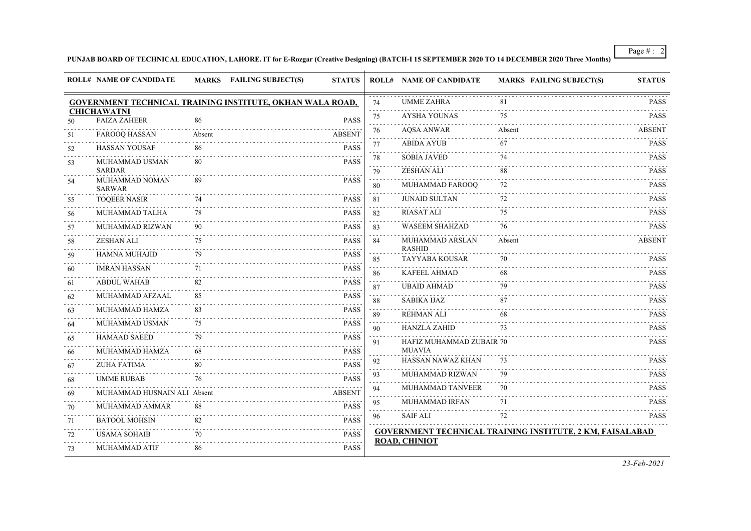**PUNJAB BOARD OF TECHNICAL EDUCATION, LAHORE. IT for E-Rozgar (Creative Designing) (BATCH-I 15 SEPTEMBER 2020 TO 14 DECEMBER 2020 Three Months)**

**GOVERNMENT TECHNICAL TRAINING INSTITUTE, OKHAN WALA ROAD, CHICHAWATNI**

| ROLL# | NAME OF CANDIDATE | MARKS | FAILING SUBJECT(S) | STATUS |
|---|---|---|---|---|
| 50 | FAIZA ZAHEER | 86 | | PASS |
| 51 | FAROOQ HASSAN | Absent | | ABSENT |
| 52 | HASSAN YOUSAF | 86 | | PASS |
| 53 | MUHAMMAD USMAN SARDAR | 80 | | PASS |
| 54 | MUHAMMAD NOMAN SARWAR | 89 | | PASS |
| 55 | TOQEER NASIR | 74 | | PASS |
| 56 | MUHAMMAD TALHA | 78 | | PASS |
| 57 | MUHAMMAD RIZWAN | 90 | | PASS |
| 58 | ZESHAN ALI | 75 | | PASS |
| 59 | HAMNA MUHAJID | 79 | | PASS |
| 60 | IMRAN HASSAN | 71 | | PASS |
| 61 | ABDUL WAHAB | 82 | | PASS |
| 62 | MUHAMMAD AFZAAL | 85 | | PASS |
| 63 | MUHAMMAD HAMZA | 83 | | PASS |
| 64 | MUHAMMAD USMAN | 75 | | PASS |
| 65 | HAMAAD SAEED | 79 | | PASS |
| 66 | MUHAMMAD HAMZA | 68 | | PASS |
| 67 | ZUHA FATIMA | 80 | | PASS |
| 68 | UMME RUBAB | 76 | | PASS |
| 69 | MUHAMMAD HUSNAIN ALI | Absent | | ABSENT |
| 70 | MUHAMMAD AMMAR | 88 | | PASS |
| 71 | BATOOL MOHSIN | 82 | | PASS |
| 72 | USAMA SOHAIB | 70 | | PASS |
| 73 | MUHAMMAD ATIF | 86 | | PASS |
| 74 | UMME ZAHRA | 81 | | PASS |
| 75 | AYSHA YOUNAS | 75 | | PASS |
| 76 | AQSA ANWAR | Absent | | ABSENT |
| 77 | ABIDA AYUB | 67 | | PASS |
| 78 | SOBIA JAVED | 74 | | PASS |
| 79 | ZESHAN ALI | 88 | | PASS |
| 80 | MUHAMMAD FAROOQ | 72 | | PASS |
| 81 | JUNAID SULTAN | 72 | | PASS |
| 82 | RIASAT ALI | 75 | | PASS |
| 83 | WASEEM SHAHZAD | 76 | | PASS |
| 84 | MUHAMMAD ARSLAN RASHID | Absent | | ABSENT |
| 85 | TAYYABA KOUSAR | 70 | | PASS |
| 86 | KAFEEL AHMAD | 68 | | PASS |
| 87 | UBAID AHMAD | 79 | | PASS |
| 88 | SABIKA IJAZ | 87 | | PASS |
| 89 | REHMAN ALI | 68 | | PASS |
| 90 | HANZLA ZAHID | 73 | | PASS |
| 91 | HAFIZ MUHAMMAD ZUBAIR MUAVIA | 70 | | PASS |
| 92 | HASSAN NAWAZ KHAN | 73 | | PASS |
| 93 | MUHAMMAD RIZWAN | 79 | | PASS |
| 94 | MUHAMMAD TANVEER | 70 | | PASS |
| 95 | MUHAMMAD IRFAN | 71 | | PASS |
| 96 | SAIF ALI | 72 | | PASS |

**GOVERNMENT TECHNICAL TRAINING INSTITUTE, 2 KM, FAISALABAD ROAD, CHINIOT**

*23-Feb-2021*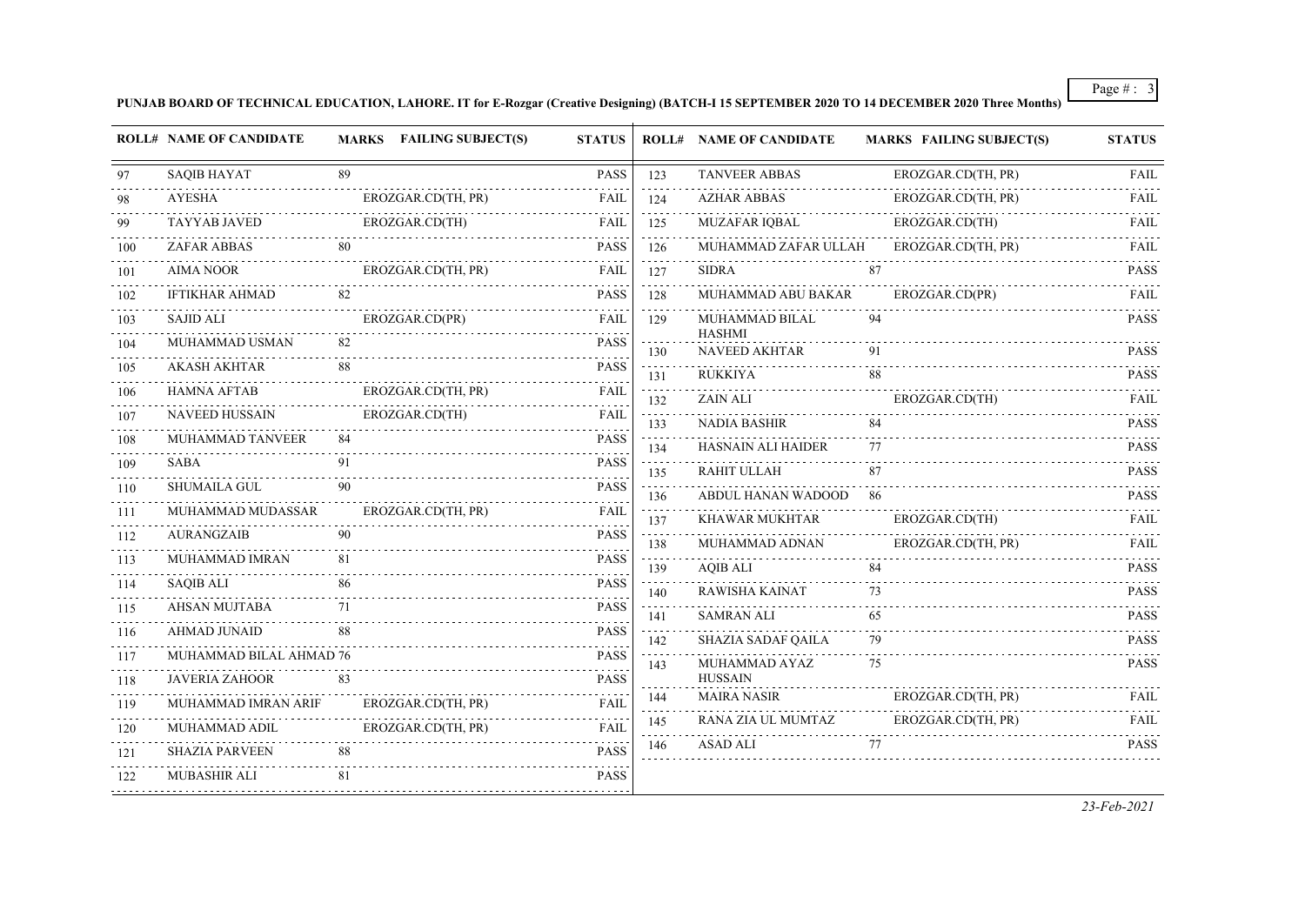**PUNJAB BOARD OF TECHNICAL EDUCATION, LAHORE. IT for E-Rozgar (Creative Designing) (BATCH-I 15 SEPTEMBER 2020 TO 14 DECEMBER 2020 Three Months)**

| ROLL# | NAME OF CANDIDATE | MARKS | FAILING SUBJECT(S) | STATUS |
|---|---|---|---|---|
| 97 | SAQIB HAYAT | 89 | | PASS |
| 98 | AYESHA | | EROZGAR.CD(TH, PR) | FAIL |
| 99 | TAYYAB JAVED | | EROZGAR.CD(TH) | FAIL |
| 100 | ZAFAR ABBAS | 80 | | PASS |
| 101 | AIMA NOOR | | EROZGAR.CD(TH, PR) | FAIL |
| 102 | IFTIKHAR AHMAD | 82 | | PASS |
| 103 | SAJID ALI | | EROZGAR.CD(PR) | FAIL |
| 104 | MUHAMMAD USMAN | 82 | | PASS |
| 105 | AKASH AKHTAR | 88 | | PASS |
| 106 | HAMNA AFTAB | | EROZGAR.CD(TH, PR) | FAIL |
| 107 | NAVEED HUSSAIN | | EROZGAR.CD(TH) | FAIL |
| 108 | MUHAMMAD TANVEER | 84 | | PASS |
| 109 | SABA | 91 | | PASS |
| 110 | SHUMAILA GUL | 90 | | PASS |
| 111 | MUHAMMAD MUDASSAR | | EROZGAR.CD(TH, PR) | FAIL |
| 112 | AURANGZAIB | 90 | | PASS |
| 113 | MUHAMMAD IMRAN | 81 | | PASS |
| 114 | SAQIB ALI | 86 | | PASS |
| 115 | AHSAN MUJTABA | 71 | | PASS |
| 116 | AHMAD JUNAID | 88 | | PASS |
| 117 | MUHAMMAD BILAL AHMAD | 76 | | PASS |
| 118 | JAVERIA ZAHOOR | 83 | | PASS |
| 119 | MUHAMMAD IMRAN ARIF | | EROZGAR.CD(TH, PR) | FAIL |
| 120 | MUHAMMAD ADIL | | EROZGAR.CD(TH, PR) | FAIL |
| 121 | SHAZIA PARVEEN | 88 | | PASS |
| 122 | MUBASHIR ALI | 81 | | PASS |
| 123 | TANVEER ABBAS | | EROZGAR.CD(TH, PR) | FAIL |
| 124 | AZHAR ABBAS | | EROZGAR.CD(TH, PR) | FAIL |
| 125 | MUZAFAR IQBAL | | EROZGAR.CD(TH) | FAIL |
| 126 | MUHAMMAD ZAFAR ULLAH | | EROZGAR.CD(TH, PR) | FAIL |
| 127 | SIDRA | 87 | | PASS |
| 128 | MUHAMMAD ABU BAKAR | | EROZGAR.CD(PR) | FAIL |
| 129 | MUHAMMAD BILAL HASHMI | 94 | | PASS |
| 130 | NAVEED AKHTAR | 91 | | PASS |
| 131 | RUKKIYA | 88 | | PASS |
| 132 | ZAIN ALI | | EROZGAR.CD(TH) | FAIL |
| 133 | NADIA BASHIR | 84 | | PASS |
| 134 | HASNAIN ALI HAIDER | 77 | | PASS |
| 135 | RAHIT ULLAH | 87 | | PASS |
| 136 | ABDUL HANAN WADOOD | 86 | | PASS |
| 137 | KHAWAR MUKHTAR | | EROZGAR.CD(TH) | FAIL |
| 138 | MUHAMMAD ADNAN | | EROZGAR.CD(TH, PR) | FAIL |
| 139 | AQIB ALI | 84 | | PASS |
| 140 | RAWISHA KAINAT | 73 | | PASS |
| 141 | SAMRAN ALI | 65 | | PASS |
| 142 | SHAZIA SADAF QAILA | 79 | | PASS |
| 143 | MUHAMMAD AYAZ HUSSAIN | 75 | | PASS |
| 144 | MAIRA NASIR | | EROZGAR.CD(TH, PR) | FAIL |
| 145 | RANA ZIA UL MUMTAZ | | EROZGAR.CD(TH, PR) | FAIL |
| 146 | ASAD ALI | 77 | | PASS |

*23-Feb-2021*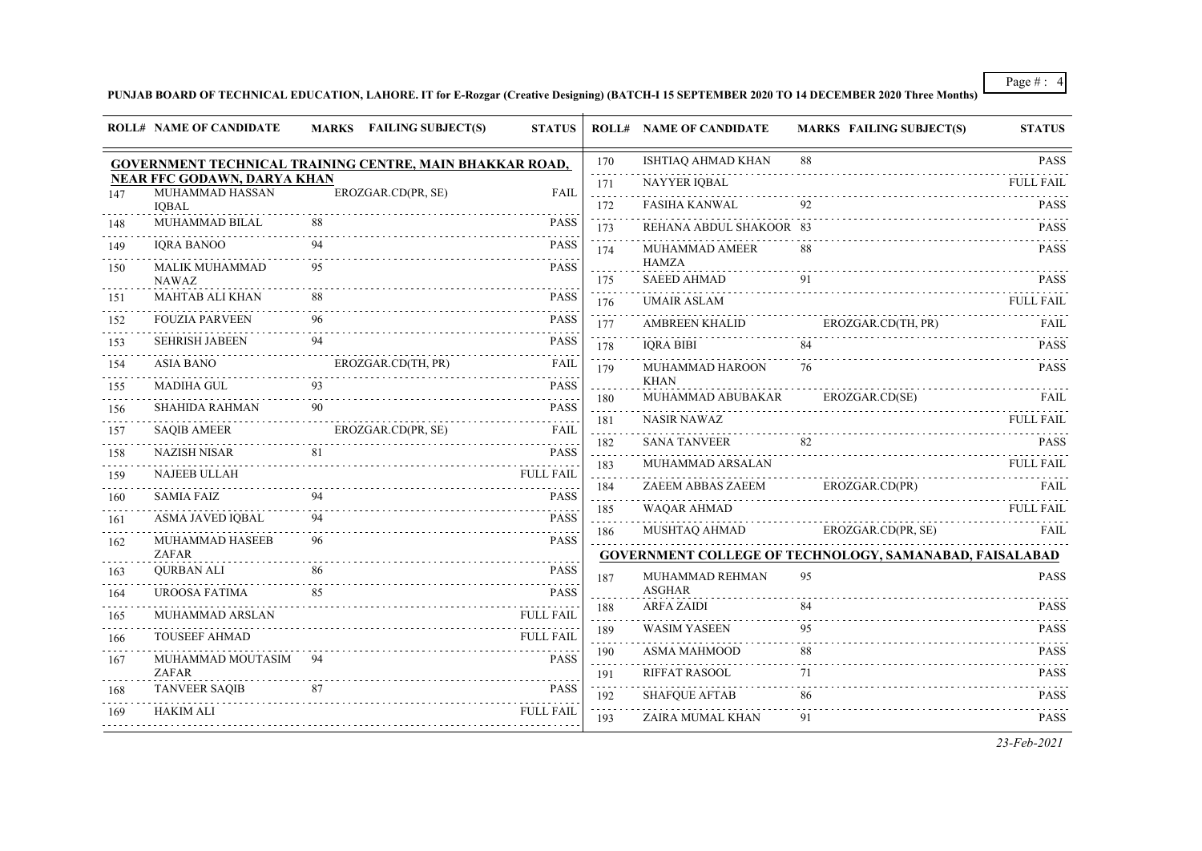**PUNJAB BOARD OF TECHNICAL EDUCATION, LAHORE. IT for E-Rozgar (Creative Designing) (BATCH-I 15 SEPTEMBER 2020 TO 14 DECEMBER 2020 Three Months)**

## GOVERNMENT TECHNICAL TRAINING CENTRE, MAIN BHAKKAR ROAD, NEAR FFC GODAWN, DARYA KHAN

| ROLL# | NAME OF CANDIDATE | MARKS | FAILING SUBJECT(S) | STATUS |
|---|---|---|---|---|
| 147 | MUHAMMAD HASSAN IQBAL | | EROZGAR.CD(PR, SE) | FAIL |
| 148 | MUHAMMAD BILAL | 88 | | PASS |
| 149 | IQRA BANOO | 94 | | PASS |
| 150 | MALIK MUHAMMAD NAWAZ | 95 | | PASS |
| 151 | MAHTAB ALI KHAN | 88 | | PASS |
| 152 | FOUZIA PARVEEN | 96 | | PASS |
| 153 | SEHRISH JABEEN | 94 | | PASS |
| 154 | ASIA BANO | | EROZGAR.CD(TH, PR) | FAIL |
| 155 | MADIHA GUL | 93 | | PASS |
| 156 | SHAHIDA RAHMAN | 90 | | PASS |
| 157 | SAQIB AMEER | | EROZGAR.CD(PR, SE) | FAIL |
| 158 | NAZISH NISAR | 81 | | PASS |
| 159 | NAJEEB ULLAH | | | FULL FAIL |
| 160 | SAMIA FAIZ | 94 | | PASS |
| 161 | ASMA JAVED IQBAL | 94 | | PASS |
| 162 | MUHAMMAD HASEEB ZAFAR | 96 | | PASS |
| 163 | QURBAN ALI | 86 | | PASS |
| 164 | UROOSA FATIMA | 85 | | PASS |
| 165 | MUHAMMAD ARSLAN | | | FULL FAIL |
| 166 | TOUSEEF AHMAD | | | FULL FAIL |
| 167 | MUHAMMAD MOUTASIM ZAFAR | 94 | | PASS |
| 168 | TANVEER SAQIB | 87 | | PASS |
| 169 | HAKIM ALI | | | FULL FAIL |
| 170 | ISHTIAQ AHMAD KHAN | 88 | | PASS |
| 171 | NAYYER IQBAL | | | FULL FAIL |
| 172 | FASIHA KANWAL | 92 | | PASS |
| 173 | REHANA ABDUL SHAKOOR | 83 | | PASS |
| 174 | MUHAMMAD AMEER HAMZA | 88 | | PASS |
| 175 | SAEED AHMAD | 91 | | PASS |
| 176 | UMAIR ASLAM | | | FULL FAIL |
| 177 | AMBREEN KHALID | | EROZGAR.CD(TH, PR) | FAIL |
| 178 | IQRA BIBI | 84 | | PASS |
| 179 | MUHAMMAD HAROON KHAN | 76 | | PASS |
| 180 | MUHAMMAD ABUBAKAR | | EROZGAR.CD(SE) | FAIL |
| 181 | NASIR NAWAZ | | | FULL FAIL |
| 182 | SANA TANVEER | 82 | | PASS |
| 183 | MUHAMMAD ARSALAN | | | FULL FAIL |
| 184 | ZAEEM ABBAS ZAEEM | | EROZGAR.CD(PR) | FAIL |
| 185 | WAQAR AHMAD | | | FULL FAIL |
| 186 | MUSHTAQ AHMAD | | EROZGAR.CD(PR, SE) | FAIL |

## GOVERNMENT COLLEGE OF TECHNOLOGY, SAMANABAD, FAISALABAD

| ROLL# | NAME OF CANDIDATE | MARKS | FAILING SUBJECT(S) | STATUS |
|---|---|---|---|---|
| 187 | MUHAMMAD REHMAN ASGHAR | 95 | | PASS |
| 188 | ARFA ZAIDI | 84 | | PASS |
| 189 | WASIM YASEEN | 95 | | PASS |
| 190 | ASMA MAHMOOD | 88 | | PASS |
| 191 | RIFFAT RASOOL | 71 | | PASS |
| 192 | SHAFQUE AFTAB | 86 | | PASS |
| 193 | ZAIRA MUMAL KHAN | 91 | | PASS |

*23-Feb-2021*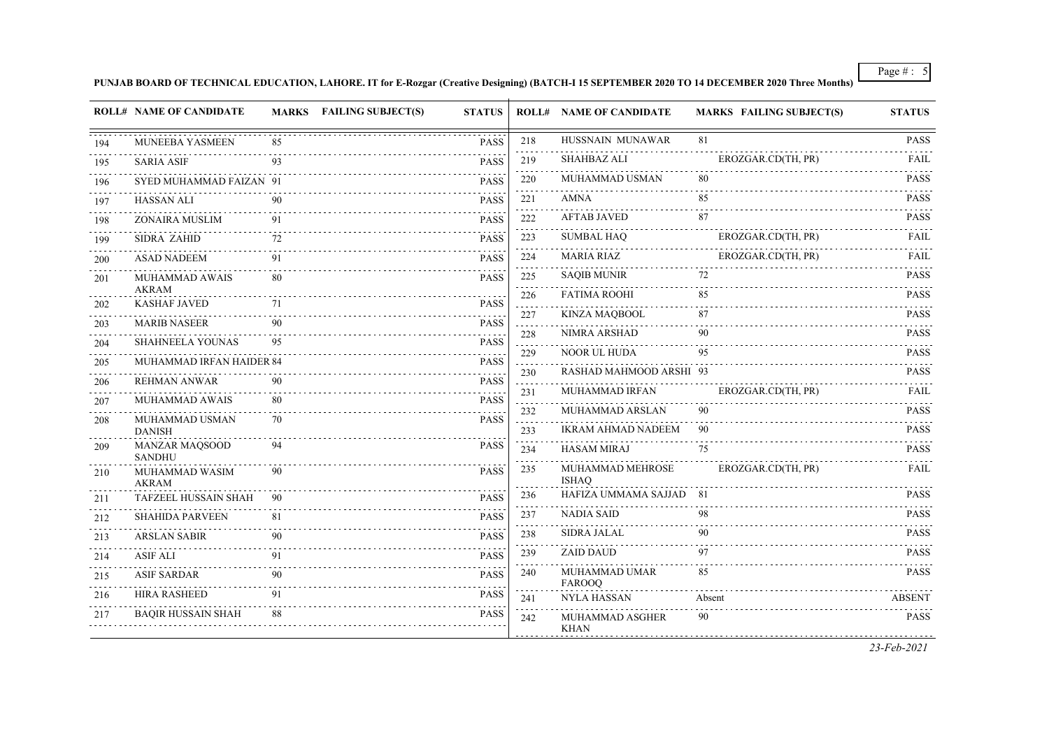**PUNJAB BOARD OF TECHNICAL EDUCATION, LAHORE. IT for E-Rozgar (Creative Designing) (BATCH-I 15 SEPTEMBER 2020 TO 14 DECEMBER 2020 Three Months)**

| ROLL# | NAME OF CANDIDATE | MARKS | FAILING SUBJECT(S) | STATUS |
|---|---|---|---|---|
| 194 | MUNEEBA YASMEEN | 85 | | PASS |
| 195 | SARIA ASIF | 93 | | PASS |
| 196 | SYED MUHAMMAD FAIZAN | 91 | | PASS |
| 197 | HASSAN ALI | 90 | | PASS |
| 198 | ZONAIRA MUSLIM | 91 | | PASS |
| 199 | SIDRA ZAHID | 72 | | PASS |
| 200 | ASAD NADEEM | 91 | | PASS |
| 201 | MUHAMMAD AWAIS AKRAM | 80 | | PASS |
| 202 | KASHAF JAVED | 71 | | PASS |
| 203 | MARIB NASEER | 90 | | PASS |
| 204 | SHAHNEELA YOUNAS | 95 | | PASS |
| 205 | MUHAMMAD IRFAN HAIDER | 84 | | PASS |
| 206 | REHMAN ANWAR | 90 | | PASS |
| 207 | MUHAMMAD AWAIS | 80 | | PASS |
| 208 | MUHAMMAD USMAN DANISH | 70 | | PASS |
| 209 | MANZAR MAQSOOD SANDHU | 94 | | PASS |
| 210 | MUHAMMAD WASIM AKRAM | 90 | | PASS |
| 211 | TAFZEEL HUSSAIN SHAH | 90 | | PASS |
| 212 | SHAHIDA PARVEEN | 81 | | PASS |
| 213 | ARSLAN SABIR | 90 | | PASS |
| 214 | ASIF ALI | 91 | | PASS |
| 215 | ASIF SARDAR | 90 | | PASS |
| 216 | HIRA RASHEED | 91 | | PASS |
| 217 | BAQIR HUSSAIN SHAH | 88 | | PASS |
| 218 | HUSSNAIN MUNAWAR | 81 | | PASS |
| 219 | SHAHBAZ ALI | | EROZGAR.CD(TH, PR) | FAIL |
| 220 | MUHAMMAD USMAN | 80 | | PASS |
| 221 | AMNA | 85 | | PASS |
| 222 | AFTAB JAVED | 87 | | PASS |
| 223 | SUMBAL HAQ | | EROZGAR.CD(TH, PR) | FAIL |
| 224 | MARIA RIAZ | | EROZGAR.CD(TH, PR) | FAIL |
| 225 | SAQIB MUNIR | 72 | | PASS |
| 226 | FATIMA ROOHI | 85 | | PASS |
| 227 | KINZA MAQBOOL | 87 | | PASS |
| 228 | NIMRA ARSHAD | 90 | | PASS |
| 229 | NOOR UL HUDA | 95 | | PASS |
| 230 | RASHAD MAHMOOD ARSHI | 93 | | PASS |
| 231 | MUHAMMAD IRFAN | | EROZGAR.CD(TH, PR) | FAIL |
| 232 | MUHAMMAD ARSLAN | 90 | | PASS |
| 233 | IKRAM AHMAD NADEEM | 90 | | PASS |
| 234 | HASAM MIRAJ | 75 | | PASS |
| 235 | MUHAMMAD MEHROSE ISHAQ | | EROZGAR.CD(TH, PR) | FAIL |
| 236 | HAFIZA UMMAMA SAJJAD | 81 | | PASS |
| 237 | NADIA SAID | 98 | | PASS |
| 238 | SIDRA JALAL | 90 | | PASS |
| 239 | ZAID DAUD | 97 | | PASS |
| 240 | MUHAMMAD UMAR FAROOQ | 85 | | PASS |
| 241 | NYLA HASSAN | Absent | | ABSENT |
| 242 | MUHAMMAD ASGHER KHAN | 90 | | PASS |

*23-Feb-2021*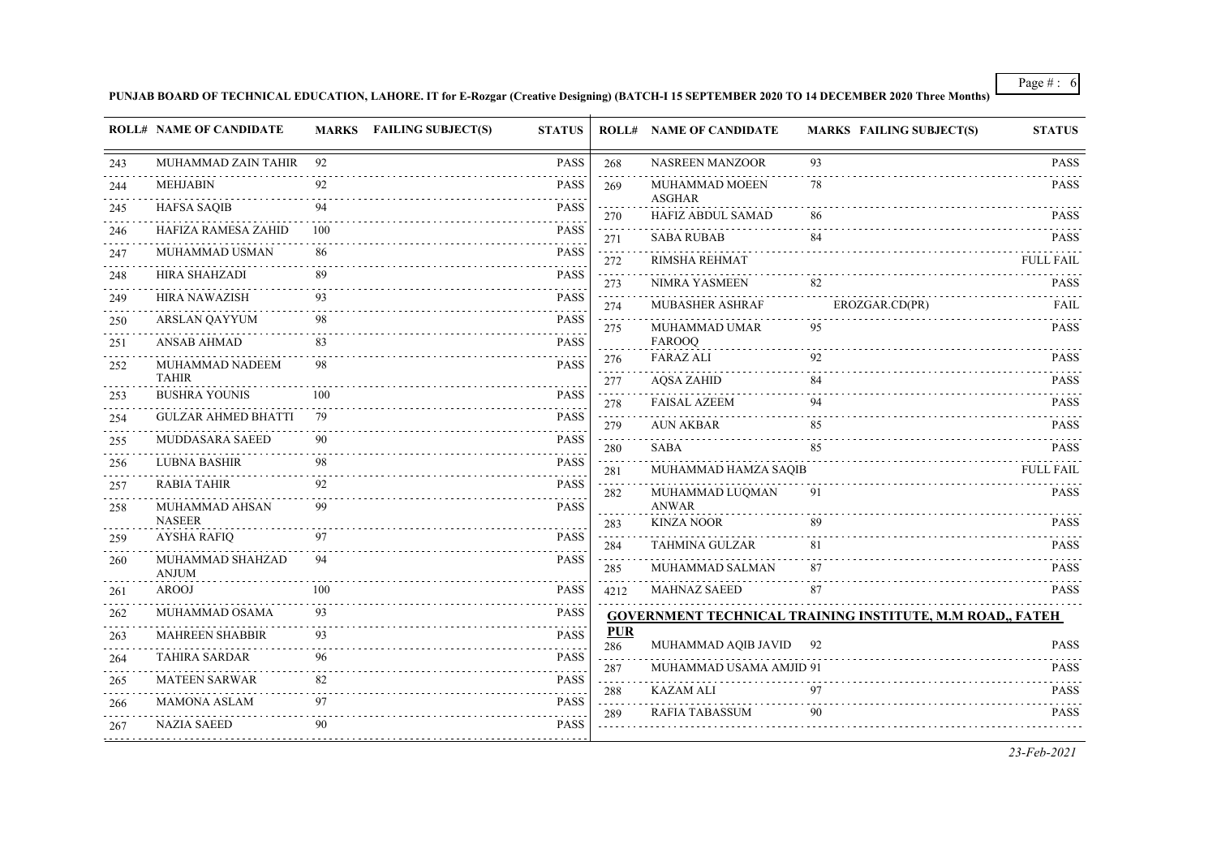**PUNJAB BOARD OF TECHNICAL EDUCATION, LAHORE. IT for E-Rozgar (Creative Designing) (BATCH-I 15 SEPTEMBER 2020 TO 14 DECEMBER 2020 Three Months)**

| ROLL# | NAME OF CANDIDATE | MARKS | FAILING SUBJECT(S) | STATUS |
|---|---|---|---|---|
| 243 | MUHAMMAD ZAIN TAHIR | 92 | | PASS |
| 244 | MEHJABIN | 92 | | PASS |
| 245 | HAFSA SAQIB | 94 | | PASS |
| 246 | HAFIZA RAMESA ZAHID | 100 | | PASS |
| 247 | MUHAMMAD USMAN | 86 | | PASS |
| 248 | HIRA SHAHZADI | 89 | | PASS |
| 249 | HIRA NAWAZISH | 93 | | PASS |
| 250 | ARSLAN QAYYUM | 98 | | PASS |
| 251 | ANSAB AHMAD | 83 | | PASS |
| 252 | MUHAMMAD NADEEM TAHIR | 98 | | PASS |
| 253 | BUSHRA YOUNIS | 100 | | PASS |
| 254 | GULZAR AHMED BHATTI | 79 | | PASS |
| 255 | MUDDASARA SAEED | 90 | | PASS |
| 256 | LUBNA BASHIR | 98 | | PASS |
| 257 | RABIA TAHIR | 92 | | PASS |
| 258 | MUHAMMAD AHSAN NASEER | 99 | | PASS |
| 259 | AYSHA RAFIQ | 97 | | PASS |
| 260 | MUHAMMAD SHAHZAD ANJUM | 94 | | PASS |
| 261 | AROOJ | 100 | | PASS |
| 262 | MUHAMMAD OSAMA | 93 | | PASS |
| 263 | MAHREEN SHABBIR | 93 | | PASS |
| 264 | TAHIRA SARDAR | 96 | | PASS |
| 265 | MATEEN SARWAR | 82 | | PASS |
| 266 | MAMONA ASLAM | 97 | | PASS |
| 267 | NAZIA SAEED | 90 | | PASS |
| 268 | NASREEN MANZOOR | 93 | | PASS |
| 269 | MUHAMMAD MOEEN ASGHAR | 78 | | PASS |
| 270 | HAFIZ ABDUL SAMAD | 86 | | PASS |
| 271 | SABA RUBAB | 84 | | PASS |
| 272 | RIMSHA REHMAT | | | FULL FAIL |
| 273 | NIMRA YASMEEN | 82 | | PASS |
| 274 | MUBASHER ASHRAF | | EROZGAR.CD(PR) | FAIL |
| 275 | MUHAMMAD UMAR FAROOQ | 95 | | PASS |
| 276 | FARAZ ALI | 92 | | PASS |
| 277 | AQSA ZAHID | 84 | | PASS |
| 278 | FAISAL AZEEM | 94 | | PASS |
| 279 | AUN AKBAR | 85 | | PASS |
| 280 | SABA | 85 | | PASS |
| 281 | MUHAMMAD HAMZA SAQIB | | | FULL FAIL |
| 282 | MUHAMMAD LUQMAN ANWAR | 91 | | PASS |
| 283 | KINZA NOOR | 89 | | PASS |
| 284 | TAHMINA GULZAR | 81 | | PASS |
| 285 | MUHAMMAD SALMAN | 87 | | PASS |
| 4212 | MAHNAZ SAEED | 87 | | PASS |

**GOVERNMENT TECHNICAL TRAINING INSTITUTE, M.M ROAD,, FATEH PUR**

| ROLL# | NAME OF CANDIDATE | MARKS | FAILING SUBJECT(S) | STATUS |
|---|---|---|---|---|
| 286 | MUHAMMAD AQIB JAVID | 92 | | PASS |
| 287 | MUHAMMAD USAMA AMJID | 91 | | PASS |
| 288 | KAZAM ALI | 97 | | PASS |
| 289 | RAFIA TABASSUM | 90 | | PASS |

*23-Feb-2021*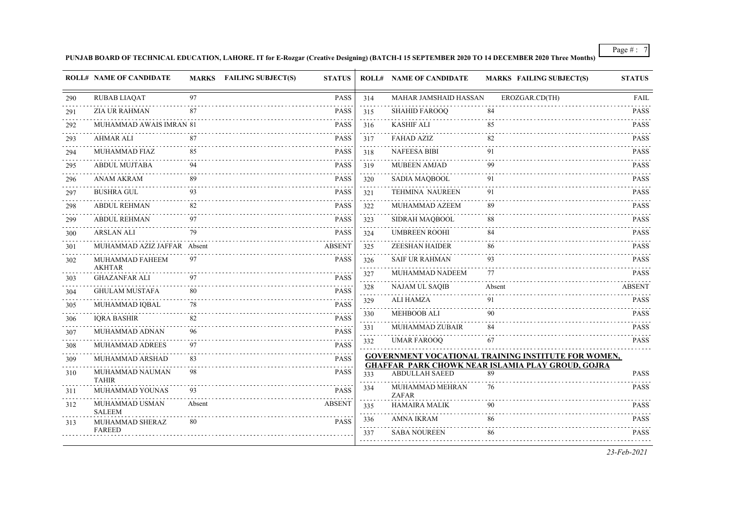**PUNJAB BOARD OF TECHNICAL EDUCATION, LAHORE. IT for E-Rozgar (Creative Designing) (BATCH-I 15 SEPTEMBER 2020 TO 14 DECEMBER 2020 Three Months)**

| ROLL# | NAME OF CANDIDATE | MARKS | FAILING SUBJECT(S) | STATUS |
|---|---|---|---|---|
| 290 | RUBAB LIAQAT | 97 | | PASS |
| 291 | ZIA UR RAHMAN | 87 | | PASS |
| 292 | MUHAMMAD AWAIS IMRAN | 81 | | PASS |
| 293 | AHMAR ALI | 87 | | PASS |
| 294 | MUHAMMAD FIAZ | 85 | | PASS |
| 295 | ABDUL MUJTABA | 94 | | PASS |
| 296 | ANAM AKRAM | 89 | | PASS |
| 297 | BUSHRA GUL | 93 | | PASS |
| 298 | ABDUL REHMAN | 82 | | PASS |
| 299 | ABDUL REHMAN | 97 | | PASS |
| 300 | ARSLAN ALI | 79 | | PASS |
| 301 | MUHAMMAD AZIZ JAFFAR | Absent | | ABSENT |
| 302 | MUHAMMAD FAHEEM AKHTAR | 97 | | PASS |
| 303 | GHAZANFAR ALI | 97 | | PASS |
| 304 | GHULAM MUSTAFA | 80 | | PASS |
| 305 | MUHAMMAD IQBAL | 78 | | PASS |
| 306 | IQRA BASHIR | 82 | | PASS |
| 307 | MUHAMMAD ADNAN | 96 | | PASS |
| 308 | MUHAMMAD ADREES | 97 | | PASS |
| 309 | MUHAMMAD ARSHAD | 83 | | PASS |
| 310 | MUHAMMAD NAUMAN TAHIR | 98 | | PASS |
| 311 | MUHAMMAD YOUNAS | 93 | | PASS |
| 312 | MUHAMMAD USMAN SALEEM | Absent | | ABSENT |
| 313 | MUHAMMAD SHERAZ FAREED | 80 | | PASS |
| 314 | MAHAR JAMSHAID HASSAN | | EROZGAR.CD(TH) | FAIL |
| 315 | SHAHID FAROOQ | 84 | | PASS |
| 316 | KASHIF ALI | 85 | | PASS |
| 317 | FAHAD AZIZ | 82 | | PASS |
| 318 | NAFEESA BIBI | 91 | | PASS |
| 319 | MUBEEN AMJAD | 99 | | PASS |
| 320 | SADIA MAQBOOL | 91 | | PASS |
| 321 | TEHMINA NAUREEN | 91 | | PASS |
| 322 | MUHAMMAD AZEEM | 89 | | PASS |
| 323 | SIDRAH MAQBOOL | 88 | | PASS |
| 324 | UMBREEN ROOHI | 84 | | PASS |
| 325 | ZEESHAN HAIDER | 86 | | PASS |
| 326 | SAIF UR RAHMAN | 93 | | PASS |
| 327 | MUHAMMAD NADEEM | 77 | | PASS |
| 328 | NAJAM UL SAQIB | Absent | | ABSENT |
| 329 | ALI HAMZA | 91 | | PASS |
| 330 | MEHBOOB ALI | 90 | | PASS |
| 331 | MUHAMMAD ZUBAIR | 84 | | PASS |
| 332 | UMAR FAROOQ | 67 | | PASS |

**GOVERNMENT VOCATIONAL TRAINING INSTITUTE FOR WOMEN, GHAFFAR PARK CHOWK NEAR ISLAMIA PLAY GROUD, GOJRA**

| ROLL# | NAME OF CANDIDATE | MARKS | FAILING SUBJECT(S) | STATUS |
|---|---|---|---|---|
| 333 | ABDULLAH SAEED | 89 | | PASS |
| 334 | MUHAMMAD MEHRAN ZAFAR | 76 | | PASS |
| 335 | HAMAIRA MALIK | 90 | | PASS |
| 336 | AMNA IKRAM | 86 | | PASS |
| 337 | SABA NOUREEN | 86 | | PASS |

*23-Feb-2021*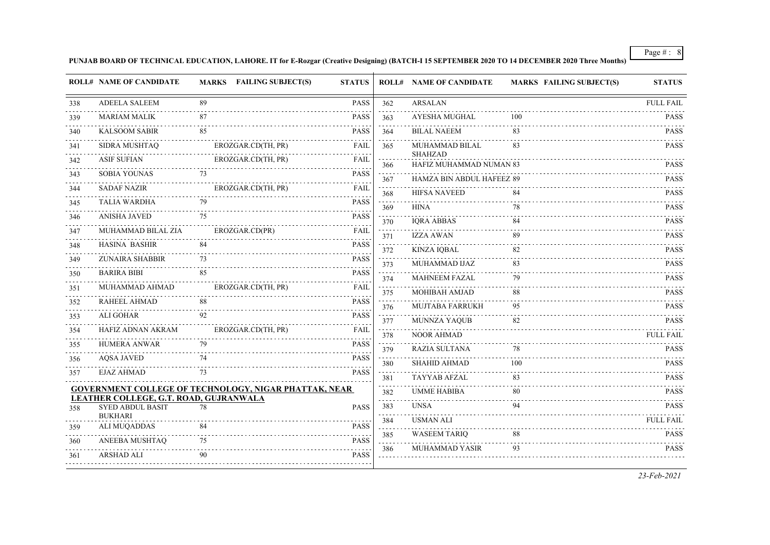**PUNJAB BOARD OF TECHNICAL EDUCATION, LAHORE. IT for E-Rozgar (Creative Designing) (BATCH-I 15 SEPTEMBER 2020 TO 14 DECEMBER 2020 Three Months)**

| ROLL# | NAME OF CANDIDATE | MARKS | FAILING SUBJECT(S) | STATUS |
|---|---|---|---|---|
| 338 | ADEELA SALEEM | 89 | | PASS |
| 339 | MARIAM MALIK | 87 | | PASS |
| 340 | KALSOOM SABIR | 85 | | PASS |
| 341 | SIDRA MUSHTAQ | | EROZGAR.CD(TH, PR) | FAIL |
| 342 | ASIF SUFIAN | | EROZGAR.CD(TH, PR) | FAIL |
| 343 | SOBIA YOUNAS | 73 | | PASS |
| 344 | SADAF NAZIR | | EROZGAR.CD(TH, PR) | FAIL |
| 345 | TALIA WARDHA | 79 | | PASS |
| 346 | ANISHA JAVED | 75 | | PASS |
| 347 | MUHAMMAD BILAL ZIA | | EROZGAR.CD(PR) | FAIL |
| 348 | HASINA BASHIR | 84 | | PASS |
| 349 | ZUNAIRA SHABBIR | 73 | | PASS |
| 350 | BARIRA BIBI | 85 | | PASS |
| 351 | MUHAMMAD AHMAD | | EROZGAR.CD(TH, PR) | FAIL |
| 352 | RAHEEL AHMAD | 88 | | PASS |
| 353 | ALI GOHAR | 92 | | PASS |
| 354 | HAFIZ ADNAN AKRAM | | EROZGAR.CD(TH, PR) | FAIL |
| 355 | HUMERA ANWAR | 79 | | PASS |
| 356 | AQSA JAVED | 74 | | PASS |
| 357 | EJAZ AHMAD | 73 | | PASS |

**GOVERNMENT COLLEGE OF TECHNOLOGY, NIGAR PHATTAK, NEAR LEATHER COLLEGE, G.T. ROAD, GUJRANWALA**

| ROLL# | NAME OF CANDIDATE | MARKS | FAILING SUBJECT(S) | STATUS |
|---|---|---|---|---|
| 358 | SYED ABDUL BASIT BUKHARI | 78 | | PASS |
| 359 | ALI MUQADDAS | 84 | | PASS |
| 360 | ANEEBA MUSHTAQ | 75 | | PASS |
| 361 | ARSHAD ALI | 90 | | PASS |
| 362 | ARSALAN | | | FULL FAIL |
| 363 | AYESHA MUGHAL | 100 | | PASS |
| 364 | BILAL NAEEM | 83 | | PASS |
| 365 | MUHAMMAD BILAL SHAHZAD | 83 | | PASS |
| 366 | HAFIZ MUHAMMAD NUMAN | 83 | | PASS |
| 367 | HAMZA BIN ABDUL HAFEEZ | 89 | | PASS |
| 368 | HIFSA NAVEED | 84 | | PASS |
| 369 | HINA | 78 | | PASS |
| 370 | IQRA ABBAS | 84 | | PASS |
| 371 | IZZA AWAN | 89 | | PASS |
| 372 | KINZA IQBAL | 82 | | PASS |
| 373 | MUHAMMAD IJAZ | 83 | | PASS |
| 374 | MAHNEEM FAZAL | 79 | | PASS |
| 375 | MOHIBAH AMJAD | 88 | | PASS |
| 376 | MUJTABA FARRUKH | 95 | | PASS |
| 377 | MUNNZA YAQUB | 82 | | PASS |
| 378 | NOOR AHMAD | | | FULL FAIL |
| 379 | RAZIA SULTANA | 78 | | PASS |
| 380 | SHAHID AHMAD | 100 | | PASS |
| 381 | TAYYAB AFZAL | 83 | | PASS |
| 382 | UMME HABIBA | 80 | | PASS |
| 383 | UNSA | 94 | | PASS |
| 384 | USMAN ALI | | | FULL FAIL |
| 385 | WASEEM TARIQ | 88 | | PASS |
| 386 | MUHAMMAD YASIR | 93 | | PASS |

*23-Feb-2021*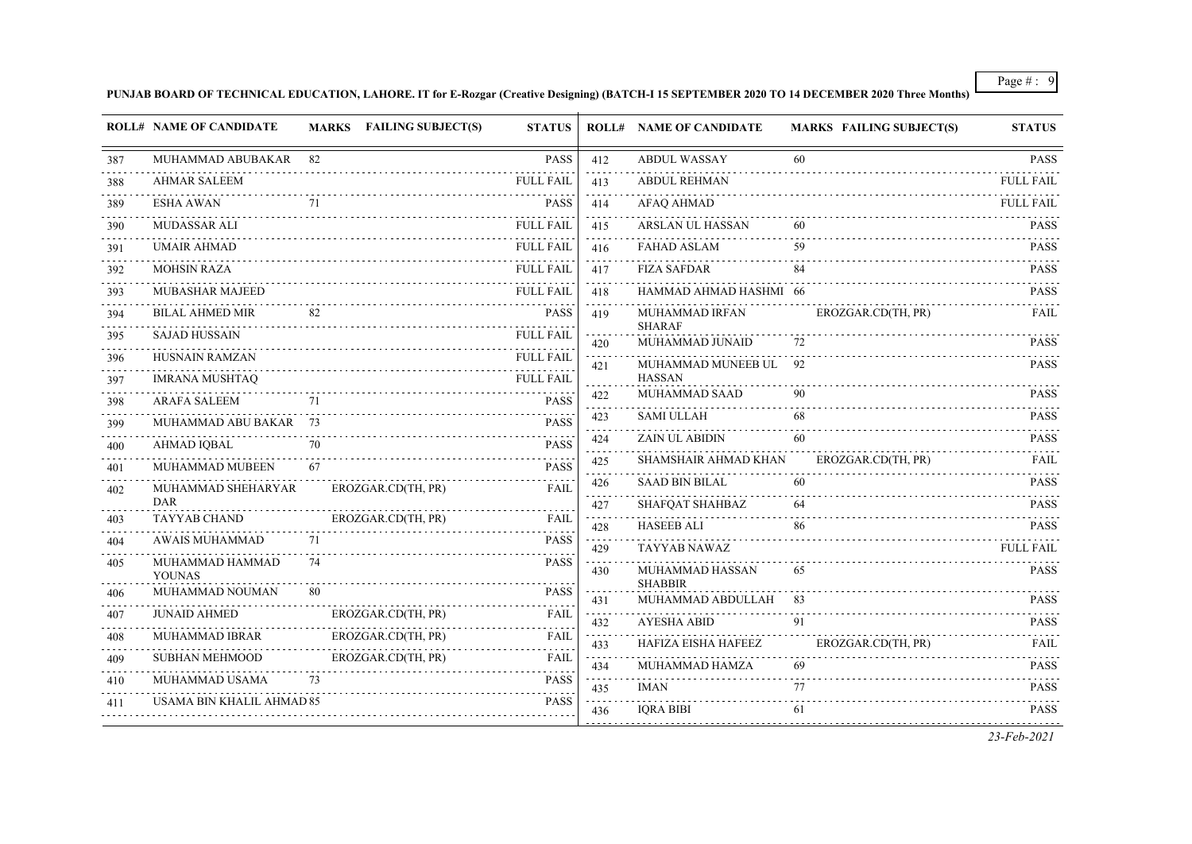**PUNJAB BOARD OF TECHNICAL EDUCATION, LAHORE. IT for E-Rozgar (Creative Designing) (BATCH-I 15 SEPTEMBER 2020 TO 14 DECEMBER 2020 Three Months)**

| ROLL# | NAME OF CANDIDATE | MARKS | FAILING SUBJECT(S) | STATUS |
|---|---|---|---|---|
| 387 | MUHAMMAD ABUBAKAR | 82 | | PASS |
| 388 | AHMAR SALEEM | | | FULL FAIL |
| 389 | ESHA AWAN | 71 | | PASS |
| 390 | MUDASSAR ALI | | | FULL FAIL |
| 391 | UMAIR AHMAD | | | FULL FAIL |
| 392 | MOHSIN RAZA | | | FULL FAIL |
| 393 | MUBASHAR MAJEED | | | FULL FAIL |
| 394 | BILAL AHMED MIR | 82 | | PASS |
| 395 | SAJAD HUSSAIN | | | FULL FAIL |
| 396 | HUSNAIN RAMZAN | | | FULL FAIL |
| 397 | IMRANA MUSHTAQ | | | FULL FAIL |
| 398 | ARAFA SALEEM | 71 | | PASS |
| 399 | MUHAMMAD ABU BAKAR | 73 | | PASS |
| 400 | AHMAD IQBAL | 70 | | PASS |
| 401 | MUHAMMAD MUBEEN | 67 | | PASS |
| 402 | MUHAMMAD SHEHARYAR DAR | | EROZGAR.CD(TH, PR) | FAIL |
| 403 | TAYYAB CHAND | | EROZGAR.CD(TH, PR) | FAIL |
| 404 | AWAIS MUHAMMAD | 71 | | PASS |
| 405 | MUHAMMAD HAMMAD YOUNAS | 74 | | PASS |
| 406 | MUHAMMAD NOUMAN | 80 | | PASS |
| 407 | JUNAID AHMED | | EROZGAR.CD(TH, PR) | FAIL |
| 408 | MUHAMMAD IBRAR | | EROZGAR.CD(TH, PR) | FAIL |
| 409 | SUBHAN MEHMOOD | | EROZGAR.CD(TH, PR) | FAIL |
| 410 | MUHAMMAD USAMA | 73 | | PASS |
| 411 | USAMA BIN KHALIL AHMAD | 85 | | PASS |
| 412 | ABDUL WASSAY | 60 | | PASS |
| 413 | ABDUL REHMAN | | | FULL FAIL |
| 414 | AFAQ AHMAD | | | FULL FAIL |
| 415 | ARSLAN UL HASSAN | 60 | | PASS |
| 416 | FAHAD ASLAM | 59 | | PASS |
| 417 | FIZA SAFDAR | 84 | | PASS |
| 418 | HAMMAD AHMAD HASHMI | 66 | | PASS |
| 419 | MUHAMMAD IRFAN SHARAF | | EROZGAR.CD(TH, PR) | FAIL |
| 420 | MUHAMMAD JUNAID | 72 | | PASS |
| 421 | MUHAMMAD MUNEEB UL HASSAN | 92 | | PASS |
| 422 | MUHAMMAD SAAD | 90 | | PASS |
| 423 | SAMI ULLAH | 68 | | PASS |
| 424 | ZAIN UL ABIDIN | 60 | | PASS |
| 425 | SHAMSHAIR AHMAD KHAN | | EROZGAR.CD(TH, PR) | FAIL |
| 426 | SAAD BIN BILAL | 60 | | PASS |
| 427 | SHAFQAT SHAHBAZ | 64 | | PASS |
| 428 | HASEEB ALI | 86 | | PASS |
| 429 | TAYYAB NAWAZ | | | FULL FAIL |
| 430 | MUHAMMAD HASSAN SHABBIR | 65 | | PASS |
| 431 | MUHAMMAD ABDULLAH | 83 | | PASS |
| 432 | AYESHA ABID | 91 | | PASS |
| 433 | HAFIZA EISHA HAFEEZ | | EROZGAR.CD(TH, PR) | FAIL |
| 434 | MUHAMMAD HAMZA | 69 | | PASS |
| 435 | IMAN | 77 | | PASS |
| 436 | IQRA BIBI | 61 | | PASS |

*23-Feb-2021*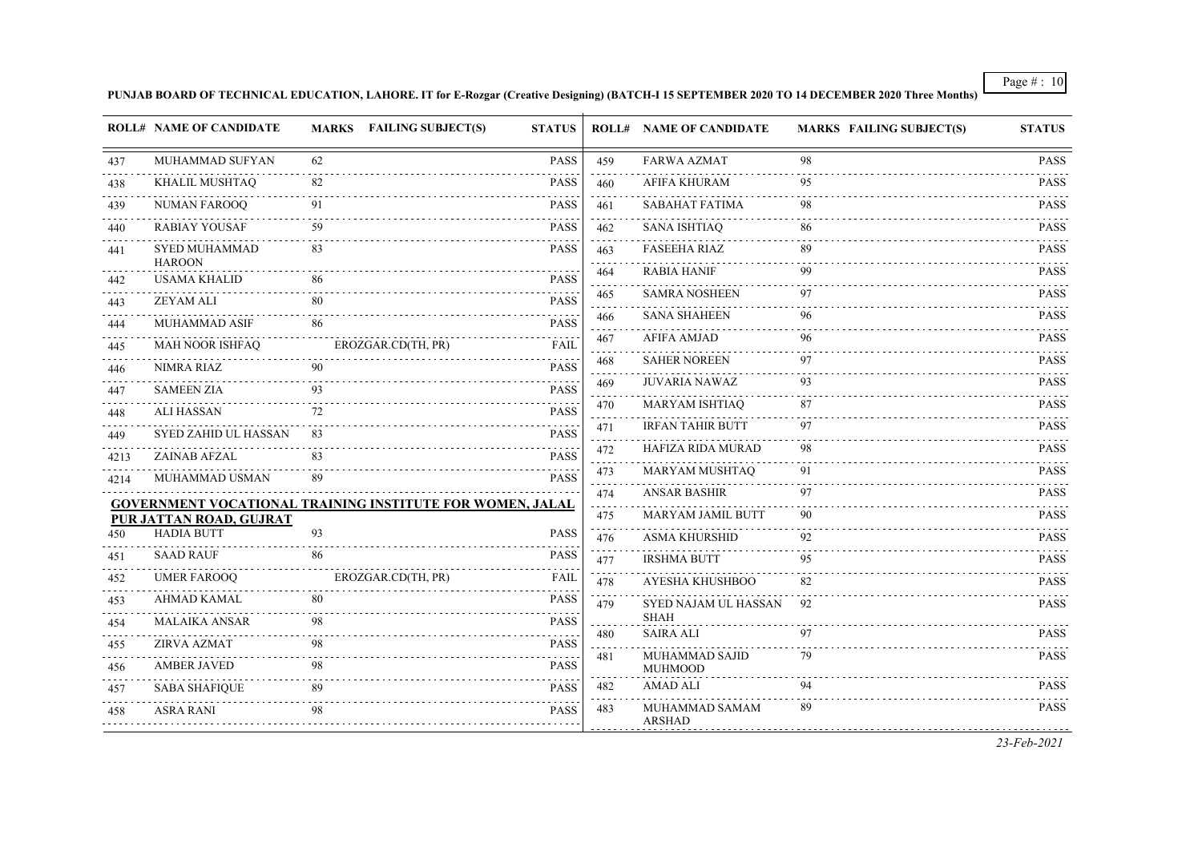**PUNJAB BOARD OF TECHNICAL EDUCATION, LAHORE. IT for E-Rozgar (Creative Designing) (BATCH-I 15 SEPTEMBER 2020 TO 14 DECEMBER 2020 Three Months)**

| ROLL# | NAME OF CANDIDATE | MARKS | FAILING SUBJECT(S) | STATUS |
|---|---|---|---|---|
| 437 | MUHAMMAD SUFYAN | 62 | | PASS |
| 438 | KHALIL MUSHTAQ | 82 | | PASS |
| 439 | NUMAN FAROOQ | 91 | | PASS |
| 440 | RABIAY YOUSAF | 59 | | PASS |
| 441 | SYED MUHAMMAD HAROON | 83 | | PASS |
| 442 | USAMA KHALID | 86 | | PASS |
| 443 | ZEYAM ALI | 80 | | PASS |
| 444 | MUHAMMAD ASIF | 86 | | PASS |
| 445 | MAH NOOR ISHFAQ | | EROZGAR.CD(TH, PR) | FAIL |
| 446 | NIMRA RIAZ | 90 | | PASS |
| 447 | SAMEEN ZIA | 93 | | PASS |
| 448 | ALI HASSAN | 72 | | PASS |
| 449 | SYED ZAHID UL HASSAN | 83 | | PASS |
| 4213 | ZAINAB AFZAL | 83 | | PASS |
| 4214 | MUHAMMAD USMAN | 89 | | PASS |

**GOVERNMENT VOCATIONAL TRAINING INSTITUTE FOR WOMEN, JALAL PUR JATTAN ROAD, GUJRAT**

| ROLL# | NAME OF CANDIDATE | MARKS | FAILING SUBJECT(S) | STATUS |
|---|---|---|---|---|
| 450 | HADIA BUTT | 93 | | PASS |
| 451 | SAAD RAUF | 86 | | PASS |
| 452 | UMER FAROOQ | | EROZGAR.CD(TH, PR) | FAIL |
| 453 | AHMAD KAMAL | 80 | | PASS |
| 454 | MALAIKA ANSAR | 98 | | PASS |
| 455 | ZIRVA AZMAT | 98 | | PASS |
| 456 | AMBER JAVED | 98 | | PASS |
| 457 | SABA SHAFIQUE | 89 | | PASS |
| 458 | ASRA RANI | 98 | | PASS |
| 459 | FARWA AZMAT | 98 | | PASS |
| 460 | AFIFA KHURAM | 95 | | PASS |
| 461 | SABAHAT FATIMA | 98 | | PASS |
| 462 | SANA ISHTIAQ | 86 | | PASS |
| 463 | FASEEHA RIAZ | 89 | | PASS |
| 464 | RABIA HANIF | 99 | | PASS |
| 465 | SAMRA NOSHEEN | 97 | | PASS |
| 466 | SANA SHAHEEN | 96 | | PASS |
| 467 | AFIFA AMJAD | 96 | | PASS |
| 468 | SAHER NOREEN | 97 | | PASS |
| 469 | JUVARIA NAWAZ | 93 | | PASS |
| 470 | MARYAM ISHTIAQ | 87 | | PASS |
| 471 | IRFAN TAHIR BUTT | 97 | | PASS |
| 472 | HAFIZA RIDA MURAD | 98 | | PASS |
| 473 | MARYAM MUSHTAQ | 91 | | PASS |
| 474 | ANSAR BASHIR | 97 | | PASS |
| 475 | MARYAM JAMIL BUTT | 90 | | PASS |
| 476 | ASMA KHURSHID | 92 | | PASS |
| 477 | IRSHMA BUTT | 95 | | PASS |
| 478 | AYESHA KHUSHBOO | 82 | | PASS |
| 479 | SYED NAJAM UL HASSAN SHAH | 92 | | PASS |
| 480 | SAIRA ALI | 97 | | PASS |
| 481 | MUHAMMAD SAJID MUHMOOD | 79 | | PASS |
| 482 | AMAD ALI | 94 | | PASS |
| 483 | MUHAMMAD SAMAM ARSHAD | 89 | | PASS |

*23-Feb-2021*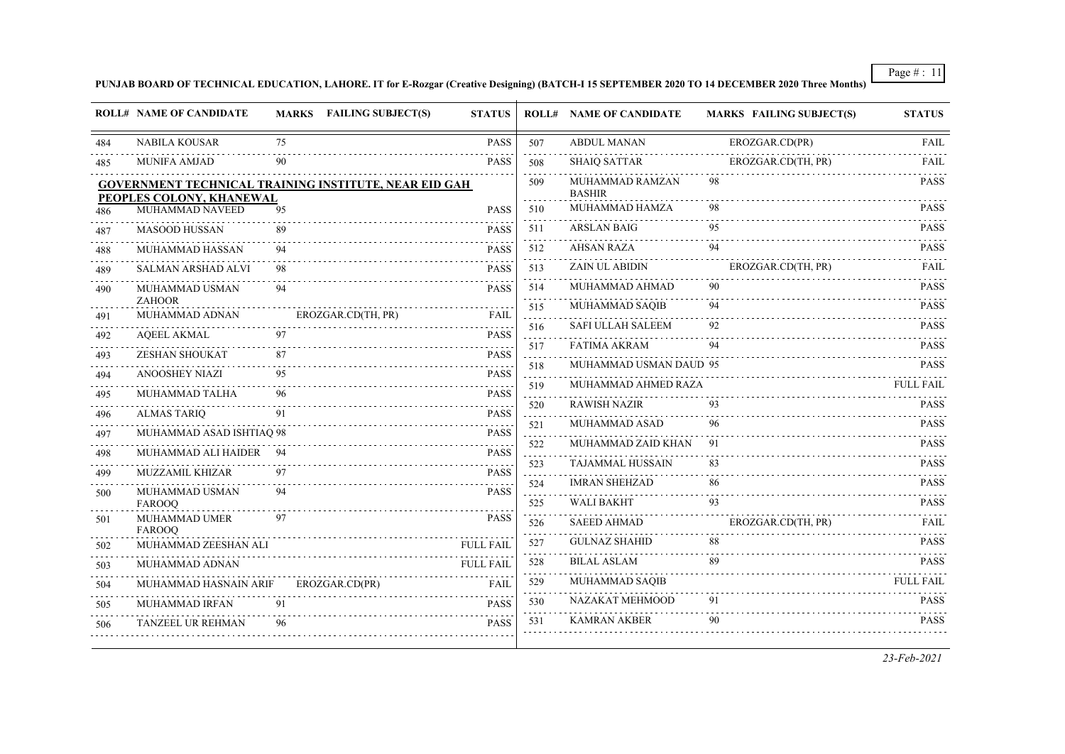**PUNJAB BOARD OF TECHNICAL EDUCATION, LAHORE. IT for E-Rozgar (Creative Designing) (BATCH-I 15 SEPTEMBER 2020 TO 14 DECEMBER 2020 Three Months)**

| ROLL# | NAME OF CANDIDATE | MARKS | FAILING SUBJECT(S) | STATUS |
|---|---|---|---|---|
| 484 | NABILA KOUSAR | 75 | | PASS |
| 485 | MUNIFA AMJAD | 90 | | PASS |

**GOVERNMENT TECHNICAL TRAINING INSTITUTE, NEAR EID GAH PEOPLES COLONY, KHANEWAL**

| ROLL# | NAME OF CANDIDATE | MARKS | FAILING SUBJECT(S) | STATUS |
|---|---|---|---|---|
| 486 | MUHAMMAD NAVEED | 95 | | PASS |
| 487 | MASOOD HUSSAN | 89 | | PASS |
| 488 | MUHAMMAD HASSAN | 94 | | PASS |
| 489 | SALMAN ARSHAD ALVI | 98 | | PASS |
| 490 | MUHAMMAD USMAN ZAHOOR | 94 | | PASS |
| 491 | MUHAMMAD ADNAN | | EROZGAR.CD(TH, PR) | FAIL |
| 492 | AQEEL AKMAL | 97 | | PASS |
| 493 | ZESHAN SHOUKAT | 87 | | PASS |
| 494 | ANOOSHEY NIAZI | 95 | | PASS |
| 495 | MUHAMMAD TALHA | 96 | | PASS |
| 496 | ALMAS TARIQ | 91 | | PASS |
| 497 | MUHAMMAD ASAD ISHTIAQ | 98 | | PASS |
| 498 | MUHAMMAD ALI HAIDER | 94 | | PASS |
| 499 | MUZZAMIL KHIZAR | 97 | | PASS |
| 500 | MUHAMMAD USMAN FAROOQ | 94 | | PASS |
| 501 | MUHAMMAD UMER FAROOQ | 97 | | PASS |
| 502 | MUHAMMAD ZEESHAN ALI | | | FULL FAIL |
| 503 | MUHAMMAD ADNAN | | | FULL FAIL |
| 504 | MUHAMMAD HASNAIN ARIF | | EROZGAR.CD(PR) | FAIL |
| 505 | MUHAMMAD IRFAN | 91 | | PASS |
| 506 | TANZEEL UR REHMAN | 96 | | PASS |
| 507 | ABDUL MANAN | | EROZGAR.CD(PR) | FAIL |
| 508 | SHAIQ SATTAR | | EROZGAR.CD(TH, PR) | FAIL |
| 509 | MUHAMMAD RAMZAN BASHIR | 98 | | PASS |
| 510 | MUHAMMAD HAMZA | 98 | | PASS |
| 511 | ARSLAN BAIG | 95 | | PASS |
| 512 | AHSAN RAZA | 94 | | PASS |
| 513 | ZAIN UL ABIDIN | | EROZGAR.CD(TH, PR) | FAIL |
| 514 | MUHAMMAD AHMAD | 90 | | PASS |
| 515 | MUHAMMAD SAQIB | 94 | | PASS |
| 516 | SAFI ULLAH SALEEM | 92 | | PASS |
| 517 | FATIMA AKRAM | 94 | | PASS |
| 518 | MUHAMMAD USMAN DAUD | 95 | | PASS |
| 519 | MUHAMMAD AHMED RAZA | | | FULL FAIL |
| 520 | RAWISH NAZIR | 93 | | PASS |
| 521 | MUHAMMAD ASAD | 96 | | PASS |
| 522 | MUHAMMAD ZAID KHAN | 91 | | PASS |
| 523 | TAJAMMAL HUSSAIN | 83 | | PASS |
| 524 | IMRAN SHEHZAD | 86 | | PASS |
| 525 | WALI BAKHT | 93 | | PASS |
| 526 | SAEED AHMAD | | EROZGAR.CD(TH, PR) | FAIL |
| 527 | GULNAZ SHAHID | 88 | | PASS |
| 528 | BILAL ASLAM | 89 | | PASS |
| 529 | MUHAMMAD SAQIB | | | FULL FAIL |
| 530 | NAZAKAT MEHMOOD | 91 | | PASS |
| 531 | KAMRAN AKBER | 90 | | PASS |

*23-Feb-2021*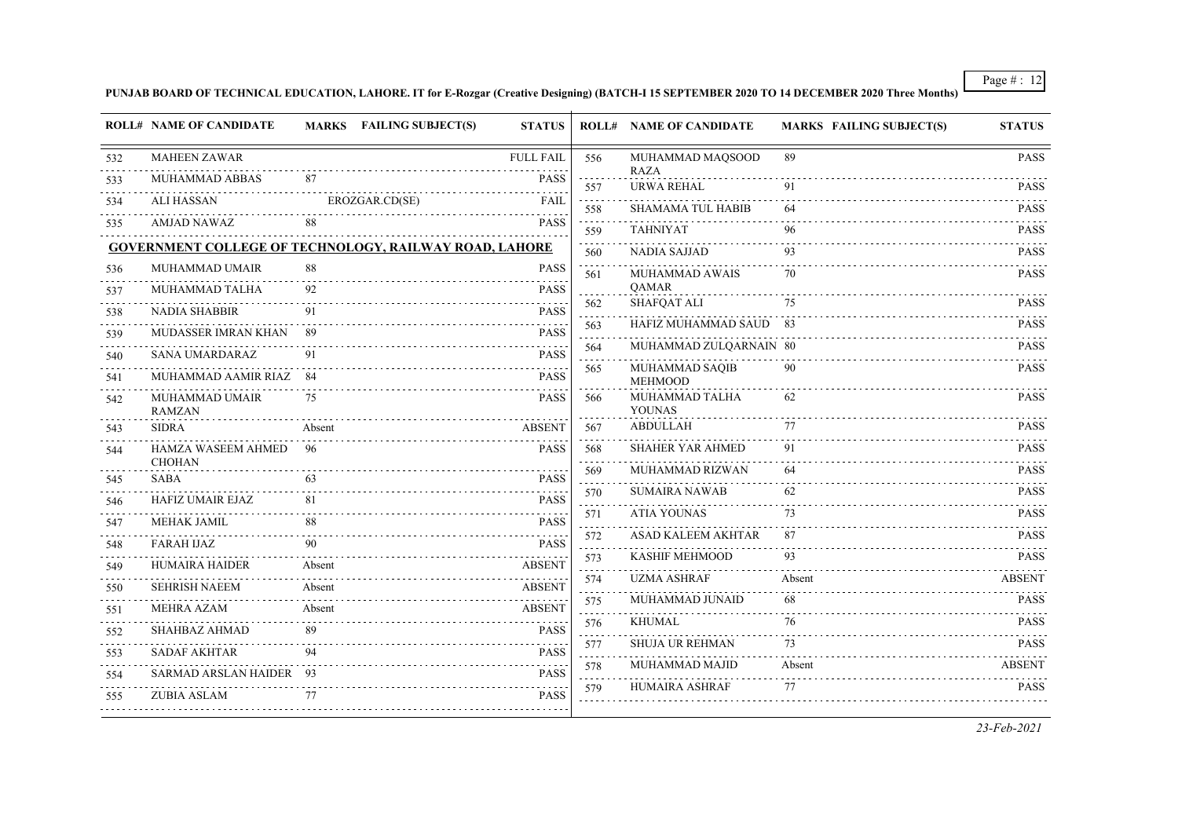**PUNJAB BOARD OF TECHNICAL EDUCATION, LAHORE. IT for E-Rozgar (Creative Designing) (BATCH-I 15 SEPTEMBER 2020 TO 14 DECEMBER 2020 Three Months)**

| ROLL# | NAME OF CANDIDATE | MARKS | FAILING SUBJECT(S) | STATUS |
|---|---|---|---|---|
| 532 | MAHEEN ZAWAR | | | FULL FAIL |
| 533 | MUHAMMAD ABBAS | 87 | | PASS |
| 534 | ALI HASSAN | | EROZGAR.CD(SE) | FAIL |
| 535 | AMJAD NAWAZ | 88 | | PASS |

**GOVERNMENT COLLEGE OF TECHNOLOGY, RAILWAY ROAD, LAHORE**

| ROLL# | NAME OF CANDIDATE | MARKS | FAILING SUBJECT(S) | STATUS |
|---|---|---|---|---|
| 536 | MUHAMMAD UMAIR | 88 | | PASS |
| 537 | MUHAMMAD TALHA | 92 | | PASS |
| 538 | NADIA SHABBIR | 91 | | PASS |
| 539 | MUDASSER IMRAN KHAN | 89 | | PASS |
| 540 | SANA UMARDARAZ | 91 | | PASS |
| 541 | MUHAMMAD AAMIR RIAZ | 84 | | PASS |
| 542 | MUHAMMAD UMAIR RAMZAN | 75 | | PASS |
| 543 | SIDRA | Absent | | ABSENT |
| 544 | HAMZA WASEEM AHMED CHOHAN | 96 | | PASS |
| 545 | SABA | 63 | | PASS |
| 546 | HAFIZ UMAIR EJAZ | 81 | | PASS |
| 547 | MEHAK JAMIL | 88 | | PASS |
| 548 | FARAH IJAZ | 90 | | PASS |
| 549 | HUMAIRA HAIDER | Absent | | ABSENT |
| 550 | SEHRISH NAEEM | Absent | | ABSENT |
| 551 | MEHRA AZAM | Absent | | ABSENT |
| 552 | SHAHBAZ AHMAD | 89 | | PASS |
| 553 | SADAF AKHTAR | 94 | | PASS |
| 554 | SARMAD ARSLAN HAIDER | 93 | | PASS |
| 555 | ZUBIA ASLAM | 77 | | PASS |
| 556 | MUHAMMAD MAQSOOD RAZA | 89 | | PASS |
| 557 | URWA REHAL | 91 | | PASS |
| 558 | SHAMAMA TUL HABIB | 64 | | PASS |
| 559 | TAHNIYAT | 96 | | PASS |
| 560 | NADIA SAJJAD | 93 | | PASS |
| 561 | MUHAMMAD AWAIS QAMAR | 70 | | PASS |
| 562 | SHAFQAT ALI | 75 | | PASS |
| 563 | HAFIZ MUHAMMAD SAUD | 83 | | PASS |
| 564 | MUHAMMAD ZULQARNAIN | 80 | | PASS |
| 565 | MUHAMMAD SAQIB MEHMOOD | 90 | | PASS |
| 566 | MUHAMMAD TALHA YOUNAS | 62 | | PASS |
| 567 | ABDULLAH | 77 | | PASS |
| 568 | SHAHER YAR AHMED | 91 | | PASS |
| 569 | MUHAMMAD RIZWAN | 64 | | PASS |
| 570 | SUMAIRA NAWAB | 62 | | PASS |
| 571 | ATIA YOUNAS | 73 | | PASS |
| 572 | ASAD KALEEM AKHTAR | 87 | | PASS |
| 573 | KASHIF MEHMOOD | 93 | | PASS |
| 574 | UZMA ASHRAF | Absent | | ABSENT |
| 575 | MUHAMMAD JUNAID | 68 | | PASS |
| 576 | KHUMAL | 76 | | PASS |
| 577 | SHUJA UR REHMAN | 73 | | PASS |
| 578 | MUHAMMAD MAJID | Absent | | ABSENT |
| 579 | HUMAIRA ASHRAF | 77 | | PASS |

*23-Feb-2021*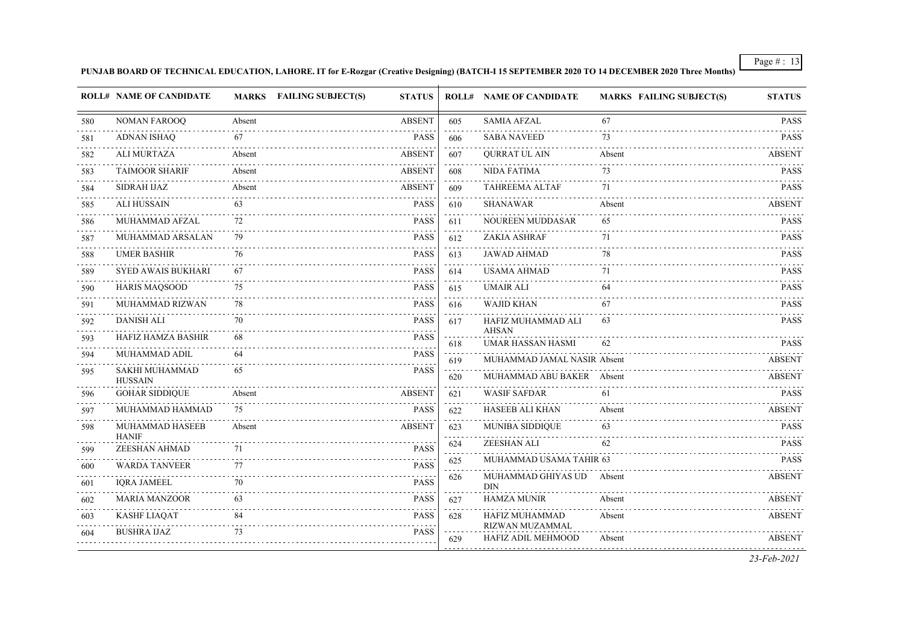**PUNJAB BOARD OF TECHNICAL EDUCATION, LAHORE. IT for E-Rozgar (Creative Designing) (BATCH-I 15 SEPTEMBER 2020 TO 14 DECEMBER 2020 Three Months)**

| ROLL# | NAME OF CANDIDATE | MARKS | FAILING SUBJECT(S) | STATUS |
|---|---|---|---|---|
| 580 | NOMAN FAROOQ | Absent | | ABSENT |
| 581 | ADNAN ISHAQ | 67 | | PASS |
| 582 | ALI MURTAZA | Absent | | ABSENT |
| 583 | TAIMOOR SHARIF | Absent | | ABSENT |
| 584 | SIDRAH IJAZ | Absent | | ABSENT |
| 585 | ALI HUSSAIN | 63 | | PASS |
| 586 | MUHAMMAD AFZAL | 72 | | PASS |
| 587 | MUHAMMAD ARSALAN | 79 | | PASS |
| 588 | UMER BASHIR | 76 | | PASS |
| 589 | SYED AWAIS BUKHARI | 67 | | PASS |
| 590 | HARIS MAQSOOD | 75 | | PASS |
| 591 | MUHAMMAD RIZWAN | 78 | | PASS |
| 592 | DANISH ALI | 70 | | PASS |
| 593 | HAFIZ HAMZA BASHIR | 68 | | PASS |
| 594 | MUHAMMAD ADIL | 64 | | PASS |
| 595 | SAKHI MUHAMMAD HUSSAIN | 65 | | PASS |
| 596 | GOHAR SIDDIQUE | Absent | | ABSENT |
| 597 | MUHAMMAD HAMMAD | 75 | | PASS |
| 598 | MUHAMMAD HASEEB HANIF | Absent | | ABSENT |
| 599 | ZEESHAN AHMAD | 71 | | PASS |
| 600 | WARDA TANVEER | 77 | | PASS |
| 601 | IQRA JAMEEL | 70 | | PASS |
| 602 | MARIA MANZOOR | 63 | | PASS |
| 603 | KASHF LIAQAT | 84 | | PASS |
| 604 | BUSHRA IJAZ | 73 | | PASS |
| 605 | SAMIA AFZAL | 67 | | PASS |
| 606 | SABA NAVEED | 73 | | PASS |
| 607 | QURRAT UL AIN | Absent | | ABSENT |
| 608 | NIDA FATIMA | 73 | | PASS |
| 609 | TAHREEMA ALTAF | 71 | | PASS |
| 610 | SHANAWAR | Absent | | ABSENT |
| 611 | NOUREEN MUDDASAR | 65 | | PASS |
| 612 | ZAKIA ASHRAF | 71 | | PASS |
| 613 | JAWAD AHMAD | 78 | | PASS |
| 614 | USAMA AHMAD | 71 | | PASS |
| 615 | UMAIR ALI | 64 | | PASS |
| 616 | WAJID KHAN | 67 | | PASS |
| 617 | HAFIZ MUHAMMAD ALI AHSAN | 63 | | PASS |
| 618 | UMAR HASSAN HASMI | 62 | | PASS |
| 619 | MUHAMMAD JAMAL NASIR | Absent | | ABSENT |
| 620 | MUHAMMAD ABU BAKER | Absent | | ABSENT |
| 621 | WASIF SAFDAR | 61 | | PASS |
| 622 | HASEEB ALI KHAN | Absent | | ABSENT |
| 623 | MUNIBA SIDDIQUE | 63 | | PASS |
| 624 | ZEESHAN ALI | 62 | | PASS |
| 625 | MUHAMMAD USAMA TAHIR | 63 | | PASS |
| 626 | MUHAMMAD GHIYAS UD DIN | Absent | | ABSENT |
| 627 | HAMZA MUNIR | Absent | | ABSENT |
| 628 | HAFIZ MUHAMMAD RIZWAN MUZAMMAL | Absent | | ABSENT |
| 629 | HAFIZ ADIL MEHMOOD | Absent | | ABSENT |

*23-Feb-2021*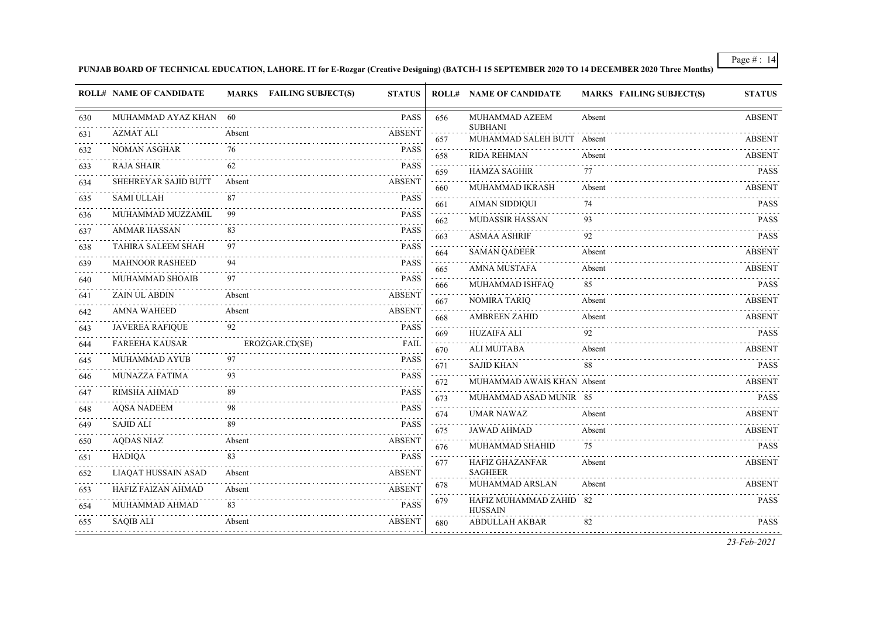**PUNJAB BOARD OF TECHNICAL EDUCATION, LAHORE. IT for E-Rozgar (Creative Designing) (BATCH-I 15 SEPTEMBER 2020 TO 14 DECEMBER 2020 Three Months)**

| ROLL# | NAME OF CANDIDATE | MARKS | FAILING SUBJECT(S) | STATUS |
|---|---|---|---|---|
| 630 | MUHAMMAD AYAZ KHAN | 60 | | PASS |
| 631 | AZMAT ALI | Absent | | ABSENT |
| 632 | NOMAN ASGHAR | 76 | | PASS |
| 633 | RAJA SHAIR | 62 | | PASS |
| 634 | SHEHREYAR SAJID BUTT | Absent | | ABSENT |
| 635 | SAMI ULLAH | 87 | | PASS |
| 636 | MUHAMMAD MUZZAMIL | 99 | | PASS |
| 637 | AMMAR HASSAN | 83 | | PASS |
| 638 | TAHIRA SALEEM SHAH | 97 | | PASS |
| 639 | MAHNOOR RASHEED | 94 | | PASS |
| 640 | MUHAMMAD SHOAIB | 97 | | PASS |
| 641 | ZAIN UL ABDIN | Absent | | ABSENT |
| 642 | AMNA WAHEED | Absent | | ABSENT |
| 643 | JAVEREA RAFIQUE | 92 | | PASS |
| 644 | FAREEHA KAUSAR | | EROZGAR.CD(SE) | FAIL |
| 645 | MUHAMMAD AYUB | 97 | | PASS |
| 646 | MUNAZZA FATIMA | 93 | | PASS |
| 647 | RIMSHA AHMAD | 89 | | PASS |
| 648 | AQSA NADEEM | 98 | | PASS |
| 649 | SAJID ALI | 89 | | PASS |
| 650 | AQDAS NIAZ | Absent | | ABSENT |
| 651 | HADIQA | 83 | | PASS |
| 652 | LIAQAT HUSSAIN ASAD | Absent | | ABSENT |
| 653 | HAFIZ FAIZAN AHMAD | Absent | | ABSENT |
| 654 | MUHAMMAD AHMAD | 83 | | PASS |
| 655 | SAQIB ALI | Absent | | ABSENT |
| 656 | MUHAMMAD AZEEM SUBHANI | Absent | | ABSENT |
| 657 | MUHAMMAD SALEH BUTT | Absent | | ABSENT |
| 658 | RIDA REHMAN | Absent | | ABSENT |
| 659 | HAMZA SAGHIR | 77 | | PASS |
| 660 | MUHAMMAD IKRASH | Absent | | ABSENT |
| 661 | AIMAN SIDDIQUI | 74 | | PASS |
| 662 | MUDASSIR HASSAN | 93 | | PASS |
| 663 | ASMAA ASHRIF | 92 | | PASS |
| 664 | SAMAN QADEER | Absent | | ABSENT |
| 665 | AMNA MUSTAFA | Absent | | ABSENT |
| 666 | MUHAMMAD ISHFAQ | 85 | | PASS |
| 667 | NOMIRA TARIQ | Absent | | ABSENT |
| 668 | AMBREEN ZAHID | Absent | | ABSENT |
| 669 | HUZAIFA ALI | 92 | | PASS |
| 670 | ALI MUJTABA | Absent | | ABSENT |
| 671 | SAJID KHAN | 88 | | PASS |
| 672 | MUHAMMAD AWAIS KHAN | Absent | | ABSENT |
| 673 | MUHAMMAD ASAD MUNIR | 85 | | PASS |
| 674 | UMAR NAWAZ | Absent | | ABSENT |
| 675 | JAWAD AHMAD | Absent | | ABSENT |
| 676 | MUHAMMAD SHAHID | 75 | | PASS |
| 677 | HAFIZ GHAZANFAR SAGHEER | Absent | | ABSENT |
| 678 | MUHAMMAD ARSLAN | Absent | | ABSENT |
| 679 | HAFIZ MUHAMMAD ZAHID HUSSAIN | 82 | | PASS |
| 680 | ABDULLAH AKBAR | 82 | | PASS |

*23-Feb-2021*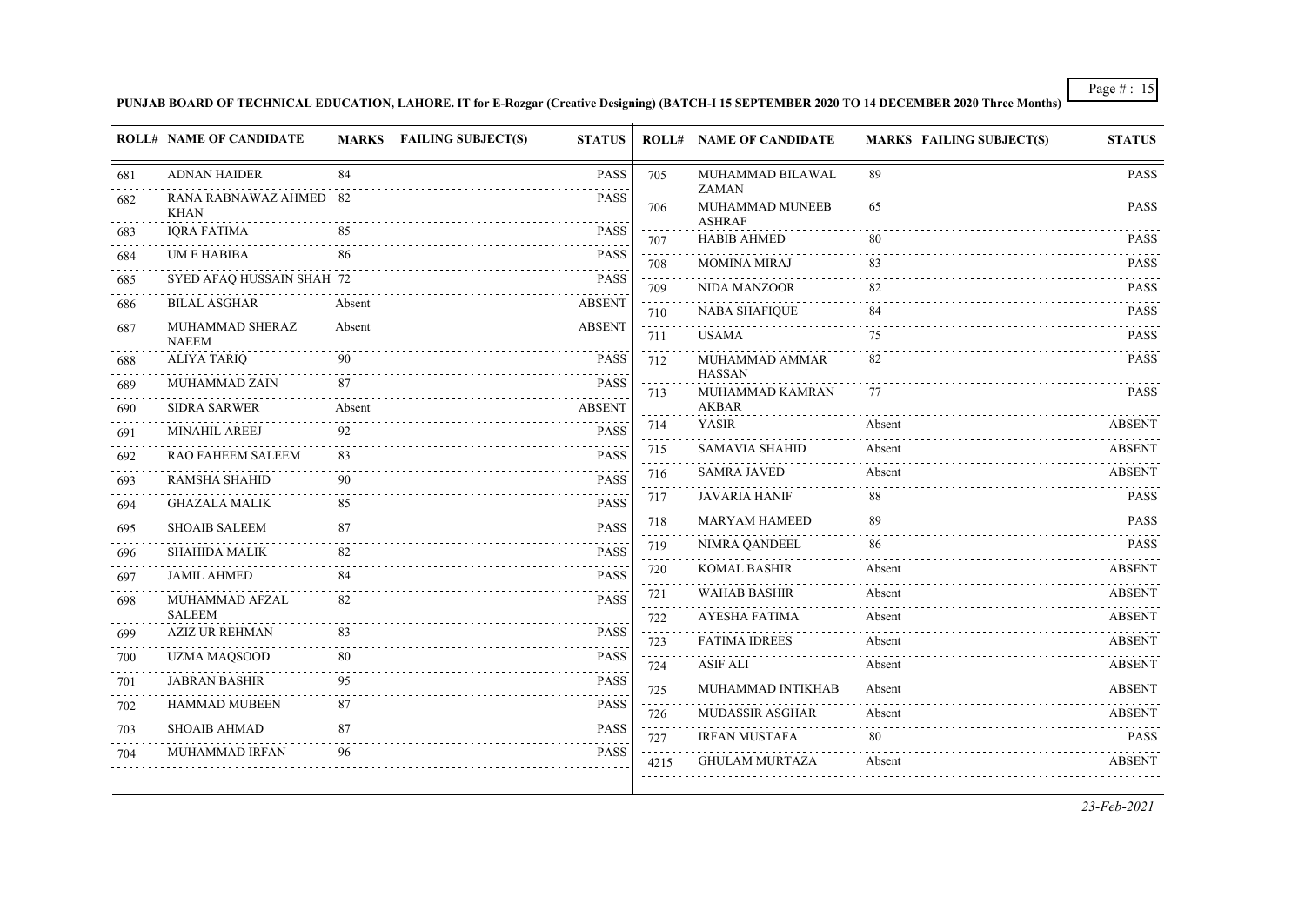**PUNJAB BOARD OF TECHNICAL EDUCATION, LAHORE. IT for E-Rozgar (Creative Designing) (BATCH-I 15 SEPTEMBER 2020 TO 14 DECEMBER 2020 Three Months)**

| ROLL# | NAME OF CANDIDATE | MARKS | FAILING SUBJECT(S) | STATUS |
|---|---|---|---|---|
| 681 | ADNAN HAIDER | 84 | | PASS |
| 682 | RANA RABNAWAZ AHMED KHAN | 82 | | PASS |
| 683 | IQRA FATIMA | 85 | | PASS |
| 684 | UM E HABIBA | 86 | | PASS |
| 685 | SYED AFAQ HUSSAIN SHAH | 72 | | PASS |
| 686 | BILAL ASGHAR | Absent | | ABSENT |
| 687 | MUHAMMAD SHERAZ NAEEM | Absent | | ABSENT |
| 688 | ALIYA TARIQ | 90 | | PASS |
| 689 | MUHAMMAD ZAIN | 87 | | PASS |
| 690 | SIDRA SARWER | Absent | | ABSENT |
| 691 | MINAHIL AREEJ | 92 | | PASS |
| 692 | RAO FAHEEM SALEEM | 83 | | PASS |
| 693 | RAMSHA SHAHID | 90 | | PASS |
| 694 | GHAZALA MALIK | 85 | | PASS |
| 695 | SHOAIB SALEEM | 87 | | PASS |
| 696 | SHAHIDA MALIK | 82 | | PASS |
| 697 | JAMIL AHMED | 84 | | PASS |
| 698 | MUHAMMAD AFZAL SALEEM | 82 | | PASS |
| 699 | AZIZ UR REHMAN | 83 | | PASS |
| 700 | UZMA MAQSOOD | 80 | | PASS |
| 701 | JABRAN BASHIR | 95 | | PASS |
| 702 | HAMMAD MUBEEN | 87 | | PASS |
| 703 | SHOAIB AHMAD | 87 | | PASS |
| 704 | MUHAMMAD IRFAN | 96 | | PASS |
| 705 | MUHAMMAD BILAWAL ZAMAN | 89 | | PASS |
| 706 | MUHAMMAD MUNEEB ASHRAF | 65 | | PASS |
| 707 | HABIB AHMED | 80 | | PASS |
| 708 | MOMINA MIRAJ | 83 | | PASS |
| 709 | NIDA MANZOOR | 82 | | PASS |
| 710 | NABA SHAFIQUE | 84 | | PASS |
| 711 | USAMA | 75 | | PASS |
| 712 | MUHAMMAD AMMAR HASSAN | 82 | | PASS |
| 713 | MUHAMMAD KAMRAN AKBAR | 77 | | PASS |
| 714 | YASIR | Absent | | ABSENT |
| 715 | SAMAVIA SHAHID | Absent | | ABSENT |
| 716 | SAMRA JAVED | Absent | | ABSENT |
| 717 | JAVARIA HANIF | 88 | | PASS |
| 718 | MARYAM HAMEED | 89 | | PASS |
| 719 | NIMRA QANDEEL | 86 | | PASS |
| 720 | KOMAL BASHIR | Absent | | ABSENT |
| 721 | WAHAB BASHIR | Absent | | ABSENT |
| 722 | AYESHA FATIMA | Absent | | ABSENT |
| 723 | FATIMA IDREES | Absent | | ABSENT |
| 724 | ASIF ALI | Absent | | ABSENT |
| 725 | MUHAMMAD INTIKHAB | Absent | | ABSENT |
| 726 | MUDASSIR ASGHAR | Absent | | ABSENT |
| 727 | IRFAN MUSTAFA | 80 | | PASS |
| 4215 | GHULAM MURTAZA | Absent | | ABSENT |

*23-Feb-2021*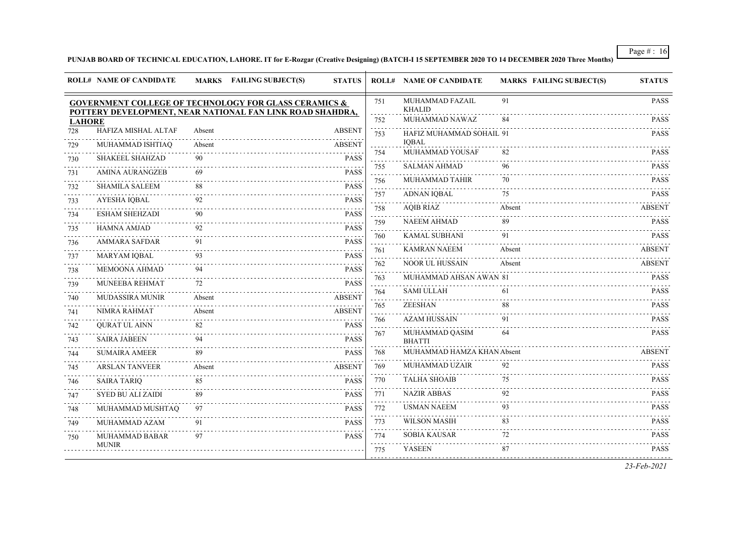**PUNJAB BOARD OF TECHNICAL EDUCATION, LAHORE. IT for E-Rozgar (Creative Designing) (BATCH-I 15 SEPTEMBER 2020 TO 14 DECEMBER 2020 Three Months)**

| ROLL# | NAME OF CANDIDATE | MARKS | FAILING SUBJECT(S) | STATUS |
|---|---|---|---|---|
| **GOVERNMENT COLLEGE OF TECHNOLOGY FOR GLASS CERAMICS & POTTERY DEVELOPMENT, NEAR NATIONAL FAN LINK ROAD SHAHDRA, LAHORE** | | | | |
| 728 | HAFIZA MISHAL ALTAF | Absent | | ABSENT |
| 729 | MUHAMMAD ISHTIAQ | Absent | | ABSENT |
| 730 | SHAKEEL SHAHZAD | 90 | | PASS |
| 731 | AMINA AURANGZEB | 69 | | PASS |
| 732 | SHAMILA SALEEM | 88 | | PASS |
| 733 | AYESHA IQBAL | 92 | | PASS |
| 734 | ESHAM SHEHZADI | 90 | | PASS |
| 735 | HAMNA AMJAD | 92 | | PASS |
| 736 | AMMARA SAFDAR | 91 | | PASS |
| 737 | MARYAM IQBAL | 93 | | PASS |
| 738 | MEMOONA AHMAD | 94 | | PASS |
| 739 | MUNEEBA REHMAT | 72 | | PASS |
| 740 | MUDASSIRA MUNIR | Absent | | ABSENT |
| 741 | NIMRA RAHMAT | Absent | | ABSENT |
| 742 | QURAT UL AINN | 82 | | PASS |
| 743 | SAIRA JABEEN | 94 | | PASS |
| 744 | SUMAIRA AMEER | 89 | | PASS |
| 745 | ARSLAN TANVEER | Absent | | ABSENT |
| 746 | SAIRA TARIQ | 85 | | PASS |
| 747 | SYED BU ALI ZAIDI | 89 | | PASS |
| 748 | MUHAMMAD MUSHTAQ | 97 | | PASS |
| 749 | MUHAMMAD AZAM | 91 | | PASS |
| 750 | MUHAMMAD BABAR MUNIR | 97 | | PASS |
| 751 | MUHAMMAD FAZAIL KHALID | 91 | | PASS |
| 752 | MUHAMMAD NAWAZ | 84 | | PASS |
| 753 | HAFIZ MUHAMMAD SOHAIL IQBAL | 91 | | PASS |
| 754 | MUHAMMAD YOUSAF | 82 | | PASS |
| 755 | SALMAN AHMAD | 96 | | PASS |
| 756 | MUHAMMAD TAHIR | 70 | | PASS |
| 757 | ADNAN IQBAL | 75 | | PASS |
| 758 | AQIB RIAZ | Absent | | ABSENT |
| 759 | NAEEM AHMAD | 89 | | PASS |
| 760 | KAMAL SUBHANI | 91 | | PASS |
| 761 | KAMRAN NAEEM | Absent | | ABSENT |
| 762 | NOOR UL HUSSAIN | Absent | | ABSENT |
| 763 | MUHAMMAD AHSAN AWAN | 81 | | PASS |
| 764 | SAMI ULLAH | 61 | | PASS |
| 765 | ZEESHAN | 88 | | PASS |
| 766 | AZAM HUSSAIN | 91 | | PASS |
| 767 | MUHAMMAD QASIM BHATTI | 64 | | PASS |
| 768 | MUHAMMAD HAMZA KHAN | Absent | | ABSENT |
| 769 | MUHAMMAD UZAIR | 92 | | PASS |
| 770 | TALHA SHOAIB | 75 | | PASS |
| 771 | NAZIR ABBAS | 92 | | PASS |
| 772 | USMAN NAEEM | 93 | | PASS |
| 773 | WILSON MASIH | 83 | | PASS |
| 774 | SOBIA KAUSAR | 72 | | PASS |
| 775 | YASEEN | 87 | | PASS |

*23-Feb-2021*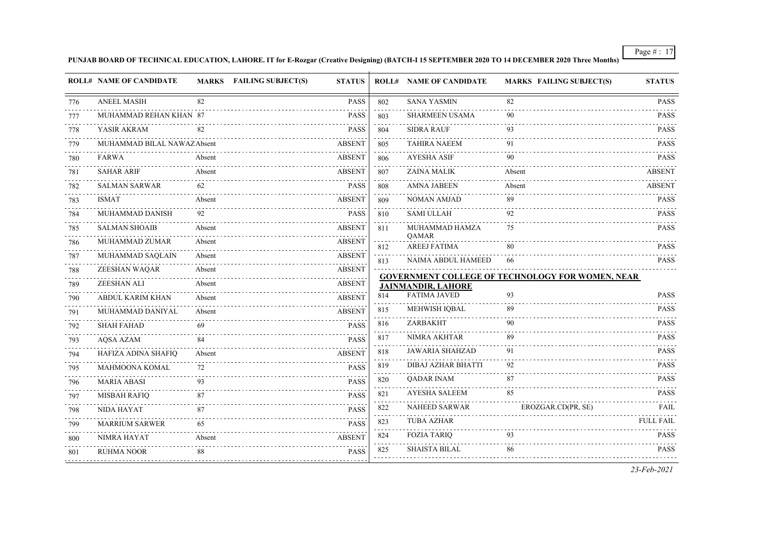**PUNJAB BOARD OF TECHNICAL EDUCATION, LAHORE. IT for E-Rozgar (Creative Designing) (BATCH-I 15 SEPTEMBER 2020 TO 14 DECEMBER 2020 Three Months)**

| ROLL# | NAME OF CANDIDATE | MARKS | FAILING SUBJECT(S) | STATUS |
|---|---|---|---|---|
| 776 | ANEEL MASIH | 82 | | PASS |
| 777 | MUHAMMAD REHAN KHAN | 87 | | PASS |
| 778 | YASIR AKRAM | 82 | | PASS |
| 779 | MUHAMMAD BILAL NAWAZ | Absent | | ABSENT |
| 780 | FARWA | Absent | | ABSENT |
| 781 | SAHAR ARIF | Absent | | ABSENT |
| 782 | SALMAN SARWAR | 62 | | PASS |
| 783 | ISMAT | Absent | | ABSENT |
| 784 | MUHAMMAD DANISH | 92 | | PASS |
| 785 | SALMAN SHOAIB | Absent | | ABSENT |
| 786 | MUHAMMAD ZUMAR | Absent | | ABSENT |
| 787 | MUHAMMAD SAQLAIN | Absent | | ABSENT |
| 788 | ZEESHAN WAQAR | Absent | | ABSENT |
| 789 | ZEESHAN ALI | Absent | | ABSENT |
| 790 | ABDUL KARIM KHAN | Absent | | ABSENT |
| 791 | MUHAMMAD DANIYAL | Absent | | ABSENT |
| 792 | SHAH FAHAD | 69 | | PASS |
| 793 | AQSA AZAM | 84 | | PASS |
| 794 | HAFIZA ADINA SHAFIQ | Absent | | ABSENT |
| 795 | MAHMOONA KOMAL | 72 | | PASS |
| 796 | MARIA ABASI | 93 | | PASS |
| 797 | MISBAH RAFIQ | 87 | | PASS |
| 798 | NIDA HAYAT | 87 | | PASS |
| 799 | MARRIUM SARWER | 65 | | PASS |
| 800 | NIMRA HAYAT | Absent | | ABSENT |
| 801 | RUHMA NOOR | 88 | | PASS |
| 802 | SANA YASMIN | 82 | | PASS |
| 803 | SHARMEEN USAMA | 90 | | PASS |
| 804 | SIDRA RAUF | 93 | | PASS |
| 805 | TAHIRA NAEEM | 91 | | PASS |
| 806 | AYESHA ASIF | 90 | | PASS |
| 807 | ZAINA MALIK | Absent | | ABSENT |
| 808 | AMNA JABEEN | Absent | | ABSENT |
| 809 | NOMAN AMJAD | 89 | | PASS |
| 810 | SAMI ULLAH | 92 | | PASS |
| 811 | MUHAMMAD HAMZA QAMAR | 75 | | PASS |
| 812 | AREEJ FATIMA | 80 | | PASS |
| 813 | NAIMA ABDUL HAMEED | 66 | | PASS |

**GOVERNMENT COLLEGE OF TECHNOLOGY FOR WOMEN, NEAR JAINMANDIR, LAHORE**

| ROLL# | NAME OF CANDIDATE | MARKS | FAILING SUBJECT(S) | STATUS |
|---|---|---|---|---|
| 814 | FATIMA JAVED | 93 | | PASS |
| 815 | MEHWISH IQBAL | 89 | | PASS |
| 816 | ZARBAKHT | 90 | | PASS |
| 817 | NIMRA AKHTAR | 89 | | PASS |
| 818 | JAWARIA SHAHZAD | 91 | | PASS |
| 819 | DIBAJ AZHAR BHATTI | 92 | | PASS |
| 820 | QADAR INAM | 87 | | PASS |
| 821 | AYESHA SALEEM | 85 | | PASS |
| 822 | NAHEED SARWAR | | EROZGAR.CD(PR, SE) | FAIL |
| 823 | TUBA AZHAR | | | FULL FAIL |
| 824 | FOZIA TARIQ | 93 | | PASS |
| 825 | SHAISTA BILAL | 86 | | PASS |

*23-Feb-2021*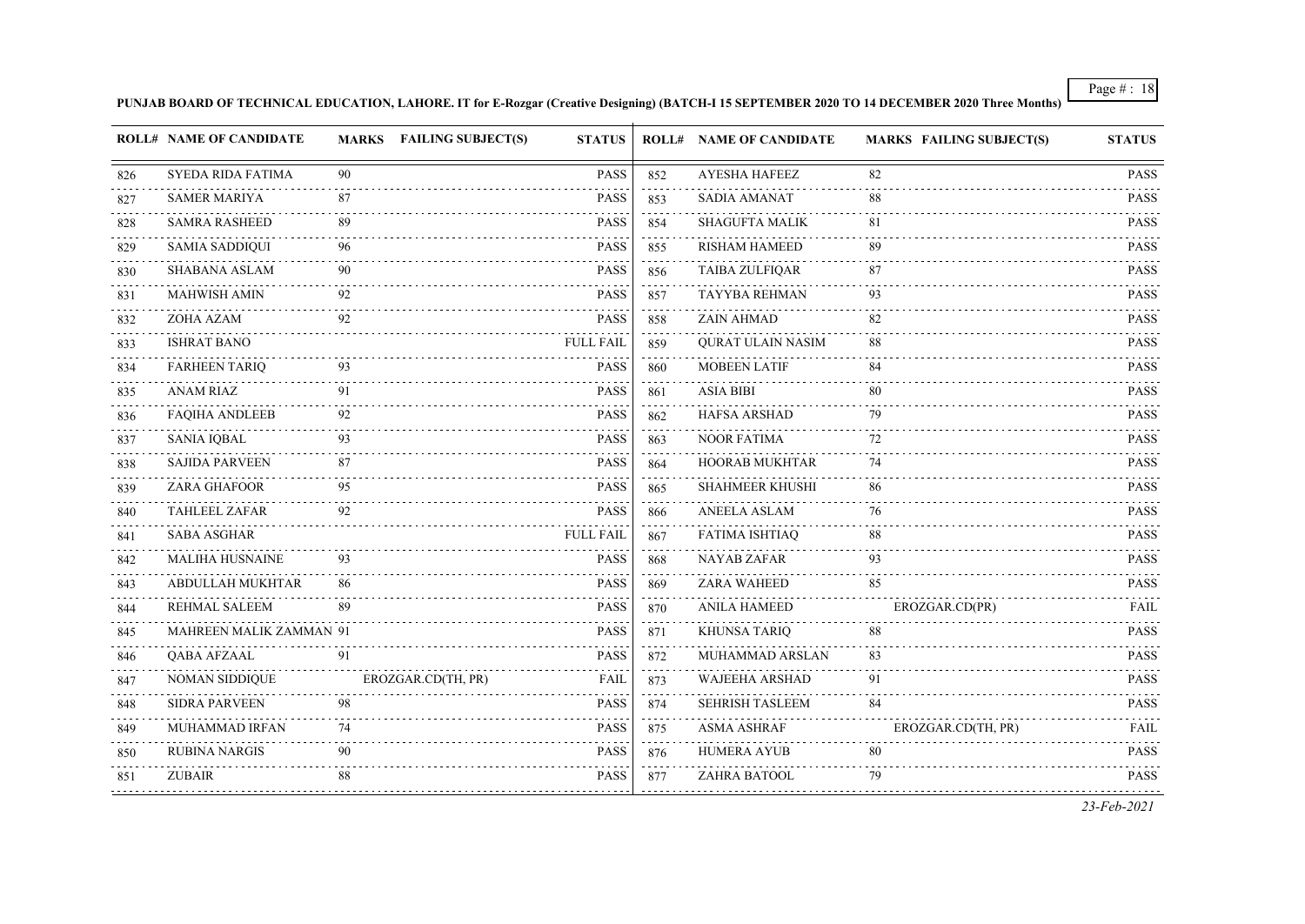**PUNJAB BOARD OF TECHNICAL EDUCATION, LAHORE. IT for E-Rozgar (Creative Designing) (BATCH-I 15 SEPTEMBER 2020 TO 14 DECEMBER 2020 Three Months)**

| ROLL# | NAME OF CANDIDATE | MARKS | FAILING SUBJECT(S) | STATUS | ROLL# | NAME OF CANDIDATE | MARKS | FAILING SUBJECT(S) | STATUS |
|---|---|---|---|---|---|---|---|---|---|
| 826 | SYEDA RIDA FATIMA | 90 | | PASS | 852 | AYESHA HAFEEZ | 82 | | PASS |
| 827 | SAMER MARIYA | 87 | | PASS | 853 | SADIA AMANAT | 88 | | PASS |
| 828 | SAMRA RASHEED | 89 | | PASS | 854 | SHAGUFTA MALIK | 81 | | PASS |
| 829 | SAMIA SADDIQUI | 96 | | PASS | 855 | RISHAM HAMEED | 89 | | PASS |
| 830 | SHABANA ASLAM | 90 | | PASS | 856 | TAIBA ZULFIQAR | 87 | | PASS |
| 831 | MAHWISH AMIN | 92 | | PASS | 857 | TAYYBA REHMAN | 93 | | PASS |
| 832 | ZOHA AZAM | 92 | | PASS | 858 | ZAIN AHMAD | 82 | | PASS |
| 833 | ISHRAT BANO | | | FULL FAIL | 859 | QURAT ULAIN NASIM | 88 | | PASS |
| 834 | FARHEEN TARIQ | 93 | | PASS | 860 | MOBEEN LATIF | 84 | | PASS |
| 835 | ANAM RIAZ | 91 | | PASS | 861 | ASIA BIBI | 80 | | PASS |
| 836 | FAQIHA ANDLEEB | 92 | | PASS | 862 | HAFSA ARSHAD | 79 | | PASS |
| 837 | SANIA IQBAL | 93 | | PASS | 863 | NOOR FATIMA | 72 | | PASS |
| 838 | SAJIDA PARVEEN | 87 | | PASS | 864 | HOORAB MUKHTAR | 74 | | PASS |
| 839 | ZARA GHAFOOR | 95 | | PASS | 865 | SHAHMEER KHUSHI | 86 | | PASS |
| 840 | TAHLEEL ZAFAR | 92 | | PASS | 866 | ANEELA ASLAM | 76 | | PASS |
| 841 | SABA ASGHAR | | | FULL FAIL | 867 | FATIMA ISHTIAQ | 88 | | PASS |
| 842 | MALIHA HUSNAINE | 93 | | PASS | 868 | NAYAB ZAFAR | 93 | | PASS |
| 843 | ABDULLAH MUKHTAR | 86 | | PASS | 869 | ZARA WAHEED | 85 | | PASS |
| 844 | REHMAL SALEEM | 89 | | PASS | 870 | ANILA HAMEED | | EROZGAR.CD(PR) | FAIL |
| 845 | MAHREEN MALIK ZAMMAN | 91 | | PASS | 871 | KHUNSA TARIQ | 88 | | PASS |
| 846 | QABA AFZAAL | 91 | | PASS | 872 | MUHAMMAD ARSLAN | 83 | | PASS |
| 847 | NOMAN SIDDIQUE | | EROZGAR.CD(TH, PR) | FAIL | 873 | WAJEEHA ARSHAD | 91 | | PASS |
| 848 | SIDRA PARVEEN | 98 | | PASS | 874 | SEHRISH TASLEEM | 84 | | PASS |
| 849 | MUHAMMAD IRFAN | 74 | | PASS | 875 | ASMA ASHRAF | | EROZGAR.CD(TH, PR) | FAIL |
| 850 | RUBINA NARGIS | 90 | | PASS | 876 | HUMERA AYUB | 80 | | PASS |
| 851 | ZUBAIR | 88 | | PASS | 877 | ZAHRA BATOOL | 79 | | PASS |

*23-Feb-2021*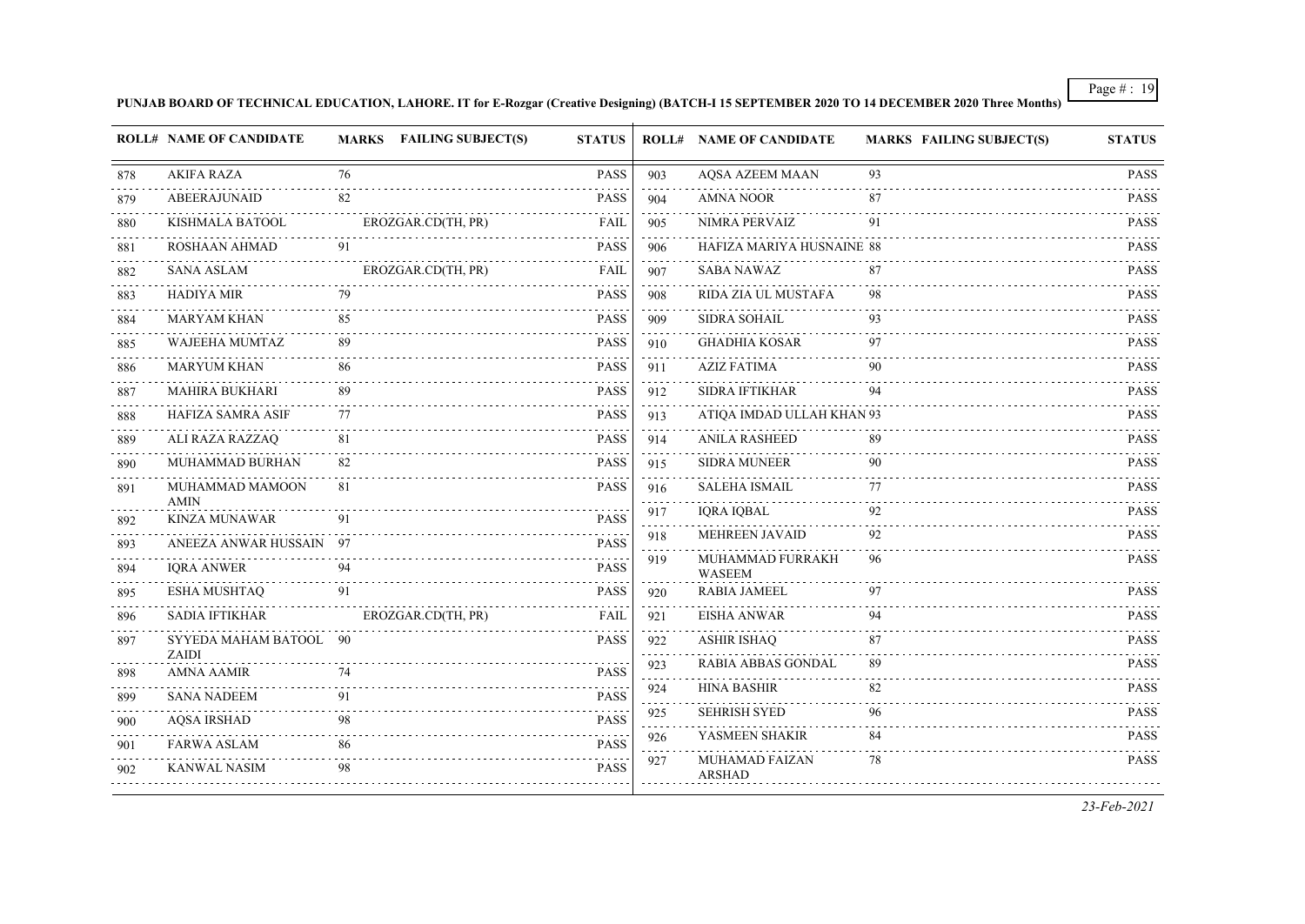**PUNJAB BOARD OF TECHNICAL EDUCATION, LAHORE. IT for E-Rozgar (Creative Designing) (BATCH-I 15 SEPTEMBER 2020 TO 14 DECEMBER 2020 Three Months)**

| ROLL# | NAME OF CANDIDATE | MARKS | FAILING SUBJECT(S) | STATUS |
|---|---|---|---|---|
| 878 | AKIFA RAZA | 76 | | PASS |
| 879 | ABEERAJUNAID | 82 | | PASS |
| 880 | KISHMALA BATOOL | | EROZGAR.CD(TH, PR) | FAIL |
| 881 | ROSHAAN AHMAD | 91 | | PASS |
| 882 | SANA ASLAM | | EROZGAR.CD(TH, PR) | FAIL |
| 883 | HADIYA MIR | 79 | | PASS |
| 884 | MARYAM KHAN | 85 | | PASS |
| 885 | WAJEEHA MUMTAZ | 89 | | PASS |
| 886 | MARYUM KHAN | 86 | | PASS |
| 887 | MAHIRA BUKHARI | 89 | | PASS |
| 888 | HAFIZA SAMRA ASIF | 77 | | PASS |
| 889 | ALI RAZA RAZZAQ | 81 | | PASS |
| 890 | MUHAMMAD BURHAN | 82 | | PASS |
| 891 | MUHAMMAD MAMOON AMIN | 81 | | PASS |
| 892 | KINZA MUNAWAR | 91 | | PASS |
| 893 | ANEEZA ANWAR HUSSAIN | 97 | | PASS |
| 894 | IQRA ANWER | 94 | | PASS |
| 895 | ESHA MUSHTAQ | 91 | | PASS |
| 896 | SADIA IFTIKHAR | | EROZGAR.CD(TH, PR) | FAIL |
| 897 | SYYEDA MAHAM BATOOL ZAIDI | 90 | | PASS |
| 898 | AMNA AAMIR | 74 | | PASS |
| 899 | SANA NADEEM | 91 | | PASS |
| 900 | AQSA IRSHAD | 98 | | PASS |
| 901 | FARWA ASLAM | 86 | | PASS |
| 902 | KANWAL NASIM | 98 | | PASS |
| 903 | AQSA AZEEM MAAN | 93 | | PASS |
| 904 | AMNA NOOR | 87 | | PASS |
| 905 | NIMRA PERVAIZ | 91 | | PASS |
| 906 | HAFIZA MARIYA HUSNAINE | 88 | | PASS |
| 907 | SABA NAWAZ | 87 | | PASS |
| 908 | RIDA ZIA UL MUSTAFA | 98 | | PASS |
| 909 | SIDRA SOHAIL | 93 | | PASS |
| 910 | GHADHIA KOSAR | 97 | | PASS |
| 911 | AZIZ FATIMA | 90 | | PASS |
| 912 | SIDRA IFTIKHAR | 94 | | PASS |
| 913 | ATIQA IMDAD ULLAH KHAN | 93 | | PASS |
| 914 | ANILA RASHEED | 89 | | PASS |
| 915 | SIDRA MUNEER | 90 | | PASS |
| 916 | SALEHA ISMAIL | 77 | | PASS |
| 917 | IQRA IQBAL | 92 | | PASS |
| 918 | MEHREEN JAVAID | 92 | | PASS |
| 919 | MUHAMMAD FURRAKH WASEEM | 96 | | PASS |
| 920 | RABIA JAMEEL | 97 | | PASS |
| 921 | EISHA ANWAR | 94 | | PASS |
| 922 | ASHIR ISHAQ | 87 | | PASS |
| 923 | RABIA ABBAS GONDAL | 89 | | PASS |
| 924 | HINA BASHIR | 82 | | PASS |
| 925 | SEHRISH SYED | 96 | | PASS |
| 926 | YASMEEN SHAKIR | 84 | | PASS |
| 927 | MUHAMAD FAIZAN ARSHAD | 78 | | PASS |

*23-Feb-2021*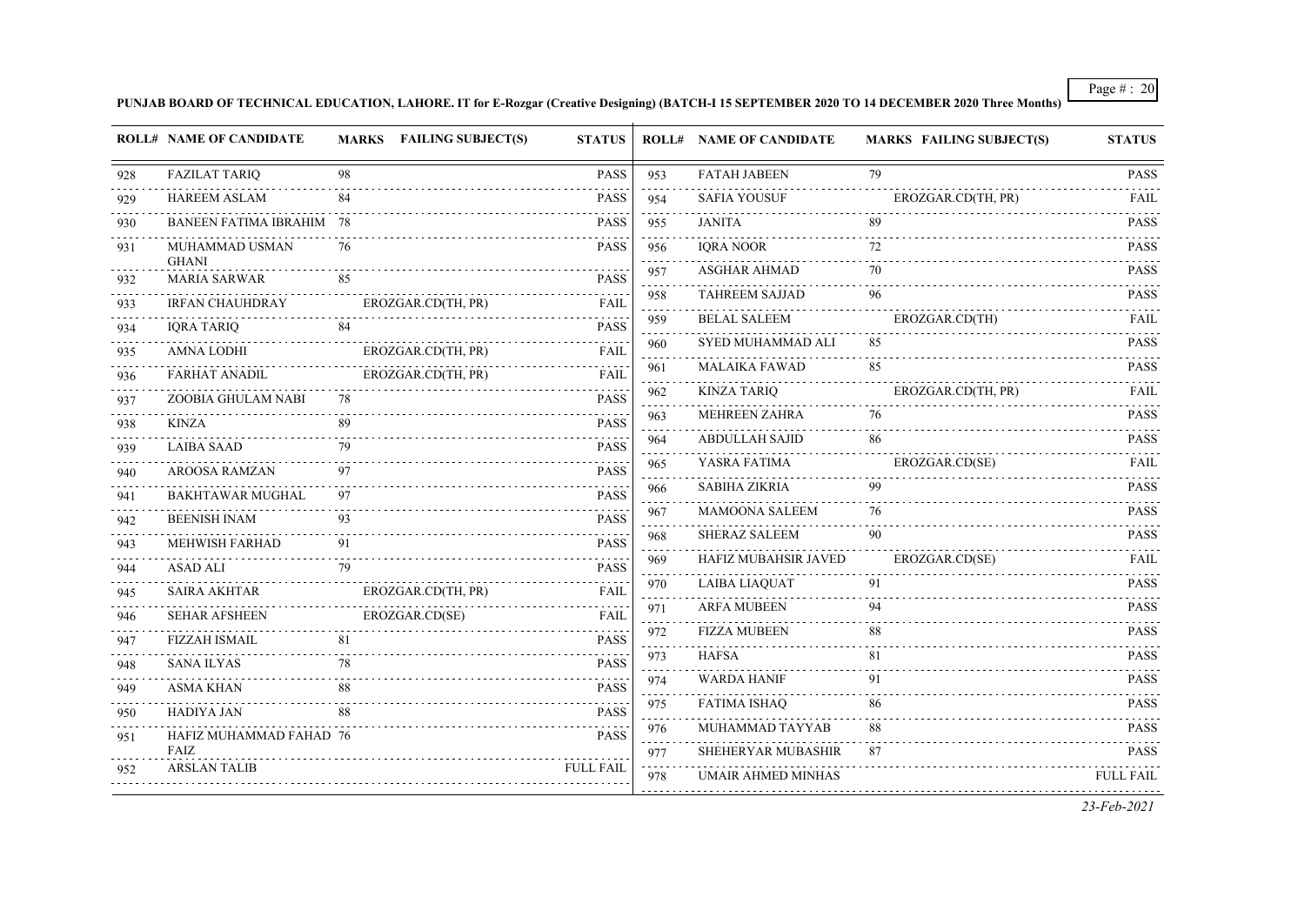**PUNJAB BOARD OF TECHNICAL EDUCATION, LAHORE. IT for E-Rozgar (Creative Designing) (BATCH-I 15 SEPTEMBER 2020 TO 14 DECEMBER 2020 Three Months)**

| ROLL# | NAME OF CANDIDATE | MARKS | FAILING SUBJECT(S) | STATUS |
|---|---|---|---|---|
| 928 | FAZILAT TARIQ | 98 | | PASS |
| 929 | HAREEM ASLAM | 84 | | PASS |
| 930 | BANEEN FATIMA IBRAHIM | 78 | | PASS |
| 931 | MUHAMMAD USMAN GHANI | 76 | | PASS |
| 932 | MARIA SARWAR | 85 | | PASS |
| 933 | IRFAN CHAUHDRAY | | EROZGAR.CD(TH, PR) | FAIL |
| 934 | IQRA TARIQ | 84 | | PASS |
| 935 | AMNA LODHI | | EROZGAR.CD(TH, PR) | FAIL |
| 936 | FARHAT ANADIL | | EROZGAR.CD(TH, PR) | FAIL |
| 937 | ZOOBIA GHULAM NABI | 78 | | PASS |
| 938 | KINZA | 89 | | PASS |
| 939 | LAIBA SAAD | 79 | | PASS |
| 940 | AROOSA RAMZAN | 97 | | PASS |
| 941 | BAKHTAWAR MUGHAL | 97 | | PASS |
| 942 | BEENISH INAM | 93 | | PASS |
| 943 | MEHWISH FARHAD | 91 | | PASS |
| 944 | ASAD ALI | 79 | | PASS |
| 945 | SAIRA AKHTAR | | EROZGAR.CD(TH, PR) | FAIL |
| 946 | SEHAR AFSHEEN | | EROZGAR.CD(SE) | FAIL |
| 947 | FIZZAH ISMAIL | 81 | | PASS |
| 948 | SANA ILYAS | 78 | | PASS |
| 949 | ASMA KHAN | 88 | | PASS |
| 950 | HADIYA JAN | 88 | | PASS |
| 951 | HAFIZ MUHAMMAD FAHAD FAIZ | 76 | | PASS |
| 952 | ARSLAN TALIB | | | FULL FAIL |
| 953 | FATAH JABEEN | 79 | | PASS |
| 954 | SAFIA YOUSUF | | EROZGAR.CD(TH, PR) | FAIL |
| 955 | JANITA | 89 | | PASS |
| 956 | IQRA NOOR | 72 | | PASS |
| 957 | ASGHAR AHMAD | 70 | | PASS |
| 958 | TAHREEM SAJJAD | 96 | | PASS |
| 959 | BELAL SALEEM | | EROZGAR.CD(TH) | FAIL |
| 960 | SYED MUHAMMAD ALI | 85 | | PASS |
| 961 | MALAIKA FAWAD | 85 | | PASS |
| 962 | KINZA TARIQ | | EROZGAR.CD(TH, PR) | FAIL |
| 963 | MEHREEN ZAHRA | 76 | | PASS |
| 964 | ABDULLAH SAJID | 86 | | PASS |
| 965 | YASRA FATIMA | | EROZGAR.CD(SE) | FAIL |
| 966 | SABIHA ZIKRIA | 99 | | PASS |
| 967 | MAMOONA SALEEM | 76 | | PASS |
| 968 | SHERAZ SALEEM | 90 | | PASS |
| 969 | HAFIZ MUBAHSIR JAVED | | EROZGAR.CD(SE) | FAIL |
| 970 | LAIBA LIAQUAT | 91 | | PASS |
| 971 | ARFA MUBEEN | 94 | | PASS |
| 972 | FIZZA MUBEEN | 88 | | PASS |
| 973 | HAFSA | 81 | | PASS |
| 974 | WARDA HANIF | 91 | | PASS |
| 975 | FATIMA ISHAQ | 86 | | PASS |
| 976 | MUHAMMAD TAYYAB | 88 | | PASS |
| 977 | SHEHERYAR MUBASHIR | 87 | | PASS |
| 978 | UMAIR AHMED MINHAS | | | FULL FAIL |

*23-Feb-2021*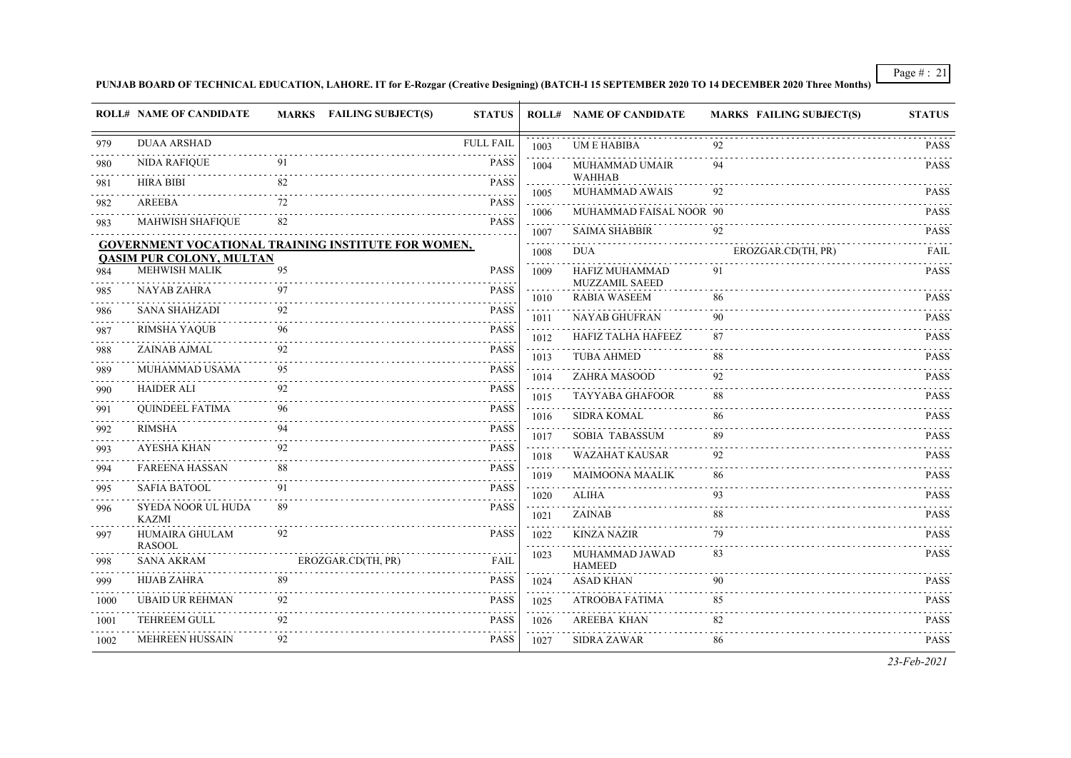**PUNJAB BOARD OF TECHNICAL EDUCATION, LAHORE. IT for E-Rozgar (Creative Designing) (BATCH-I 15 SEPTEMBER 2020 TO 14 DECEMBER 2020 Three Months)**

| ROLL# | NAME OF CANDIDATE | MARKS | FAILING SUBJECT(S) | STATUS |
|---|---|---|---|---|
| 979 | DUAA ARSHAD | | | FULL FAIL |
| 980 | NIDA RAFIQUE | 91 | | PASS |
| 981 | HIRA BIBI | 82 | | PASS |
| 982 | AREEBA | 72 | | PASS |
| 983 | MAHWISH SHAFIQUE | 82 | | PASS |

**GOVERNMENT VOCATIONAL TRAINING INSTITUTE FOR WOMEN, QASIM PUR COLONY, MULTAN**

| ROLL# | NAME OF CANDIDATE | MARKS | FAILING SUBJECT(S) | STATUS |
|---|---|---|---|---|
| 984 | MEHWISH MALIK | 95 | | PASS |
| 985 | NAYAB ZAHRA | 97 | | PASS |
| 986 | SANA SHAHZADI | 92 | | PASS |
| 987 | RIMSHA YAQUB | 96 | | PASS |
| 988 | ZAINAB AJMAL | 92 | | PASS |
| 989 | MUHAMMAD USAMA | 95 | | PASS |
| 990 | HAIDER ALI | 92 | | PASS |
| 991 | QUINDEEL FATIMA | 96 | | PASS |
| 992 | RIMSHA | 94 | | PASS |
| 993 | AYESHA KHAN | 92 | | PASS |
| 994 | FAREENA HASSAN | 88 | | PASS |
| 995 | SAFIA BATOOL | 91 | | PASS |
| 996 | SYEDA NOOR UL HUDA KAZMI | 89 | | PASS |
| 997 | HUMAIRA GHULAM RASOOL | 92 | | PASS |
| 998 | SANA AKRAM | | EROZGAR.CD(TH, PR) | FAIL |
| 999 | HIJAB ZAHRA | 89 | | PASS |
| 1000 | UBAID UR REHMAN | 92 | | PASS |
| 1001 | TEHREEM GULL | 92 | | PASS |
| 1002 | MEHREEN HUSSAIN | 92 | | PASS |
| 1003 | UM E HABIBA | 92 | | PASS |
| 1004 | MUHAMMAD UMAIR WAHHAB | 94 | | PASS |
| 1005 | MUHAMMAD AWAIS | 92 | | PASS |
| 1006 | MUHAMMAD FAISAL NOOR | 90 | | PASS |
| 1007 | SAIMA SHABBIR | 92 | | PASS |
| 1008 | DUA | | EROZGAR.CD(TH, PR) | FAIL |
| 1009 | HAFIZ MUHAMMAD MUZZAMIL SAEED | 91 | | PASS |
| 1010 | RABIA WASEEM | 86 | | PASS |
| 1011 | NAYAB GHUFRAN | 90 | | PASS |
| 1012 | HAFIZ TALHA HAFEEZ | 87 | | PASS |
| 1013 | TUBA AHMED | 88 | | PASS |
| 1014 | ZAHRA MASOOD | 92 | | PASS |
| 1015 | TAYYABA GHAFOOR | 88 | | PASS |
| 1016 | SIDRA KOMAL | 86 | | PASS |
| 1017 | SOBIA TABASSUM | 89 | | PASS |
| 1018 | WAZAHAT KAUSAR | 92 | | PASS |
| 1019 | MAIMOONA MAALIK | 86 | | PASS |
| 1020 | ALIHA | 93 | | PASS |
| 1021 | ZAINAB | 88 | | PASS |
| 1022 | KINZA NAZIR | 79 | | PASS |
| 1023 | MUHAMMAD JAWAD HAMEED | 83 | | PASS |
| 1024 | ASAD KHAN | 90 | | PASS |
| 1025 | ATROOBA FATIMA | 85 | | PASS |
| 1026 | AREEBA KHAN | 82 | | PASS |
| 1027 | SIDRA ZAWAR | 86 | | PASS |

*23-Feb-2021*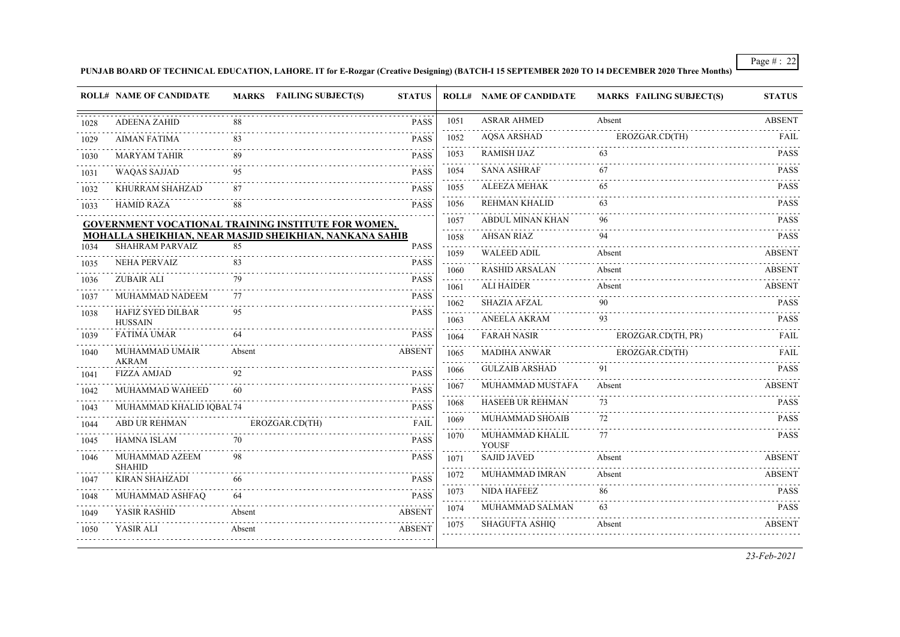PUNJAB BOARD OF TECHNICAL EDUCATION, LAHORE. IT for E-Rozgar (Creative Designing) (BATCH-I 15 SEPTEMBER 2020 TO 14 DECEMBER 2020 Three Months)

| ROLL# | NAME OF CANDIDATE | MARKS | FAILING SUBJECT(S) | STATUS |
|---|---|---|---|---|
| 1028 | ADEENA ZAHID | 88 | | PASS |
| 1029 | AIMAN FATIMA | 83 | | PASS |
| 1030 | MARYAM TAHIR | 89 | | PASS |
| 1031 | WAQAS SAJJAD | 95 | | PASS |
| 1032 | KHURRAM SHAHZAD | 87 | | PASS |
| 1033 | HAMID RAZA | 88 | | PASS |

**GOVERNMENT VOCATIONAL TRAINING INSTITUTE FOR WOMEN, MOHALLA SHEIKHIAN, NEAR MASJID SHEIKHIAN, NANKANA SAHIB**

| ROLL# | NAME OF CANDIDATE | MARKS | FAILING SUBJECT(S) | STATUS |
|---|---|---|---|---|
| 1034 | SHAHRAM PARVAIZ | 85 | | PASS |
| 1035 | NEHA PERVAIZ | 83 | | PASS |
| 1036 | ZUBAIR ALI | 79 | | PASS |
| 1037 | MUHAMMAD NADEEM | 77 | | PASS |
| 1038 | HAFIZ SYED DILBAR HUSSAIN | 95 | | PASS |
| 1039 | FATIMA UMAR | 64 | | PASS |
| 1040 | MUHAMMAD UMAIR AKRAM | Absent | | ABSENT |
| 1041 | FIZZA AMJAD | 92 | | PASS |
| 1042 | MUHAMMAD WAHEED | 60 | | PASS |
| 1043 | MUHAMMAD KHALID IQBAL | 74 | | PASS |
| 1044 | ABD UR REHMAN | | EROZGAR.CD(TH) | FAIL |
| 1045 | HAMNA ISLAM | 70 | | PASS |
| 1046 | MUHAMMAD AZEEM SHAHID | 98 | | PASS |
| 1047 | KIRAN SHAHZADI | 66 | | PASS |
| 1048 | MUHAMMAD ASHFAQ | 64 | | PASS |
| 1049 | YASIR RASHID | Absent | | ABSENT |
| 1050 | YASIR ALI | Absent | | ABSENT |
| 1051 | ASRAR AHMED | Absent | | ABSENT |
| 1052 | AQSA ARSHAD | | EROZGAR.CD(TH) | FAIL |
| 1053 | RAMISH IJAZ | 63 | | PASS |
| 1054 | SANA ASHRAF | 67 | | PASS |
| 1055 | ALEEZA MEHAK | 65 | | PASS |
| 1056 | REHMAN KHALID | 63 | | PASS |
| 1057 | ABDUL MINAN KHAN | 96 | | PASS |
| 1058 | AHSAN RIAZ | 94 | | PASS |
| 1059 | WALEED ADIL | Absent | | ABSENT |
| 1060 | RASHID ARSALAN | Absent | | ABSENT |
| 1061 | ALI HAIDER | Absent | | ABSENT |
| 1062 | SHAZIA AFZAL | 90 | | PASS |
| 1063 | ANEELA AKRAM | 93 | | PASS |
| 1064 | FARAH NASIR | | EROZGAR.CD(TH, PR) | FAIL |
| 1065 | MADIHA ANWAR | | EROZGAR.CD(TH) | FAIL |
| 1066 | GULZAIB ARSHAD | 91 | | PASS |
| 1067 | MUHAMMAD MUSTAFA | Absent | | ABSENT |
| 1068 | HASEEB UR REHMAN | 73 | | PASS |
| 1069 | MUHAMMAD SHOAIB | 72 | | PASS |
| 1070 | MUHAMMAD KHALIL YOUSF | 77 | | PASS |
| 1071 | SAJID JAVED | Absent | | ABSENT |
| 1072 | MUHAMMAD IMRAN | Absent | | ABSENT |
| 1073 | NIDA HAFEEZ | 86 | | PASS |
| 1074 | MUHAMMAD SALMAN | 63 | | PASS |
| 1075 | SHAGUFTA ASHIQ | Absent | | ABSENT |

*23-Feb-2021*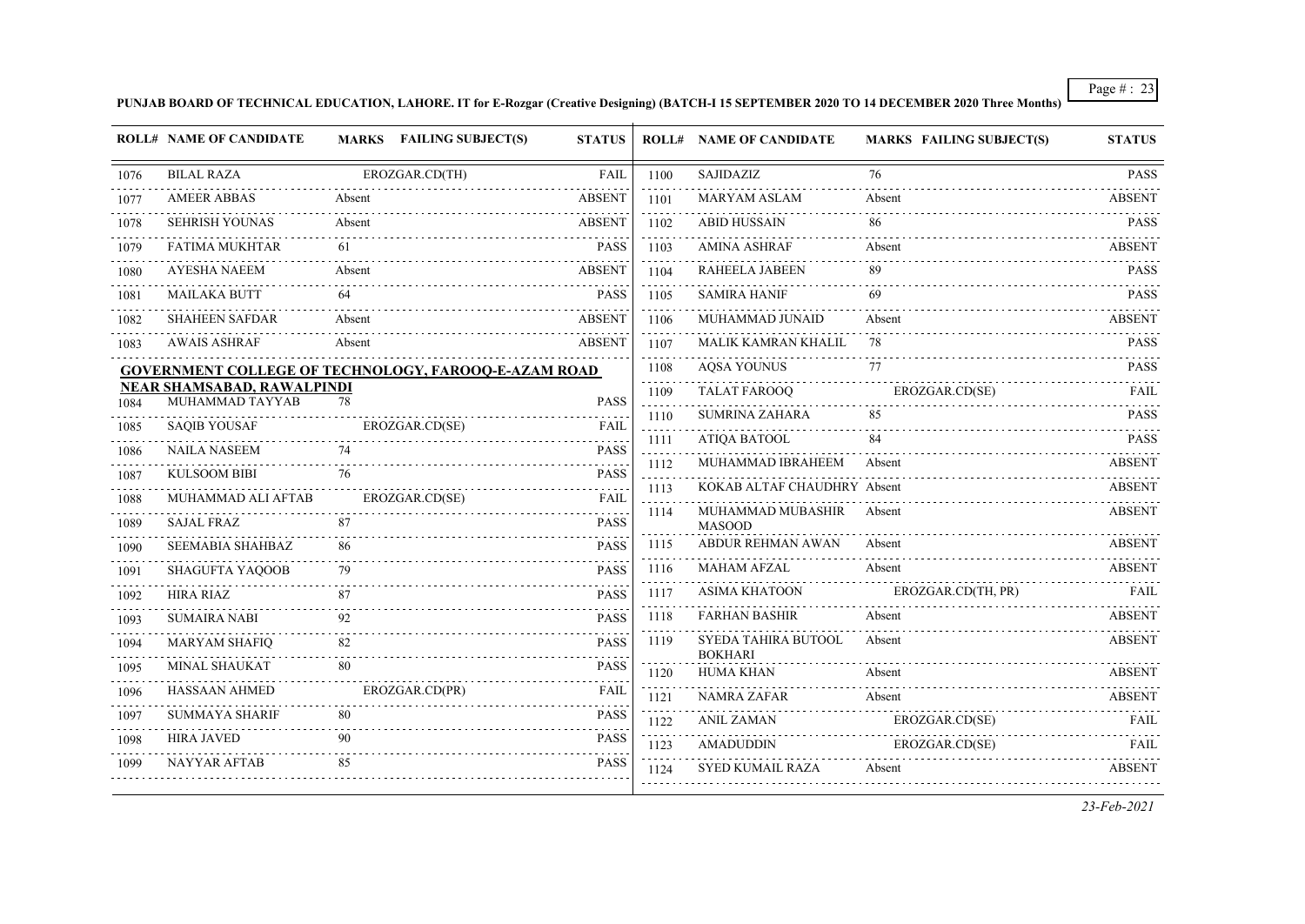PUNJAB BOARD OF TECHNICAL EDUCATION, LAHORE. IT for E-Rozgar (Creative Designing) (BATCH-I 15 SEPTEMBER 2020 TO 14 DECEMBER 2020 Three Months)

| ROLL# | NAME OF CANDIDATE | MARKS | FAILING SUBJECT(S) | STATUS |
|---|---|---|---|---|
| 1076 | BILAL RAZA | | EROZGAR.CD(TH) | FAIL |
| 1077 | AMEER ABBAS | Absent | | ABSENT |
| 1078 | SEHRISH YOUNAS | Absent | | ABSENT |
| 1079 | FATIMA MUKHTAR | 61 | | PASS |
| 1080 | AYESHA NAEEM | Absent | | ABSENT |
| 1081 | MAILAKA BUTT | 64 | | PASS |
| 1082 | SHAHEEN SAFDAR | Absent | | ABSENT |
| 1083 | AWAIS ASHRAF | Absent | | ABSENT |

**GOVERNMENT COLLEGE OF TECHNOLOGY, FAROOQ-E-AZAM ROAD NEAR SHAMSABAD, RAWALPINDI**

| ROLL# | NAME OF CANDIDATE | MARKS | FAILING SUBJECT(S) | STATUS |
|---|---|---|---|---|
| 1084 | MUHAMMAD TAYYAB | 78 | | PASS |
| 1085 | SAQIB YOUSAF | | EROZGAR.CD(SE) | FAIL |
| 1086 | NAILA NASEEM | 74 | | PASS |
| 1087 | KULSOOM BIBI | 76 | | PASS |
| 1088 | MUHAMMAD ALI AFTAB | | EROZGAR.CD(SE) | FAIL |
| 1089 | SAJAL FRAZ | 87 | | PASS |
| 1090 | SEEMABIA SHAHBAZ | 86 | | PASS |
| 1091 | SHAGUFTA YAQOOB | 79 | | PASS |
| 1092 | HIRA RIAZ | 87 | | PASS |
| 1093 | SUMAIRA NABI | 92 | | PASS |
| 1094 | MARYAM SHAFIQ | 82 | | PASS |
| 1095 | MINAL SHAUKAT | 80 | | PASS |
| 1096 | HASSAAN AHMED | | EROZGAR.CD(PR) | FAIL |
| 1097 | SUMMAYA SHARIF | 80 | | PASS |
| 1098 | HIRA JAVED | 90 | | PASS |
| 1099 | NAYYAR AFTAB | 85 | | PASS |
| 1100 | SAJIDAZIZ | 76 | | PASS |
| 1101 | MARYAM ASLAM | Absent | | ABSENT |
| 1102 | ABID HUSSAIN | 86 | | PASS |
| 1103 | AMINA ASHRAF | Absent | | ABSENT |
| 1104 | RAHEELA JABEEN | 89 | | PASS |
| 1105 | SAMIRA HANIF | 69 | | PASS |
| 1106 | MUHAMMAD JUNAID | Absent | | ABSENT |
| 1107 | MALIK KAMRAN KHALIL | 78 | | PASS |
| 1108 | AQSA YOUNUS | 77 | | PASS |
| 1109 | TALAT FAROOQ | | EROZGAR.CD(SE) | FAIL |
| 1110 | SUMRINA ZAHARA | 85 | | PASS |
| 1111 | ATIQA BATOOL | 84 | | PASS |
| 1112 | MUHAMMAD IBRAHEEM | Absent | | ABSENT |
| 1113 | KOKAB ALTAF CHAUDHRY | Absent | | ABSENT |
| 1114 | MUHAMMAD MUBASHIR MASOOD | Absent | | ABSENT |
| 1115 | ABDUR REHMAN AWAN | Absent | | ABSENT |
| 1116 | MAHAM AFZAL | Absent | | ABSENT |
| 1117 | ASIMA KHATOON | | EROZGAR.CD(TH, PR) | FAIL |
| 1118 | FARHAN BASHIR | Absent | | ABSENT |
| 1119 | SYEDA TAHIRA BUTOOL BOKHARI | Absent | | ABSENT |
| 1120 | HUMA KHAN | Absent | | ABSENT |
| 1121 | NAMRA ZAFAR | Absent | | ABSENT |
| 1122 | ANIL ZAMAN | | EROZGAR.CD(SE) | FAIL |
| 1123 | AMADUDDIN | | EROZGAR.CD(SE) | FAIL |
| 1124 | SYED KUMAIL RAZA | Absent | | ABSENT |

*23-Feb-2021*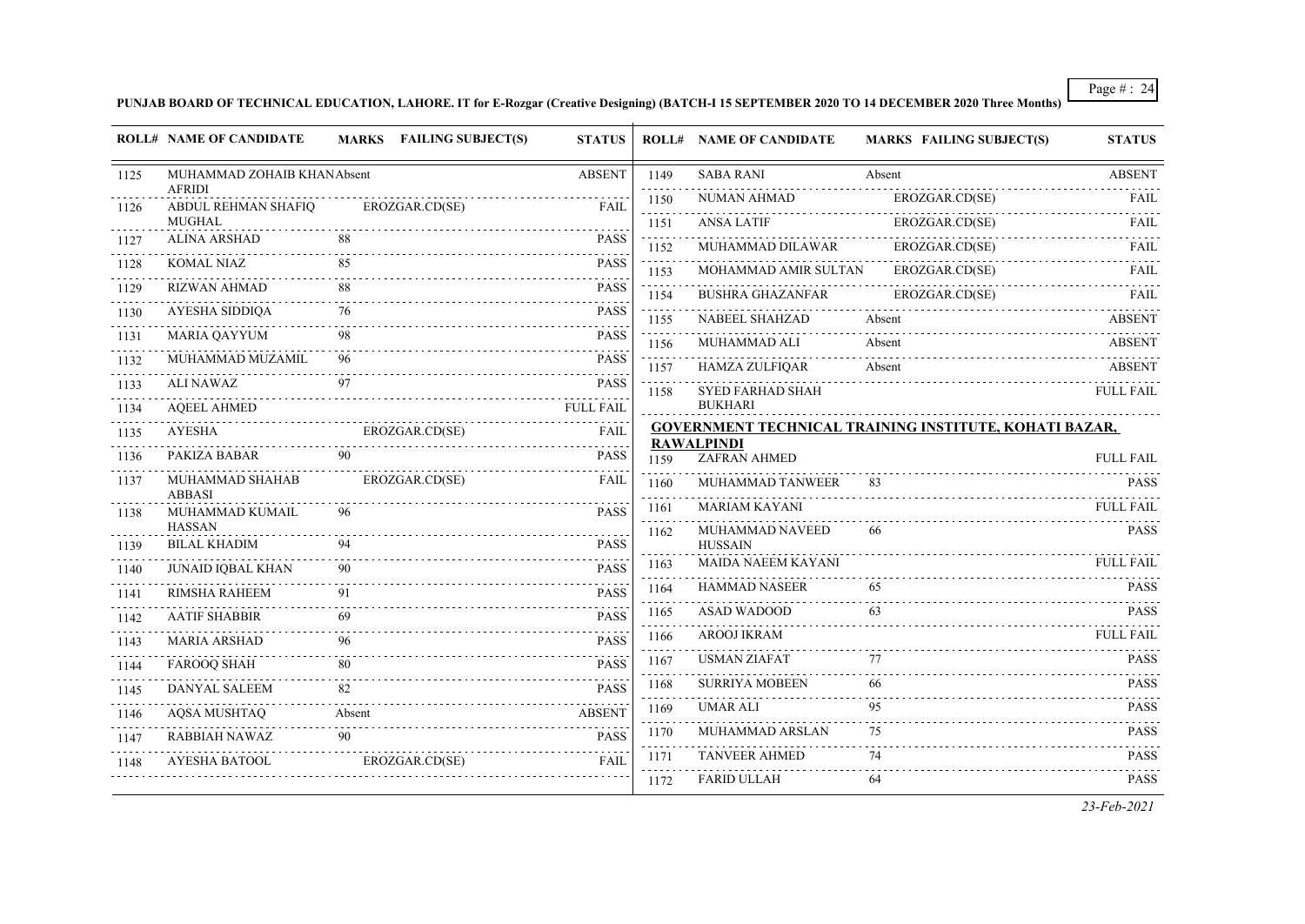**PUNJAB BOARD OF TECHNICAL EDUCATION, LAHORE. IT for E-Rozgar (Creative Designing) (BATCH-I 15 SEPTEMBER 2020 TO 14 DECEMBER 2020 Three Months)**

| ROLL# | NAME OF CANDIDATE | MARKS | FAILING SUBJECT(S) | STATUS |
|---|---|---|---|---|
| 1125 | MUHAMMAD ZOHAIB KHAN AFRIDI | Absent | | ABSENT |
| 1126 | ABDUL REHMAN SHAFIQ MUGHAL | | EROZGAR.CD(SE) | FAIL |
| 1127 | ALINA ARSHAD | 88 | | PASS |
| 1128 | KOMAL NIAZ | 85 | | PASS |
| 1129 | RIZWAN AHMAD | 88 | | PASS |
| 1130 | AYESHA SIDDIQA | 76 | | PASS |
| 1131 | MARIA QAYYUM | 98 | | PASS |
| 1132 | MUHAMMAD MUZAMIL | 96 | | PASS |
| 1133 | ALI NAWAZ | 97 | | PASS |
| 1134 | AQEEL AHMED | | | FULL FAIL |
| 1135 | AYESHA | | EROZGAR.CD(SE) | FAIL |
| 1136 | PAKIZA BABAR | 90 | | PASS |
| 1137 | MUHAMMAD SHAHAB ABBASI | | EROZGAR.CD(SE) | FAIL |
| 1138 | MUHAMMAD KUMAIL HASSAN | 96 | | PASS |
| 1139 | BILAL KHADIM | 94 | | PASS |
| 1140 | JUNAID IQBAL KHAN | 90 | | PASS |
| 1141 | RIMSHA RAHEEM | 91 | | PASS |
| 1142 | AATIF SHABBIR | 69 | | PASS |
| 1143 | MARIA ARSHAD | 96 | | PASS |
| 1144 | FAROOQ SHAH | 80 | | PASS |
| 1145 | DANYAL SALEEM | 82 | | PASS |
| 1146 | AQSA MUSHTAQ | Absent | | ABSENT |
| 1147 | RABBIAH NAWAZ | 90 | | PASS |
| 1148 | AYESHA BATOOL | | EROZGAR.CD(SE) | FAIL |
| 1149 | SABA RANI | Absent | | ABSENT |
| 1150 | NUMAN AHMAD | | EROZGAR.CD(SE) | FAIL |
| 1151 | ANSA LATIF | | EROZGAR.CD(SE) | FAIL |
| 1152 | MUHAMMAD DILAWAR | | EROZGAR.CD(SE) | FAIL |
| 1153 | MOHAMMAD AMIR SULTAN | | EROZGAR.CD(SE) | FAIL |
| 1154 | BUSHRA GHAZANFAR | | EROZGAR.CD(SE) | FAIL |
| 1155 | NABEEL SHAHZAD | Absent | | ABSENT |
| 1156 | MUHAMMAD ALI | Absent | | ABSENT |
| 1157 | HAMZA ZULFIQAR | Absent | | ABSENT |
| 1158 | SYED FARHAD SHAH BUKHARI | | | FULL FAIL |

**GOVERNMENT TECHNICAL TRAINING INSTITUTE, KOHATI BAZAR, RAWALPINDI**

| ROLL# | NAME OF CANDIDATE | MARKS | FAILING SUBJECT(S) | STATUS |
|---|---|---|---|---|
| 1159 | ZAFRAN AHMED | | | FULL FAIL |
| 1160 | MUHAMMAD TANWEER | 83 | | PASS |
| 1161 | MARIAM KAYANI | | | FULL FAIL |
| 1162 | MUHAMMAD NAVEED HUSSAIN | 66 | | PASS |
| 1163 | MAIDA NAEEM KAYANI | | | FULL FAIL |
| 1164 | HAMMAD NASEER | 65 | | PASS |
| 1165 | ASAD WADOOD | 63 | | PASS |
| 1166 | AROOJ IKRAM | | | FULL FAIL |
| 1167 | USMAN ZIAFAT | 77 | | PASS |
| 1168 | SURRIYA MOBEEN | 66 | | PASS |
| 1169 | UMAR ALI | 95 | | PASS |
| 1170 | MUHAMMAD ARSLAN | 75 | | PASS |
| 1171 | TANVEER AHMED | 74 | | PASS |
| 1172 | FARID ULLAH | 64 | | PASS |

*23-Feb-2021*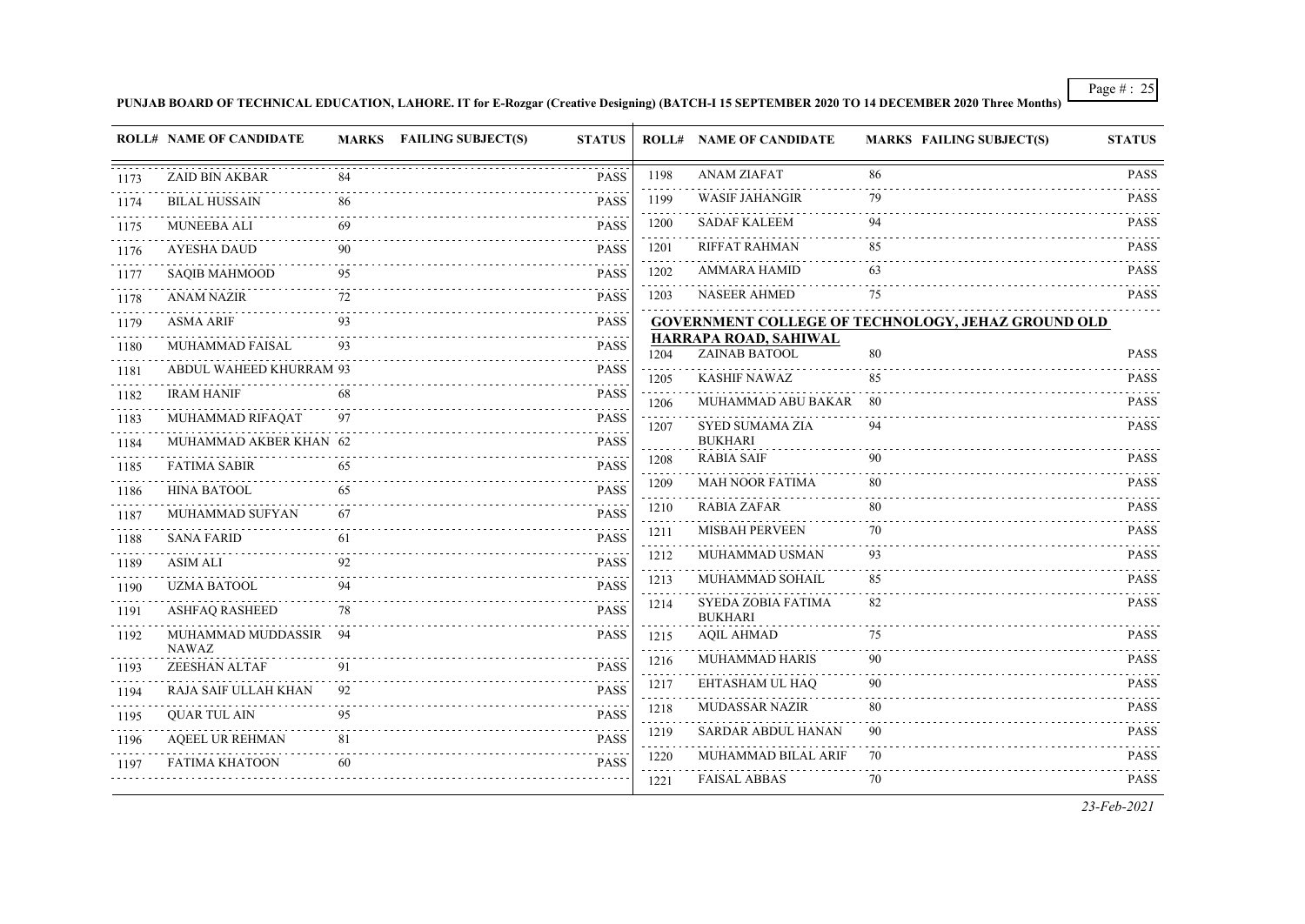**PUNJAB BOARD OF TECHNICAL EDUCATION, LAHORE. IT for E-Rozgar (Creative Designing) (BATCH-I 15 SEPTEMBER 2020 TO 14 DECEMBER 2020 Three Months)**

| ROLL# | NAME OF CANDIDATE | MARKS | FAILING SUBJECT(S) | STATUS |
|---|---|---|---|---|
| 1173 | ZAID BIN AKBAR | 84 | | PASS |
| 1174 | BILAL HUSSAIN | 86 | | PASS |
| 1175 | MUNEEBA ALI | 69 | | PASS |
| 1176 | AYESHA DAUD | 90 | | PASS |
| 1177 | SAQIB MAHMOOD | 95 | | PASS |
| 1178 | ANAM NAZIR | 72 | | PASS |
| 1179 | ASMA ARIF | 93 | | PASS |
| 1180 | MUHAMMAD FAISAL | 93 | | PASS |
| 1181 | ABDUL WAHEED KHURRAM | 93 | | PASS |
| 1182 | IRAM HANIF | 68 | | PASS |
| 1183 | MUHAMMAD RIFAQAT | 97 | | PASS |
| 1184 | MUHAMMAD AKBER KHAN | 62 | | PASS |
| 1185 | FATIMA SABIR | 65 | | PASS |
| 1186 | HINA BATOOL | 65 | | PASS |
| 1187 | MUHAMMAD SUFYAN | 67 | | PASS |
| 1188 | SANA FARID | 61 | | PASS |
| 1189 | ASIM ALI | 92 | | PASS |
| 1190 | UZMA BATOOL | 94 | | PASS |
| 1191 | ASHFAQ RASHEED | 78 | | PASS |
| 1192 | MUHAMMAD MUDDASSIR NAWAZ | 94 | | PASS |
| 1193 | ZEESHAN ALTAF | 91 | | PASS |
| 1194 | RAJA SAIF ULLAH KHAN | 92 | | PASS |
| 1195 | QUAR TUL AIN | 95 | | PASS |
| 1196 | AQEEL UR REHMAN | 81 | | PASS |
| 1197 | FATIMA KHATOON | 60 | | PASS |
| 1198 | ANAM ZIAFAT | 86 | | PASS |
| 1199 | WASIF JAHANGIR | 79 | | PASS |
| 1200 | SADAF KALEEM | 94 | | PASS |
| 1201 | RIFFAT RAHMAN | 85 | | PASS |
| 1202 | AMMARA HAMID | 63 | | PASS |
| 1203 | NASEER AHMED | 75 | | PASS |

**GOVERNMENT COLLEGE OF TECHNOLOGY, JEHAZ GROUND OLD HARRAPA ROAD, SAHIWAL**

| ROLL# | NAME OF CANDIDATE | MARKS | FAILING SUBJECT(S) | STATUS |
|---|---|---|---|---|
| 1204 | ZAINAB BATOOL | 80 | | PASS |
| 1205 | KASHIF NAWAZ | 85 | | PASS |
| 1206 | MUHAMMAD ABU BAKAR | 80 | | PASS |
| 1207 | SYED SUMAMA ZIA BUKHARI | 94 | | PASS |
| 1208 | RABIA SAIF | 90 | | PASS |
| 1209 | MAH NOOR FATIMA | 80 | | PASS |
| 1210 | RABIA ZAFAR | 80 | | PASS |
| 1211 | MISBAH PERVEEN | 70 | | PASS |
| 1212 | MUHAMMAD USMAN | 93 | | PASS |
| 1213 | MUHAMMAD SOHAIL | 85 | | PASS |
| 1214 | SYEDA ZOBIA FATIMA BUKHARI | 82 | | PASS |
| 1215 | AQIL AHMAD | 75 | | PASS |
| 1216 | MUHAMMAD HARIS | 90 | | PASS |
| 1217 | EHTASHAM UL HAQ | 90 | | PASS |
| 1218 | MUDASSAR NAZIR | 80 | | PASS |
| 1219 | SARDAR ABDUL HANAN | 90 | | PASS |
| 1220 | MUHAMMAD BILAL ARIF | 70 | | PASS |
| 1221 | FAISAL ABBAS | 70 | | PASS |

*23-Feb-2021*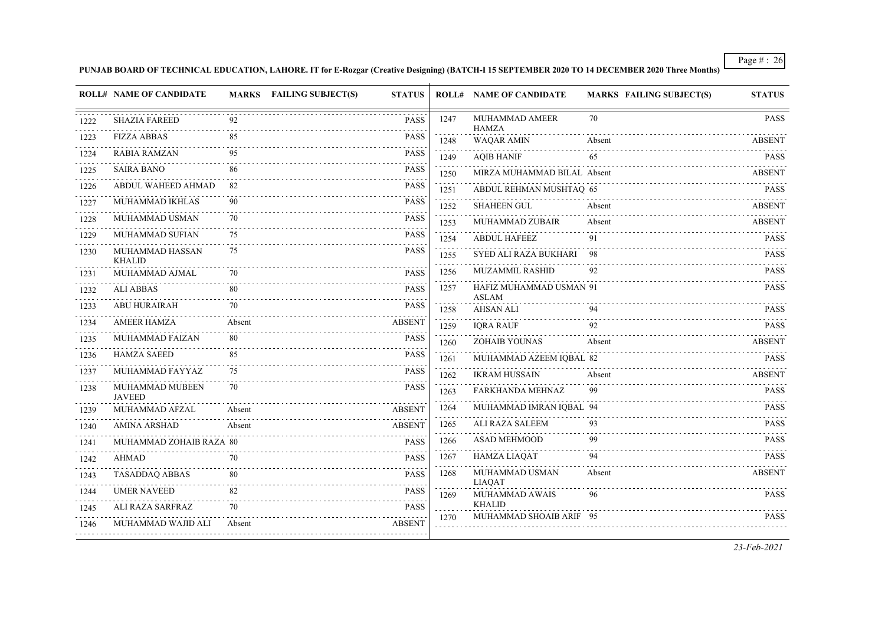**PUNJAB BOARD OF TECHNICAL EDUCATION, LAHORE. IT for E-Rozgar (Creative Designing) (BATCH-I 15 SEPTEMBER 2020 TO 14 DECEMBER 2020 Three Months)**

| ROLL# | NAME OF CANDIDATE | MARKS | FAILING SUBJECT(S) | STATUS |
|---|---|---|---|---|
| 1222 | SHAZIA FAREED | 92 | | PASS |
| 1223 | FIZZA ABBAS | 85 | | PASS |
| 1224 | RABIA RAMZAN | 95 | | PASS |
| 1225 | SAIRA BANO | 86 | | PASS |
| 1226 | ABDUL WAHEED AHMAD | 82 | | PASS |
| 1227 | MUHAMMAD IKHLAS | 90 | | PASS |
| 1228 | MUHAMMAD USMAN | 70 | | PASS |
| 1229 | MUHAMMAD SUFIAN | 75 | | PASS |
| 1230 | MUHAMMAD HASSAN KHALID | 75 | | PASS |
| 1231 | MUHAMMAD AJMAL | 70 | | PASS |
| 1232 | ALI ABBAS | 80 | | PASS |
| 1233 | ABU HURAIRAH | 70 | | PASS |
| 1234 | AMEER HAMZA | Absent | | ABSENT |
| 1235 | MUHAMMAD FAIZAN | 80 | | PASS |
| 1236 | HAMZA SAEED | 85 | | PASS |
| 1237 | MUHAMMAD FAYYAZ | 75 | | PASS |
| 1238 | MUHAMMAD MUBEEN JAVEED | 70 | | PASS |
| 1239 | MUHAMMAD AFZAL | Absent | | ABSENT |
| 1240 | AMINA ARSHAD | Absent | | ABSENT |
| 1241 | MUHAMMAD ZOHAIB RAZA | 80 | | PASS |
| 1242 | AHMAD | 70 | | PASS |
| 1243 | TASADDAQ ABBAS | 80 | | PASS |
| 1244 | UMER NAVEED | 82 | | PASS |
| 1245 | ALI RAZA SARFRAZ | 70 | | PASS |
| 1246 | MUHAMMAD WAJID ALI | Absent | | ABSENT |
| 1247 | MUHAMMAD AMEER HAMZA | 70 | | PASS |
| 1248 | WAQAR AMIN | Absent | | ABSENT |
| 1249 | AQIB HANIF | 65 | | PASS |
| 1250 | MIRZA MUHAMMAD BILAL | Absent | | ABSENT |
| 1251 | ABDUL REHMAN MUSHTAQ | 65 | | PASS |
| 1252 | SHAHEEN GUL | Absent | | ABSENT |
| 1253 | MUHAMMAD ZUBAIR | Absent | | ABSENT |
| 1254 | ABDUL HAFEEZ | 91 | | PASS |
| 1255 | SYED ALI RAZA BUKHARI | 98 | | PASS |
| 1256 | MUZAMMIL RASHID | 92 | | PASS |
| 1257 | HAFIZ MUHAMMAD USMAN ASLAM | 91 | | PASS |
| 1258 | AHSAN ALI | 94 | | PASS |
| 1259 | IQRA RAUF | 92 | | PASS |
| 1260 | ZOHAIB YOUNAS | Absent | | ABSENT |
| 1261 | MUHAMMAD AZEEM IQBAL | 82 | | PASS |
| 1262 | IKRAM HUSSAIN | Absent | | ABSENT |
| 1263 | FARKHANDA MEHNAZ | 99 | | PASS |
| 1264 | MUHAMMAD IMRAN IQBAL | 94 | | PASS |
| 1265 | ALI RAZA SALEEM | 93 | | PASS |
| 1266 | ASAD MEHMOOD | 99 | | PASS |
| 1267 | HAMZA LIAQAT | 94 | | PASS |
| 1268 | MUHAMMAD USMAN LIAQAT | Absent | | ABSENT |
| 1269 | MUHAMMAD AWAIS KHALID | 96 | | PASS |
| 1270 | MUHAMMAD SHOAIB ARIF | 95 | | PASS |

*23-Feb-2021*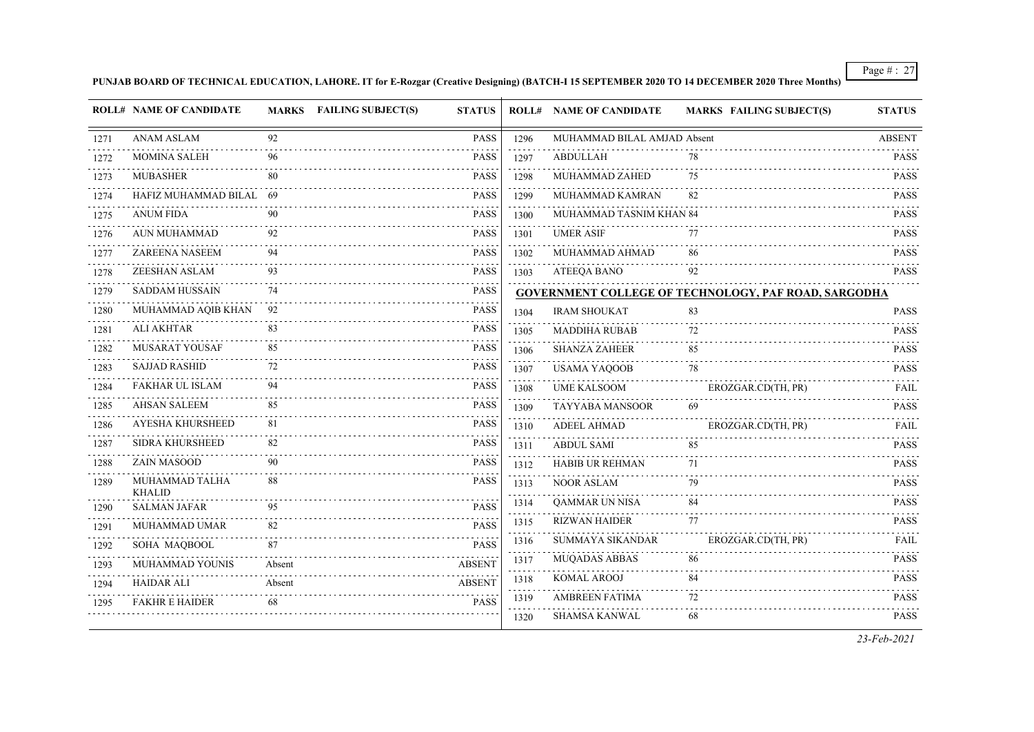**PUNJAB BOARD OF TECHNICAL EDUCATION, LAHORE. IT for E-Rozgar (Creative Designing) (BATCH-I 15 SEPTEMBER 2020 TO 14 DECEMBER 2020 Three Months)**

| ROLL# | NAME OF CANDIDATE | MARKS | FAILING SUBJECT(S) | STATUS |
|---|---|---|---|---|
| 1271 | ANAM ASLAM | 92 | | PASS |
| 1272 | MOMINA SALEH | 96 | | PASS |
| 1273 | MUBASHER | 80 | | PASS |
| 1274 | HAFIZ MUHAMMAD BILAL | 69 | | PASS |
| 1275 | ANUM FIDA | 90 | | PASS |
| 1276 | AUN MUHAMMAD | 92 | | PASS |
| 1277 | ZAREENA NASEEM | 94 | | PASS |
| 1278 | ZEESHAN ASLAM | 93 | | PASS |
| 1279 | SADDAM HUSSAIN | 74 | | PASS |
| 1280 | MUHAMMAD AQIB KHAN | 92 | | PASS |
| 1281 | ALI AKHTAR | 83 | | PASS |
| 1282 | MUSARAT YOUSAF | 85 | | PASS |
| 1283 | SAJJAD RASHID | 72 | | PASS |
| 1284 | FAKHAR UL ISLAM | 94 | | PASS |
| 1285 | AHSAN SALEEM | 85 | | PASS |
| 1286 | AYESHA KHURSHEED | 81 | | PASS |
| 1287 | SIDRA KHURSHEED | 82 | | PASS |
| 1288 | ZAIN MASOOD | 90 | | PASS |
| 1289 | MUHAMMAD TALHA KHALID | 88 | | PASS |
| 1290 | SALMAN JAFAR | 95 | | PASS |
| 1291 | MUHAMMAD UMAR | 82 | | PASS |
| 1292 | SOHA MAQBOOL | 87 | | PASS |
| 1293 | MUHAMMAD YOUNIS | Absent | | ABSENT |
| 1294 | HAIDAR ALI | Absent | | ABSENT |
| 1295 | FAKHR E HAIDER | 68 | | PASS |
| 1296 | MUHAMMAD BILAL AMJAD | Absent | | ABSENT |
| 1297 | ABDULLAH | 78 | | PASS |
| 1298 | MUHAMMAD ZAHED | 75 | | PASS |
| 1299 | MUHAMMAD KAMRAN | 82 | | PASS |
| 1300 | MUHAMMAD TASNIM KHAN | 84 | | PASS |
| 1301 | UMER ASIF | 77 | | PASS |
| 1302 | MUHAMMAD AHMAD | 86 | | PASS |
| 1303 | ATEEQA BANO | 92 | | PASS |

**GOVERNMENT COLLEGE OF TECHNOLOGY, PAF ROAD, SARGODHA**

| ROLL# | NAME OF CANDIDATE | MARKS | FAILING SUBJECT(S) | STATUS |
|---|---|---|---|---|
| 1304 | IRAM SHOUKAT | 83 | | PASS |
| 1305 | MADDIHA RUBAB | 72 | | PASS |
| 1306 | SHANZA ZAHEER | 85 | | PASS |
| 1307 | USAMA YAQOOB | 78 | | PASS |
| 1308 | UME KALSOOM | | EROZGAR.CD(TH, PR) | FAIL |
| 1309 | TAYYABA MANSOOR | 69 | | PASS |
| 1310 | ADEEL AHMAD | | EROZGAR.CD(TH, PR) | FAIL |
| 1311 | ABDUL SAMI | 85 | | PASS |
| 1312 | HABIB UR REHMAN | 71 | | PASS |
| 1313 | NOOR ASLAM | 79 | | PASS |
| 1314 | QAMMAR UN NISA | 84 | | PASS |
| 1315 | RIZWAN HAIDER | 77 | | PASS |
| 1316 | SUMMAYA SIKANDAR | | EROZGAR.CD(TH, PR) | FAIL |
| 1317 | MUQADAS ABBAS | 86 | | PASS |
| 1318 | KOMAL AROOJ | 84 | | PASS |
| 1319 | AMBREEN FATIMA | 72 | | PASS |
| 1320 | SHAMSA KANWAL | 68 | | PASS |

*23-Feb-2021*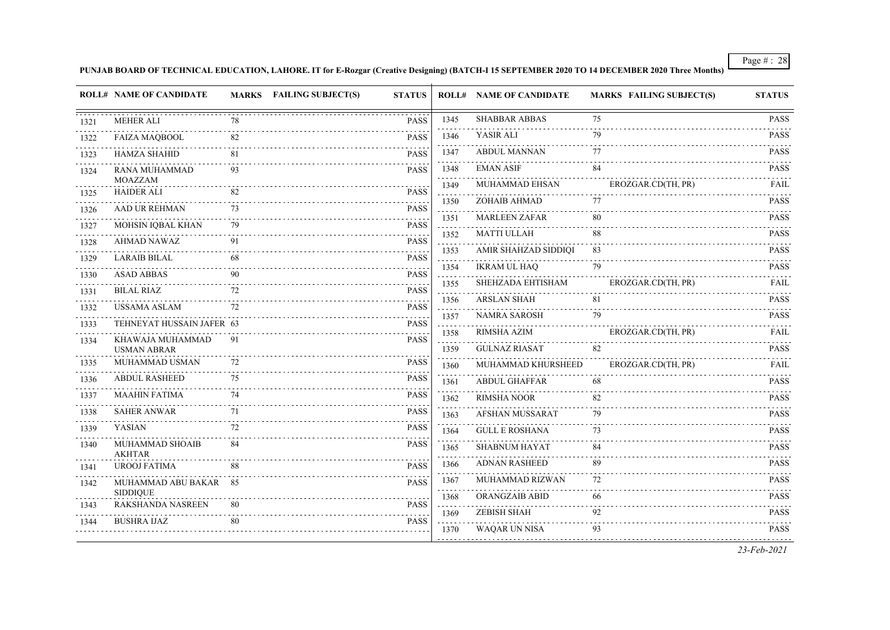**PUNJAB BOARD OF TECHNICAL EDUCATION, LAHORE. IT for E-Rozgar (Creative Designing) (BATCH-I 15 SEPTEMBER 2020 TO 14 DECEMBER 2020 Three Months)**

| ROLL# | NAME OF CANDIDATE | MARKS | FAILING SUBJECT(S) | STATUS |
|---|---|---|---|---|
| 1321 | MEHER ALI | 78 | | PASS |
| 1322 | FAIZA MAQBOOL | 82 | | PASS |
| 1323 | HAMZA SHAHID | 81 | | PASS |
| 1324 | RANA MUHAMMAD MOAZZAM | 93 | | PASS |
| 1325 | HAIDER ALI | 82 | | PASS |
| 1326 | AAD UR REHMAN | 73 | | PASS |
| 1327 | MOHSIN IQBAL KHAN | 79 | | PASS |
| 1328 | AHMAD NAWAZ | 91 | | PASS |
| 1329 | LARAIB BILAL | 68 | | PASS |
| 1330 | ASAD ABBAS | 90 | | PASS |
| 1331 | BILAL RIAZ | 72 | | PASS |
| 1332 | USSAMA ASLAM | 72 | | PASS |
| 1333 | TEHNEYAT HUSSAIN JAFER | 63 | | PASS |
| 1334 | KHAWAJA MUHAMMAD USMAN ABRAR | 91 | | PASS |
| 1335 | MUHAMMAD USMAN | 72 | | PASS |
| 1336 | ABDUL RASHEED | 75 | | PASS |
| 1337 | MAAHIN FATIMA | 74 | | PASS |
| 1338 | SAHER ANWAR | 71 | | PASS |
| 1339 | YASIAN | 72 | | PASS |
| 1340 | MUHAMMAD SHOAIB AKHTAR | 84 | | PASS |
| 1341 | UROOJ FATIMA | 88 | | PASS |
| 1342 | MUHAMMAD ABU BAKAR SIDDIQUE | 85 | | PASS |
| 1343 | RAKSHANDA NASREEN | 80 | | PASS |
| 1344 | BUSHRA IJAZ | 80 | | PASS |
| 1345 | SHABBAR ABBAS | 75 | | PASS |
| 1346 | YASIR ALI | 79 | | PASS |
| 1347 | ABDUL MANNAN | 77 | | PASS |
| 1348 | EMAN ASIF | 84 | | PASS |
| 1349 | MUHAMMAD EHSAN | | EROZGAR.CD(TH, PR) | FAIL |
| 1350 | ZOHAIB AHMAD | 77 | | PASS |
| 1351 | MARLEEN ZAFAR | 80 | | PASS |
| 1352 | MATTI ULLAH | 88 | | PASS |
| 1353 | AMIR SHAHZAD SIDDIQI | 83 | | PASS |
| 1354 | IKRAM UL HAQ | 79 | | PASS |
| 1355 | SHEHZADA EHTISHAM | | EROZGAR.CD(TH, PR) | FAIL |
| 1356 | ARSLAN SHAH | 81 | | PASS |
| 1357 | NAMRA SAROSH | 79 | | PASS |
| 1358 | RIMSHA AZIM | | EROZGAR.CD(TH, PR) | FAIL |
| 1359 | GULNAZ RIASAT | 82 | | PASS |
| 1360 | MUHAMMAD KHURSHEED | | EROZGAR.CD(TH, PR) | FAIL |
| 1361 | ABDUL GHAFFAR | 68 | | PASS |
| 1362 | RIMSHA NOOR | 82 | | PASS |
| 1363 | AFSHAN MUSSARAT | 79 | | PASS |
| 1364 | GULL E ROSHANA | 73 | | PASS |
| 1365 | SHABNUM HAYAT | 84 | | PASS |
| 1366 | ADNAN RASHEED | 89 | | PASS |
| 1367 | MUHAMMAD RIZWAN | 72 | | PASS |
| 1368 | ORANGZAIB ABID | 66 | | PASS |
| 1369 | ZEBISH SHAH | 92 | | PASS |
| 1370 | WAQAR UN NISA | 93 | | PASS |

*23-Feb-2021*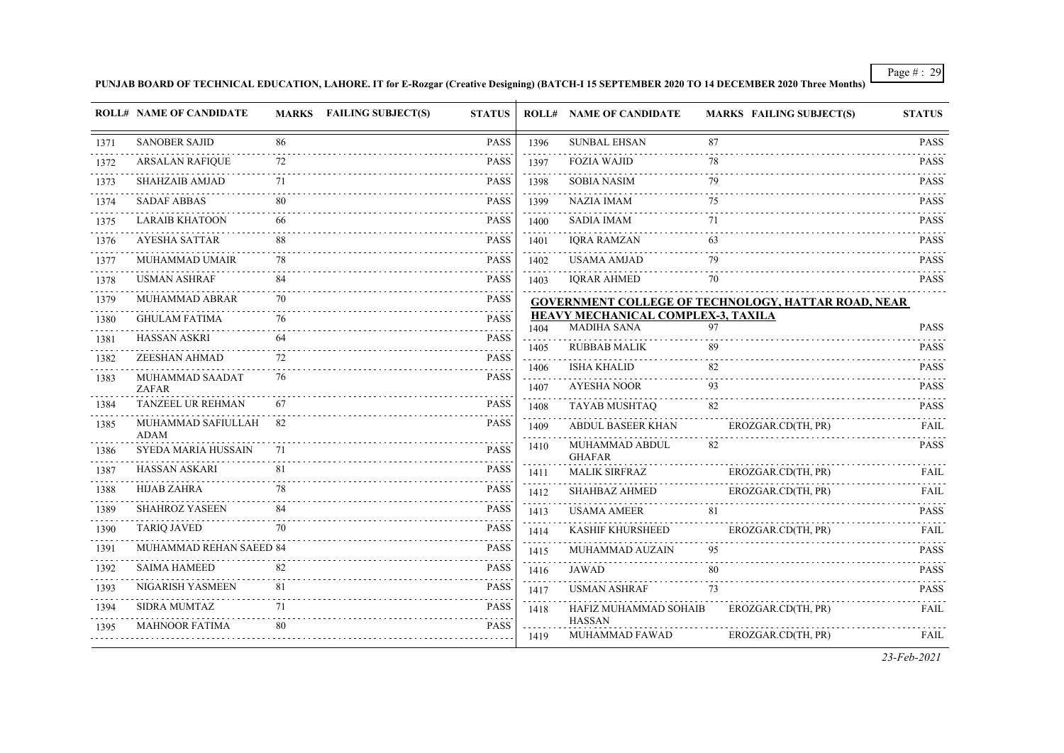**PUNJAB BOARD OF TECHNICAL EDUCATION, LAHORE. IT for E-Rozgar (Creative Designing) (BATCH-I 15 SEPTEMBER 2020 TO 14 DECEMBER 2020 Three Months)**

| ROLL# | NAME OF CANDIDATE | MARKS | FAILING SUBJECT(S) | STATUS |
|---|---|---|---|---|
| 1371 | SANOBER SAJID | 86 | | PASS |
| 1372 | ARSALAN RAFIQUE | 72 | | PASS |
| 1373 | SHAHZAIB AMJAD | 71 | | PASS |
| 1374 | SADAF ABBAS | 80 | | PASS |
| 1375 | LARAIB KHATOON | 66 | | PASS |
| 1376 | AYESHA SATTAR | 88 | | PASS |
| 1377 | MUHAMMAD UMAIR | 78 | | PASS |
| 1378 | USMAN ASHRAF | 84 | | PASS |
| 1379 | MUHAMMAD ABRAR | 70 | | PASS |
| 1380 | GHULAM FATIMA | 76 | | PASS |
| 1381 | HASSAN ASKRI | 64 | | PASS |
| 1382 | ZEESHAN AHMAD | 72 | | PASS |
| 1383 | MUHAMMAD SAADAT ZAFAR | 76 | | PASS |
| 1384 | TANZEEL UR REHMAN | 67 | | PASS |
| 1385 | MUHAMMAD SAFIULLAH ADAM | 82 | | PASS |
| 1386 | SYEDA MARIA HUSSAIN | 71 | | PASS |
| 1387 | HASSAN ASKARI | 81 | | PASS |
| 1388 | HIJAB ZAHRA | 78 | | PASS |
| 1389 | SHAHROZ YASEEN | 84 | | PASS |
| 1390 | TARIQ JAVED | 70 | | PASS |
| 1391 | MUHAMMAD REHAN SAEED | 84 | | PASS |
| 1392 | SAIMA HAMEED | 82 | | PASS |
| 1393 | NIGARISH YASMEEN | 81 | | PASS |
| 1394 | SIDRA MUMTAZ | 71 | | PASS |
| 1395 | MAHNOOR FATIMA | 80 | | PASS |
| 1396 | SUNBAL EHSAN | 87 | | PASS |
| 1397 | FOZIA WAJID | 78 | | PASS |
| 1398 | SOBIA NASIM | 79 | | PASS |
| 1399 | NAZIA IMAM | 75 | | PASS |
| 1400 | SADIA IMAM | 71 | | PASS |
| 1401 | IQRA RAMZAN | 63 | | PASS |
| 1402 | USAMA AMJAD | 79 | | PASS |
| 1403 | IQRAR AHMED | 70 | | PASS |

**GOVERNMENT COLLEGE OF TECHNOLOGY, HATTAR ROAD, NEAR HEAVY MECHANICAL COMPLEX-3, TAXILA**

| ROLL# | NAME OF CANDIDATE | MARKS | FAILING SUBJECT(S) | STATUS |
|---|---|---|---|---|
| 1404 | MADIHA SANA | 97 | | PASS |
| 1405 | RUBBAB MALIK | 89 | | PASS |
| 1406 | ISHA KHALID | 82 | | PASS |
| 1407 | AYESHA NOOR | 93 | | PASS |
| 1408 | TAYAB MUSHTAQ | 82 | | PASS |
| 1409 | ABDUL BASEER KHAN | | EROZGAR.CD(TH, PR) | FAIL |
| 1410 | MUHAMMAD ABDUL GHAFAR | 82 | | PASS |
| 1411 | MALIK SIRFRAZ | | EROZGAR.CD(TH, PR) | FAIL |
| 1412 | SHAHBAZ AHMED | | EROZGAR.CD(TH, PR) | FAIL |
| 1413 | USAMA AMEER | 81 | | PASS |
| 1414 | KASHIF KHURSHEED | | EROZGAR.CD(TH, PR) | FAIL |
| 1415 | MUHAMMAD AUZAIN | 95 | | PASS |
| 1416 | JAWAD | 80 | | PASS |
| 1417 | USMAN ASHRAF | 73 | | PASS |
| 1418 | HAFIZ MUHAMMAD SOHAIB HASSAN | | EROZGAR.CD(TH, PR) | FAIL |
| 1419 | MUHAMMAD FAWAD | | EROZGAR.CD(TH, PR) | FAIL |

*23-Feb-2021*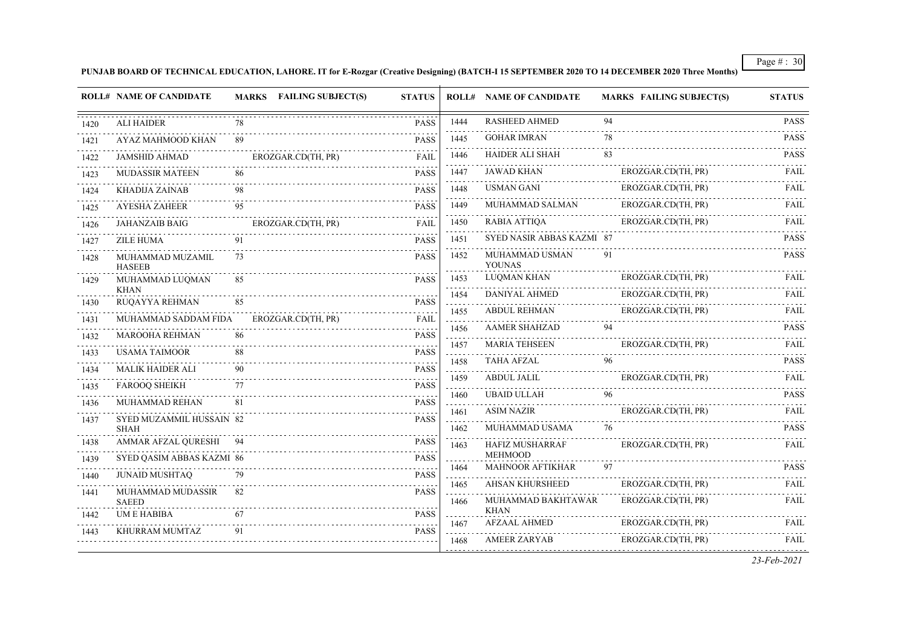**PUNJAB BOARD OF TECHNICAL EDUCATION, LAHORE. IT for E-Rozgar (Creative Designing) (BATCH-I 15 SEPTEMBER 2020 TO 14 DECEMBER 2020 Three Months)**

| ROLL# | NAME OF CANDIDATE | MARKS | FAILING SUBJECT(S) | STATUS |
|---|---|---|---|---|
| 1420 | ALI HAIDER | 78 | | PASS |
| 1421 | AYAZ MAHMOOD KHAN | 89 | | PASS |
| 1422 | JAMSHID AHMAD | | EROZGAR.CD(TH, PR) | FAIL |
| 1423 | MUDASSIR MATEEN | 86 | | PASS |
| 1424 | KHADIJA ZAINAB | 98 | | PASS |
| 1425 | AYESHA ZAHEER | 95 | | PASS |
| 1426 | JAHANZAIB BAIG | | EROZGAR.CD(TH, PR) | FAIL |
| 1427 | ZILE HUMA | 91 | | PASS |
| 1428 | MUHAMMAD MUZAMIL HASEEB | 73 | | PASS |
| 1429 | MUHAMMAD LUQMAN KHAN | 85 | | PASS |
| 1430 | RUQAYYA REHMAN | 85 | | PASS |
| 1431 | MUHAMMAD SADDAM FIDA | | EROZGAR.CD(TH, PR) | FAIL |
| 1432 | MAROOHA REHMAN | 86 | | PASS |
| 1433 | USAMA TAIMOOR | 88 | | PASS |
| 1434 | MALIK HAIDER ALI | 90 | | PASS |
| 1435 | FAROOQ SHEIKH | 77 | | PASS |
| 1436 | MUHAMMAD REHAN | 81 | | PASS |
| 1437 | SYED MUZAMMIL HUSSAIN SHAH | 82 | | PASS |
| 1438 | AMMAR AFZAL QURESHI | 94 | | PASS |
| 1439 | SYED QASIM ABBAS KAZMI | 86 | | PASS |
| 1440 | JUNAID MUSHTAQ | 79 | | PASS |
| 1441 | MUHAMMAD MUDASSIR SAEED | 82 | | PASS |
| 1442 | UM E HABIBA | 67 | | PASS |
| 1443 | KHURRAM MUMTAZ | 91 | | PASS |
| 1444 | RASHEED AHMED | 94 | | PASS |
| 1445 | GOHAR IMRAN | 78 | | PASS |
| 1446 | HAIDER ALI SHAH | 83 | | PASS |
| 1447 | JAWAD KHAN | | EROZGAR.CD(TH, PR) | FAIL |
| 1448 | USMAN GANI | | EROZGAR.CD(TH, PR) | FAIL |
| 1449 | MUHAMMAD SALMAN | | EROZGAR.CD(TH, PR) | FAIL |
| 1450 | RABIA ATTIQA | | EROZGAR.CD(TH, PR) | FAIL |
| 1451 | SYED NASIR ABBAS KAZMI | 87 | | PASS |
| 1452 | MUHAMMAD USMAN YOUNAS | 91 | | PASS |
| 1453 | LUQMAN KHAN | | EROZGAR.CD(TH, PR) | FAIL |
| 1454 | DANIYAL AHMED | | EROZGAR.CD(TH, PR) | FAIL |
| 1455 | ABDUL REHMAN | | EROZGAR.CD(TH, PR) | FAIL |
| 1456 | AAMER SHAHZAD | 94 | | PASS |
| 1457 | MARIA TEHSEEN | | EROZGAR.CD(TH, PR) | FAIL |
| 1458 | TAHA AFZAL | 96 | | PASS |
| 1459 | ABDUL JALIL | | EROZGAR.CD(TH, PR) | FAIL |
| 1460 | UBAID ULLAH | 96 | | PASS |
| 1461 | ASIM NAZIR | | EROZGAR.CD(TH, PR) | FAIL |
| 1462 | MUHAMMAD USAMA | 76 | | PASS |
| 1463 | HAFIZ MUSHARRAF MEHMOOD | | EROZGAR.CD(TH, PR) | FAIL |
| 1464 | MAHNOOR AFTIKHAR | 97 | | PASS |
| 1465 | AHSAN KHURSHEED | | EROZGAR.CD(TH, PR) | FAIL |
| 1466 | MUHAMMAD BAKHTAWAR KHAN | | EROZGAR.CD(TH, PR) | FAIL |
| 1467 | AFZAAL AHMED | | EROZGAR.CD(TH, PR) | FAIL |
| 1468 | AMEER ZARYAB | | EROZGAR.CD(TH, PR) | FAIL |

*23-Feb-2021*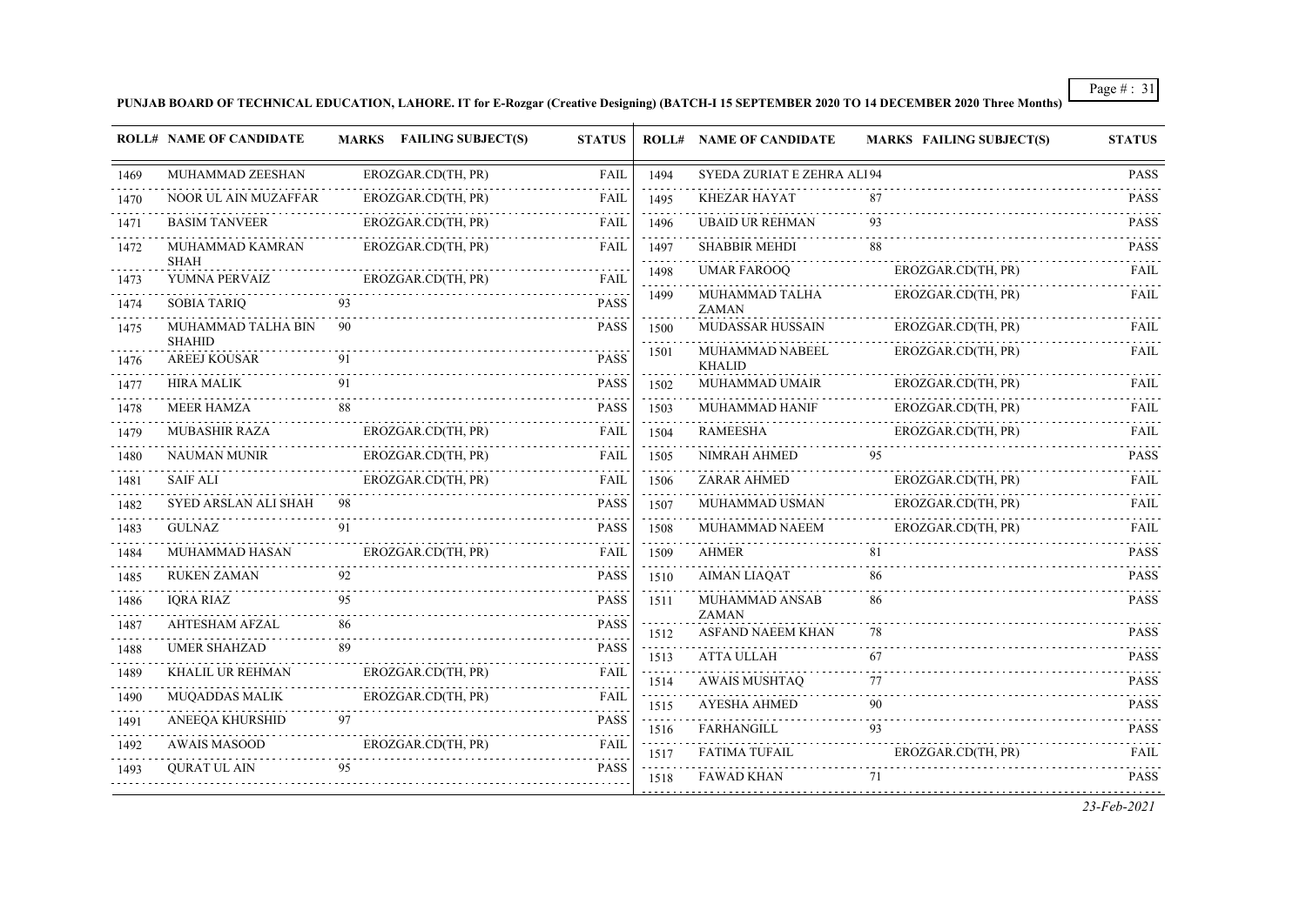**PUNJAB BOARD OF TECHNICAL EDUCATION, LAHORE. IT for E-Rozgar (Creative Designing) (BATCH-I 15 SEPTEMBER 2020 TO 14 DECEMBER 2020 Three Months)**

| ROLL# | NAME OF CANDIDATE | MARKS | FAILING SUBJECT(S) | STATUS |
|---|---|---|---|---|
| 1469 | MUHAMMAD ZEESHAN | | EROZGAR.CD(TH, PR) | FAIL |
| 1470 | NOOR UL AIN MUZAFFAR | | EROZGAR.CD(TH, PR) | FAIL |
| 1471 | BASIM TANVEER | | EROZGAR.CD(TH, PR) | FAIL |
| 1472 | MUHAMMAD KAMRAN SHAH | | EROZGAR.CD(TH, PR) | FAIL |
| 1473 | YUMNA PERVAIZ | | EROZGAR.CD(TH, PR) | FAIL |
| 1474 | SOBIA TARIQ | 93 | | PASS |
| 1475 | MUHAMMAD TALHA BIN SHAHID | 90 | | PASS |
| 1476 | AREEJ KOUSAR | 91 | | PASS |
| 1477 | HIRA MALIK | 91 | | PASS |
| 1478 | MEER HAMZA | 88 | | PASS |
| 1479 | MUBASHIR RAZA | | EROZGAR.CD(TH, PR) | FAIL |
| 1480 | NAUMAN MUNIR | | EROZGAR.CD(TH, PR) | FAIL |
| 1481 | SAIF ALI | | EROZGAR.CD(TH, PR) | FAIL |
| 1482 | SYED ARSLAN ALI SHAH | 98 | | PASS |
| 1483 | GULNAZ | 91 | | PASS |
| 1484 | MUHAMMAD HASAN | | EROZGAR.CD(TH, PR) | FAIL |
| 1485 | RUKEN ZAMAN | 92 | | PASS |
| 1486 | IQRA RIAZ | 95 | | PASS |
| 1487 | AHTESHAM AFZAL | 86 | | PASS |
| 1488 | UMER SHAHZAD | 89 | | PASS |
| 1489 | KHALIL UR REHMAN | | EROZGAR.CD(TH, PR) | FAIL |
| 1490 | MUQADDAS MALIK | | EROZGAR.CD(TH, PR) | FAIL |
| 1491 | ANEEQA KHURSHID | 97 | | PASS |
| 1492 | AWAIS MASOOD | | EROZGAR.CD(TH, PR) | FAIL |
| 1493 | QURAT UL AIN | 95 | | PASS |
| 1494 | SYEDA ZURIAT E ZEHRA ALI | 94 | | PASS |
| 1495 | KHEZAR HAYAT | 87 | | PASS |
| 1496 | UBAID UR REHMAN | 93 | | PASS |
| 1497 | SHABBIR MEHDI | 88 | | PASS |
| 1498 | UMAR FAROOQ | | EROZGAR.CD(TH, PR) | FAIL |
| 1499 | MUHAMMAD TALHA ZAMAN | | EROZGAR.CD(TH, PR) | FAIL |
| 1500 | MUDASSAR HUSSAIN | | EROZGAR.CD(TH, PR) | FAIL |
| 1501 | MUHAMMAD NABEEL KHALID | | EROZGAR.CD(TH, PR) | FAIL |
| 1502 | MUHAMMAD UMAIR | | EROZGAR.CD(TH, PR) | FAIL |
| 1503 | MUHAMMAD HANIF | | EROZGAR.CD(TH, PR) | FAIL |
| 1504 | RAMEESHA | | EROZGAR.CD(TH, PR) | FAIL |
| 1505 | NIMRAH AHMED | 95 | | PASS |
| 1506 | ZARAR AHMED | | EROZGAR.CD(TH, PR) | FAIL |
| 1507 | MUHAMMAD USMAN | | EROZGAR.CD(TH, PR) | FAIL |
| 1508 | MUHAMMAD NAEEM | | EROZGAR.CD(TH, PR) | FAIL |
| 1509 | AHMER | 81 | | PASS |
| 1510 | AIMAN LIAQAT | 86 | | PASS |
| 1511 | MUHAMMAD ANSAB ZAMAN | 86 | | PASS |
| 1512 | ASFAND NAEEM KHAN | 78 | | PASS |
| 1513 | ATTA ULLAH | 67 | | PASS |
| 1514 | AWAIS MUSHTAQ | 77 | | PASS |
| 1515 | AYESHA AHMED | 90 | | PASS |
| 1516 | FARHANGILL | 93 | | PASS |
| 1517 | FATIMA TUFAIL | | EROZGAR.CD(TH, PR) | FAIL |
| 1518 | FAWAD KHAN | 71 | | PASS |

*23-Feb-2021*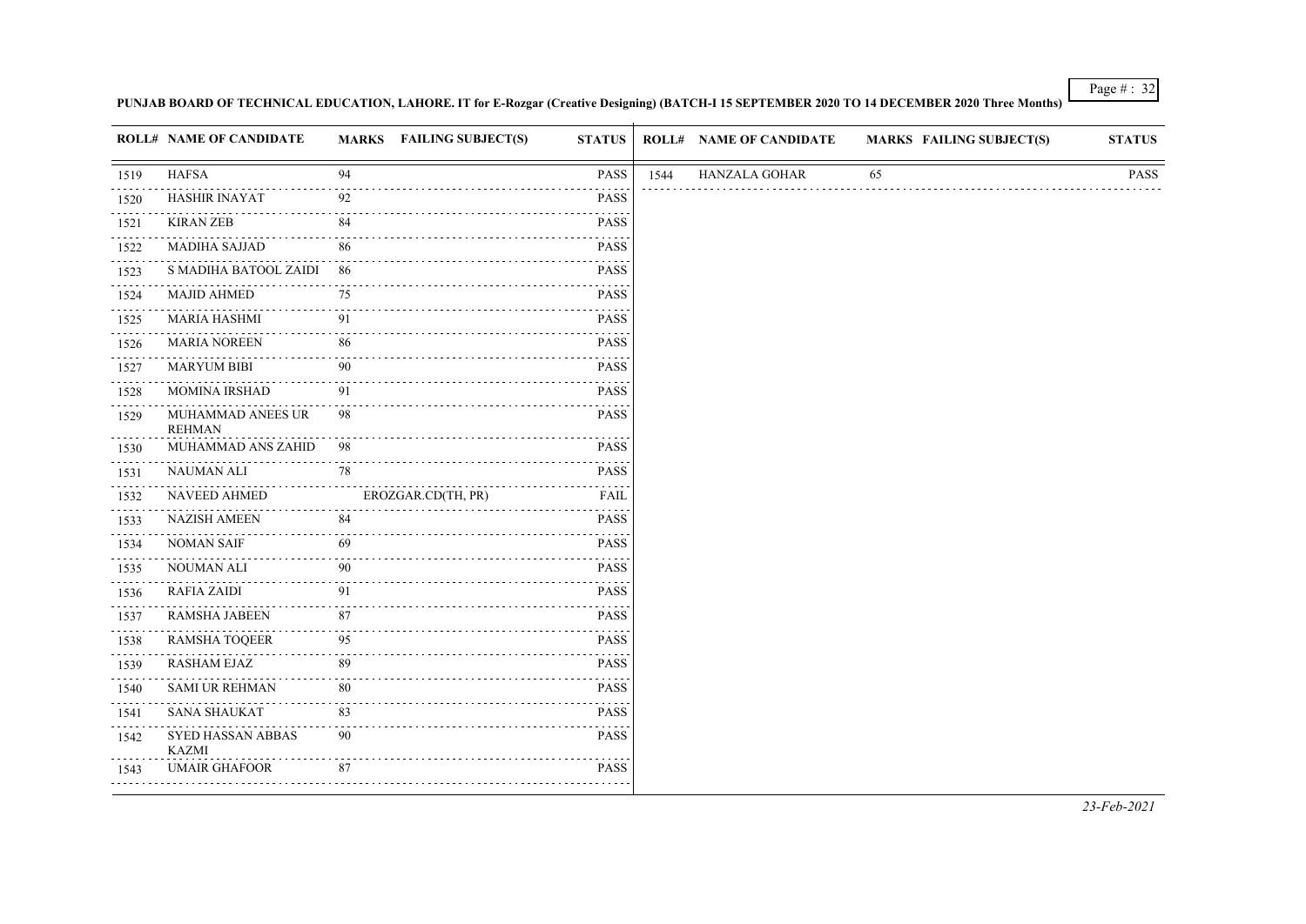**PUNJAB BOARD OF TECHNICAL EDUCATION, LAHORE. IT for E-Rozgar (Creative Designing) (BATCH-I 15 SEPTEMBER 2020 TO 14 DECEMBER 2020 Three Months)**

| ROLL# | NAME OF CANDIDATE | MARKS | FAILING SUBJECT(S) | STATUS |
|---|---|---|---|---|
| 1519 | HAFSA | 94 | | PASS |
| 1520 | HASHIR INAYAT | 92 | | PASS |
| 1521 | KIRAN ZEB | 84 | | PASS |
| 1522 | MADIHA SAJJAD | 86 | | PASS |
| 1523 | S MADIHA BATOOL ZAIDI | 86 | | PASS |
| 1524 | MAJID AHMED | 75 | | PASS |
| 1525 | MARIA HASHMI | 91 | | PASS |
| 1526 | MARIA NOREEN | 86 | | PASS |
| 1527 | MARYUM BIBI | 90 | | PASS |
| 1528 | MOMINA IRSHAD | 91 | | PASS |
| 1529 | MUHAMMAD ANEES UR REHMAN | 98 | | PASS |
| 1530 | MUHAMMAD ANS ZAHID | 98 | | PASS |
| 1531 | NAUMAN ALI | 78 | | PASS |
| 1532 | NAVEED AHMED | | EROZGAR.CD(TH, PR) | FAIL |
| 1533 | NAZISH AMEEN | 84 | | PASS |
| 1534 | NOMAN SAIF | 69 | | PASS |
| 1535 | NOUMAN ALI | 90 | | PASS |
| 1536 | RAFIA ZAIDI | 91 | | PASS |
| 1537 | RAMSHA JABEEN | 87 | | PASS |
| 1538 | RAMSHA TOQEER | 95 | | PASS |
| 1539 | RASHAM EJAZ | 89 | | PASS |
| 1540 | SAMI UR REHMAN | 80 | | PASS |
| 1541 | SANA SHAUKAT | 83 | | PASS |
| 1542 | SYED HASSAN ABBAS KAZMI | 90 | | PASS |
| 1543 | UMAIR GHAFOOR | 87 | | PASS |
| 1544 | HANZALA GOHAR | 65 | | PASS |

*23-Feb-2021*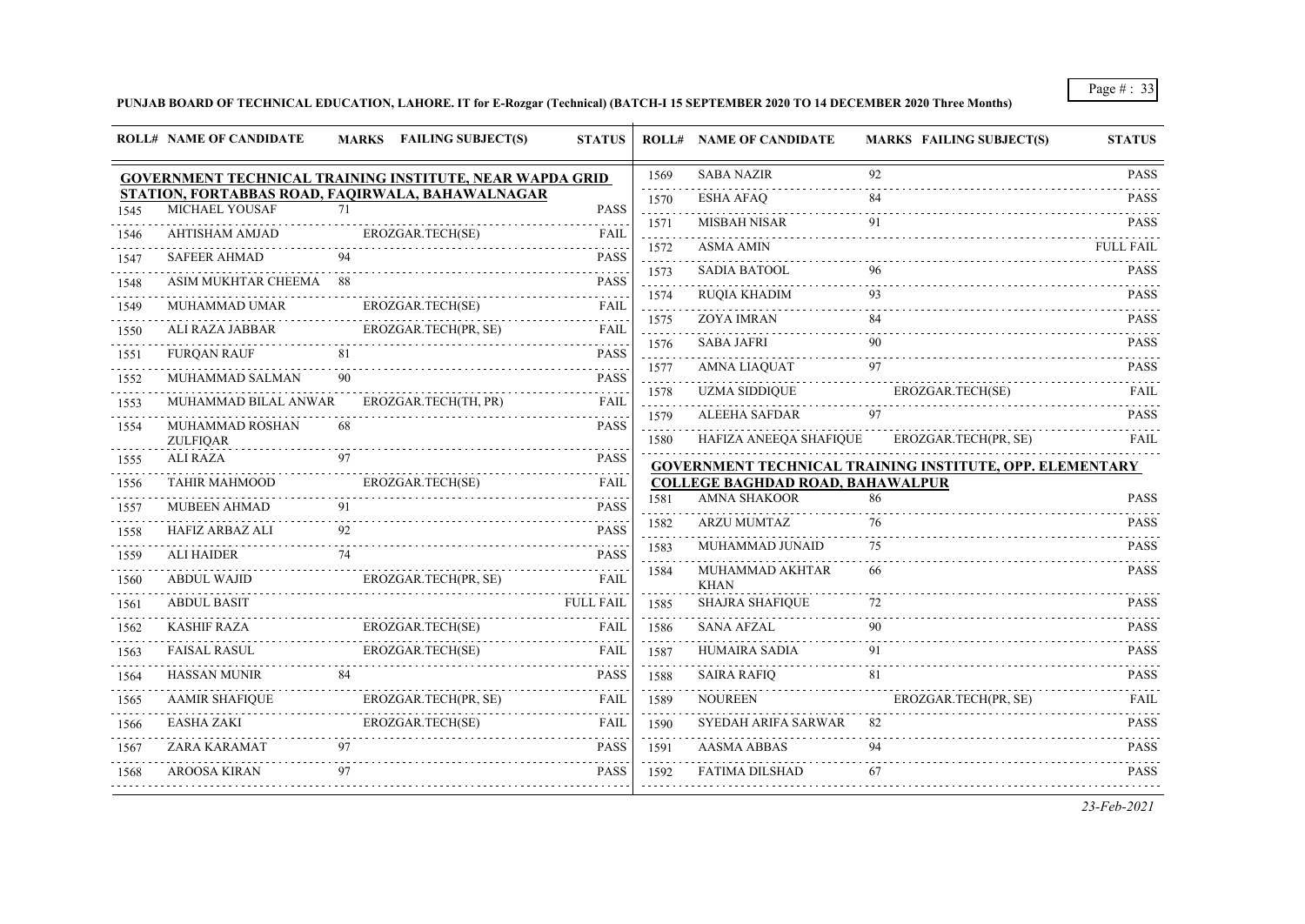**PUNJAB BOARD OF TECHNICAL EDUCATION, LAHORE. IT for E-Rozgar (Technical) (BATCH-I 15 SEPTEMBER 2020 TO 14 DECEMBER 2020 Three Months)**

**GOVERNMENT TECHNICAL TRAINING INSTITUTE, NEAR WAPDA GRID STATION, FORTABBAS ROAD, FAQIRWALA, BAHAWALNAGAR**

| ROLL# | NAME OF CANDIDATE | MARKS | FAILING SUBJECT(S) | STATUS |
|---|---|---|---|---|
| 1545 | MICHAEL YOUSAF | 71 | | PASS |
| 1546 | AHTISHAM AMJAD | | EROZGAR.TECH(SE) | FAIL |
| 1547 | SAFEER AHMAD | 94 | | PASS |
| 1548 | ASIM MUKHTAR CHEEMA | 88 | | PASS |
| 1549 | MUHAMMAD UMAR | | EROZGAR.TECH(SE) | FAIL |
| 1550 | ALI RAZA JABBAR | | EROZGAR.TECH(PR, SE) | FAIL |
| 1551 | FURQAN RAUF | 81 | | PASS |
| 1552 | MUHAMMAD SALMAN | 90 | | PASS |
| 1553 | MUHAMMAD BILAL ANWAR | | EROZGAR.TECH(TH, PR) | FAIL |
| 1554 | MUHAMMAD ROSHAN ZULFIQAR | 68 | | PASS |
| 1555 | ALI RAZA | 97 | | PASS |
| 1556 | TAHIR MAHMOOD | | EROZGAR.TECH(SE) | FAIL |
| 1557 | MUBEEN AHMAD | 91 | | PASS |
| 1558 | HAFIZ ARBAZ ALI | 92 | | PASS |
| 1559 | ALI HAIDER | 74 | | PASS |
| 1560 | ABDUL WAJID | | EROZGAR.TECH(PR, SE) | FAIL |
| 1561 | ABDUL BASIT | | | FULL FAIL |
| 1562 | KASHIF RAZA | | EROZGAR.TECH(SE) | FAIL |
| 1563 | FAISAL RASUL | | EROZGAR.TECH(SE) | FAIL |
| 1564 | HASSAN MUNIR | 84 | | PASS |
| 1565 | AAMIR SHAFIQUE | | EROZGAR.TECH(PR, SE) | FAIL |
| 1566 | EASHA ZAKI | | EROZGAR.TECH(SE) | FAIL |
| 1567 | ZARA KARAMAT | 97 | | PASS |
| 1568 | AROOSA KIRAN | 97 | | PASS |
| 1569 | SABA NAZIR | 92 | | PASS |
| 1570 | ESHA AFAQ | 84 | | PASS |
| 1571 | MISBAH NISAR | 91 | | PASS |
| 1572 | ASMA AMIN | | | FULL FAIL |
| 1573 | SADIA BATOOL | 96 | | PASS |
| 1574 | RUQIA KHADIM | 93 | | PASS |
| 1575 | ZOYA IMRAN | 84 | | PASS |
| 1576 | SABA JAFRI | 90 | | PASS |
| 1577 | AMNA LIAQUAT | 97 | | PASS |
| 1578 | UZMA SIDDIQUE | | EROZGAR.TECH(SE) | FAIL |
| 1579 | ALEEHA SAFDAR | 97 | | PASS |
| 1580 | HAFIZA ANEEQA SHAFIQUE | | EROZGAR.TECH(PR, SE) | FAIL |

**GOVERNMENT TECHNICAL TRAINING INSTITUTE, OPP. ELEMENTARY COLLEGE BAGHDAD ROAD, BAHAWALPUR**

| ROLL# | NAME OF CANDIDATE | MARKS | FAILING SUBJECT(S) | STATUS |
|---|---|---|---|---|
| 1581 | AMNA SHAKOOR | 86 | | PASS |
| 1582 | ARZU MUMTAZ | 76 | | PASS |
| 1583 | MUHAMMAD JUNAID | 75 | | PASS |
| 1584 | MUHAMMAD AKHTAR KHAN | 66 | | PASS |
| 1585 | SHAJRA SHAFIQUE | 72 | | PASS |
| 1586 | SANA AFZAL | 90 | | PASS |
| 1587 | HUMAIRA SADIA | 91 | | PASS |
| 1588 | SAIRA RAFIQ | 81 | | PASS |
| 1589 | NOUREEN | | EROZGAR.TECH(PR, SE) | FAIL |
| 1590 | SYEDAH ARIFA SARWAR | 82 | | PASS |
| 1591 | AASMA ABBAS | 94 | | PASS |
| 1592 | FATIMA DILSHAD | 67 | | PASS |

*23-Feb-2021*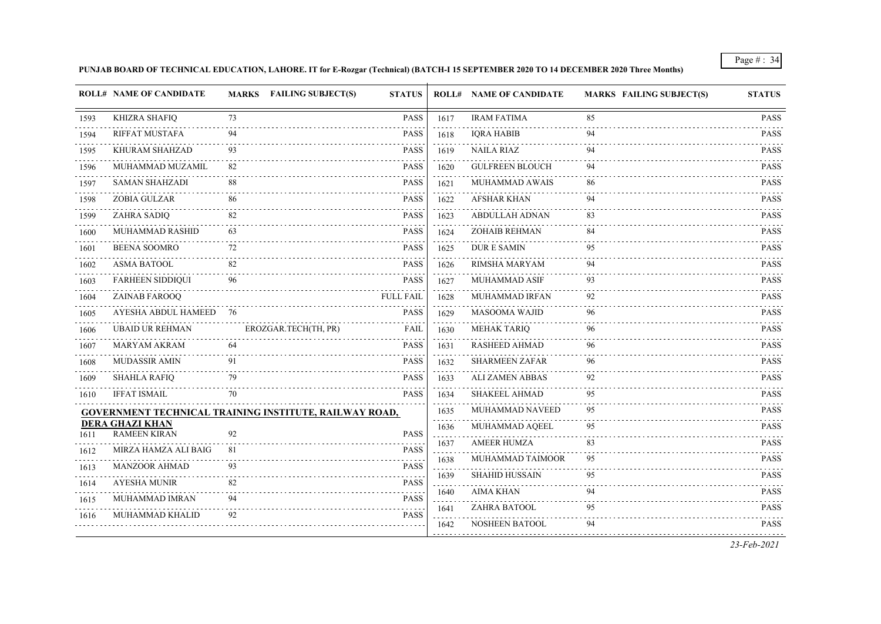**PUNJAB BOARD OF TECHNICAL EDUCATION, LAHORE. IT for E-Rozgar (Technical) (BATCH-I 15 SEPTEMBER 2020 TO 14 DECEMBER 2020 Three Months)**

| ROLL# | NAME OF CANDIDATE | MARKS | FAILING SUBJECT(S) | STATUS |
|---|---|---|---|---|
| 1593 | KHIZRA SHAFIQ | 73 | | PASS |
| 1594 | RIFFAT MUSTAFA | 94 | | PASS |
| 1595 | KHURAM SHAHZAD | 93 | | PASS |
| 1596 | MUHAMMAD MUZAMIL | 82 | | PASS |
| 1597 | SAMAN SHAHZADI | 88 | | PASS |
| 1598 | ZOBIA GULZAR | 86 | | PASS |
| 1599 | ZAHRA SADIQ | 82 | | PASS |
| 1600 | MUHAMMAD RASHID | 63 | | PASS |
| 1601 | BEENA SOOMRO | 72 | | PASS |
| 1602 | ASMA BATOOL | 82 | | PASS |
| 1603 | FARHEEN SIDDIQUI | 96 | | PASS |
| 1604 | ZAINAB FAROOQ | | | FULL FAIL |
| 1605 | AYESHA ABDUL HAMEED | 76 | | PASS |
| 1606 | UBAID UR REHMAN | | EROZGAR.TECH(TH, PR) | FAIL |
| 1607 | MARYAM AKRAM | 64 | | PASS |
| 1608 | MUDASSIR AMIN | 91 | | PASS |
| 1609 | SHAHLA RAFIQ | 79 | | PASS |
| 1610 | IFFAT ISMAIL | 70 | | PASS |

**GOVERNMENT TECHNICAL TRAINING INSTITUTE, RAILWAY ROAD, DERA GHAZI KHAN**

| ROLL# | NAME OF CANDIDATE | MARKS | FAILING SUBJECT(S) | STATUS |
|---|---|---|---|---|
| 1611 | RAMEEN KIRAN | 92 | | PASS |
| 1612 | MIRZA HAMZA ALI BAIG | 81 | | PASS |
| 1613 | MANZOOR AHMAD | 93 | | PASS |
| 1614 | AYESHA MUNIR | 82 | | PASS |
| 1615 | MUHAMMAD IMRAN | 94 | | PASS |
| 1616 | MUHAMMAD KHALID | 92 | | PASS |
| 1617 | IRAM FATIMA | 85 | | PASS |
| 1618 | IQRA HABIB | 94 | | PASS |
| 1619 | NAILA RIAZ | 94 | | PASS |
| 1620 | GULFREEN BLOUCH | 94 | | PASS |
| 1621 | MUHAMMAD AWAIS | 86 | | PASS |
| 1622 | AFSHAR KHAN | 94 | | PASS |
| 1623 | ABDULLAH ADNAN | 83 | | PASS |
| 1624 | ZOHAIB REHMAN | 84 | | PASS |
| 1625 | DUR E SAMIN | 95 | | PASS |
| 1626 | RIMSHA MARYAM | 94 | | PASS |
| 1627 | MUHAMMAD ASIF | 93 | | PASS |
| 1628 | MUHAMMAD IRFAN | 92 | | PASS |
| 1629 | MASOOMA WAJID | 96 | | PASS |
| 1630 | MEHAK TARIQ | 96 | | PASS |
| 1631 | RASHEED AHMAD | 96 | | PASS |
| 1632 | SHARMEEN ZAFAR | 96 | | PASS |
| 1633 | ALI ZAMEN ABBAS | 92 | | PASS |
| 1634 | SHAKEEL AHMAD | 95 | | PASS |
| 1635 | MUHAMMAD NAVEED | 95 | | PASS |
| 1636 | MUHAMMAD AQEEL | 95 | | PASS |
| 1637 | AMEER HUMZA | 83 | | PASS |
| 1638 | MUHAMMAD TAIMOOR | 95 | | PASS |
| 1639 | SHAHID HUSSAIN | 95 | | PASS |
| 1640 | AIMA KHAN | 94 | | PASS |
| 1641 | ZAHRA BATOOL | 95 | | PASS |
| 1642 | NOSHEEN BATOOL | 94 | | PASS |

*23-Feb-2021*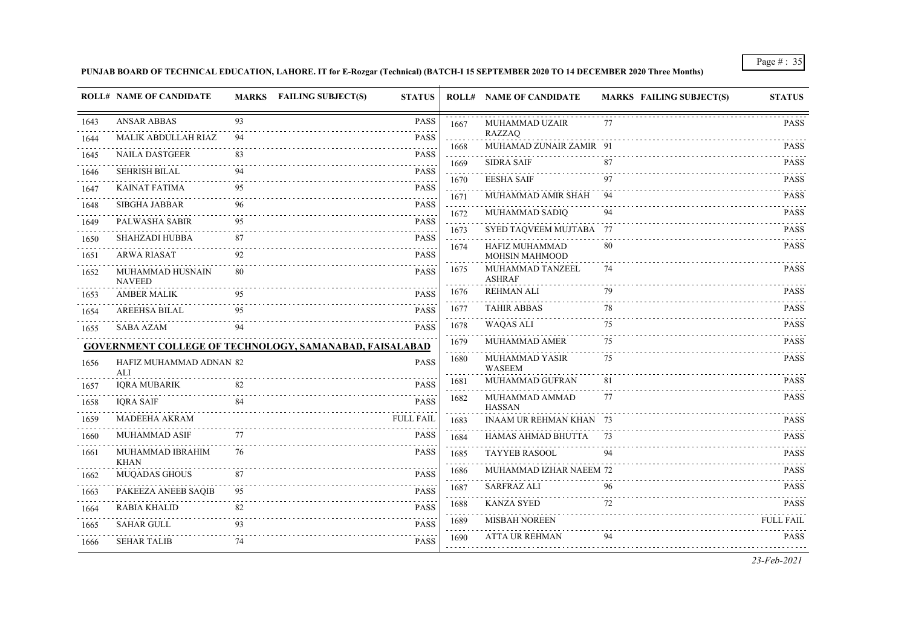**PUNJAB BOARD OF TECHNICAL EDUCATION, LAHORE. IT for E-Rozgar (Technical) (BATCH-I 15 SEPTEMBER 2020 TO 14 DECEMBER 2020 Three Months)**

| ROLL# | NAME OF CANDIDATE | MARKS | FAILING SUBJECT(S) | STATUS |
|---|---|---|---|---|
| 1643 | ANSAR ABBAS | 93 | | PASS |
| 1644 | MALIK ABDULLAH RIAZ | 94 | | PASS |
| 1645 | NAILA DASTGEER | 83 | | PASS |
| 1646 | SEHRISH BILAL | 94 | | PASS |
| 1647 | KAINAT FATIMA | 95 | | PASS |
| 1648 | SIBGHA JABBAR | 96 | | PASS |
| 1649 | PALWASHA SABIR | 95 | | PASS |
| 1650 | SHAHZADI HUBBA | 87 | | PASS |
| 1651 | ARWA RIASAT | 92 | | PASS |
| 1652 | MUHAMMAD HUSNAIN NAVEED | 80 | | PASS |
| 1653 | AMBER MALIK | 95 | | PASS |
| 1654 | AREEHSA BILAL | 95 | | PASS |
| 1655 | SABA AZAM | 94 | | PASS |

**GOVERNMENT COLLEGE OF TECHNOLOGY, SAMANABAD, FAISALABAD**

| ROLL# | NAME OF CANDIDATE | MARKS | FAILING SUBJECT(S) | STATUS |
|---|---|---|---|---|
| 1656 | HAFIZ MUHAMMAD ADNAN ALI | 82 | | PASS |
| 1657 | IQRA MUBARIK | 82 | | PASS |
| 1658 | IQRA SAIF | 84 | | PASS |
| 1659 | MADEEHA AKRAM | | | FULL FAIL |
| 1660 | MUHAMMAD ASIF | 77 | | PASS |
| 1661 | MUHAMMAD IBRAHIM KHAN | 76 | | PASS |
| 1662 | MUQADAS GHOUS | 87 | | PASS |
| 1663 | PAKEEZA ANEEB SAQIB | 95 | | PASS |
| 1664 | RABIA KHALID | 82 | | PASS |
| 1665 | SAHAR GULL | 93 | | PASS |
| 1666 | SEHAR TALIB | 74 | | PASS |
| 1667 | MUHAMMAD UZAIR RAZZAQ | 77 | | PASS |
| 1668 | MUHAMAD ZUNAIR ZAMIR | 91 | | PASS |
| 1669 | SIDRA SAIF | 87 | | PASS |
| 1670 | EESHA SAIF | 97 | | PASS |
| 1671 | MUHAMMAD AMIR SHAH | 94 | | PASS |
| 1672 | MUHAMMAD SADIQ | 94 | | PASS |
| 1673 | SYED TAQVEEM MUJTABA | 77 | | PASS |
| 1674 | HAFIZ MUHAMMAD MOHSIN MAHMOOD | 80 | | PASS |
| 1675 | MUHAMMAD TANZEEL ASHRAF | 74 | | PASS |
| 1676 | REHMAN ALI | 79 | | PASS |
| 1677 | TAHIR ABBAS | 78 | | PASS |
| 1678 | WAQAS ALI | 75 | | PASS |
| 1679 | MUHAMMAD AMER | 75 | | PASS |
| 1680 | MUHAMMAD YASIR WASEEM | 75 | | PASS |
| 1681 | MUHAMMAD GUFRAN | 81 | | PASS |
| 1682 | MUHAMMAD AMMAD HASSAN | 77 | | PASS |
| 1683 | INAAM UR REHMAN KHAN | 73 | | PASS |
| 1684 | HAMAS AHMAD BHUTTA | 73 | | PASS |
| 1685 | TAYYEB RASOOL | 94 | | PASS |
| 1686 | MUHAMMAD IZHAR NAEEM | 72 | | PASS |
| 1687 | SARFRAZ ALI | 96 | | PASS |
| 1688 | KANZA SYED | 72 | | PASS |
| 1689 | MISBAH NOREEN | | | FULL FAIL |
| 1690 | ATTA UR REHMAN | 94 | | PASS |

*23-Feb-2021*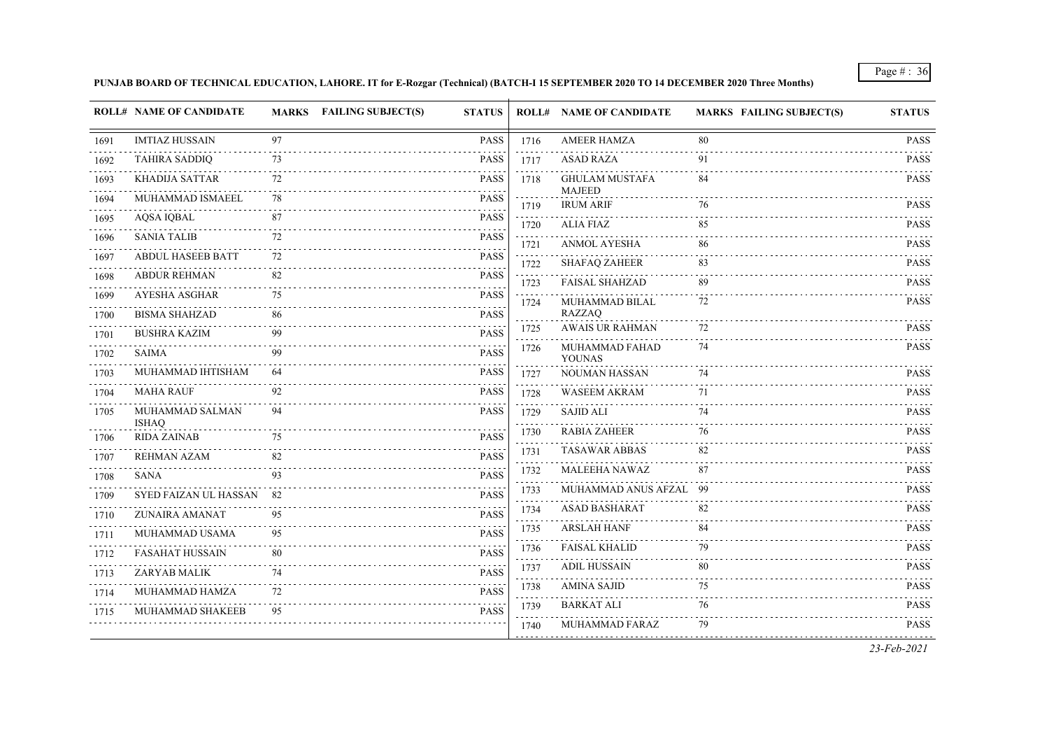**PUNJAB BOARD OF TECHNICAL EDUCATION, LAHORE. IT for E-Rozgar (Technical) (BATCH-I 15 SEPTEMBER 2020 TO 14 DECEMBER 2020 Three Months)**

| ROLL# | NAME OF CANDIDATE | MARKS | FAILING SUBJECT(S) | STATUS |
|---|---|---|---|---|
| 1691 | IMTIAZ HUSSAIN | 97 | | PASS |
| 1692 | TAHIRA SADDIQ | 73 | | PASS |
| 1693 | KHADIJA SATTAR | 72 | | PASS |
| 1694 | MUHAMMAD ISMAEEL | 78 | | PASS |
| 1695 | AQSA IQBAL | 87 | | PASS |
| 1696 | SANIA TALIB | 72 | | PASS |
| 1697 | ABDUL HASEEB BATT | 72 | | PASS |
| 1698 | ABDUR REHMAN | 82 | | PASS |
| 1699 | AYESHA ASGHAR | 75 | | PASS |
| 1700 | BISMA SHAHZAD | 86 | | PASS |
| 1701 | BUSHRA KAZIM | 99 | | PASS |
| 1702 | SAIMA | 99 | | PASS |
| 1703 | MUHAMMAD IHTISHAM | 64 | | PASS |
| 1704 | MAHA RAUF | 92 | | PASS |
| 1705 | MUHAMMAD SALMAN ISHAQ | 94 | | PASS |
| 1706 | RIDA ZAINAB | 75 | | PASS |
| 1707 | REHMAN AZAM | 82 | | PASS |
| 1708 | SANA | 93 | | PASS |
| 1709 | SYED FAIZAN UL HASSAN | 82 | | PASS |
| 1710 | ZUNAIRA AMANAT | 95 | | PASS |
| 1711 | MUHAMMAD USAMA | 95 | | PASS |
| 1712 | FASAHAT HUSSAIN | 80 | | PASS |
| 1713 | ZARYAB MALIK | 74 | | PASS |
| 1714 | MUHAMMAD HAMZA | 72 | | PASS |
| 1715 | MUHAMMAD SHAKEEB | 95 | | PASS |
| 1716 | AMEER HAMZA | 80 | | PASS |
| 1717 | ASAD RAZA | 91 | | PASS |
| 1718 | GHULAM MUSTAFA MAJEED | 84 | | PASS |
| 1719 | IRUM ARIF | 76 | | PASS |
| 1720 | ALIA FIAZ | 85 | | PASS |
| 1721 | ANMOL AYESHA | 86 | | PASS |
| 1722 | SHAFAQ ZAHEER | 83 | | PASS |
| 1723 | FAISAL SHAHZAD | 89 | | PASS |
| 1724 | MUHAMMAD BILAL RAZZAQ | 72 | | PASS |
| 1725 | AWAIS UR RAHMAN | 72 | | PASS |
| 1726 | MUHAMMAD FAHAD YOUNAS | 74 | | PASS |
| 1727 | NOUMAN HASSAN | 74 | | PASS |
| 1728 | WASEEM AKRAM | 71 | | PASS |
| 1729 | SAJID ALI | 74 | | PASS |
| 1730 | RABIA ZAHEER | 76 | | PASS |
| 1731 | TASAWAR ABBAS | 82 | | PASS |
| 1732 | MALEEHA NAWAZ | 87 | | PASS |
| 1733 | MUHAMMAD ANUS AFZAL | 99 | | PASS |
| 1734 | ASAD BASHARAT | 82 | | PASS |
| 1735 | ARSLAH HANF | 84 | | PASS |
| 1736 | FAISAL KHALID | 79 | | PASS |
| 1737 | ADIL HUSSAIN | 80 | | PASS |
| 1738 | AMINA SAJID | 75 | | PASS |
| 1739 | BARKAT ALI | 76 | | PASS |
| 1740 | MUHAMMAD FARAZ | 79 | | PASS |

*23-Feb-2021*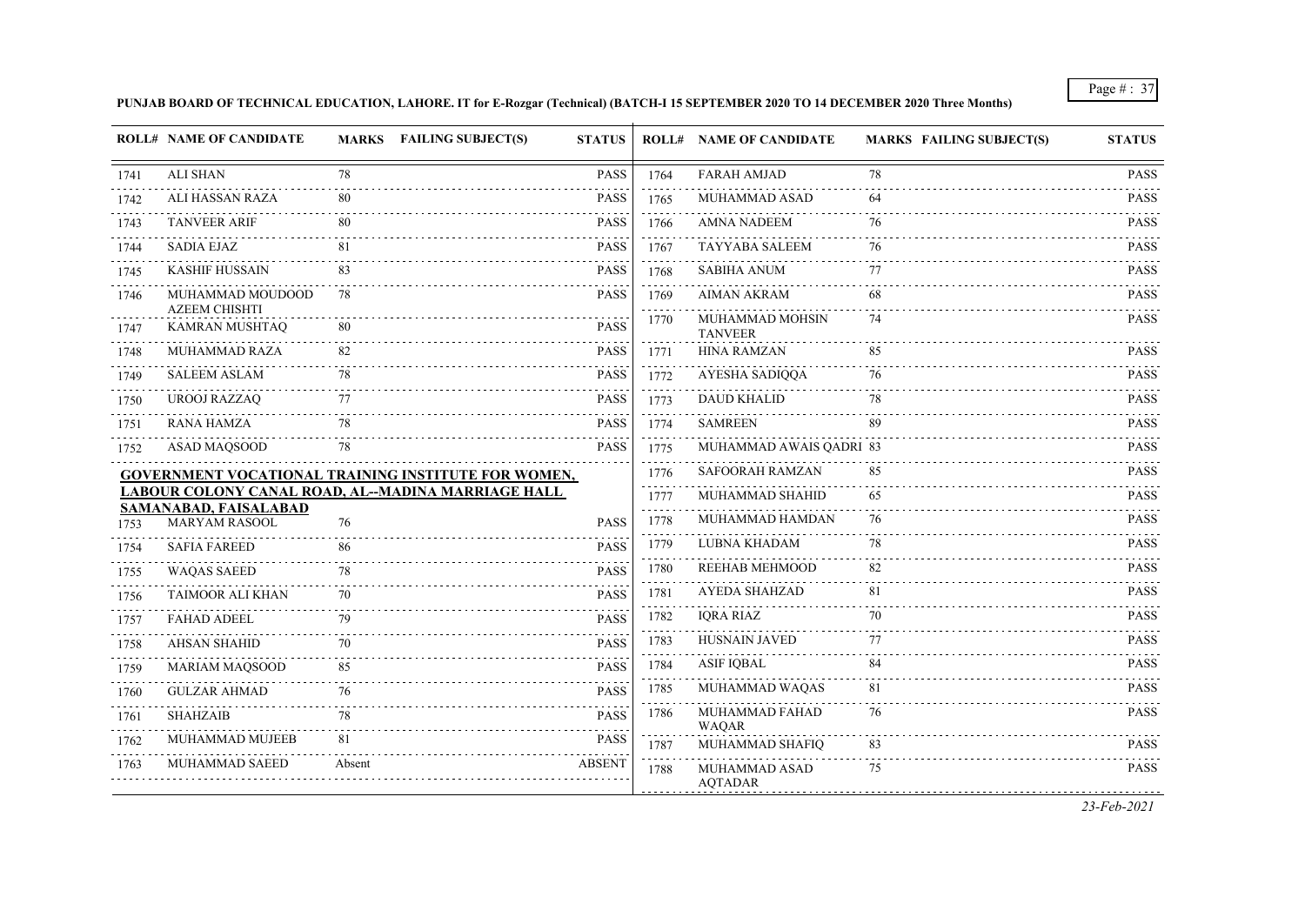**PUNJAB BOARD OF TECHNICAL EDUCATION, LAHORE. IT for E-Rozgar (Technical) (BATCH-I 15 SEPTEMBER 2020 TO 14 DECEMBER 2020 Three Months)**

| ROLL# | NAME OF CANDIDATE | MARKS | FAILING SUBJECT(S) | STATUS |
|---|---|---|---|---|
| 1741 | ALI SHAN | 78 | | PASS |
| 1742 | ALI HASSAN RAZA | 80 | | PASS |
| 1743 | TANVEER ARIF | 80 | | PASS |
| 1744 | SADIA EJAZ | 81 | | PASS |
| 1745 | KASHIF HUSSAIN | 83 | | PASS |
| 1746 | MUHAMMAD MOUDOOD AZEEM CHISHTI | 78 | | PASS |
| 1747 | KAMRAN MUSHTAQ | 80 | | PASS |
| 1748 | MUHAMMAD RAZA | 82 | | PASS |
| 1749 | SALEEM ASLAM | 78 | | PASS |
| 1750 | UROOJ RAZZAQ | 77 | | PASS |
| 1751 | RANA HAMZA | 78 | | PASS |
| 1752 | ASAD MAQSOOD | 78 | | PASS |

**GOVERNMENT VOCATIONAL TRAINING INSTITUTE FOR WOMEN, LABOUR COLONY CANAL ROAD, AL--MADINA MARRIAGE HALL SAMANABAD, FAISALABAD**

| ROLL# | NAME OF CANDIDATE | MARKS | FAILING SUBJECT(S) | STATUS |
|---|---|---|---|---|
| 1753 | MARYAM RASOOL | 76 | | PASS |
| 1754 | SAFIA FAREED | 86 | | PASS |
| 1755 | WAQAS SAEED | 78 | | PASS |
| 1756 | TAIMOOR ALI KHAN | 70 | | PASS |
| 1757 | FAHAD ADEEL | 79 | | PASS |
| 1758 | AHSAN SHAHID | 70 | | PASS |
| 1759 | MARIAM MAQSOOD | 85 | | PASS |
| 1760 | GULZAR AHMAD | 76 | | PASS |
| 1761 | SHAHZAIB | 78 | | PASS |
| 1762 | MUHAMMAD MUJEEB | 81 | | PASS |
| 1763 | MUHAMMAD SAEED | Absent | | ABSENT |
| 1764 | FARAH AMJAD | 78 | | PASS |
| 1765 | MUHAMMAD ASAD | 64 | | PASS |
| 1766 | AMNA NADEEM | 76 | | PASS |
| 1767 | TAYYABA SALEEM | 76 | | PASS |
| 1768 | SABIHA ANUM | 77 | | PASS |
| 1769 | AIMAN AKRAM | 68 | | PASS |
| 1770 | MUHAMMAD MOHSIN TANVEER | 74 | | PASS |
| 1771 | HINA RAMZAN | 85 | | PASS |
| 1772 | AYESHA SADIQQA | 76 | | PASS |
| 1773 | DAUD KHALID | 78 | | PASS |
| 1774 | SAMREEN | 89 | | PASS |
| 1775 | MUHAMMAD AWAIS QADRI | 83 | | PASS |
| 1776 | SAFOORAH RAMZAN | 85 | | PASS |
| 1777 | MUHAMMAD SHAHID | 65 | | PASS |
| 1778 | MUHAMMAD HAMDAN | 76 | | PASS |
| 1779 | LUBNA KHADAM | 78 | | PASS |
| 1780 | REEHAB MEHMOOD | 82 | | PASS |
| 1781 | AYEDA SHAHZAD | 81 | | PASS |
| 1782 | IQRA RIAZ | 70 | | PASS |
| 1783 | HUSNAIN JAVED | 77 | | PASS |
| 1784 | ASIF IQBAL | 84 | | PASS |
| 1785 | MUHAMMAD WAQAS | 81 | | PASS |
| 1786 | MUHAMMAD FAHAD WAQAR | 76 | | PASS |
| 1787 | MUHAMMAD SHAFIQ | 83 | | PASS |
| 1788 | MUHAMMAD ASAD AQTADAR | 75 | | PASS |

*23-Feb-2021*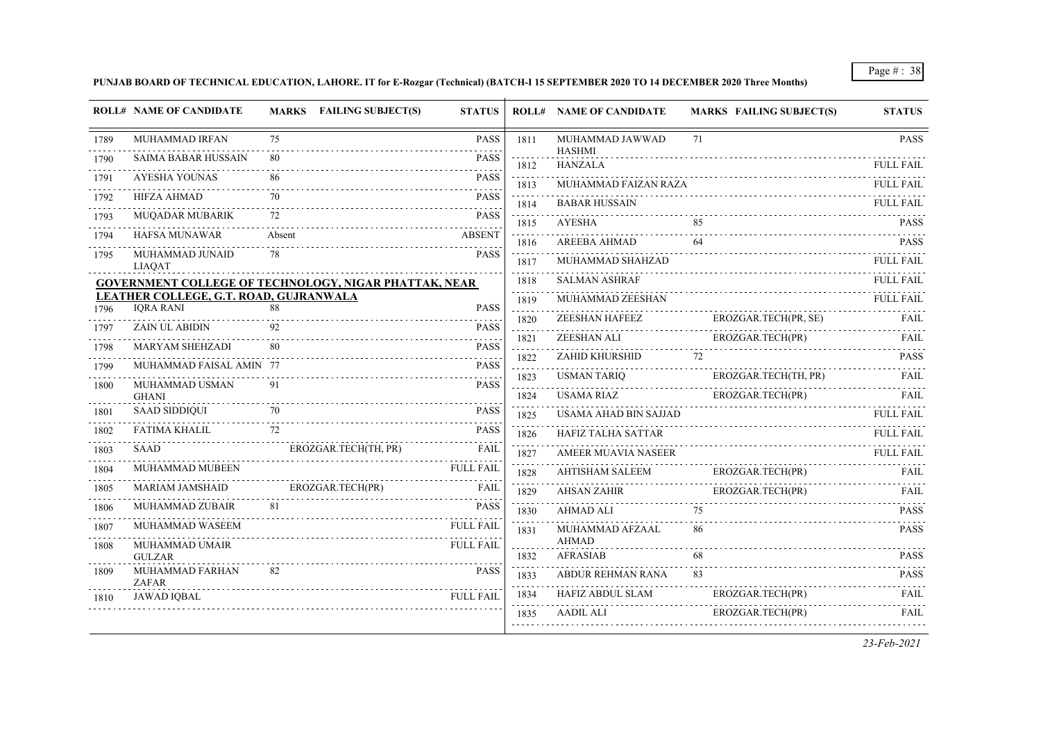**PUNJAB BOARD OF TECHNICAL EDUCATION, LAHORE. IT for E-Rozgar (Technical) (BATCH-I 15 SEPTEMBER 2020 TO 14 DECEMBER 2020 Three Months)**

| ROLL# | NAME OF CANDIDATE | MARKS | FAILING SUBJECT(S) | STATUS |
|---|---|---|---|---|
| 1789 | MUHAMMAD IRFAN | 75 | | PASS |
| 1790 | SAIMA BABAR HUSSAIN | 80 | | PASS |
| 1791 | AYESHA YOUNAS | 86 | | PASS |
| 1792 | HIFZA AHMAD | 70 | | PASS |
| 1793 | MUQADAR MUBARIK | 72 | | PASS |
| 1794 | HAFSA MUNAWAR | Absent | | ABSENT |
| 1795 | MUHAMMAD JUNAID LIAQAT | 78 | | PASS |

**GOVERNMENT COLLEGE OF TECHNOLOGY, NIGAR PHATTAK, NEAR LEATHER COLLEGE, G.T. ROAD, GUJRANWALA**

| ROLL# | NAME OF CANDIDATE | MARKS | FAILING SUBJECT(S) | STATUS |
|---|---|---|---|---|
| 1796 | IQRA RANI | 88 | | PASS |
| 1797 | ZAIN UL ABIDIN | 92 | | PASS |
| 1798 | MARYAM SHEHZADI | 80 | | PASS |
| 1799 | MUHAMMAD FAISAL AMIN | 77 | | PASS |
| 1800 | MUHAMMAD USMAN GHANI | 91 | | PASS |
| 1801 | SAAD SIDDIQUI | 70 | | PASS |
| 1802 | FATIMA KHALIL | 72 | | PASS |
| 1803 | SAAD | | EROZGAR.TECH(TH, PR) | FAIL |
| 1804 | MUHAMMAD MUBEEN | | | FULL FAIL |
| 1805 | MARIAM JAMSHAID | | EROZGAR.TECH(PR) | FAIL |
| 1806 | MUHAMMAD ZUBAIR | 81 | | PASS |
| 1807 | MUHAMMAD WASEEM | | | FULL FAIL |
| 1808 | MUHAMMAD UMAIR GULZAR | | | FULL FAIL |
| 1809 | MUHAMMAD FARHAN ZAFAR | 82 | | PASS |
| 1810 | JAWAD IQBAL | | | FULL FAIL |
| 1811 | MUHAMMAD JAWWAD HASHMI | 71 | | PASS |
| 1812 | HANZALA | | | FULL FAIL |
| 1813 | MUHAMMAD FAIZAN RAZA | | | FULL FAIL |
| 1814 | BABAR HUSSAIN | | | FULL FAIL |
| 1815 | AYESHA | 85 | | PASS |
| 1816 | AREEBA AHMAD | 64 | | PASS |
| 1817 | MUHAMMAD SHAHZAD | | | FULL FAIL |
| 1818 | SALMAN ASHRAF | | | FULL FAIL |
| 1819 | MUHAMMAD ZEESHAN | | | FULL FAIL |
| 1820 | ZEESHAN HAFEEZ | | EROZGAR.TECH(PR, SE) | FAIL |
| 1821 | ZEESHAN ALI | | EROZGAR.TECH(PR) | FAIL |
| 1822 | ZAHID KHURSHID | 72 | | PASS |
| 1823 | USMAN TARIQ | | EROZGAR.TECH(TH, PR) | FAIL |
| 1824 | USAMA RIAZ | | EROZGAR.TECH(PR) | FAIL |
| 1825 | USAMA AHAD BIN SAJJAD | | | FULL FAIL |
| 1826 | HAFIZ TALHA SATTAR | | | FULL FAIL |
| 1827 | AMEER MUAVIA NASEER | | | FULL FAIL |
| 1828 | AHTISHAM SALEEM | | EROZGAR.TECH(PR) | FAIL |
| 1829 | AHSAN ZAHIR | | EROZGAR.TECH(PR) | FAIL |
| 1830 | AHMAD ALI | 75 | | PASS |
| 1831 | MUHAMMAD AFZAAL AHMAD | 86 | | PASS |
| 1832 | AFRASIAB | 68 | | PASS |
| 1833 | ABDUR REHMAN RANA | 83 | | PASS |
| 1834 | HAFIZ ABDUL SLAM | | EROZGAR.TECH(PR) | FAIL |
| 1835 | AADIL ALI | | EROZGAR.TECH(PR) | FAIL |

*23-Feb-2021*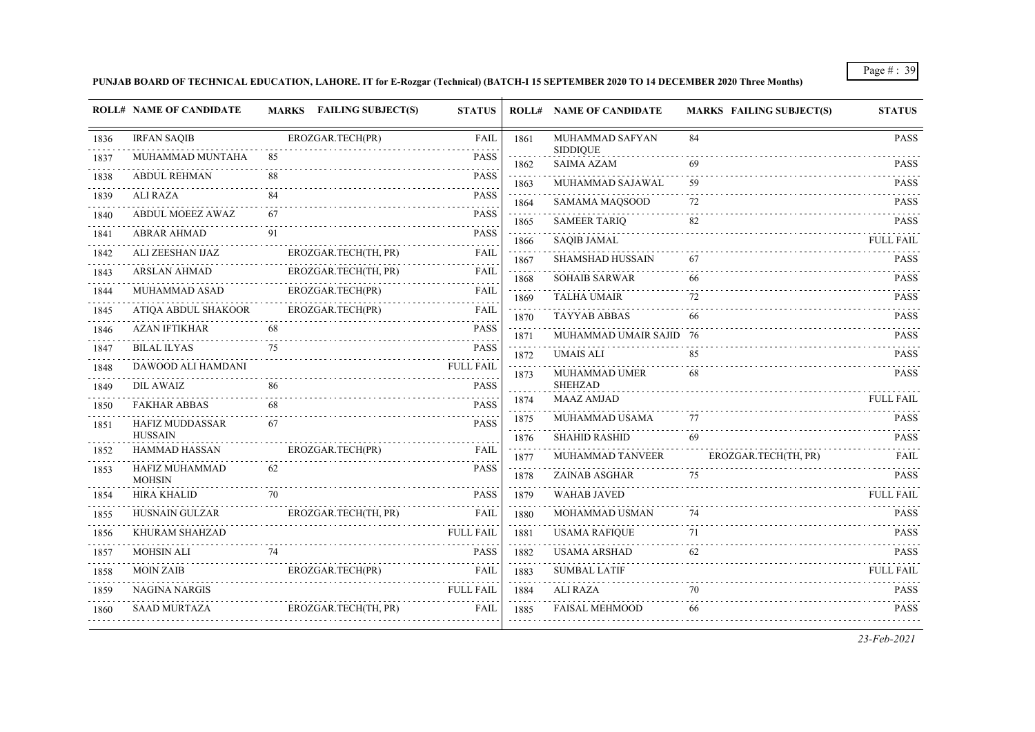**PUNJAB BOARD OF TECHNICAL EDUCATION, LAHORE. IT for E-Rozgar (Technical) (BATCH-I 15 SEPTEMBER 2020 TO 14 DECEMBER 2020 Three Months)**

| ROLL# | NAME OF CANDIDATE | MARKS | FAILING SUBJECT(S) | STATUS |
|---|---|---|---|---|
| 1836 | IRFAN SAQIB | | EROZGAR.TECH(PR) | FAIL |
| 1837 | MUHAMMAD MUNTAHA | 85 | | PASS |
| 1838 | ABDUL REHMAN | 88 | | PASS |
| 1839 | ALI RAZA | 84 | | PASS |
| 1840 | ABDUL MOEEZ AWAZ | 67 | | PASS |
| 1841 | ABRAR AHMAD | 91 | | PASS |
| 1842 | ALI ZEESHAN IJAZ | | EROZGAR.TECH(TH, PR) | FAIL |
| 1843 | ARSLAN AHMAD | | EROZGAR.TECH(TH, PR) | FAIL |
| 1844 | MUHAMMAD ASAD | | EROZGAR.TECH(PR) | FAIL |
| 1845 | ATIQA ABDUL SHAKOOR | | EROZGAR.TECH(PR) | FAIL |
| 1846 | AZAN IFTIKHAR | 68 | | PASS |
| 1847 | BILAL ILYAS | 75 | | PASS |
| 1848 | DAWOOD ALI HAMDANI | | | FULL FAIL |
| 1849 | DIL AWAIZ | 86 | | PASS |
| 1850 | FAKHAR ABBAS | 68 | | PASS |
| 1851 | HAFIZ MUDDASSAR HUSSAIN | 67 | | PASS |
| 1852 | HAMMAD HASSAN | | EROZGAR.TECH(PR) | FAIL |
| 1853 | HAFIZ MUHAMMAD MOHSIN | 62 | | PASS |
| 1854 | HIRA KHALID | 70 | | PASS |
| 1855 | HUSNAIN GULZAR | | EROZGAR.TECH(TH, PR) | FAIL |
| 1856 | KHURAM SHAHZAD | | | FULL FAIL |
| 1857 | MOHSIN ALI | 74 | | PASS |
| 1858 | MOIN ZAIB | | EROZGAR.TECH(PR) | FAIL |
| 1859 | NAGINA NARGIS | | | FULL FAIL |
| 1860 | SAAD MURTAZA | | EROZGAR.TECH(TH, PR) | FAIL |
| 1861 | MUHAMMAD SAFYAN SIDDIQUE | 84 | | PASS |
| 1862 | SAIMA AZAM | 69 | | PASS |
| 1863 | MUHAMMAD SAJAWAL | 59 | | PASS |
| 1864 | SAMAMA MAQSOOD | 72 | | PASS |
| 1865 | SAMEER TARIQ | 82 | | PASS |
| 1866 | SAQIB JAMAL | | | FULL FAIL |
| 1867 | SHAMSHAD HUSSAIN | 67 | | PASS |
| 1868 | SOHAIB SARWAR | 66 | | PASS |
| 1869 | TALHA UMAIR | 72 | | PASS |
| 1870 | TAYYAB ABBAS | 66 | | PASS |
| 1871 | MUHAMMAD UMAIR SAJID | 76 | | PASS |
| 1872 | UMAIS ALI | 85 | | PASS |
| 1873 | MUHAMMAD UMER SHEHZAD | 68 | | PASS |
| 1874 | MAAZ AMJAD | | | FULL FAIL |
| 1875 | MUHAMMAD USAMA | 77 | | PASS |
| 1876 | SHAHID RASHID | 69 | | PASS |
| 1877 | MUHAMMAD TANVEER | | EROZGAR.TECH(TH, PR) | FAIL |
| 1878 | ZAINAB ASGHAR | 75 | | PASS |
| 1879 | WAHAB JAVED | | | FULL FAIL |
| 1880 | MOHAMMAD USMAN | 74 | | PASS |
| 1881 | USAMA RAFIQUE | 71 | | PASS |
| 1882 | USAMA ARSHAD | 62 | | PASS |
| 1883 | SUMBAL LATIF | | | FULL FAIL |
| 1884 | ALI RAZA | 70 | | PASS |
| 1885 | FAISAL MEHMOOD | 66 | | PASS |

*23-Feb-2021*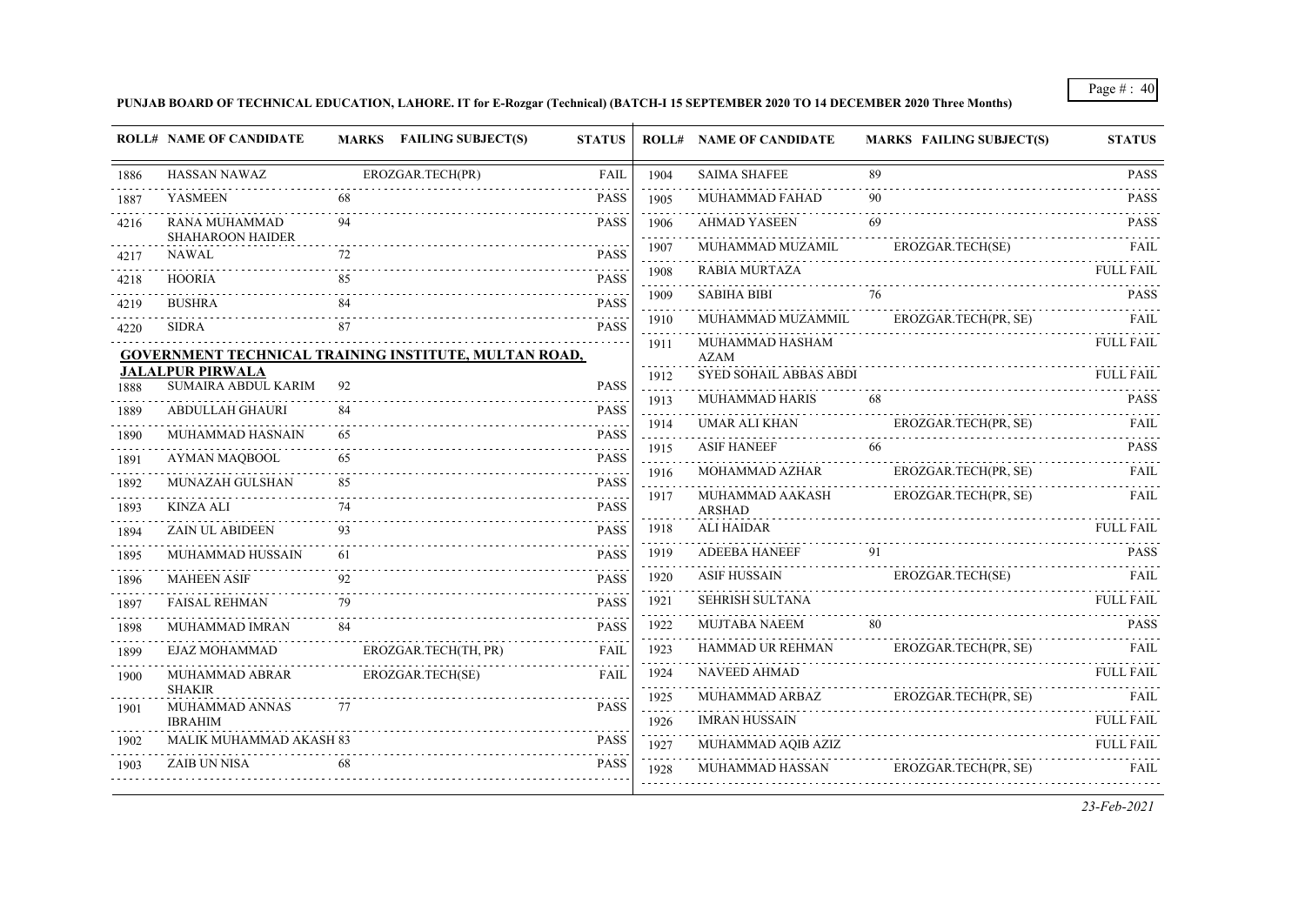**PUNJAB BOARD OF TECHNICAL EDUCATION, LAHORE. IT for E-Rozgar (Technical) (BATCH-I 15 SEPTEMBER 2020 TO 14 DECEMBER 2020 Three Months)**

| ROLL# | NAME OF CANDIDATE | MARKS | FAILING SUBJECT(S) | STATUS |
|---|---|---|---|---|
| 1886 | HASSAN NAWAZ | | EROZGAR.TECH(PR) | FAIL |
| 1887 | YASMEEN | 68 | | PASS |
| 4216 | RANA MUHAMMAD SHAHAROON HAIDER | 94 | | PASS |
| 4217 | NAWAL | 72 | | PASS |
| 4218 | HOORIA | 85 | | PASS |
| 4219 | BUSHRA | 84 | | PASS |
| 4220 | SIDRA | 87 | | PASS |

**GOVERNMENT TECHNICAL TRAINING INSTITUTE, MULTAN ROAD, JALALPUR PIRWALA**

| ROLL# | NAME OF CANDIDATE | MARKS | FAILING SUBJECT(S) | STATUS |
|---|---|---|---|---|
| 1888 | SUMAIRA ABDUL KARIM | 92 | | PASS |
| 1889 | ABDULLAH GHAURI | 84 | | PASS |
| 1890 | MUHAMMAD HASNAIN | 65 | | PASS |
| 1891 | AYMAN MAQBOOL | 65 | | PASS |
| 1892 | MUNAZAH GULSHAN | 85 | | PASS |
| 1893 | KINZA ALI | 74 | | PASS |
| 1894 | ZAIN UL ABIDEEN | 93 | | PASS |
| 1895 | MUHAMMAD HUSSAIN | 61 | | PASS |
| 1896 | MAHEEN ASIF | 92 | | PASS |
| 1897 | FAISAL REHMAN | 79 | | PASS |
| 1898 | MUHAMMAD IMRAN | 84 | | PASS |
| 1899 | EJAZ MOHAMMAD | | EROZGAR.TECH(TH, PR) | FAIL |
| 1900 | MUHAMMAD ABRAR SHAKIR | | EROZGAR.TECH(SE) | FAIL |
| 1901 | MUHAMMAD ANNAS IBRAHIM | 77 | | PASS |
| 1902 | MALIK MUHAMMAD AKASH | 83 | | PASS |
| 1903 | ZAIB UN NISA | 68 | | PASS |
| 1904 | SAIMA SHAFEE | 89 | | PASS |
| 1905 | MUHAMMAD FAHAD | 90 | | PASS |
| 1906 | AHMAD YASEEN | 69 | | PASS |
| 1907 | MUHAMMAD MUZAMIL | | EROZGAR.TECH(SE) | FAIL |
| 1908 | RABIA MURTAZA | | | FULL FAIL |
| 1909 | SABIHA BIBI | 76 | | PASS |
| 1910 | MUHAMMAD MUZAMMIL | | EROZGAR.TECH(PR, SE) | FAIL |
| 1911 | MUHAMMAD HASHAM AZAM | | | FULL FAIL |
| 1912 | SYED SOHAIL ABBAS ABDI | | | FULL FAIL |
| 1913 | MUHAMMAD HARIS | 68 | | PASS |
| 1914 | UMAR ALI KHAN | | EROZGAR.TECH(PR, SE) | FAIL |
| 1915 | ASIF HANEEF | 66 | | PASS |
| 1916 | MOHAMMAD AZHAR | | EROZGAR.TECH(PR, SE) | FAIL |
| 1917 | MUHAMMAD AAKASH ARSHAD | | EROZGAR.TECH(PR, SE) | FAIL |
| 1918 | ALI HAIDAR | | | FULL FAIL |
| 1919 | ADEEBA HANEEF | 91 | | PASS |
| 1920 | ASIF HUSSAIN | | EROZGAR.TECH(SE) | FAIL |
| 1921 | SEHRISH SULTANA | | | FULL FAIL |
| 1922 | MUJTABA NAEEM | 80 | | PASS |
| 1923 | HAMMAD UR REHMAN | | EROZGAR.TECH(PR, SE) | FAIL |
| 1924 | NAVEED AHMAD | | | FULL FAIL |
| 1925 | MUHAMMAD ARBAZ | | EROZGAR.TECH(PR, SE) | FAIL |
| 1926 | IMRAN HUSSAIN | | | FULL FAIL |
| 1927 | MUHAMMAD AQIB AZIZ | | | FULL FAIL |
| 1928 | MUHAMMAD HASSAN | | EROZGAR.TECH(PR, SE) | FAIL |

*23-Feb-2021*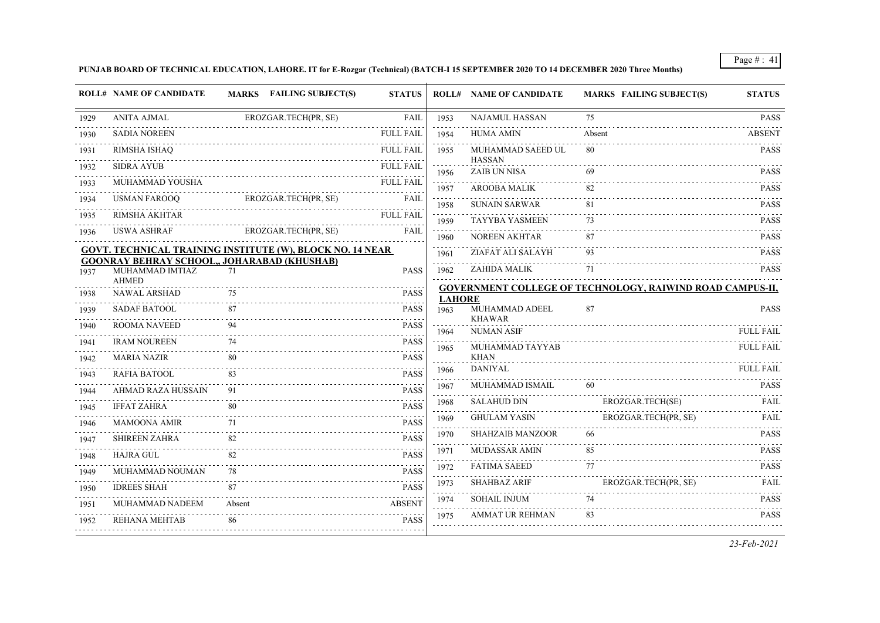**PUNJAB BOARD OF TECHNICAL EDUCATION, LAHORE. IT for E-Rozgar (Technical) (BATCH-I 15 SEPTEMBER 2020 TO 14 DECEMBER 2020 Three Months)**

| ROLL# | NAME OF CANDIDATE | MARKS | FAILING SUBJECT(S) | STATUS |
|---|---|---|---|---|
| 1929 | ANITA AJMAL | | EROZGAR.TECH(PR, SE) | FAIL |
| 1930 | SADIA NOREEN | | | FULL FAIL |
| 1931 | RIMSHA ISHAQ | | | FULL FAIL |
| 1932 | SIDRA AYUB | | | FULL FAIL |
| 1933 | MUHAMMAD YOUSHA | | | FULL FAIL |
| 1934 | USMAN FAROOQ | | EROZGAR.TECH(PR, SE) | FAIL |
| 1935 | RIMSHA AKHTAR | | | FULL FAIL |
| 1936 | USWA ASHRAF | | EROZGAR.TECH(PR, SE) | FAIL |

**GOVT. TECHNICAL TRAINING INSTITUTE (W), BLOCK NO. 14 NEAR GOONRAY BEHRAY SCHOOL,, JOHARABAD (KHUSHAB)**

| ROLL# | NAME OF CANDIDATE | MARKS | FAILING SUBJECT(S) | STATUS |
|---|---|---|---|---|
| 1937 | MUHAMMAD IMTIAZ AHMED | 71 | | PASS |
| 1938 | NAWAL ARSHAD | 75 | | PASS |
| 1939 | SADAF BATOOL | 87 | | PASS |
| 1940 | ROOMA NAVEED | 94 | | PASS |
| 1941 | IRAM NOUREEN | 74 | | PASS |
| 1942 | MARIA NAZIR | 80 | | PASS |
| 1943 | RAFIA BATOOL | 83 | | PASS |
| 1944 | AHMAD RAZA HUSSAIN | 91 | | PASS |
| 1945 | IFFAT ZAHRA | 80 | | PASS |
| 1946 | MAMOONA AMIR | 71 | | PASS |
| 1947 | SHIREEN ZAHRA | 82 | | PASS |
| 1948 | HAJRA GUL | 82 | | PASS |
| 1949 | MUHAMMAD NOUMAN | 78 | | PASS |
| 1950 | IDREES SHAH | 87 | | PASS |
| 1951 | MUHAMMAD NADEEM | Absent | | ABSENT |
| 1952 | REHANA MEHTAB | 86 | | PASS |
| 1953 | NAJAMUL HASSAN | 75 | | PASS |
| 1954 | HUMA AMIN | Absent | | ABSENT |
| 1955 | MUHAMMAD SAEED UL HASSAN | 80 | | PASS |
| 1956 | ZAIB UN NISA | 69 | | PASS |
| 1957 | AROOBA MALIK | 82 | | PASS |
| 1958 | SUNAIN SARWAR | 81 | | PASS |
| 1959 | TAYYBA YASMEEN | 73 | | PASS |
| 1960 | NOREEN AKHTAR | 87 | | PASS |
| 1961 | ZIAFAT ALI SALAYH | 93 | | PASS |
| 1962 | ZAHIDA MALIK | 71 | | PASS |

**GOVERNMENT COLLEGE OF TECHNOLOGY, RAIWIND ROAD CAMPUS-II, LAHORE**

| ROLL# | NAME OF CANDIDATE | MARKS | FAILING SUBJECT(S) | STATUS |
|---|---|---|---|---|
| 1963 | MUHAMMAD ADEEL KHAWAR | 87 | | PASS |
| 1964 | NUMAN ASIF | | | FULL FAIL |
| 1965 | MUHAMMAD TAYYAB KHAN | | | FULL FAIL |
| 1966 | DANIYAL | | | FULL FAIL |
| 1967 | MUHAMMAD ISMAIL | 60 | | PASS |
| 1968 | SALAHUD DIN | | EROZGAR.TECH(SE) | FAIL |
| 1969 | GHULAM YASIN | | EROZGAR.TECH(PR, SE) | FAIL |
| 1970 | SHAHZAIB MANZOOR | 66 | | PASS |
| 1971 | MUDASSAR AMIN | 85 | | PASS |
| 1972 | FATIMA SAEED | 77 | | PASS |
| 1973 | SHAHBAZ ARIF | | EROZGAR.TECH(PR, SE) | FAIL |
| 1974 | SOHAIL INJUM | 74 | | PASS |
| 1975 | AMMAT UR REHMAN | 83 | | PASS |

*23-Feb-2021*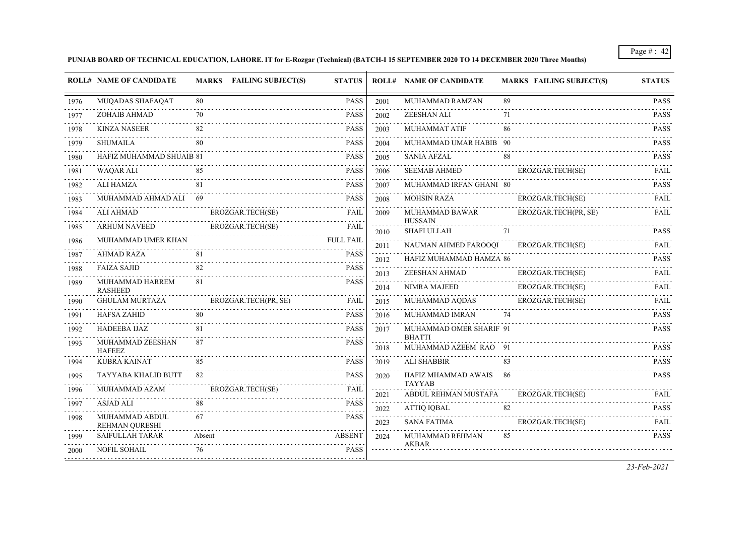**PUNJAB BOARD OF TECHNICAL EDUCATION, LAHORE. IT for E-Rozgar (Technical) (BATCH-I 15 SEPTEMBER 2020 TO 14 DECEMBER 2020 Three Months)**

| ROLL# | NAME OF CANDIDATE | MARKS | FAILING SUBJECT(S) | STATUS |
|---|---|---|---|---|
| 1976 | MUQADAS SHAFAQAT | 80 | | PASS |
| 1977 | ZOHAIB AHMAD | 70 | | PASS |
| 1978 | KINZA NASEER | 82 | | PASS |
| 1979 | SHUMAILA | 80 | | PASS |
| 1980 | HAFIZ MUHAMMAD SHUAIB | 81 | | PASS |
| 1981 | WAQAR ALI | 85 | | PASS |
| 1982 | ALI HAMZA | 81 | | PASS |
| 1983 | MUHAMMAD AHMAD ALI | 69 | | PASS |
| 1984 | ALI AHMAD | | EROZGAR.TECH(SE) | FAIL |
| 1985 | ARHUM NAVEED | | EROZGAR.TECH(SE) | FAIL |
| 1986 | MUHAMMAD UMER KHAN | | | FULL FAIL |
| 1987 | AHMAD RAZA | 81 | | PASS |
| 1988 | FAIZA SAJID | 82 | | PASS |
| 1989 | MUHAMMAD HARREM RASHEED | 81 | | PASS |
| 1990 | GHULAM MURTAZA | | EROZGAR.TECH(PR, SE) | FAIL |
| 1991 | HAFSA ZAHID | 80 | | PASS |
| 1992 | HADEEBA IJAZ | 81 | | PASS |
| 1993 | MUHAMMAD ZEESHAN HAFEEZ | 87 | | PASS |
| 1994 | KUBRA KAINAT | 85 | | PASS |
| 1995 | TAYYABA KHALID BUTT | 82 | | PASS |
| 1996 | MUHAMMAD AZAM | | EROZGAR.TECH(SE) | FAIL |
| 1997 | ASJAD ALI | 88 | | PASS |
| 1998 | MUHAMMAD ABDUL REHMAN QURESHI | 67 | | PASS |
| 1999 | SAIFULLAH TARAR | Absent | | ABSENT |
| 2000 | NOFIL SOHAIL | 76 | | PASS |
| 2001 | MUHAMMAD RAMZAN | 89 | | PASS |
| 2002 | ZEESHAN ALI | 71 | | PASS |
| 2003 | MUHAMMAT ATIF | 86 | | PASS |
| 2004 | MUHAMMAD UMAR HABIB | 90 | | PASS |
| 2005 | SANIA AFZAL | 88 | | PASS |
| 2006 | SEEMAB AHMED | | EROZGAR.TECH(SE) | FAIL |
| 2007 | MUHAMMAD IRFAN GHANI | 80 | | PASS |
| 2008 | MOHSIN RAZA | | EROZGAR.TECH(SE) | FAIL |
| 2009 | MUHAMMAD BAWAR HUSSAIN | | EROZGAR.TECH(PR, SE) | FAIL |
| 2010 | SHAFI ULLAH | 71 | | PASS |
| 2011 | NAUMAN AHMED FAROOQI | | EROZGAR.TECH(SE) | FAIL |
| 2012 | HAFIZ MUHAMMAD HAMZA | 86 | | PASS |
| 2013 | ZEESHAN AHMAD | | EROZGAR.TECH(SE) | FAIL |
| 2014 | NIMRA MAJEED | | EROZGAR.TECH(SE) | FAIL |
| 2015 | MUHAMMAD AQDAS | | EROZGAR.TECH(SE) | FAIL |
| 2016 | MUHAMMAD IMRAN | 74 | | PASS |
| 2017 | MUHAMMAD OMER SHARIF BHATTI | 91 | | PASS |
| 2018 | MUHAMMAD AZEEM RAO | 91 | | PASS |
| 2019 | ALI SHABBIR | 83 | | PASS |
| 2020 | HAFIZ MHAMMAD AWAIS TAYYAB | 86 | | PASS |
| 2021 | ABDUL REHMAN MUSTAFA | | EROZGAR.TECH(SE) | FAIL |
| 2022 | ATTIQ IQBAL | 82 | | PASS |
| 2023 | SANA FATIMA | | EROZGAR.TECH(SE) | FAIL |
| 2024 | MUHAMMAD REHMAN AKBAR | 85 | | PASS |

*23-Feb-2021*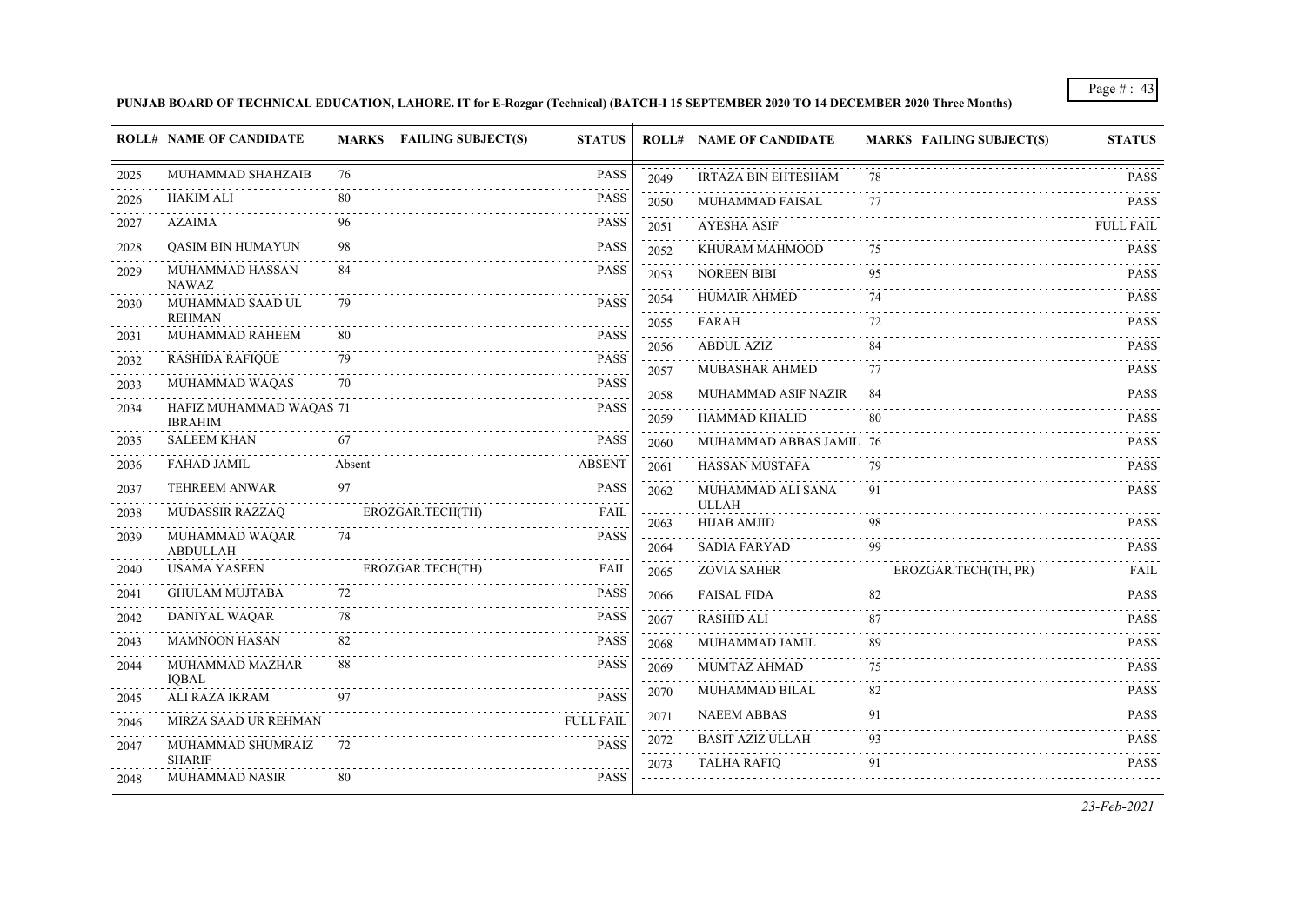**PUNJAB BOARD OF TECHNICAL EDUCATION, LAHORE. IT for E-Rozgar (Technical) (BATCH-I 15 SEPTEMBER 2020 TO 14 DECEMBER 2020 Three Months)**

| ROLL# | NAME OF CANDIDATE | MARKS | FAILING SUBJECT(S) | STATUS |
|---|---|---|---|---|
| 2025 | MUHAMMAD SHAHZAIB | 76 | | PASS |
| 2026 | HAKIM ALI | 80 | | PASS |
| 2027 | AZAIMA | 96 | | PASS |
| 2028 | QASIM BIN HUMAYUN | 98 | | PASS |
| 2029 | MUHAMMAD HASSAN NAWAZ | 84 | | PASS |
| 2030 | MUHAMMAD SAAD UL REHMAN | 79 | | PASS |
| 2031 | MUHAMMAD RAHEEM | 80 | | PASS |
| 2032 | RASHIDA RAFIQUE | 79 | | PASS |
| 2033 | MUHAMMAD WAQAS | 70 | | PASS |
| 2034 | HAFIZ MUHAMMAD WAQAS IBRAHIM | 71 | | PASS |
| 2035 | SALEEM KHAN | 67 | | PASS |
| 2036 | FAHAD JAMIL | Absent | | ABSENT |
| 2037 | TEHREEM ANWAR | 97 | | PASS |
| 2038 | MUDASSIR RAZZAQ | | EROZGAR.TECH(TH) | FAIL |
| 2039 | MUHAMMAD WAQAR ABDULLAH | 74 | | PASS |
| 2040 | USAMA YASEEN | | EROZGAR.TECH(TH) | FAIL |
| 2041 | GHULAM MUJTABA | 72 | | PASS |
| 2042 | DANIYAL WAQAR | 78 | | PASS |
| 2043 | MAMNOON HASAN | 82 | | PASS |
| 2044 | MUHAMMAD MAZHAR IQBAL | 88 | | PASS |
| 2045 | ALI RAZA IKRAM | 97 | | PASS |
| 2046 | MIRZA SAAD UR REHMAN | | | FULL FAIL |
| 2047 | MUHAMMAD SHUMRAIZ SHARIF | 72 | | PASS |
| 2048 | MUHAMMAD NASIR | 80 | | PASS |
| 2049 | IRTAZA BIN EHTESHAM | 78 | | PASS |
| 2050 | MUHAMMAD FAISAL | 77 | | PASS |
| 2051 | AYESHA ASIF | | | FULL FAIL |
| 2052 | KHURAM MAHMOOD | 75 | | PASS |
| 2053 | NOREEN BIBI | 95 | | PASS |
| 2054 | HUMAIR AHMED | 74 | | PASS |
| 2055 | FARAH | 72 | | PASS |
| 2056 | ABDUL AZIZ | 84 | | PASS |
| 2057 | MUBASHAR AHMED | 77 | | PASS |
| 2058 | MUHAMMAD ASIF NAZIR | 84 | | PASS |
| 2059 | HAMMAD KHALID | 80 | | PASS |
| 2060 | MUHAMMAD ABBAS JAMIL | 76 | | PASS |
| 2061 | HASSAN MUSTAFA | 79 | | PASS |
| 2062 | MUHAMMAD ALI SANA ULLAH | 91 | | PASS |
| 2063 | HIJAB AMJID | 98 | | PASS |
| 2064 | SADIA FARYAD | 99 | | PASS |
| 2065 | ZOVIA SAHER | | EROZGAR.TECH(TH, PR) | FAIL |
| 2066 | FAISAL FIDA | 82 | | PASS |
| 2067 | RASHID ALI | 87 | | PASS |
| 2068 | MUHAMMAD JAMIL | 89 | | PASS |
| 2069 | MUMTAZ AHMAD | 75 | | PASS |
| 2070 | MUHAMMAD BILAL | 82 | | PASS |
| 2071 | NAEEM ABBAS | 91 | | PASS |
| 2072 | BASIT AZIZ ULLAH | 93 | | PASS |
| 2073 | TALHA RAFIQ | 91 | | PASS |

*23-Feb-2021*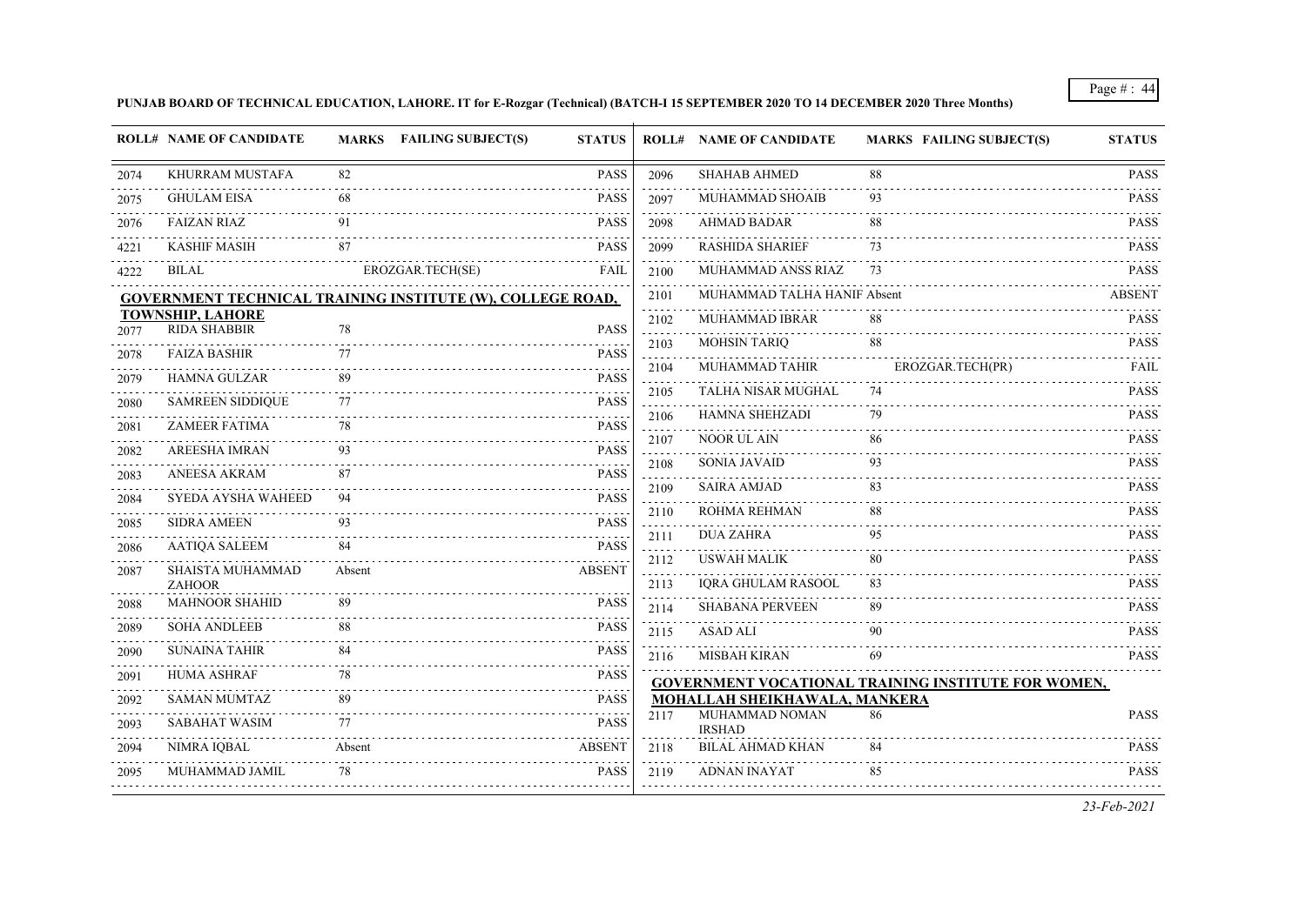**PUNJAB BOARD OF TECHNICAL EDUCATION, LAHORE. IT for E-Rozgar (Technical) (BATCH-I 15 SEPTEMBER 2020 TO 14 DECEMBER 2020 Three Months)**

| ROLL# | NAME OF CANDIDATE | MARKS | FAILING SUBJECT(S) | STATUS |
|---|---|---|---|---|
| 2074 | KHURRAM MUSTAFA | 82 | | PASS |
| 2075 | GHULAM EISA | 68 | | PASS |
| 2076 | FAIZAN RIAZ | 91 | | PASS |
| 4221 | KASHIF MASIH | 87 | | PASS |
| 4222 | BILAL | | EROZGAR.TECH(SE) | FAIL |

**GOVERNMENT TECHNICAL TRAINING INSTITUTE (W), COLLEGE ROAD, TOWNSHIP, LAHORE**

| ROLL# | NAME OF CANDIDATE | MARKS | FAILING SUBJECT(S) | STATUS |
|---|---|---|---|---|
| 2077 | RIDA SHABBIR | 78 | | PASS |
| 2078 | FAIZA BASHIR | 77 | | PASS |
| 2079 | HAMNA GULZAR | 89 | | PASS |
| 2080 | SAMREEN SIDDIQUE | 77 | | PASS |
| 2081 | ZAMEER FATIMA | 78 | | PASS |
| 2082 | AREESHA IMRAN | 93 | | PASS |
| 2083 | ANEESA AKRAM | 87 | | PASS |
| 2084 | SYEDA AYSHA WAHEED | 94 | | PASS |
| 2085 | SIDRA AMEEN | 93 | | PASS |
| 2086 | AATIQA SALEEM | 84 | | PASS |
| 2087 | SHAISTA MUHAMMAD ZAHOOR | Absent | | ABSENT |
| 2088 | MAHNOOR SHAHID | 89 | | PASS |
| 2089 | SOHA ANDLEEB | 88 | | PASS |
| 2090 | SUNAINA TAHIR | 84 | | PASS |
| 2091 | HUMA ASHRAF | 78 | | PASS |
| 2092 | SAMAN MUMTAZ | 89 | | PASS |
| 2093 | SABAHAT WASIM | 77 | | PASS |
| 2094 | NIMRA IQBAL | Absent | | ABSENT |
| 2095 | MUHAMMAD JAMIL | 78 | | PASS |
| 2096 | SHAHAB AHMED | 88 | | PASS |
| 2097 | MUHAMMAD SHOAIB | 93 | | PASS |
| 2098 | AHMAD BADAR | 88 | | PASS |
| 2099 | RASHIDA SHARIEF | 73 | | PASS |
| 2100 | MUHAMMAD ANSS RIAZ | 73 | | PASS |
| 2101 | MUHAMMAD TALHA HANIF | Absent | | ABSENT |
| 2102 | MUHAMMAD IBRAR | 88 | | PASS |
| 2103 | MOHSIN TARIQ | 88 | | PASS |
| 2104 | MUHAMMAD TAHIR | | EROZGAR.TECH(PR) | FAIL |
| 2105 | TALHA NISAR MUGHAL | 74 | | PASS |
| 2106 | HAMNA SHEHZADI | 79 | | PASS |
| 2107 | NOOR UL AIN | 86 | | PASS |
| 2108 | SONIA JAVAID | 93 | | PASS |
| 2109 | SAIRA AMJAD | 83 | | PASS |
| 2110 | ROHMA REHMAN | 88 | | PASS |
| 2111 | DUA ZAHRA | 95 | | PASS |
| 2112 | USWAH MALIK | 80 | | PASS |
| 2113 | IQRA GHULAM RASOOL | 83 | | PASS |
| 2114 | SHABANA PERVEEN | 89 | | PASS |
| 2115 | ASAD ALI | 90 | | PASS |
| 2116 | MISBAH KIRAN | 69 | | PASS |

**GOVERNMENT VOCATIONAL TRAINING INSTITUTE FOR WOMEN, MOHALLAH SHEIKHAWALA, MANKERA**

| ROLL# | NAME OF CANDIDATE | MARKS | FAILING SUBJECT(S) | STATUS |
|---|---|---|---|---|
| 2117 | MUHAMMAD NOMAN IRSHAD | 86 | | PASS |
| 2118 | BILAL AHMAD KHAN | 84 | | PASS |
| 2119 | ADNAN INAYAT | 85 | | PASS |

*23-Feb-2021*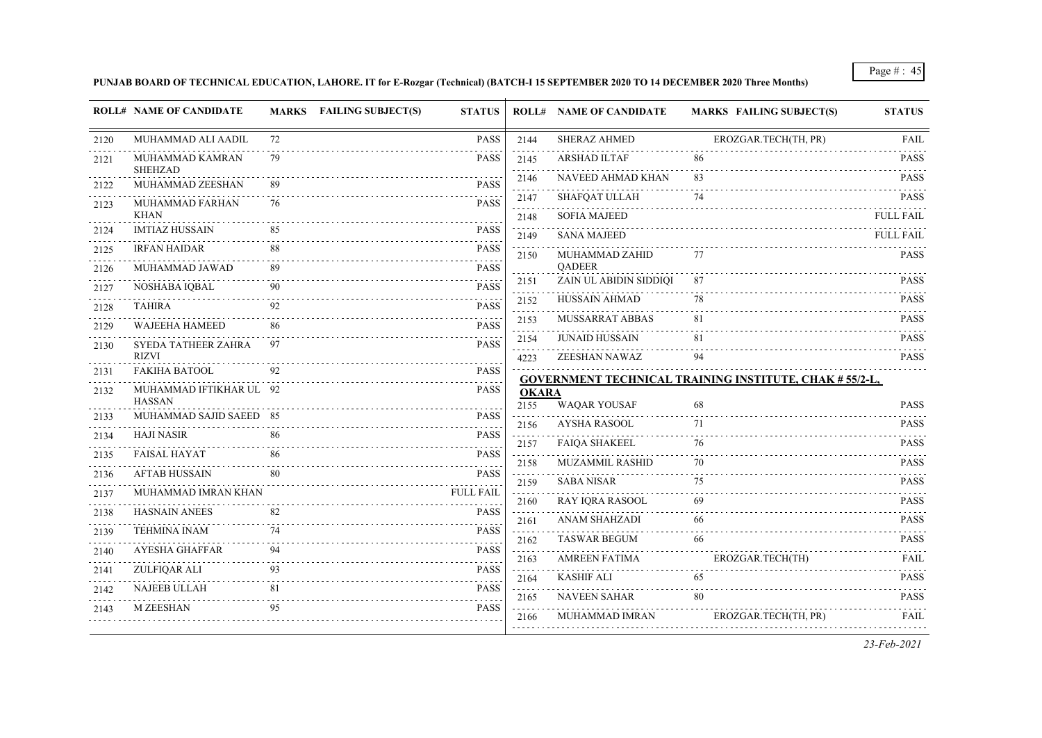**PUNJAB BOARD OF TECHNICAL EDUCATION, LAHORE. IT for E-Rozgar (Technical) (BATCH-I 15 SEPTEMBER 2020 TO 14 DECEMBER 2020 Three Months)**

| ROLL# | NAME OF CANDIDATE | MARKS | FAILING SUBJECT(S) | STATUS |
|---|---|---|---|---|
| 2120 | MUHAMMAD ALI AADIL | 72 | | PASS |
| 2121 | MUHAMMAD KAMRAN SHEHZAD | 79 | | PASS |
| 2122 | MUHAMMAD ZEESHAN | 89 | | PASS |
| 2123 | MUHAMMAD FARHAN KHAN | 76 | | PASS |
| 2124 | IMTIAZ HUSSAIN | 85 | | PASS |
| 2125 | IRFAN HAIDAR | 88 | | PASS |
| 2126 | MUHAMMAD JAWAD | 89 | | PASS |
| 2127 | NOSHABA IQBAL | 90 | | PASS |
| 2128 | TAHIRA | 92 | | PASS |
| 2129 | WAJEEHA HAMEED | 86 | | PASS |
| 2130 | SYEDA TATHEER ZAHRA RIZVI | 97 | | PASS |
| 2131 | FAKIHA BATOOL | 92 | | PASS |
| 2132 | MUHAMMAD IFTIKHAR UL HASSAN | 92 | | PASS |
| 2133 | MUHAMMAD SAJID SAEED | 85 | | PASS |
| 2134 | HAJI NASIR | 86 | | PASS |
| 2135 | FAISAL HAYAT | 86 | | PASS |
| 2136 | AFTAB HUSSAIN | 80 | | PASS |
| 2137 | MUHAMMAD IMRAN KHAN | | | FULL FAIL |
| 2138 | HASNAIN ANEES | 82 | | PASS |
| 2139 | TEHMINA INAM | 74 | | PASS |
| 2140 | AYESHA GHAFFAR | 94 | | PASS |
| 2141 | ZULFIQAR ALI | 93 | | PASS |
| 2142 | NAJEEB ULLAH | 81 | | PASS |
| 2143 | M ZEESHAN | 95 | | PASS |
| 2144 | SHERAZ AHMED | | EROZGAR.TECH(TH, PR) | FAIL |
| 2145 | ARSHAD ILTAF | 86 | | PASS |
| 2146 | NAVEED AHMAD KHAN | 83 | | PASS |
| 2147 | SHAFQAT ULLAH | 74 | | PASS |
| 2148 | SOFIA MAJEED | | | FULL FAIL |
| 2149 | SANA MAJEED | | | FULL FAIL |
| 2150 | MUHAMMAD ZAHID QADEER | 77 | | PASS |
| 2151 | ZAIN UL ABIDIN SIDDIQI | 87 | | PASS |
| 2152 | HUSSAIN AHMAD | 78 | | PASS |
| 2153 | MUSSARRAT ABBAS | 81 | | PASS |
| 2154 | JUNAID HUSSAIN | 81 | | PASS |
| 4223 | ZEESHAN NAWAZ | 94 | | PASS |

**GOVERNMENT TECHNICAL TRAINING INSTITUTE, CHAK # 55/2-L, OKARA**

| ROLL# | NAME OF CANDIDATE | MARKS | FAILING SUBJECT(S) | STATUS |
|---|---|---|---|---|
| 2155 | WAQAR YOUSAF | 68 | | PASS |
| 2156 | AYSHA RASOOL | 71 | | PASS |
| 2157 | FAIQA SHAKEEL | 76 | | PASS |
| 2158 | MUZAMMIL RASHID | 70 | | PASS |
| 2159 | SABA NISAR | 75 | | PASS |
| 2160 | RAY IQRA RASOOL | 69 | | PASS |
| 2161 | ANAM SHAHZADI | 66 | | PASS |
| 2162 | TASWAR BEGUM | 66 | | PASS |
| 2163 | AMREEN FATIMA | | EROZGAR.TECH(TH) | FAIL |
| 2164 | KASHIF ALI | 65 | | PASS |
| 2165 | NAVEEN SAHAR | 80 | | PASS |
| 2166 | MUHAMMAD IMRAN | | EROZGAR.TECH(TH, PR) | FAIL |

*23-Feb-2021*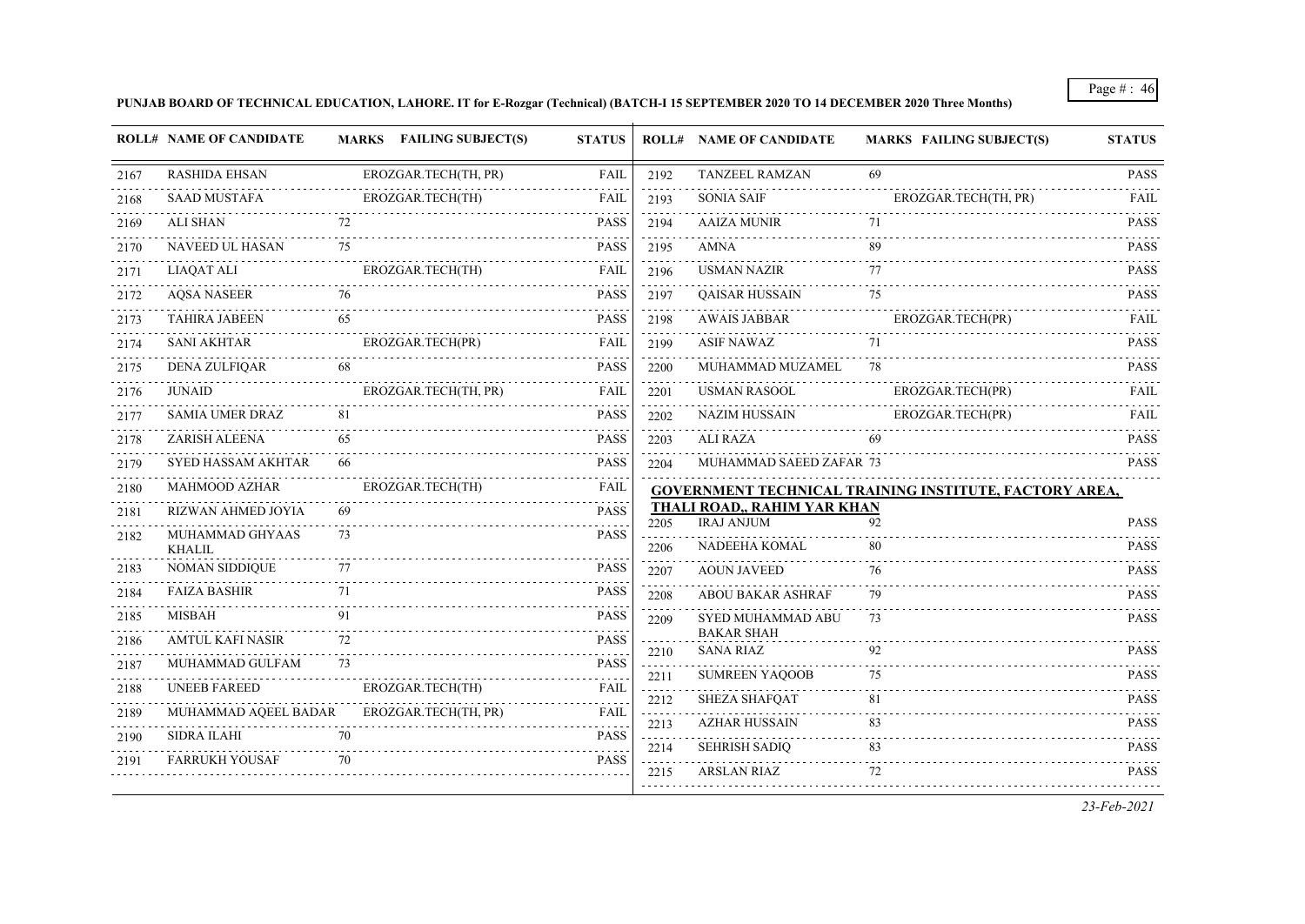**PUNJAB BOARD OF TECHNICAL EDUCATION, LAHORE. IT for E-Rozgar (Technical) (BATCH-I 15 SEPTEMBER 2020 TO 14 DECEMBER 2020 Three Months)**

| ROLL# | NAME OF CANDIDATE | MARKS | FAILING SUBJECT(S) | STATUS |
|---|---|---|---|---|
| 2167 | RASHIDA EHSAN | | EROZGAR.TECH(TH, PR) | FAIL |
| 2168 | SAAD MUSTAFA | | EROZGAR.TECH(TH) | FAIL |
| 2169 | ALI SHAN | 72 | | PASS |
| 2170 | NAVEED UL HASAN | 75 | | PASS |
| 2171 | LIAQAT ALI | | EROZGAR.TECH(TH) | FAIL |
| 2172 | AQSA NASEER | 76 | | PASS |
| 2173 | TAHIRA JABEEN | 65 | | PASS |
| 2174 | SANI AKHTAR | | EROZGAR.TECH(PR) | FAIL |
| 2175 | DENA ZULFIQAR | 68 | | PASS |
| 2176 | JUNAID | | EROZGAR.TECH(TH, PR) | FAIL |
| 2177 | SAMIA UMER DRAZ | 81 | | PASS |
| 2178 | ZARISH ALEENA | 65 | | PASS |
| 2179 | SYED HASSAM AKHTAR | 66 | | PASS |
| 2180 | MAHMOOD AZHAR | | EROZGAR.TECH(TH) | FAIL |
| 2181 | RIZWAN AHMED JOYIA | 69 | | PASS |
| 2182 | MUHAMMAD GHYAAS KHALIL | 73 | | PASS |
| 2183 | NOMAN SIDDIQUE | 77 | | PASS |
| 2184 | FAIZA BASHIR | 71 | | PASS |
| 2185 | MISBAH | 91 | | PASS |
| 2186 | AMTUL KAFI NASIR | 72 | | PASS |
| 2187 | MUHAMMAD GULFAM | 73 | | PASS |
| 2188 | UNEEB FAREED | | EROZGAR.TECH(TH) | FAIL |
| 2189 | MUHAMMAD AQEEL BADAR | | EROZGAR.TECH(TH, PR) | FAIL |
| 2190 | SIDRA ILAHI | 70 | | PASS |
| 2191 | FARRUKH YOUSAF | 70 | | PASS |
| 2192 | TANZEEL RAMZAN | 69 | | PASS |
| 2193 | SONIA SAIF | | EROZGAR.TECH(TH, PR) | FAIL |
| 2194 | AAIZA MUNIR | 71 | | PASS |
| 2195 | AMNA | 89 | | PASS |
| 2196 | USMAN NAZIR | 77 | | PASS |
| 2197 | QAISAR HUSSAIN | 75 | | PASS |
| 2198 | AWAIS JABBAR | | EROZGAR.TECH(PR) | FAIL |
| 2199 | ASIF NAWAZ | 71 | | PASS |
| 2200 | MUHAMMAD MUZAMEL | 78 | | PASS |
| 2201 | USMAN RASOOL | | EROZGAR.TECH(PR) | FAIL |
| 2202 | NAZIM HUSSAIN | | EROZGAR.TECH(PR) | FAIL |
| 2203 | ALI RAZA | 69 | | PASS |
| 2204 | MUHAMMAD SAEED ZAFAR | 73 | | PASS |

**GOVERNMENT TECHNICAL TRAINING INSTITUTE, FACTORY AREA, THALI ROAD,, RAHIM YAR KHAN**

| ROLL# | NAME OF CANDIDATE | MARKS | FAILING SUBJECT(S) | STATUS |
|---|---|---|---|---|
| 2205 | IRAJ ANJUM | 92 | | PASS |
| 2206 | NADEEHA KOMAL | 80 | | PASS |
| 2207 | AOUN JAVEED | 76 | | PASS |
| 2208 | ABOU BAKAR ASHRAF | 79 | | PASS |
| 2209 | SYED MUHAMMAD ABU BAKAR SHAH | 73 | | PASS |
| 2210 | SANA RIAZ | 92 | | PASS |
| 2211 | SUMREEN YAQOOB | 75 | | PASS |
| 2212 | SHEZA SHAFQAT | 81 | | PASS |
| 2213 | AZHAR HUSSAIN | 83 | | PASS |
| 2214 | SEHRISH SADIQ | 83 | | PASS |
| 2215 | ARSLAN RIAZ | 72 | | PASS |

*23-Feb-2021*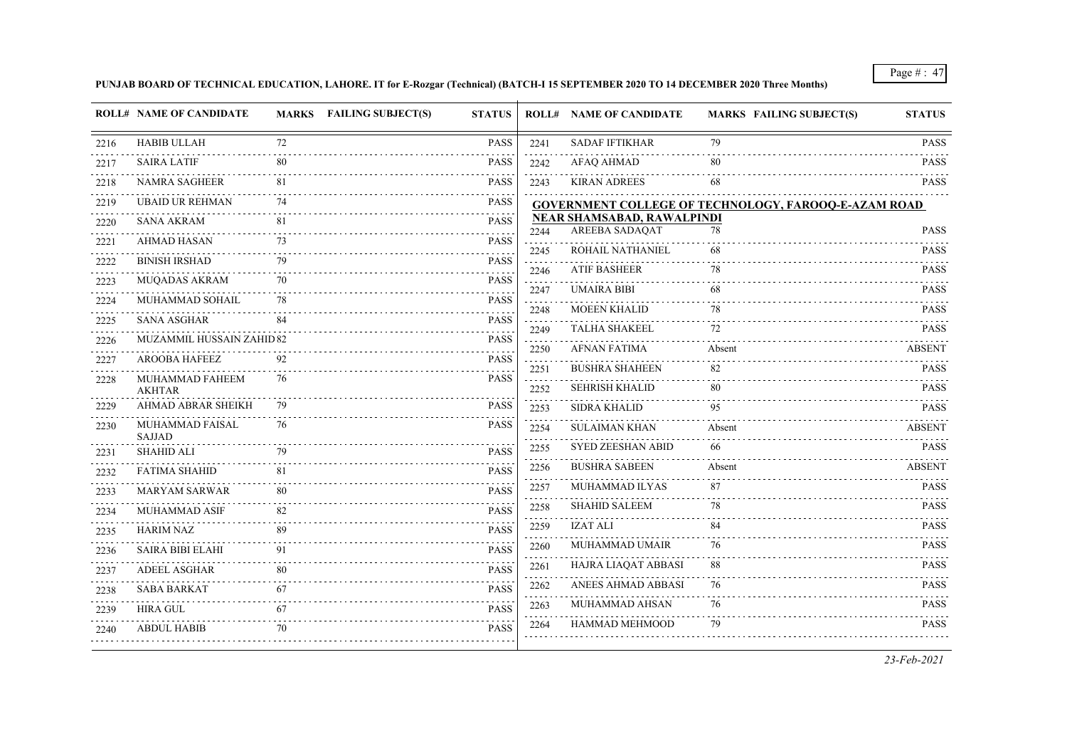**PUNJAB BOARD OF TECHNICAL EDUCATION, LAHORE. IT for E-Rozgar (Technical) (BATCH-I 15 SEPTEMBER 2020 TO 14 DECEMBER 2020 Three Months)**

| ROLL# | NAME OF CANDIDATE | MARKS | FAILING SUBJECT(S) | STATUS |
|---|---|---|---|---|
| 2216 | HABIB ULLAH | 72 | | PASS |
| 2217 | SAIRA LATIF | 80 | | PASS |
| 2218 | NAMRA SAGHEER | 81 | | PASS |
| 2219 | UBAID UR REHMAN | 74 | | PASS |
| 2220 | SANA AKRAM | 81 | | PASS |
| 2221 | AHMAD HASAN | 73 | | PASS |
| 2222 | BINISH IRSHAD | 79 | | PASS |
| 2223 | MUQADAS AKRAM | 70 | | PASS |
| 2224 | MUHAMMAD SOHAIL | 78 | | PASS |
| 2225 | SANA ASGHAR | 84 | | PASS |
| 2226 | MUZAMMIL HUSSAIN ZAHID | 82 | | PASS |
| 2227 | AROOBA HAFEEZ | 92 | | PASS |
| 2228 | MUHAMMAD FAHEEM AKHTAR | 76 | | PASS |
| 2229 | AHMAD ABRAR SHEIKH | 79 | | PASS |
| 2230 | MUHAMMAD FAISAL SAJJAD | 76 | | PASS |
| 2231 | SHAHID ALI | 79 | | PASS |
| 2232 | FATIMA SHAHID | 81 | | PASS |
| 2233 | MARYAM SARWAR | 80 | | PASS |
| 2234 | MUHAMMAD ASIF | 82 | | PASS |
| 2235 | HARIM NAZ | 89 | | PASS |
| 2236 | SAIRA BIBI ELAHI | 91 | | PASS |
| 2237 | ADEEL ASGHAR | 80 | | PASS |
| 2238 | SABA BARKAT | 67 | | PASS |
| 2239 | HIRA GUL | 67 | | PASS |
| 2240 | ABDUL HABIB | 70 | | PASS |
| 2241 | SADAF IFTIKHAR | 79 | | PASS |
| 2242 | AFAQ AHMAD | 80 | | PASS |
| 2243 | KIRAN ADREES | 68 | | PASS |

**GOVERNMENT COLLEGE OF TECHNOLOGY, FAROOQ-E-AZAM ROAD NEAR SHAMSABAD, RAWALPINDI**

| ROLL# | NAME OF CANDIDATE | MARKS | FAILING SUBJECT(S) | STATUS |
|---|---|---|---|---|
| 2244 | AREEBA SADAQAT | 78 | | PASS |
| 2245 | ROHAIL NATHANIEL | 68 | | PASS |
| 2246 | ATIF BASHEER | 78 | | PASS |
| 2247 | UMAIRA BIBI | 68 | | PASS |
| 2248 | MOEEN KHALID | 78 | | PASS |
| 2249 | TALHA SHAKEEL | 72 | | PASS |
| 2250 | AFNAN FATIMA | Absent | | ABSENT |
| 2251 | BUSHRA SHAHEEN | 82 | | PASS |
| 2252 | SEHRISH KHALID | 80 | | PASS |
| 2253 | SIDRA KHALID | 95 | | PASS |
| 2254 | SULAIMAN KHAN | Absent | | ABSENT |
| 2255 | SYED ZEESHAN ABID | 66 | | PASS |
| 2256 | BUSHRA SABEEN | Absent | | ABSENT |
| 2257 | MUHAMMAD ILYAS | 87 | | PASS |
| 2258 | SHAHID SALEEM | 78 | | PASS |
| 2259 | IZAT ALI | 84 | | PASS |
| 2260 | MUHAMMAD UMAIR | 76 | | PASS |
| 2261 | HAJRA LIAQAT ABBASI | 88 | | PASS |
| 2262 | ANEES AHMAD ABBASI | 76 | | PASS |
| 2263 | MUHAMMAD AHSAN | 76 | | PASS |
| 2264 | HAMMAD MEHMOOD | 79 | | PASS |

*23-Feb-2021*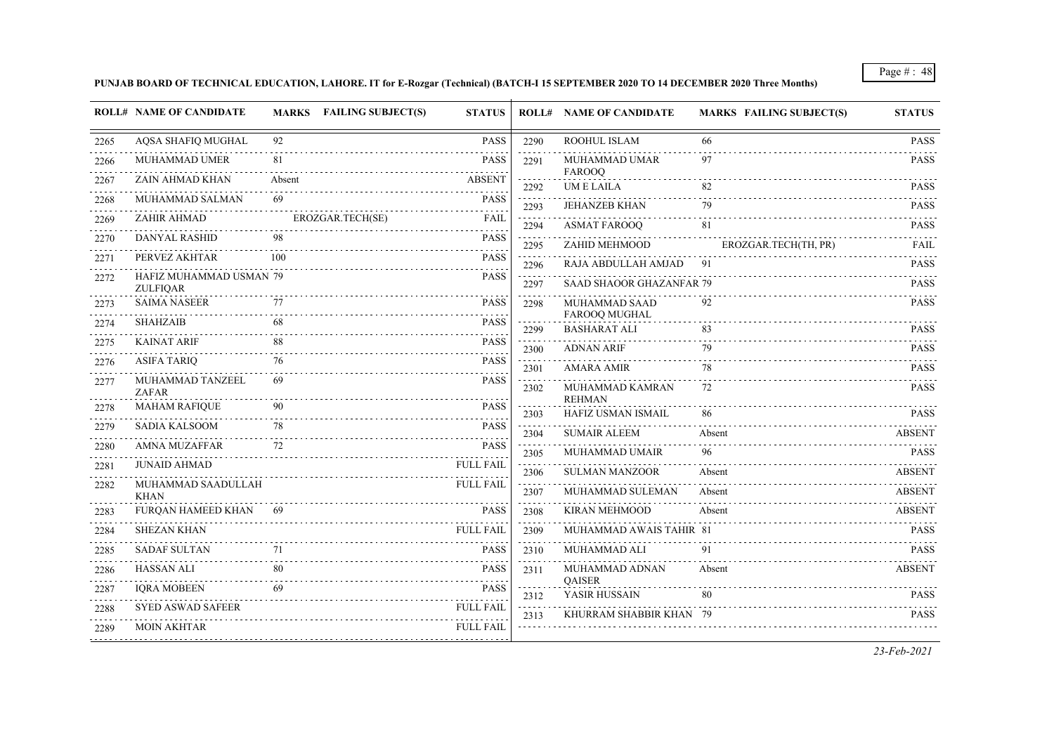**PUNJAB BOARD OF TECHNICAL EDUCATION, LAHORE. IT for E-Rozgar (Technical) (BATCH-I 15 SEPTEMBER 2020 TO 14 DECEMBER 2020 Three Months)**

| ROLL# | NAME OF CANDIDATE | MARKS | FAILING SUBJECT(S) | STATUS |
|---|---|---|---|---|
| 2265 | AQSA SHAFIQ MUGHAL | 92 | | PASS |
| 2266 | MUHAMMAD UMER | 81 | | PASS |
| 2267 | ZAIN AHMAD KHAN | Absent | | ABSENT |
| 2268 | MUHAMMAD SALMAN | 69 | | PASS |
| 2269 | ZAHIR AHMAD | | EROZGAR.TECH(SE) | FAIL |
| 2270 | DANYAL RASHID | 98 | | PASS |
| 2271 | PERVEZ AKHTAR | 100 | | PASS |
| 2272 | HAFIZ MUHAMMAD USMAN ZULFIQAR | 79 | | PASS |
| 2273 | SAIMA NASEER | 77 | | PASS |
| 2274 | SHAHZAIB | 68 | | PASS |
| 2275 | KAINAT ARIF | 88 | | PASS |
| 2276 | ASIFA TARIQ | 76 | | PASS |
| 2277 | MUHAMMAD TANZEEL ZAFAR | 69 | | PASS |
| 2278 | MAHAM RAFIQUE | 90 | | PASS |
| 2279 | SADIA KALSOOM | 78 | | PASS |
| 2280 | AMNA MUZAFFAR | 72 | | PASS |
| 2281 | JUNAID AHMAD | | | FULL FAIL |
| 2282 | MUHAMMAD SAADULLAH KHAN | | | FULL FAIL |
| 2283 | FURQAN HAMEED KHAN | 69 | | PASS |
| 2284 | SHEZAN KHAN | | | FULL FAIL |
| 2285 | SADAF SULTAN | 71 | | PASS |
| 2286 | HASSAN ALI | 80 | | PASS |
| 2287 | IQRA MOBEEN | 69 | | PASS |
| 2288 | SYED ASWAD SAFEER | | | FULL FAIL |
| 2289 | MOIN AKHTAR | | | FULL FAIL |
| 2290 | ROOHUL ISLAM | 66 | | PASS |
| 2291 | MUHAMMAD UMAR FAROOQ | 97 | | PASS |
| 2292 | UM E LAILA | 82 | | PASS |
| 2293 | JEHANZEB KHAN | 79 | | PASS |
| 2294 | ASMAT FAROOQ | 81 | | PASS |
| 2295 | ZAHID MEHMOOD | | EROZGAR.TECH(TH, PR) | FAIL |
| 2296 | RAJA ABDULLAH AMJAD | 91 | | PASS |
| 2297 | SAAD SHAOOR GHAZANFAR | 79 | | PASS |
| 2298 | MUHAMMAD SAAD FAROOQ MUGHAL | 92 | | PASS |
| 2299 | BASHARAT ALI | 83 | | PASS |
| 2300 | ADNAN ARIF | 79 | | PASS |
| 2301 | AMARA AMIR | 78 | | PASS |
| 2302 | MUHAMMAD KAMRAN REHMAN | 72 | | PASS |
| 2303 | HAFIZ USMAN ISMAIL | 86 | | PASS |
| 2304 | SUMAIR ALEEM | Absent | | ABSENT |
| 2305 | MUHAMMAD UMAIR | 96 | | PASS |
| 2306 | SULMAN MANZOOR | Absent | | ABSENT |
| 2307 | MUHAMMAD SULEMAN | Absent | | ABSENT |
| 2308 | KIRAN MEHMOOD | Absent | | ABSENT |
| 2309 | MUHAMMAD AWAIS TAHIR | 81 | | PASS |
| 2310 | MUHAMMAD ALI | 91 | | PASS |
| 2311 | MUHAMMAD ADNAN QAISER | Absent | | ABSENT |
| 2312 | YASIR HUSSAIN | 80 | | PASS |
| 2313 | KHURRAM SHABBIR KHAN | 79 | | PASS |

*23-Feb-2021*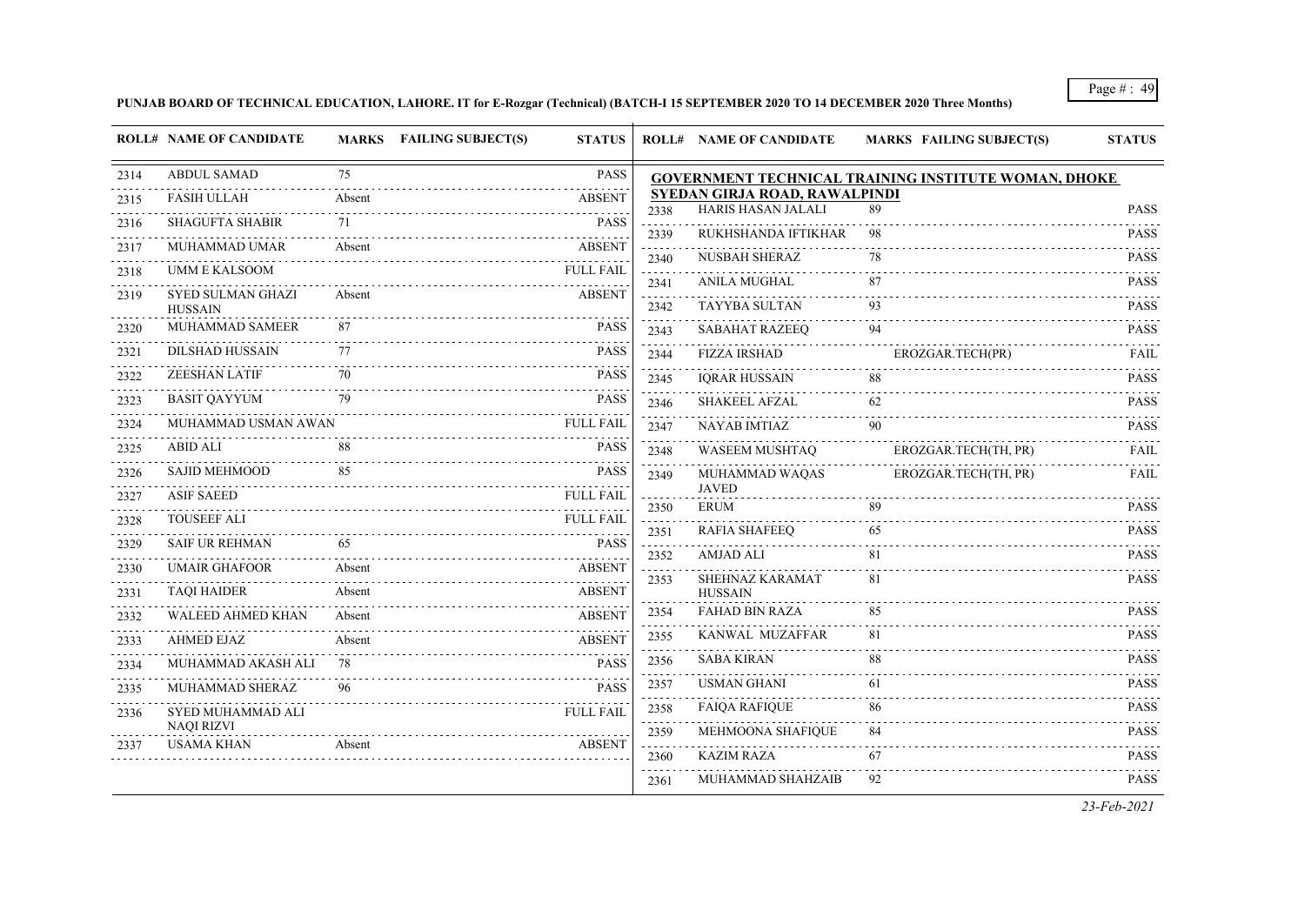**PUNJAB BOARD OF TECHNICAL EDUCATION, LAHORE. IT for E-Rozgar (Technical) (BATCH-I 15 SEPTEMBER 2020 TO 14 DECEMBER 2020 Three Months)**

| ROLL# | NAME OF CANDIDATE | MARKS | FAILING SUBJECT(S) | STATUS |
|---|---|---|---|---|
| 2314 | ABDUL SAMAD | 75 | | PASS |
| 2315 | FASIH ULLAH | Absent | | ABSENT |
| 2316 | SHAGUFTA SHABIR | 71 | | PASS |
| 2317 | MUHAMMAD UMAR | Absent | | ABSENT |
| 2318 | UMM E KALSOOM | | | FULL FAIL |
| 2319 | SYED SULMAN GHAZI HUSSAIN | Absent | | ABSENT |
| 2320 | MUHAMMAD SAMEER | 87 | | PASS |
| 2321 | DILSHAD HUSSAIN | 77 | | PASS |
| 2322 | ZEESHAN LATIF | 70 | | PASS |
| 2323 | BASIT QAYYUM | 79 | | PASS |
| 2324 | MUHAMMAD USMAN AWAN | | | FULL FAIL |
| 2325 | ABID ALI | 88 | | PASS |
| 2326 | SAJID MEHMOOD | 85 | | PASS |
| 2327 | ASIF SAEED | | | FULL FAIL |
| 2328 | TOUSEEF ALI | | | FULL FAIL |
| 2329 | SAIF UR REHMAN | 65 | | PASS |
| 2330 | UMAIR GHAFOOR | Absent | | ABSENT |
| 2331 | TAQI HAIDER | Absent | | ABSENT |
| 2332 | WALEED AHMED KHAN | Absent | | ABSENT |
| 2333 | AHMED EJAZ | Absent | | ABSENT |
| 2334 | MUHAMMAD AKASH ALI | 78 | | PASS |
| 2335 | MUHAMMAD SHERAZ | 96 | | PASS |
| 2336 | SYED MUHAMMAD ALI NAQI RIZVI | | | FULL FAIL |
| 2337 | USAMA KHAN | Absent | | ABSENT |

**GOVERNMENT TECHNICAL TRAINING INSTITUTE WOMAN, DHOKE SYEDAN GIRJA ROAD, RAWALPINDI**

| ROLL# | NAME OF CANDIDATE | MARKS | FAILING SUBJECT(S) | STATUS |
|---|---|---|---|---|
| 2338 | HARIS HASAN JALALI | 89 | | PASS |
| 2339 | RUKHSHANDA IFTIKHAR | 98 | | PASS |
| 2340 | NUSBAH SHERAZ | 78 | | PASS |
| 2341 | ANILA MUGHAL | 87 | | PASS |
| 2342 | TAYYBA SULTAN | 93 | | PASS |
| 2343 | SABAHAT RAZEEQ | 94 | | PASS |
| 2344 | FIZZA IRSHAD | | EROZGAR.TECH(PR) | FAIL |
| 2345 | IQRAR HUSSAIN | 88 | | PASS |
| 2346 | SHAKEEL AFZAL | 62 | | PASS |
| 2347 | NAYAB IMTIAZ | 90 | | PASS |
| 2348 | WASEEM MUSHTAQ | | EROZGAR.TECH(TH, PR) | FAIL |
| 2349 | MUHAMMAD WAQAS JAVED | | EROZGAR.TECH(TH, PR) | FAIL |
| 2350 | ERUM | 89 | | PASS |
| 2351 | RAFIA SHAFEEQ | 65 | | PASS |
| 2352 | AMJAD ALI | 81 | | PASS |
| 2353 | SHEHNAZ KARAMAT HUSSAIN | 81 | | PASS |
| 2354 | FAHAD BIN RAZA | 85 | | PASS |
| 2355 | KANWAL MUZAFFAR | 81 | | PASS |
| 2356 | SABA KIRAN | 88 | | PASS |
| 2357 | USMAN GHANI | 61 | | PASS |
| 2358 | FAIQA RAFIQUE | 86 | | PASS |
| 2359 | MEHMOONA SHAFIQUE | 84 | | PASS |
| 2360 | KAZIM RAZA | 67 | | PASS |
| 2361 | MUHAMMAD SHAHZAIB | 92 | | PASS |

*23-Feb-2021*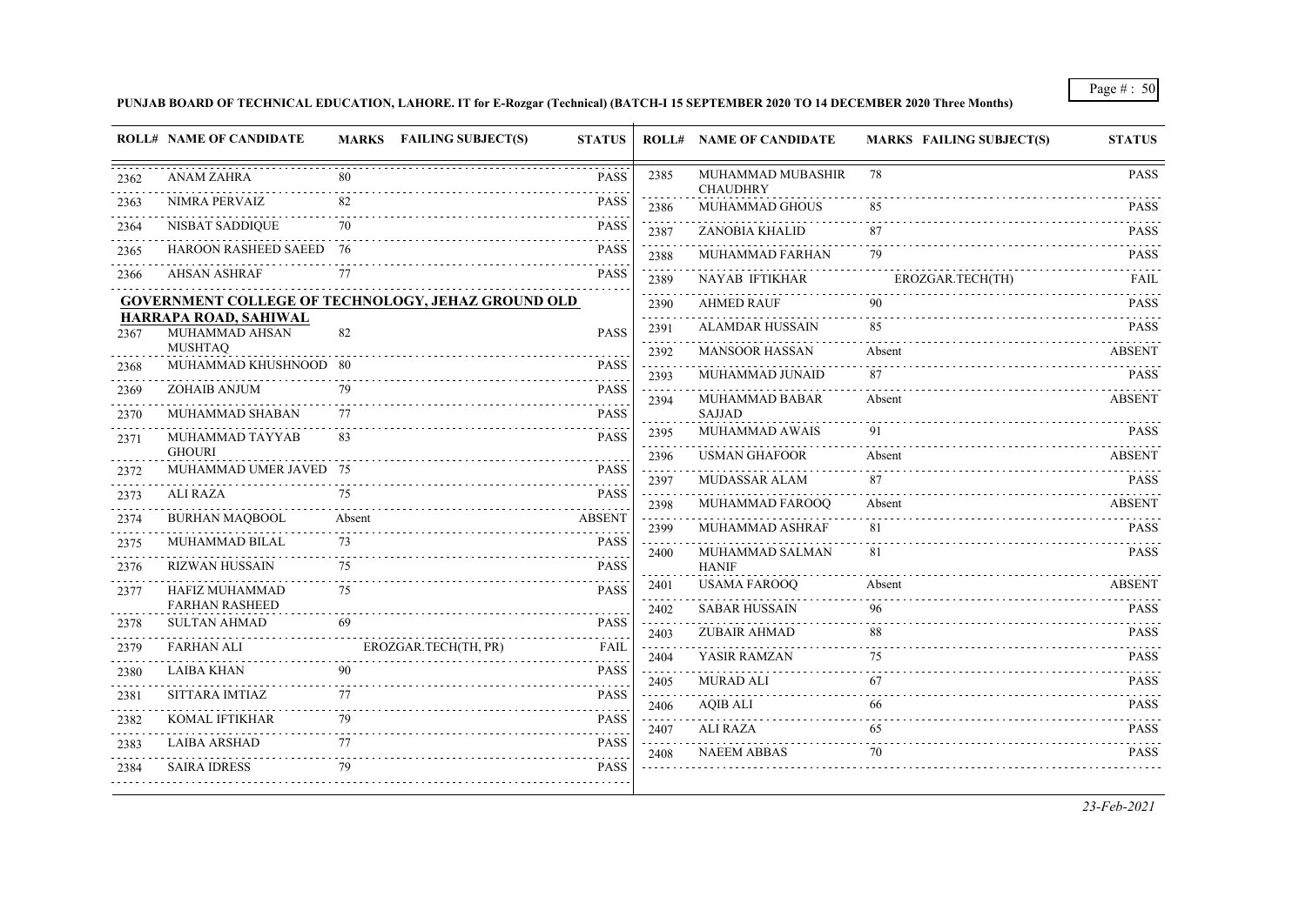**PUNJAB BOARD OF TECHNICAL EDUCATION, LAHORE. IT for E-Rozgar (Technical) (BATCH-I 15 SEPTEMBER 2020 TO 14 DECEMBER 2020 Three Months)**

| ROLL# | NAME OF CANDIDATE | MARKS | FAILING SUBJECT(S) | STATUS |
|---|---|---|---|---|
| 2362 | ANAM ZAHRA | 80 | | PASS |
| 2363 | NIMRA PERVAIZ | 82 | | PASS |
| 2364 | NISBAT SADDIQUE | 70 | | PASS |
| 2365 | HAROON RASHEED SAEED | 76 | | PASS |
| 2366 | AHSAN ASHRAF | 77 | | PASS |

**GOVERNMENT COLLEGE OF TECHNOLOGY, JEHAZ GROUND OLD HARRAPA ROAD, SAHIWAL**

| ROLL# | NAME OF CANDIDATE | MARKS | FAILING SUBJECT(S) | STATUS |
|---|---|---|---|---|
| 2367 | MUHAMMAD AHSAN MUSHTAQ | 82 | | PASS |
| 2368 | MUHAMMAD KHUSHNOOD | 80 | | PASS |
| 2369 | ZOHAIB ANJUM | 79 | | PASS |
| 2370 | MUHAMMAD SHABAN | 77 | | PASS |
| 2371 | MUHAMMAD TAYYAB GHOURI | 83 | | PASS |
| 2372 | MUHAMMAD UMER JAVED | 75 | | PASS |
| 2373 | ALI RAZA | 75 | | PASS |
| 2374 | BURHAN MAQBOOL | Absent | | ABSENT |
| 2375 | MUHAMMAD BILAL | 73 | | PASS |
| 2376 | RIZWAN HUSSAIN | 75 | | PASS |
| 2377 | HAFIZ MUHAMMAD FARHAN RASHEED | 75 | | PASS |
| 2378 | SULTAN AHMAD | 69 | | PASS |
| 2379 | FARHAN ALI | | EROZGAR.TECH(TH, PR) | FAIL |
| 2380 | LAIBA KHAN | 90 | | PASS |
| 2381 | SITTARA IMTIAZ | 77 | | PASS |
| 2382 | KOMAL IFTIKHAR | 79 | | PASS |
| 2383 | LAIBA ARSHAD | 77 | | PASS |
| 2384 | SAIRA IDRESS | 79 | | PASS |
| 2385 | MUHAMMAD MUBASHIR CHAUDHRY | 78 | | PASS |
| 2386 | MUHAMMAD GHOUS | 85 | | PASS |
| 2387 | ZANOBIA KHALID | 87 | | PASS |
| 2388 | MUHAMMAD FARHAN | 79 | | PASS |
| 2389 | NAYAB IFTIKHAR | | EROZGAR.TECH(TH) | FAIL |
| 2390 | AHMED RAUF | 90 | | PASS |
| 2391 | ALAMDAR HUSSAIN | 85 | | PASS |
| 2392 | MANSOOR HASSAN | Absent | | ABSENT |
| 2393 | MUHAMMAD JUNAID | 87 | | PASS |
| 2394 | MUHAMMAD BABAR SAJJAD | Absent | | ABSENT |
| 2395 | MUHAMMAD AWAIS | 91 | | PASS |
| 2396 | USMAN GHAFOOR | Absent | | ABSENT |
| 2397 | MUDASSAR ALAM | 87 | | PASS |
| 2398 | MUHAMMAD FAROOQ | Absent | | ABSENT |
| 2399 | MUHAMMAD ASHRAF | 81 | | PASS |
| 2400 | MUHAMMAD SALMAN HANIF | 81 | | PASS |
| 2401 | USAMA FAROOQ | Absent | | ABSENT |
| 2402 | SABAR HUSSAIN | 96 | | PASS |
| 2403 | ZUBAIR AHMAD | 88 | | PASS |
| 2404 | YASIR RAMZAN | 75 | | PASS |
| 2405 | MURAD ALI | 67 | | PASS |
| 2406 | AQIB ALI | 66 | | PASS |
| 2407 | ALI RAZA | 65 | | PASS |
| 2408 | NAEEM ABBAS | 70 | | PASS |

*23-Feb-2021*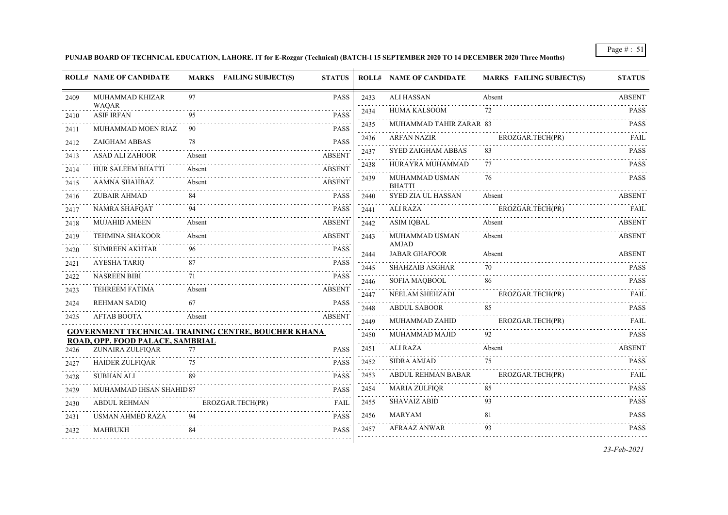**PUNJAB BOARD OF TECHNICAL EDUCATION, LAHORE. IT for E-Rozgar (Technical) (BATCH-I 15 SEPTEMBER 2020 TO 14 DECEMBER 2020 Three Months)**

| ROLL# | NAME OF CANDIDATE | MARKS | FAILING SUBJECT(S) | STATUS |
|---|---|---|---|---|
| 2409 | MUHAMMAD KHIZAR WAQAR | 97 | | PASS |
| 2410 | ASIF IRFAN | 95 | | PASS |
| 2411 | MUHAMMAD MOEN RIAZ | 90 | | PASS |
| 2412 | ZAIGHAM ABBAS | 78 | | PASS |
| 2413 | ASAD ALI ZAHOOR | Absent | | ABSENT |
| 2414 | HUR SALEEM BHATTI | Absent | | ABSENT |
| 2415 | AAMNA SHAHBAZ | Absent | | ABSENT |
| 2416 | ZUBAIR AHMAD | 84 | | PASS |
| 2417 | NAMRA SHAFQAT | 94 | | PASS |
| 2418 | MUJAHID AMEEN | Absent | | ABSENT |
| 2419 | TEHMINA SHAKOOR | Absent | | ABSENT |
| 2420 | SUMREEN AKHTAR | 96 | | PASS |
| 2421 | AYESHA TARIQ | 87 | | PASS |
| 2422 | NASREEN BIBI | 71 | | PASS |
| 2423 | TEHREEM FATIMA | Absent | | ABSENT |
| 2424 | REHMAN SADIQ | 67 | | PASS |
| 2425 | AFTAB BOOTA | Absent | | ABSENT |

**GOVERNMENT TECHNICAL TRAINING CENTRE, BOUCHER KHANA ROAD, OPP. FOOD PALACE, SAMBRIAL**

| ROLL# | NAME OF CANDIDATE | MARKS | FAILING SUBJECT(S) | STATUS |
|---|---|---|---|---|
| 2426 | ZUNAIRA ZULFIQAR | 77 | | PASS |
| 2427 | HAIDER ZULFIQAR | 75 | | PASS |
| 2428 | SUBHAN ALI | 89 | | PASS |
| 2429 | MUHAMMAD IHSAN SHAHID | 87 | | PASS |
| 2430 | ABDUL REHMAN | | EROZGAR.TECH(PR) | FAIL |
| 2431 | USMAN AHMED RAZA | 94 | | PASS |
| 2432 | MAHRUKH | 84 | | PASS |
| 2433 | ALI HASSAN | Absent | | ABSENT |
| 2434 | HUMA KALSOOM | 72 | | PASS |
| 2435 | MUHAMMAD TAHIR ZARAR | 83 | | PASS |
| 2436 | ARFAN NAZIR | | EROZGAR.TECH(PR) | FAIL |
| 2437 | SYED ZAIGHAM ABBAS | 83 | | PASS |
| 2438 | HURAYRA MUHAMMAD | 77 | | PASS |
| 2439 | MUHAMMAD USMAN BHATTI | 76 | | PASS |
| 2440 | SYED ZIA UL HASSAN | Absent | | ABSENT |
| 2441 | ALI RAZA | | EROZGAR.TECH(PR) | FAIL |
| 2442 | ASIM IQBAL | Absent | | ABSENT |
| 2443 | MUHAMMAD USMAN AMJAD | Absent | | ABSENT |
| 2444 | JABAR GHAFOOR | Absent | | ABSENT |
| 2445 | SHAHZAIB ASGHAR | 70 | | PASS |
| 2446 | SOFIA MAQBOOL | 86 | | PASS |
| 2447 | NEELAM SHEHZADI | | EROZGAR.TECH(PR) | FAIL |
| 2448 | ABDUL SABOOR | 85 | | PASS |
| 2449 | MUHAMMAD ZAHID | | EROZGAR.TECH(PR) | FAIL |
| 2450 | MUHAMMAD MAJID | 92 | | PASS |
| 2451 | ALI RAZA | Absent | | ABSENT |
| 2452 | SIDRA AMJAD | 75 | | PASS |
| 2453 | ABDUL REHMAN BABAR | | EROZGAR.TECH(PR) | FAIL |
| 2454 | MARIA ZULFIQR | 85 | | PASS |
| 2455 | SHAVAIZ ABID | 93 | | PASS |
| 2456 | MARYAM | 81 | | PASS |
| 2457 | AFRAAZ ANWAR | 93 | | PASS |

*23-Feb-2021*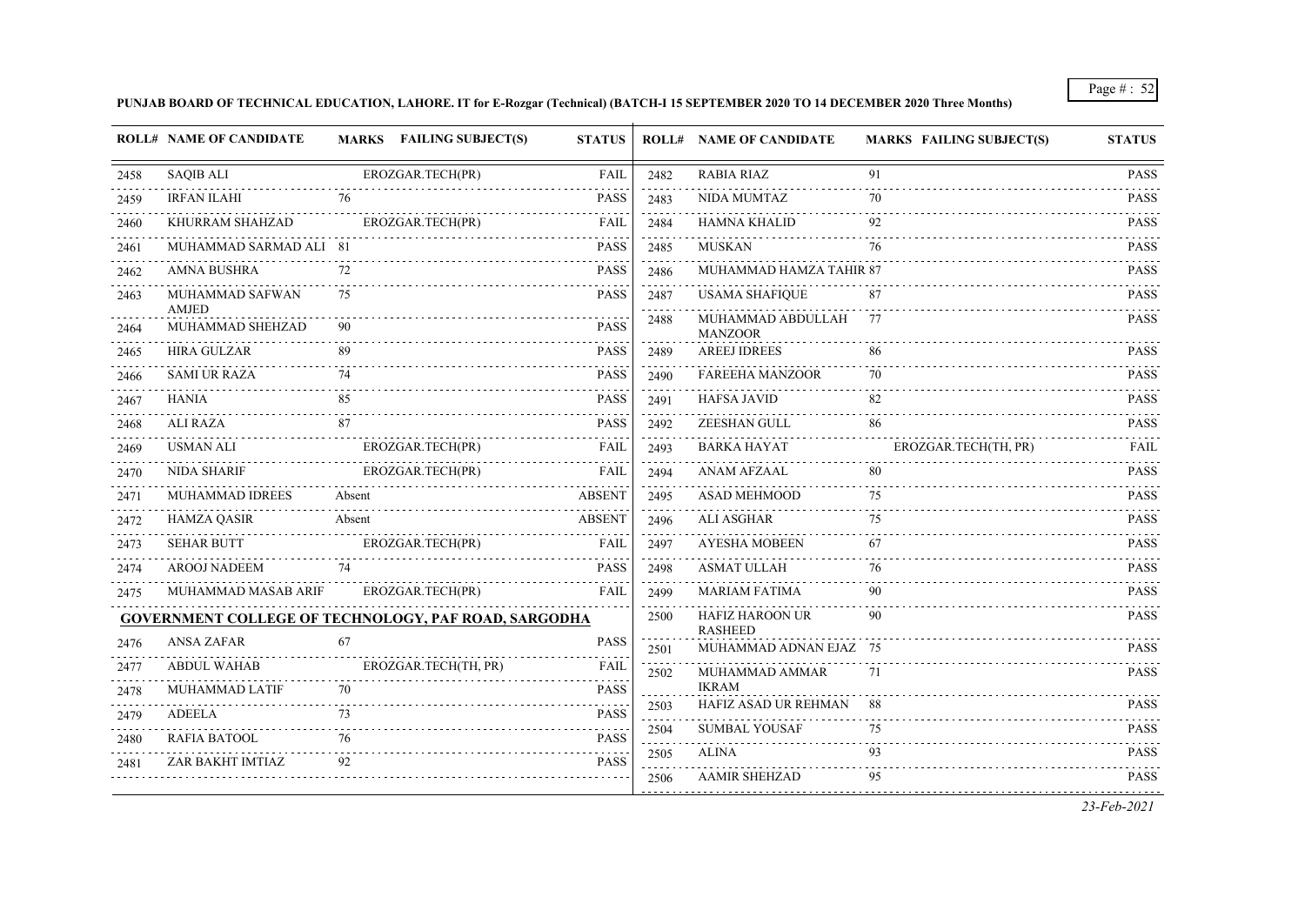**PUNJAB BOARD OF TECHNICAL EDUCATION, LAHORE. IT for E-Rozgar (Technical) (BATCH-I 15 SEPTEMBER 2020 TO 14 DECEMBER 2020 Three Months)**

| ROLL# | NAME OF CANDIDATE | MARKS | FAILING SUBJECT(S) | STATUS |
|---|---|---|---|---|
| 2458 | SAQIB ALI | | EROZGAR.TECH(PR) | FAIL |
| 2459 | IRFAN ILAHI | 76 | | PASS |
| 2460 | KHURRAM SHAHZAD | | EROZGAR.TECH(PR) | FAIL |
| 2461 | MUHAMMAD SARMAD ALI | 81 | | PASS |
| 2462 | AMNA BUSHRA | 72 | | PASS |
| 2463 | MUHAMMAD SAFWAN AMJED | 75 | | PASS |
| 2464 | MUHAMMAD SHEHZAD | 90 | | PASS |
| 2465 | HIRA GULZAR | 89 | | PASS |
| 2466 | SAMI UR RAZA | 74 | | PASS |
| 2467 | HANIA | 85 | | PASS |
| 2468 | ALI RAZA | 87 | | PASS |
| 2469 | USMAN ALI | | EROZGAR.TECH(PR) | FAIL |
| 2470 | NIDA SHARIF | | EROZGAR.TECH(PR) | FAIL |
| 2471 | MUHAMMAD IDREES | Absent | | ABSENT |
| 2472 | HAMZA QASIR | Absent | | ABSENT |
| 2473 | SEHAR BUTT | | EROZGAR.TECH(PR) | FAIL |
| 2474 | AROOJ NADEEM | 74 | | PASS |
| 2475 | MUHAMMAD MASAB ARIF | | EROZGAR.TECH(PR) | FAIL |

**GOVERNMENT COLLEGE OF TECHNOLOGY, PAF ROAD, SARGODHA**

| ROLL# | NAME OF CANDIDATE | MARKS | FAILING SUBJECT(S) | STATUS |
|---|---|---|---|---|
| 2476 | ANSA ZAFAR | 67 | | PASS |
| 2477 | ABDUL WAHAB | | EROZGAR.TECH(TH, PR) | FAIL |
| 2478 | MUHAMMAD LATIF | 70 | | PASS |
| 2479 | ADEELA | 73 | | PASS |
| 2480 | RAFIA BATOOL | 76 | | PASS |
| 2481 | ZAR BAKHT IMTIAZ | 92 | | PASS |
| 2482 | RABIA RIAZ | 91 | | PASS |
| 2483 | NIDA MUMTAZ | 70 | | PASS |
| 2484 | HAMNA KHALID | 92 | | PASS |
| 2485 | MUSKAN | 76 | | PASS |
| 2486 | MUHAMMAD HAMZA TAHIR | 87 | | PASS |
| 2487 | USAMA SHAFIQUE | 87 | | PASS |
| 2488 | MUHAMMAD ABDULLAH MANZOOR | 77 | | PASS |
| 2489 | AREEJ IDREES | 86 | | PASS |
| 2490 | FAREEHA MANZOOR | 70 | | PASS |
| 2491 | HAFSA JAVID | 82 | | PASS |
| 2492 | ZEESHAN GULL | 86 | | PASS |
| 2493 | BARKA HAYAT | | EROZGAR.TECH(TH, PR) | FAIL |
| 2494 | ANAM AFZAAL | 80 | | PASS |
| 2495 | ASAD MEHMOOD | 75 | | PASS |
| 2496 | ALI ASGHAR | 75 | | PASS |
| 2497 | AYESHA MOBEEN | 67 | | PASS |
| 2498 | ASMAT ULLAH | 76 | | PASS |
| 2499 | MARIAM FATIMA | 90 | | PASS |
| 2500 | HAFIZ HAROON UR RASHEED | 90 | | PASS |
| 2501 | MUHAMMAD ADNAN EJAZ | 75 | | PASS |
| 2502 | MUHAMMAD AMMAR IKRAM | 71 | | PASS |
| 2503 | HAFIZ ASAD UR REHMAN | 88 | | PASS |
| 2504 | SUMBAL YOUSAF | 75 | | PASS |
| 2505 | ALINA | 93 | | PASS |
| 2506 | AAMIR SHEHZAD | 95 | | PASS |

*23-Feb-2021*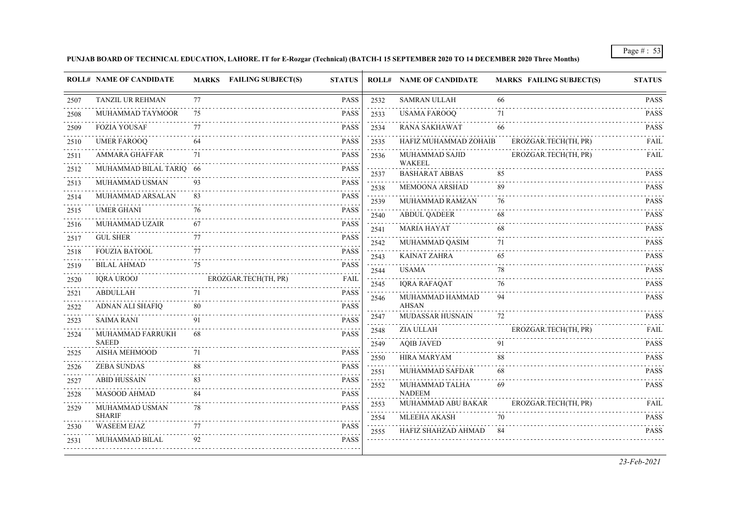**PUNJAB BOARD OF TECHNICAL EDUCATION, LAHORE. IT for E-Rozgar (Technical) (BATCH-I 15 SEPTEMBER 2020 TO 14 DECEMBER 2020 Three Months)**

| ROLL# | NAME OF CANDIDATE | MARKS | FAILING SUBJECT(S) | STATUS |
|---|---|---|---|---|
| 2507 | TANZIL UR REHMAN | 77 | | PASS |
| 2508 | MUHAMMAD TAYMOOR | 75 | | PASS |
| 2509 | FOZIA YOUSAF | 77 | | PASS |
| 2510 | UMER FAROOQ | 64 | | PASS |
| 2511 | AMMARA GHAFFAR | 71 | | PASS |
| 2512 | MUHAMMAD BILAL TARIQ | 66 | | PASS |
| 2513 | MUHAMMAD USMAN | 93 | | PASS |
| 2514 | MUHAMMAD ARSALAN | 83 | | PASS |
| 2515 | UMER GHANI | 76 | | PASS |
| 2516 | MUHAMMAD UZAIR | 67 | | PASS |
| 2517 | GUL SHER | 77 | | PASS |
| 2518 | FOUZIA BATOOL | 77 | | PASS |
| 2519 | BILAL AHMAD | 75 | | PASS |
| 2520 | IQRA UROOJ | | EROZGAR.TECH(TH, PR) | FAIL |
| 2521 | ABDULLAH | 71 | | PASS |
| 2522 | ADNAN ALI SHAFIQ | 80 | | PASS |
| 2523 | SAIMA RANI | 91 | | PASS |
| 2524 | MUHAMMAD FARRUKH SAEED | 68 | | PASS |
| 2525 | AISHA MEHMOOD | 71 | | PASS |
| 2526 | ZEBA SUNDAS | 88 | | PASS |
| 2527 | ABID HUSSAIN | 83 | | PASS |
| 2528 | MASOOD AHMAD | 84 | | PASS |
| 2529 | MUHAMMAD USMAN SHARIF | 78 | | PASS |
| 2530 | WASEEM EJAZ | 77 | | PASS |
| 2531 | MUHAMMAD BILAL | 92 | | PASS |
| 2532 | SAMRAN ULLAH | 66 | | PASS |
| 2533 | USAMA FAROOQ | 71 | | PASS |
| 2534 | RANA SAKHAWAT | 66 | | PASS |
| 2535 | HAFIZ MUHAMMAD ZOHAIB | | EROZGAR.TECH(TH, PR) | FAIL |
| 2536 | MUHAMMAD SAJID WAKEEL | | EROZGAR.TECH(TH, PR) | FAIL |
| 2537 | BASHARAT ABBAS | 85 | | PASS |
| 2538 | MEMOONA ARSHAD | 89 | | PASS |
| 2539 | MUHAMMAD RAMZAN | 76 | | PASS |
| 2540 | ABDUL QADEER | 68 | | PASS |
| 2541 | MARIA HAYAT | 68 | | PASS |
| 2542 | MUHAMMAD QASIM | 71 | | PASS |
| 2543 | KAINAT ZAHRA | 65 | | PASS |
| 2544 | USAMA | 78 | | PASS |
| 2545 | IQRA RAFAQAT | 76 | | PASS |
| 2546 | MUHAMMAD HAMMAD AHSAN | 94 | | PASS |
| 2547 | MUDASSAR HUSNAIN | 72 | | PASS |
| 2548 | ZIA ULLAH | | EROZGAR.TECH(TH, PR) | FAIL |
| 2549 | AQIB JAVED | 91 | | PASS |
| 2550 | HIRA MARYAM | 88 | | PASS |
| 2551 | MUHAMMAD SAFDAR | 68 | | PASS |
| 2552 | MUHAMMAD TALHA NADEEM | 69 | | PASS |
| 2553 | MUHAMMAD ABU BAKAR | | EROZGAR.TECH(TH, PR) | FAIL |
| 2554 | MLEEHA AKASH | 70 | | PASS |
| 2555 | HAFIZ SHAHZAD AHMAD | 84 | | PASS |

*23-Feb-2021*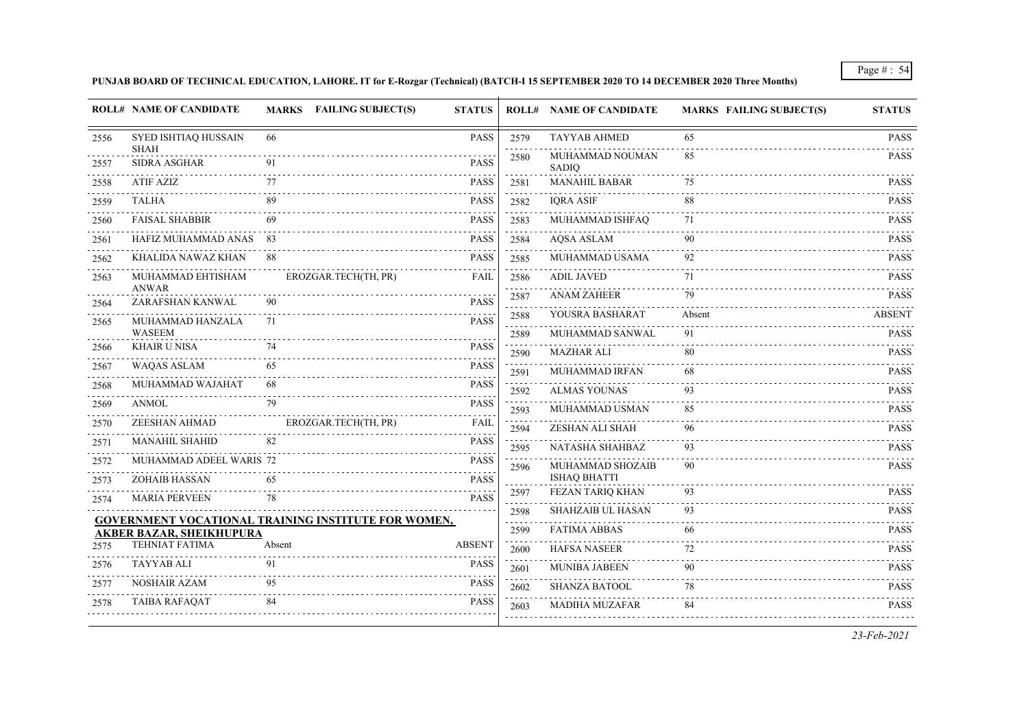**PUNJAB BOARD OF TECHNICAL EDUCATION, LAHORE. IT for E-Rozgar (Technical) (BATCH-I 15 SEPTEMBER 2020 TO 14 DECEMBER 2020 Three Months)**

| ROLL# | NAME OF CANDIDATE | MARKS | FAILING SUBJECT(S) | STATUS |
|---|---|---|---|---|
| 2556 | SYED ISHTIAQ HUSSAIN SHAH | 66 | | PASS |
| 2557 | SIDRA ASGHAR | 91 | | PASS |
| 2558 | ATIF AZIZ | 77 | | PASS |
| 2559 | TALHA | 89 | | PASS |
| 2560 | FAISAL SHABBIR | 69 | | PASS |
| 2561 | HAFIZ MUHAMMAD ANAS | 83 | | PASS |
| 2562 | KHALIDA NAWAZ KHAN | 88 | | PASS |
| 2563 | MUHAMMAD EHTISHAM ANWAR | | EROZGAR.TECH(TH, PR) | FAIL |
| 2564 | ZARAFSHAN KANWAL | 90 | | PASS |
| 2565 | MUHAMMAD HANZALA WASEEM | 71 | | PASS |
| 2566 | KHAIR U NISA | 74 | | PASS |
| 2567 | WAQAS ASLAM | 65 | | PASS |
| 2568 | MUHAMMAD WAJAHAT | 68 | | PASS |
| 2569 | ANMOL | 79 | | PASS |
| 2570 | ZEESHAN AHMAD | | EROZGAR.TECH(TH, PR) | FAIL |
| 2571 | MANAHIL SHAHID | 82 | | PASS |
| 2572 | MUHAMMAD ADEEL WARIS | 72 | | PASS |
| 2573 | ZOHAIB HASSAN | 65 | | PASS |
| 2574 | MARIA PERVEEN | 78 | | PASS |

**GOVERNMENT VOCATIONAL TRAINING INSTITUTE FOR WOMEN, AKBER BAZAR, SHEIKHUPURA**

| ROLL# | NAME OF CANDIDATE | MARKS | FAILING SUBJECT(S) | STATUS |
|---|---|---|---|---|
| 2575 | TEHNIAT FATIMA | Absent | | ABSENT |
| 2576 | TAYYAB ALI | 91 | | PASS |
| 2577 | NOSHAIR AZAM | 95 | | PASS |
| 2578 | TAIBA RAFAQAT | 84 | | PASS |
| 2579 | TAYYAB AHMED | 65 | | PASS |
| 2580 | MUHAMMAD NOUMAN SADIQ | 85 | | PASS |
| 2581 | MANAHIL BABAR | 75 | | PASS |
| 2582 | IQRA ASIF | 88 | | PASS |
| 2583 | MUHAMMAD ISHFAQ | 71 | | PASS |
| 2584 | AQSA ASLAM | 90 | | PASS |
| 2585 | MUHAMMAD USAMA | 92 | | PASS |
| 2586 | ADIL JAVED | 71 | | PASS |
| 2587 | ANAM ZAHEER | 79 | | PASS |
| 2588 | YOUSRA BASHARAT | Absent | | ABSENT |
| 2589 | MUHAMMAD SANWAL | 91 | | PASS |
| 2590 | MAZHAR ALI | 80 | | PASS |
| 2591 | MUHAMMAD IRFAN | 68 | | PASS |
| 2592 | ALMAS YOUNAS | 93 | | PASS |
| 2593 | MUHAMMAD USMAN | 85 | | PASS |
| 2594 | ZESHAN ALI SHAH | 96 | | PASS |
| 2595 | NATASHA SHAHBAZ | 93 | | PASS |
| 2596 | MUHAMMAD SHOZAIB ISHAQ BHATTI | 90 | | PASS |
| 2597 | FEZAN TARIQ KHAN | 93 | | PASS |
| 2598 | SHAHZAIB UL HASAN | 93 | | PASS |
| 2599 | FATIMA ABBAS | 66 | | PASS |
| 2600 | HAFSA NASEER | 72 | | PASS |
| 2601 | MUNIBA JABEEN | 90 | | PASS |
| 2602 | SHANZA BATOOL | 78 | | PASS |
| 2603 | MADIHA MUZAFAR | 84 | | PASS |

*23-Feb-2021*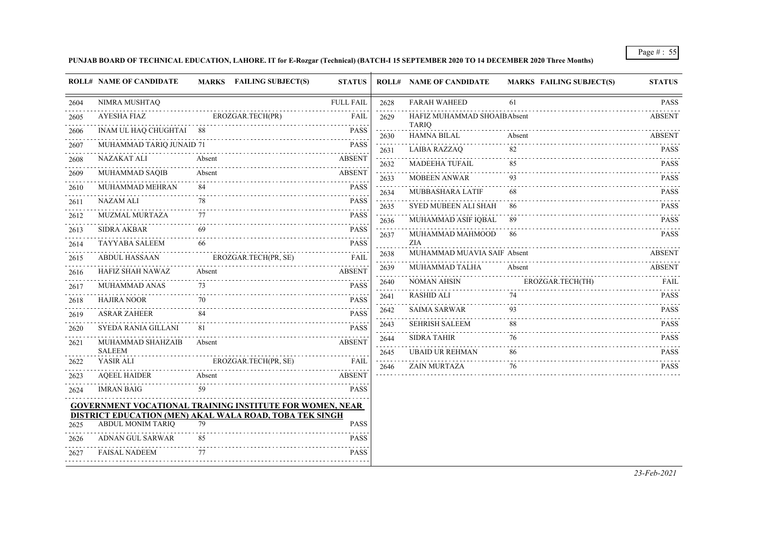**PUNJAB BOARD OF TECHNICAL EDUCATION, LAHORE. IT for E-Rozgar (Technical) (BATCH-I 15 SEPTEMBER 2020 TO 14 DECEMBER 2020 Three Months)**

| ROLL# | NAME OF CANDIDATE | MARKS | FAILING SUBJECT(S) | STATUS |
|---|---|---|---|---|
| 2604 | NIMRA MUSHTAQ | | | FULL FAIL |
| 2605 | AYESHA FIAZ | | EROZGAR.TECH(PR) | FAIL |
| 2606 | INAM UL HAQ CHUGHTAI | 88 | | PASS |
| 2607 | MUHAMMAD TARIQ JUNAID | 71 | | PASS |
| 2608 | NAZAKAT ALI | Absent | | ABSENT |
| 2609 | MUHAMMAD SAQIB | Absent | | ABSENT |
| 2610 | MUHAMMAD MEHRAN | 84 | | PASS |
| 2611 | NAZAM ALI | 78 | | PASS |
| 2612 | MUZMAL MURTAZA | 77 | | PASS |
| 2613 | SIDRA AKBAR | 69 | | PASS |
| 2614 | TAYYABA SALEEM | 66 | | PASS |
| 2615 | ABDUL HASSAAN | | EROZGAR.TECH(PR, SE) | FAIL |
| 2616 | HAFIZ SHAH NAWAZ | Absent | | ABSENT |
| 2617 | MUHAMMAD ANAS | 73 | | PASS |
| 2618 | HAJIRA NOOR | 70 | | PASS |
| 2619 | ASRAR ZAHEER | 84 | | PASS |
| 2620 | SYEDA RANIA GILLANI | 81 | | PASS |
| 2621 | MUHAMMAD SHAHZAIB SALEEM | Absent | | ABSENT |
| 2622 | YASIR ALI | | EROZGAR.TECH(PR, SE) | FAIL |
| 2623 | AQEEL HAIDER | Absent | | ABSENT |
| 2624 | IMRAN BAIG | 59 | | PASS |

**GOVERNMENT VOCATIONAL TRAINING INSTITUTE FOR WOMEN, NEAR DISTRICT EDUCATION (MEN) AKAL WALA ROAD, TOBA TEK SINGH**

| ROLL# | NAME OF CANDIDATE | MARKS | FAILING SUBJECT(S) | STATUS |
|---|---|---|---|---|
| 2625 | ABDUL MONIM TARIQ | 79 | | PASS |
| 2626 | ADNAN GUL SARWAR | 85 | | PASS |
| 2627 | FAISAL NADEEM | 77 | | PASS |
| 2628 | FARAH WAHEED | 61 | | PASS |
| 2629 | HAFIZ MUHAMMAD SHOAIB TARIQ | Absent | | ABSENT |
| 2630 | HAMNA BILAL | Absent | | ABSENT |
| 2631 | LAIBA RAZZAQ | 82 | | PASS |
| 2632 | MADEEHA TUFAIL | 85 | | PASS |
| 2633 | MOBEEN ANWAR | 93 | | PASS |
| 2634 | MUBBASHARA LATIF | 68 | | PASS |
| 2635 | SYED MUBEEN ALI SHAH | 86 | | PASS |
| 2636 | MUHAMMAD ASIF IQBAL | 89 | | PASS |
| 2637 | MUHAMMAD MAHMOOD ZIA | 86 | | PASS |
| 2638 | MUHAMMAD MUAVIA SAIF | Absent | | ABSENT |
| 2639 | MUHAMMAD TALHA | Absent | | ABSENT |
| 2640 | NOMAN AHSIN | | EROZGAR.TECH(TH) | FAIL |
| 2641 | RASHID ALI | 74 | | PASS |
| 2642 | SAIMA SARWAR | 93 | | PASS |
| 2643 | SEHRISH SALEEM | 88 | | PASS |
| 2644 | SIDRA TAHIR | 76 | | PASS |
| 2645 | UBAID UR REHMAN | 86 | | PASS |
| 2646 | ZAIN MURTAZA | 76 | | PASS |

*23-Feb-2021*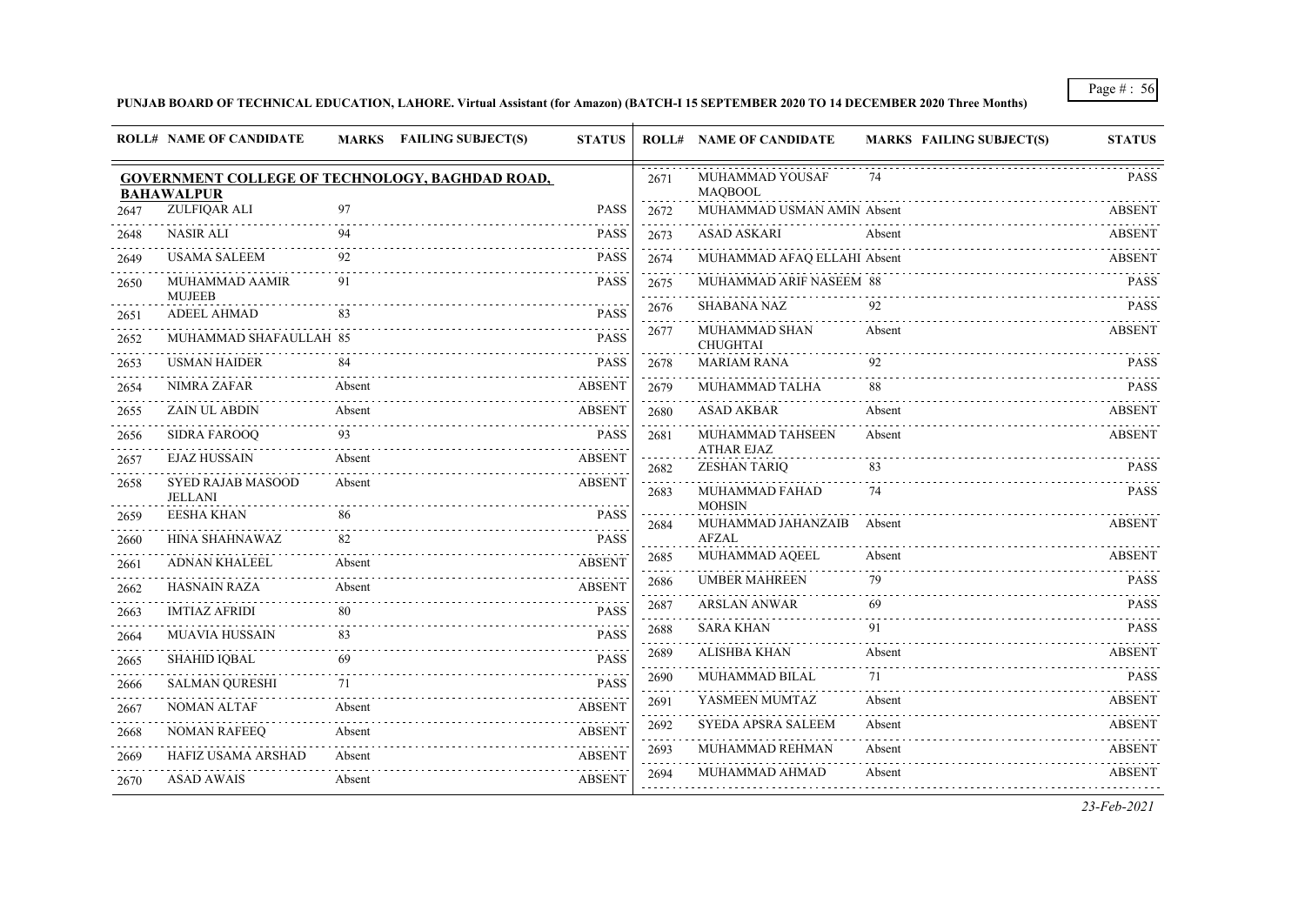**PUNJAB BOARD OF TECHNICAL EDUCATION, LAHORE. Virtual Assistant (for Amazon) (BATCH-I 15 SEPTEMBER 2020 TO 14 DECEMBER 2020 Three Months)**

**GOVERNMENT COLLEGE OF TECHNOLOGY, BAGHDAD ROAD, BAHAWALPUR**

| ROLL# | NAME OF CANDIDATE | MARKS | FAILING SUBJECT(S) | STATUS |
|---|---|---|---|---|
| 2647 | ZULFIQAR ALI | 97 | | PASS |
| 2648 | NASIR ALI | 94 | | PASS |
| 2649 | USAMA SALEEM | 92 | | PASS |
| 2650 | MUHAMMAD AAMIR MUJEEB | 91 | | PASS |
| 2651 | ADEEL AHMAD | 83 | | PASS |
| 2652 | MUHAMMAD SHAFAULLAH | 85 | | PASS |
| 2653 | USMAN HAIDER | 84 | | PASS |
| 2654 | NIMRA ZAFAR | Absent | | ABSENT |
| 2655 | ZAIN UL ABDIN | Absent | | ABSENT |
| 2656 | SIDRA FAROOQ | 93 | | PASS |
| 2657 | EJAZ HUSSAIN | Absent | | ABSENT |
| 2658 | SYED RAJAB MASOOD JELLANI | Absent | | ABSENT |
| 2659 | EESHA KHAN | 86 | | PASS |
| 2660 | HINA SHAHNAWAZ | 82 | | PASS |
| 2661 | ADNAN KHALEEL | Absent | | ABSENT |
| 2662 | HASNAIN RAZA | Absent | | ABSENT |
| 2663 | IMTIAZ AFRIDI | 80 | | PASS |
| 2664 | MUAVIA HUSSAIN | 83 | | PASS |
| 2665 | SHAHID IQBAL | 69 | | PASS |
| 2666 | SALMAN QURESHI | 71 | | PASS |
| 2667 | NOMAN ALTAF | Absent | | ABSENT |
| 2668 | NOMAN RAFEEQ | Absent | | ABSENT |
| 2669 | HAFIZ USAMA ARSHAD | Absent | | ABSENT |
| 2670 | ASAD AWAIS | Absent | | ABSENT |
| 2671 | MUHAMMAD YOUSAF MAQBOOL | 74 | | PASS |
| 2672 | MUHAMMAD USMAN AMIN | Absent | | ABSENT |
| 2673 | ASAD ASKARI | Absent | | ABSENT |
| 2674 | MUHAMMAD AFAQ ELLAHI | Absent | | ABSENT |
| 2675 | MUHAMMAD ARIF NASEEM | 88 | | PASS |
| 2676 | SHABANA NAZ | 92 | | PASS |
| 2677 | MUHAMMAD SHAN CHUGHTAI | Absent | | ABSENT |
| 2678 | MARIAM RANA | 92 | | PASS |
| 2679 | MUHAMMAD TALHA | 88 | | PASS |
| 2680 | ASAD AKBAR | Absent | | ABSENT |
| 2681 | MUHAMMAD TAHSEEN ATHAR EJAZ | Absent | | ABSENT |
| 2682 | ZESHAN TARIQ | 83 | | PASS |
| 2683 | MUHAMMAD FAHAD MOHSIN | 74 | | PASS |
| 2684 | MUHAMMAD JAHANZAIB AFZAL | Absent | | ABSENT |
| 2685 | MUHAMMAD AQEEL | Absent | | ABSENT |
| 2686 | UMBER MAHREEN | 79 | | PASS |
| 2687 | ARSLAN ANWAR | 69 | | PASS |
| 2688 | SARA KHAN | 91 | | PASS |
| 2689 | ALISHBA KHAN | Absent | | ABSENT |
| 2690 | MUHAMMAD BILAL | 71 | | PASS |
| 2691 | YASMEEN MUMTAZ | Absent | | ABSENT |
| 2692 | SYEDA APSRA SALEEM | Absent | | ABSENT |
| 2693 | MUHAMMAD REHMAN | Absent | | ABSENT |
| 2694 | MUHAMMAD AHMAD | Absent | | ABSENT |

*23-Feb-2021*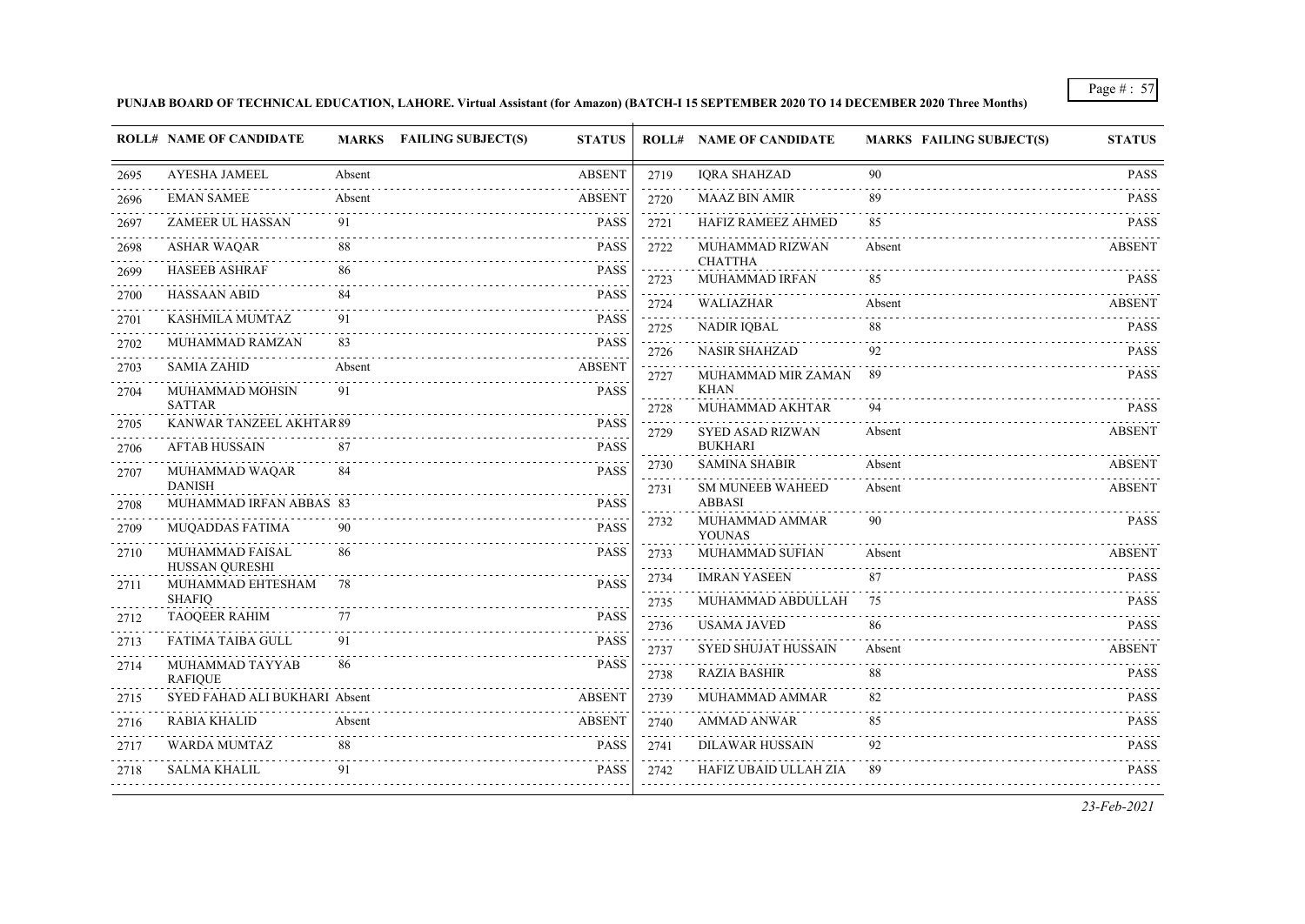**PUNJAB BOARD OF TECHNICAL EDUCATION, LAHORE. Virtual Assistant (for Amazon) (BATCH-I 15 SEPTEMBER 2020 TO 14 DECEMBER 2020 Three Months)**

| ROLL# | NAME OF CANDIDATE | MARKS | FAILING SUBJECT(S) | STATUS |
|---|---|---|---|---|
| 2695 | AYESHA JAMEEL | Absent | | ABSENT |
| 2696 | EMAN SAMEE | Absent | | ABSENT |
| 2697 | ZAMEER UL HASSAN | 91 | | PASS |
| 2698 | ASHAR WAQAR | 88 | | PASS |
| 2699 | HASEEB ASHRAF | 86 | | PASS |
| 2700 | HASSAAN ABID | 84 | | PASS |
| 2701 | KASHMILA MUMTAZ | 91 | | PASS |
| 2702 | MUHAMMAD RAMZAN | 83 | | PASS |
| 2703 | SAMIA ZAHID | Absent | | ABSENT |
| 2704 | MUHAMMAD MOHSIN SATTAR | 91 | | PASS |
| 2705 | KANWAR TANZEEL AKHTAR | 89 | | PASS |
| 2706 | AFTAB HUSSAIN | 87 | | PASS |
| 2707 | MUHAMMAD WAQAR DANISH | 84 | | PASS |
| 2708 | MUHAMMAD IRFAN ABBAS | 83 | | PASS |
| 2709 | MUQADDAS FATIMA | 90 | | PASS |
| 2710 | MUHAMMAD FAISAL HUSSAN QURESHI | 86 | | PASS |
| 2711 | MUHAMMAD EHTESHAM SHAFIQ | 78 | | PASS |
| 2712 | TAOQEER RAHIM | 77 | | PASS |
| 2713 | FATIMA TAIBA GULL | 91 | | PASS |
| 2714 | MUHAMMAD TAYYAB RAFIQUE | 86 | | PASS |
| 2715 | SYED FAHAD ALI BUKHARI | Absent | | ABSENT |
| 2716 | RABIA KHALID | Absent | | ABSENT |
| 2717 | WARDA MUMTAZ | 88 | | PASS |
| 2718 | SALMA KHALIL | 91 | | PASS |
| 2719 | IQRA SHAHZAD | 90 | | PASS |
| 2720 | MAAZ BIN AMIR | 89 | | PASS |
| 2721 | HAFIZ RAMEEZ AHMED | 85 | | PASS |
| 2722 | MUHAMMAD RIZWAN CHATTHA | Absent | | ABSENT |
| 2723 | MUHAMMAD IRFAN | 85 | | PASS |
| 2724 | WALIAZHAR | Absent | | ABSENT |
| 2725 | NADIR IQBAL | 88 | | PASS |
| 2726 | NASIR SHAHZAD | 92 | | PASS |
| 2727 | MUHAMMAD MIR ZAMAN KHAN | 89 | | PASS |
| 2728 | MUHAMMAD AKHTAR | 94 | | PASS |
| 2729 | SYED ASAD RIZWAN BUKHARI | Absent | | ABSENT |
| 2730 | SAMINA SHABIR | Absent | | ABSENT |
| 2731 | SM MUNEEB WAHEED ABBASI | Absent | | ABSENT |
| 2732 | MUHAMMAD AMMAR YOUNAS | 90 | | PASS |
| 2733 | MUHAMMAD SUFIAN | Absent | | ABSENT |
| 2734 | IMRAN YASEEN | 87 | | PASS |
| 2735 | MUHAMMAD ABDULLAH | 75 | | PASS |
| 2736 | USAMA JAVED | 86 | | PASS |
| 2737 | SYED SHUJAT HUSSAIN | Absent | | ABSENT |
| 2738 | RAZIA BASHIR | 88 | | PASS |
| 2739 | MUHAMMAD AMMAR | 82 | | PASS |
| 2740 | AMMAD ANWAR | 85 | | PASS |
| 2741 | DILAWAR HUSSAIN | 92 | | PASS |
| 2742 | HAFIZ UBAID ULLAH ZIA | 89 | | PASS |

*23-Feb-2021*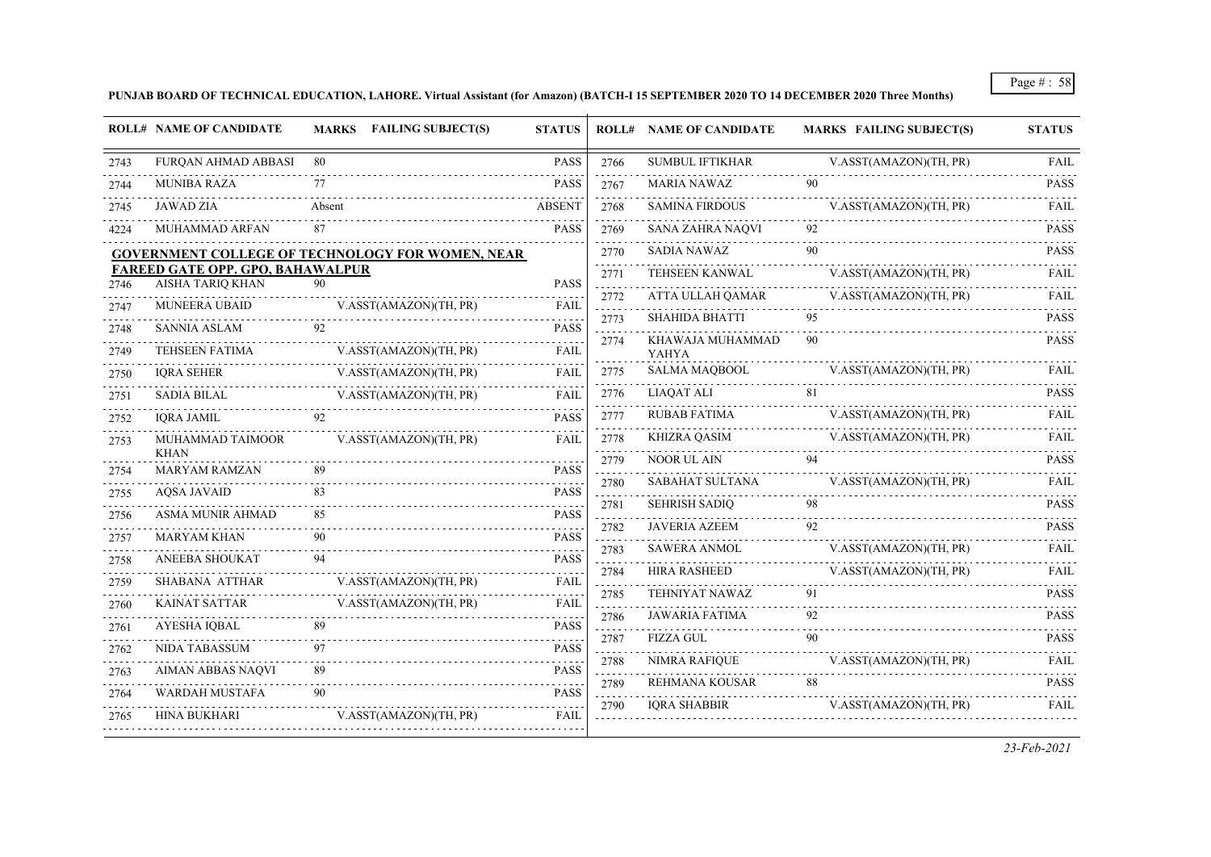**PUNJAB BOARD OF TECHNICAL EDUCATION, LAHORE. Virtual Assistant (for Amazon) (BATCH-I 15 SEPTEMBER 2020 TO 14 DECEMBER 2020 Three Months)**

| ROLL# | NAME OF CANDIDATE | MARKS | FAILING SUBJECT(S) | STATUS |
|---|---|---|---|---|
| 2743 | FURQAN AHMAD ABBASI | 80 | | PASS |
| 2744 | MUNIBA RAZA | 77 | | PASS |
| 2745 | JAWAD ZIA | Absent | | ABSENT |
| 4224 | MUHAMMAD ARFAN | 87 | | PASS |

**GOVERNMENT COLLEGE OF TECHNOLOGY FOR WOMEN, NEAR FAREED GATE OPP. GPO, BAHAWALPUR**

| ROLL# | NAME OF CANDIDATE | MARKS | FAILING SUBJECT(S) | STATUS |
|---|---|---|---|---|
| 2746 | AISHA TARIQ KHAN | 90 | | PASS |
| 2747 | MUNEERA UBAID | | V.ASST(AMAZON)(TH, PR) | FAIL |
| 2748 | SANNIA ASLAM | 92 | | PASS |
| 2749 | TEHSEEN FATIMA | | V.ASST(AMAZON)(TH, PR) | FAIL |
| 2750 | IQRA SEHER | | V.ASST(AMAZON)(TH, PR) | FAIL |
| 2751 | SADIA BILAL | | V.ASST(AMAZON)(TH, PR) | FAIL |
| 2752 | IQRA JAMIL | 92 | | PASS |
| 2753 | MUHAMMAD TAIMOOR KHAN | | V.ASST(AMAZON)(TH, PR) | FAIL |
| 2754 | MARYAM RAMZAN | 89 | | PASS |
| 2755 | AQSA JAVAID | 83 | | PASS |
| 2756 | ASMA MUNIR AHMAD | 85 | | PASS |
| 2757 | MARYAM KHAN | 90 | | PASS |
| 2758 | ANEEBA SHOUKAT | 94 | | PASS |
| 2759 | SHABANA ATTHAR | | V.ASST(AMAZON)(TH, PR) | FAIL |
| 2760 | KAINAT SATTAR | | V.ASST(AMAZON)(TH, PR) | FAIL |
| 2761 | AYESHA IQBAL | 89 | | PASS |
| 2762 | NIDA TABASSUM | 97 | | PASS |
| 2763 | AIMAN ABBAS NAQVI | 89 | | PASS |
| 2764 | WARDAH MUSTAFA | 90 | | PASS |
| 2765 | HINA BUKHARI | | V.ASST(AMAZON)(TH, PR) | FAIL |
| 2766 | SUMBUL IFTIKHAR | | V.ASST(AMAZON)(TH, PR) | FAIL |
| 2767 | MARIA NAWAZ | 90 | | PASS |
| 2768 | SAMINA FIRDOUS | | V.ASST(AMAZON)(TH, PR) | FAIL |
| 2769 | SANA ZAHRA NAQVI | 92 | | PASS |
| 2770 | SADIA NAWAZ | 90 | | PASS |
| 2771 | TEHSEEN KANWAL | | V.ASST(AMAZON)(TH, PR) | FAIL |
| 2772 | ATTA ULLAH QAMAR | | V.ASST(AMAZON)(TH, PR) | FAIL |
| 2773 | SHAHIDA BHATTI | 95 | | PASS |
| 2774 | KHAWAJA MUHAMMAD YAHYA | 90 | | PASS |
| 2775 | SALMA MAQBOOL | | V.ASST(AMAZON)(TH, PR) | FAIL |
| 2776 | LIAQAT ALI | 81 | | PASS |
| 2777 | RUBAB FATIMA | | V.ASST(AMAZON)(TH, PR) | FAIL |
| 2778 | KHIZRA QASIM | | V.ASST(AMAZON)(TH, PR) | FAIL |
| 2779 | NOOR UL AIN | 94 | | PASS |
| 2780 | SABAHAT SULTANA | | V.ASST(AMAZON)(TH, PR) | FAIL |
| 2781 | SEHRISH SADIQ | 98 | | PASS |
| 2782 | JAVERIA AZEEM | 92 | | PASS |
| 2783 | SAWERA ANMOL | | V.ASST(AMAZON)(TH, PR) | FAIL |
| 2784 | HIRA RASHEED | | V.ASST(AMAZON)(TH, PR) | FAIL |
| 2785 | TEHNIYAT NAWAZ | 91 | | PASS |
| 2786 | JAWARIA FATIMA | 92 | | PASS |
| 2787 | FIZZA GUL | 90 | | PASS |
| 2788 | NIMRA RAFIQUE | | V.ASST(AMAZON)(TH, PR) | FAIL |
| 2789 | REHMANA KOUSAR | 88 | | PASS |
| 2790 | IQRA SHABBIR | | V.ASST(AMAZON)(TH, PR) | FAIL |

*23-Feb-2021*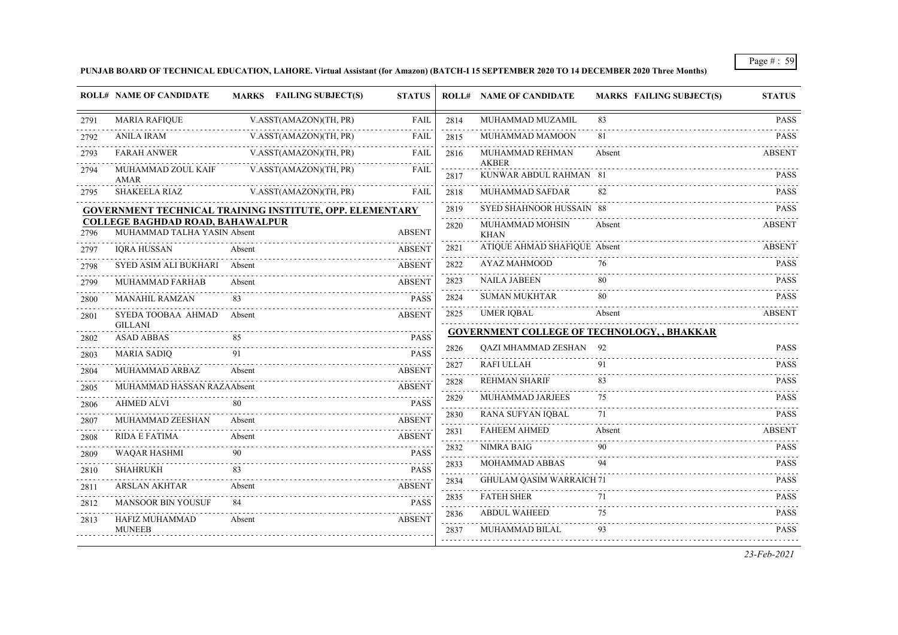**PUNJAB BOARD OF TECHNICAL EDUCATION, LAHORE. Virtual Assistant (for Amazon) (BATCH-I 15 SEPTEMBER 2020 TO 14 DECEMBER 2020 Three Months)**

| ROLL# | NAME OF CANDIDATE | MARKS | FAILING SUBJECT(S) | STATUS |
|---|---|---|---|---|
| 2791 | MARIA RAFIQUE | | V.ASST(AMAZON)(TH, PR) | FAIL |
| 2792 | ANILA IRAM | | V.ASST(AMAZON)(TH, PR) | FAIL |
| 2793 | FARAH ANWER | | V.ASST(AMAZON)(TH, PR) | FAIL |
| 2794 | MUHAMMAD ZOUL KAIF AMAR | | V.ASST(AMAZON)(TH, PR) | FAIL |
| 2795 | SHAKEELA RIAZ | | V.ASST(AMAZON)(TH, PR) | FAIL |
| **GOVERNMENT TECHNICAL TRAINING INSTITUTE, OPP. ELEMENTARY COLLEGE BAGHDAD ROAD, BAHAWALPUR** | | | | |
| 2796 | MUHAMMAD TALHA YASIN | Absent | | ABSENT |
| 2797 | IQRA HUSSAN | Absent | | ABSENT |
| 2798 | SYED ASIM ALI BUKHARI | Absent | | ABSENT |
| 2799 | MUHAMMAD FARHAB | Absent | | ABSENT |
| 2800 | MANAHIL RAMZAN | 83 | | PASS |
| 2801 | SYEDA TOOBAA AHMAD GILLANI | Absent | | ABSENT |
| 2802 | ASAD ABBAS | 85 | | PASS |
| 2803 | MARIA SADIQ | 91 | | PASS |
| 2804 | MUHAMMAD ARBAZ | Absent | | ABSENT |
| 2805 | MUHAMMAD HASSAN RAZA | Absent | | ABSENT |
| 2806 | AHMED ALVI | 80 | | PASS |
| 2807 | MUHAMMAD ZEESHAN | Absent | | ABSENT |
| 2808 | RIDA E FATIMA | Absent | | ABSENT |
| 2809 | WAQAR HASHMI | 90 | | PASS |
| 2810 | SHAHRUKH | 83 | | PASS |
| 2811 | ARSLAN AKHTAR | Absent | | ABSENT |
| 2812 | MANSOOR BIN YOUSUF | 84 | | PASS |
| 2813 | HAFIZ MUHAMMAD MUNEEB | Absent | | ABSENT |
| 2814 | MUHAMMAD MUZAMIL | 83 | | PASS |
| 2815 | MUHAMMAD MAMOON | 81 | | PASS |
| 2816 | MUHAMMAD REHMAN AKBER | Absent | | ABSENT |
| 2817 | KUNWAR ABDUL RAHMAN | 81 | | PASS |
| 2818 | MUHAMMAD SAFDAR | 82 | | PASS |
| 2819 | SYED SHAHNOOR HUSSAIN | 88 | | PASS |
| 2820 | MUHAMMAD MOHSIN KHAN | Absent | | ABSENT |
| 2821 | ATIQUE AHMAD SHAFIQUE | Absent | | ABSENT |
| 2822 | AYAZ MAHMOOD | 76 | | PASS |
| 2823 | NAILA JABEEN | 80 | | PASS |
| 2824 | SUMAN MUKHTAR | 80 | | PASS |
| 2825 | UMER IQBAL | Absent | | ABSENT |
| **GOVERNMENT COLLEGE OF TECHNOLOGY, , BHAKKAR** | | | | |
| 2826 | QAZI MHAMMAD ZESHAN | 92 | | PASS |
| 2827 | RAFI ULLAH | 91 | | PASS |
| 2828 | REHMAN SHARIF | 83 | | PASS |
| 2829 | MUHAMMAD JARJEES | 75 | | PASS |
| 2830 | RANA SUFYAN IQBAL | 71 | | PASS |
| 2831 | FAHEEM AHMED | Absent | | ABSENT |
| 2832 | NIMRA BAIG | 90 | | PASS |
| 2833 | MOHAMMAD ABBAS | 94 | | PASS |
| 2834 | GHULAM QASIM WARRAICH | 71 | | PASS |
| 2835 | FATEH SHER | 71 | | PASS |
| 2836 | ABDUL WAHEED | 75 | | PASS |
| 2837 | MUHAMMAD BILAL | 93 | | PASS |

*23-Feb-2021*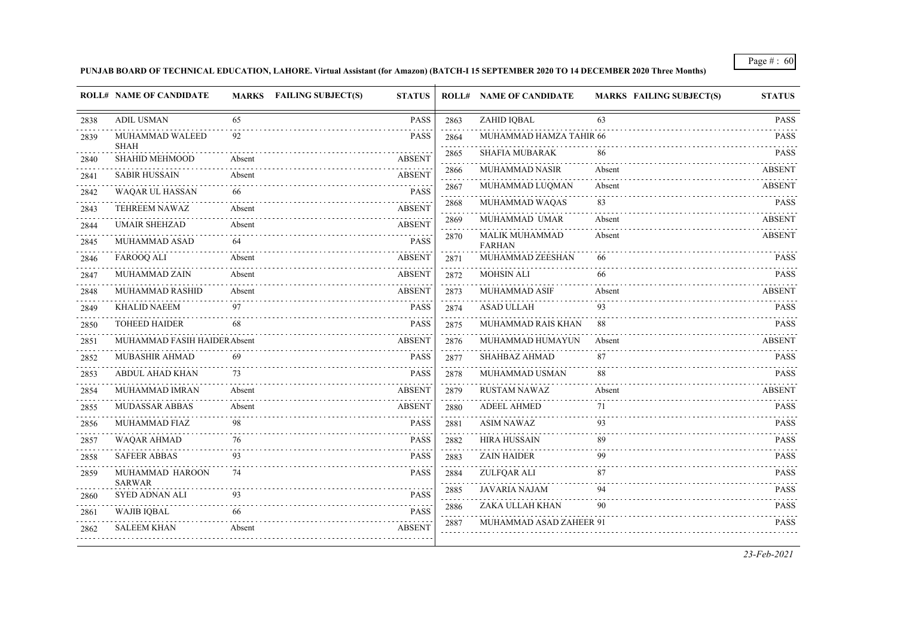**PUNJAB BOARD OF TECHNICAL EDUCATION, LAHORE. Virtual Assistant (for Amazon) (BATCH-I 15 SEPTEMBER 2020 TO 14 DECEMBER 2020 Three Months)**

| ROLL# | NAME OF CANDIDATE | MARKS | FAILING SUBJECT(S) | STATUS |
|---|---|---|---|---|
| 2838 | ADIL USMAN | 65 | | PASS |
| 2839 | MUHAMMAD WALEED SHAH | 92 | | PASS |
| 2840 | SHAHID MEHMOOD | Absent | | ABSENT |
| 2841 | SABIR HUSSAIN | Absent | | ABSENT |
| 2842 | WAQAR UL HASSAN | 66 | | PASS |
| 2843 | TEHREEM NAWAZ | Absent | | ABSENT |
| 2844 | UMAIR SHEHZAD | Absent | | ABSENT |
| 2845 | MUHAMMAD ASAD | 64 | | PASS |
| 2846 | FAROOQ ALI | Absent | | ABSENT |
| 2847 | MUHAMMAD ZAIN | Absent | | ABSENT |
| 2848 | MUHAMMAD RASHID | Absent | | ABSENT |
| 2849 | KHALID NAEEM | 97 | | PASS |
| 2850 | TOHEED HAIDER | 68 | | PASS |
| 2851 | MUHAMMAD FASIH HAIDER | Absent | | ABSENT |
| 2852 | MUBASHIR AHMAD | 69 | | PASS |
| 2853 | ABDUL AHAD KHAN | 73 | | PASS |
| 2854 | MUHAMMAD IMRAN | Absent | | ABSENT |
| 2855 | MUDASSAR ABBAS | Absent | | ABSENT |
| 2856 | MUHAMMAD FIAZ | 98 | | PASS |
| 2857 | WAQAR AHMAD | 76 | | PASS |
| 2858 | SAFEER ABBAS | 93 | | PASS |
| 2859 | MUHAMMAD HAROON SARWAR | 74 | | PASS |
| 2860 | SYED ADNAN ALI | 93 | | PASS |
| 2861 | WAJIB IQBAL | 66 | | PASS |
| 2862 | SALEEM KHAN | Absent | | ABSENT |
| 2863 | ZAHID IQBAL | 63 | | PASS |
| 2864 | MUHAMMAD HAMZA TAHIR | 66 | | PASS |
| 2865 | SHAFIA MUBARAK | 86 | | PASS |
| 2866 | MUHAMMAD NASIR | Absent | | ABSENT |
| 2867 | MUHAMMAD LUQMAN | Absent | | ABSENT |
| 2868 | MUHAMMAD WAQAS | 83 | | PASS |
| 2869 | MUHAMMAD UMAR | Absent | | ABSENT |
| 2870 | MALIK MUHAMMAD FARHAN | Absent | | ABSENT |
| 2871 | MUHAMMAD ZEESHAN | 66 | | PASS |
| 2872 | MOHSIN ALI | 66 | | PASS |
| 2873 | MUHAMMAD ASIF | Absent | | ABSENT |
| 2874 | ASAD ULLAH | 93 | | PASS |
| 2875 | MUHAMMAD RAIS KHAN | 88 | | PASS |
| 2876 | MUHAMMAD HUMAYUN | Absent | | ABSENT |
| 2877 | SHAHBAZ AHMAD | 87 | | PASS |
| 2878 | MUHAMMAD USMAN | 88 | | PASS |
| 2879 | RUSTAM NAWAZ | Absent | | ABSENT |
| 2880 | ADEEL AHMED | 71 | | PASS |
| 2881 | ASIM NAWAZ | 93 | | PASS |
| 2882 | HIRA HUSSAIN | 89 | | PASS |
| 2883 | ZAIN HAIDER | 99 | | PASS |
| 2884 | ZULFQAR ALI | 87 | | PASS |
| 2885 | JAVARIA NAJAM | 94 | | PASS |
| 2886 | ZAKA ULLAH KHAN | 90 | | PASS |
| 2887 | MUHAMMAD ASAD ZAHEER | 91 | | PASS |

*23-Feb-2021*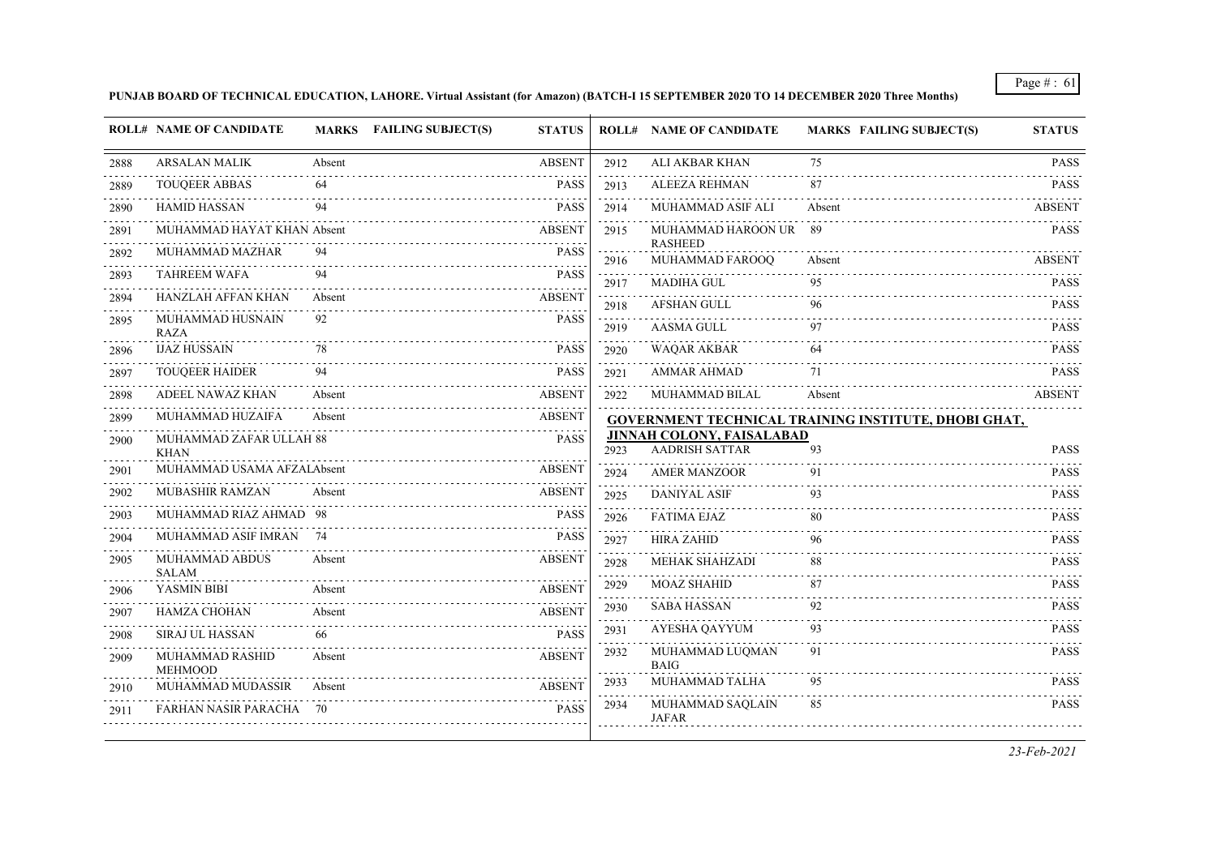**PUNJAB BOARD OF TECHNICAL EDUCATION, LAHORE. Virtual Assistant (for Amazon) (BATCH-I 15 SEPTEMBER 2020 TO 14 DECEMBER 2020 Three Months)**

| ROLL# | NAME OF CANDIDATE | MARKS | FAILING SUBJECT(S) | STATUS |
|---|---|---|---|---|
| 2888 | ARSALAN MALIK | Absent | | ABSENT |
| 2889 | TOUQEER ABBAS | 64 | | PASS |
| 2890 | HAMID HASSAN | 94 | | PASS |
| 2891 | MUHAMMAD HAYAT KHAN | Absent | | ABSENT |
| 2892 | MUHAMMAD MAZHAR | 94 | | PASS |
| 2893 | TAHREEM WAFA | 94 | | PASS |
| 2894 | HANZLAH AFFAN KHAN | Absent | | ABSENT |
| 2895 | MUHAMMAD HUSNAIN RAZA | 92 | | PASS |
| 2896 | IJAZ HUSSAIN | 78 | | PASS |
| 2897 | TOUQEER HAIDER | 94 | | PASS |
| 2898 | ADEEL NAWAZ KHAN | Absent | | ABSENT |
| 2899 | MUHAMMAD HUZAIFA | Absent | | ABSENT |
| 2900 | MUHAMMAD ZAFAR ULLAH KHAN | 88 | | PASS |
| 2901 | MUHAMMAD USAMA AFZAL | Absent | | ABSENT |
| 2902 | MUBASHIR RAMZAN | Absent | | ABSENT |
| 2903 | MUHAMMAD RIAZ AHMAD | 98 | | PASS |
| 2904 | MUHAMMAD ASIF IMRAN | 74 | | PASS |
| 2905 | MUHAMMAD ABDUS SALAM | Absent | | ABSENT |
| 2906 | YASMIN BIBI | Absent | | ABSENT |
| 2907 | HAMZA CHOHAN | Absent | | ABSENT |
| 2908 | SIRAJ UL HASSAN | 66 | | PASS |
| 2909 | MUHAMMAD RASHID MEHMOOD | Absent | | ABSENT |
| 2910 | MUHAMMAD MUDASSIR | Absent | | ABSENT |
| 2911 | FARHAN NASIR PARACHA | 70 | | PASS |
| 2912 | ALI AKBAR KHAN | 75 | | PASS |
| 2913 | ALEEZA REHMAN | 87 | | PASS |
| 2914 | MUHAMMAD ASIF ALI | Absent | | ABSENT |
| 2915 | MUHAMMAD HAROON UR RASHEED | 89 | | PASS |
| 2916 | MUHAMMAD FAROOQ | Absent | | ABSENT |
| 2917 | MADIHA GUL | 95 | | PASS |
| 2918 | AFSHAN GULL | 96 | | PASS |
| 2919 | AASMA GULL | 97 | | PASS |
| 2920 | WAQAR AKBAR | 64 | | PASS |
| 2921 | AMMAR AHMAD | 71 | | PASS |
| 2922 | MUHAMMAD BILAL | Absent | | ABSENT |

**GOVERNMENT TECHNICAL TRAINING INSTITUTE, DHOBI GHAT, JINNAH COLONY, FAISALABAD**

| ROLL# | NAME OF CANDIDATE | MARKS | FAILING SUBJECT(S) | STATUS |
|---|---|---|---|---|
| 2923 | AADRISH SATTAR | 93 | | PASS |
| 2924 | AMER MANZOOR | 91 | | PASS |
| 2925 | DANIYAL ASIF | 93 | | PASS |
| 2926 | FATIMA EJAZ | 80 | | PASS |
| 2927 | HIRA ZAHID | 96 | | PASS |
| 2928 | MEHAK SHAHZADI | 88 | | PASS |
| 2929 | MOAZ SHAHID | 87 | | PASS |
| 2930 | SABA HASSAN | 92 | | PASS |
| 2931 | AYESHA QAYYUM | 93 | | PASS |
| 2932 | MUHAMMAD LUQMAN BAIG | 91 | | PASS |
| 2933 | MUHAMMAD TALHA | 95 | | PASS |
| 2934 | MUHAMMAD SAQLAIN JAFAR | 85 | | PASS |

*23-Feb-2021*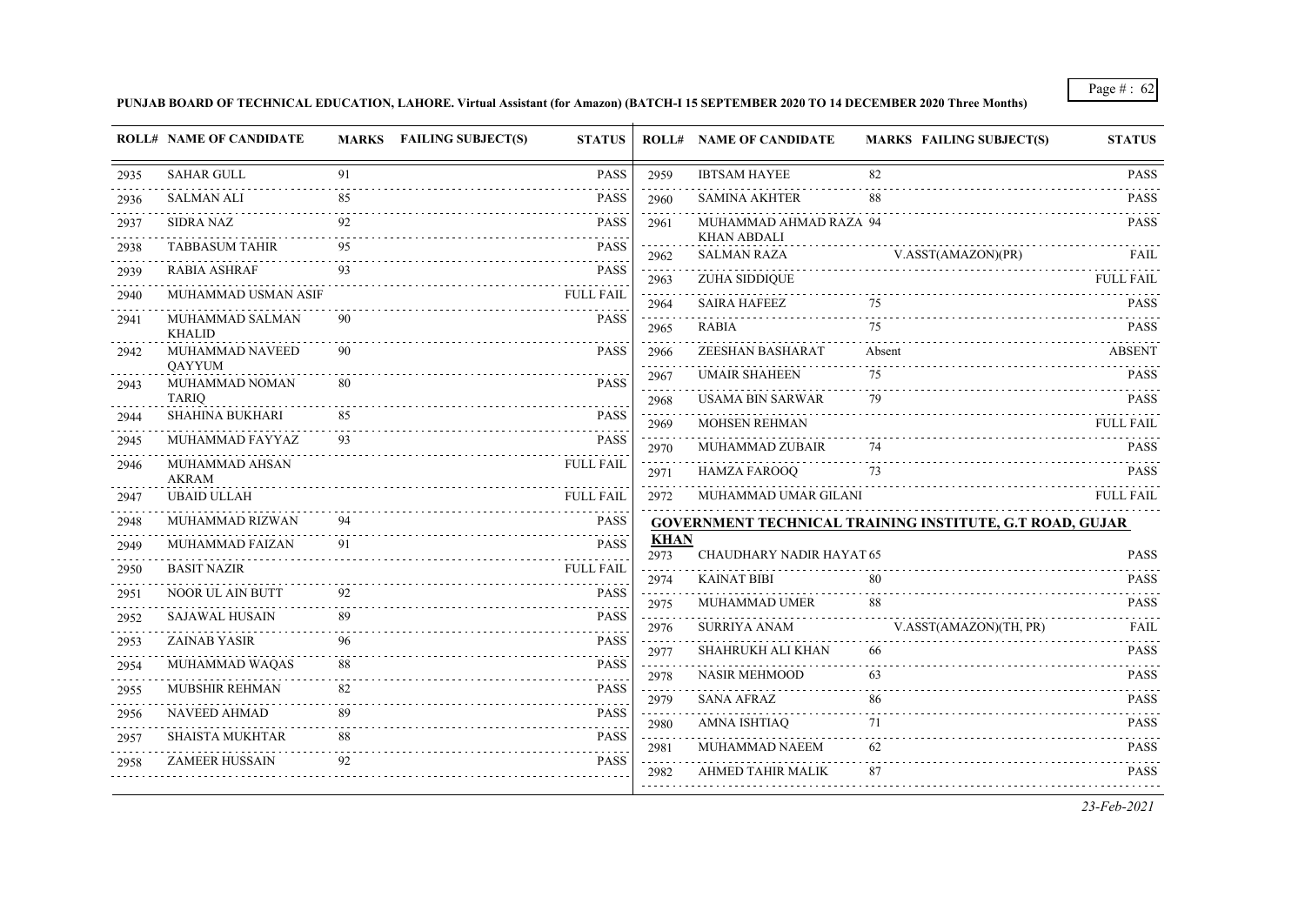**PUNJAB BOARD OF TECHNICAL EDUCATION, LAHORE. Virtual Assistant (for Amazon) (BATCH-I 15 SEPTEMBER 2020 TO 14 DECEMBER 2020 Three Months)**

| ROLL# | NAME OF CANDIDATE | MARKS | FAILING SUBJECT(S) | STATUS |
|---|---|---|---|---|
| 2935 | SAHAR GULL | 91 | | PASS |
| 2936 | SALMAN ALI | 85 | | PASS |
| 2937 | SIDRA NAZ | 92 | | PASS |
| 2938 | TABBASUM TAHIR | 95 | | PASS |
| 2939 | RABIA ASHRAF | 93 | | PASS |
| 2940 | MUHAMMAD USMAN ASIF | | | FULL FAIL |
| 2941 | MUHAMMAD SALMAN KHALID | 90 | | PASS |
| 2942 | MUHAMMAD NAVEED QAYYUM | 90 | | PASS |
| 2943 | MUHAMMAD NOMAN TARIQ | 80 | | PASS |
| 2944 | SHAHINA BUKHARI | 85 | | PASS |
| 2945 | MUHAMMAD FAYYAZ | 93 | | PASS |
| 2946 | MUHAMMAD AHSAN AKRAM | | | FULL FAIL |
| 2947 | UBAID ULLAH | | | FULL FAIL |
| 2948 | MUHAMMAD RIZWAN | 94 | | PASS |
| 2949 | MUHAMMAD FAIZAN | 91 | | PASS |
| 2950 | BASIT NAZIR | | | FULL FAIL |
| 2951 | NOOR UL AIN BUTT | 92 | | PASS |
| 2952 | SAJAWAL HUSAIN | 89 | | PASS |
| 2953 | ZAINAB YASIR | 96 | | PASS |
| 2954 | MUHAMMAD WAQAS | 88 | | PASS |
| 2955 | MUBSHIR REHMAN | 82 | | PASS |
| 2956 | NAVEED AHMAD | 89 | | PASS |
| 2957 | SHAISTA MUKHTAR | 88 | | PASS |
| 2958 | ZAMEER HUSSAIN | 92 | | PASS |
| 2959 | IBTSAM HAYEE | 82 | | PASS |
| 2960 | SAMINA AKHTER | 88 | | PASS |
| 2961 | MUHAMMAD AHMAD RAZA KHAN ABDALI | 94 | | PASS |
| 2962 | SALMAN RAZA | | V.ASST(AMAZON)(PR) | FAIL |
| 2963 | ZUHA SIDDIQUE | | | FULL FAIL |
| 2964 | SAIRA HAFEEZ | 75 | | PASS |
| 2965 | RABIA | 75 | | PASS |
| 2966 | ZEESHAN BASHARAT | Absent | | ABSENT |
| 2967 | UMAIR SHAHEEN | 75 | | PASS |
| 2968 | USAMA BIN SARWAR | 79 | | PASS |
| 2969 | MOHSEN REHMAN | | | FULL FAIL |
| 2970 | MUHAMMAD ZUBAIR | 74 | | PASS |
| 2971 | HAMZA FAROOQ | 73 | | PASS |
| 2972 | MUHAMMAD UMAR GILANI | | | FULL FAIL |

**GOVERNMENT TECHNICAL TRAINING INSTITUTE, G.T ROAD, GUJAR KHAN**

| ROLL# | NAME OF CANDIDATE | MARKS | FAILING SUBJECT(S) | STATUS |
|---|---|---|---|---|
| 2973 | CHAUDHARY NADIR HAYAT | 65 | | PASS |
| 2974 | KAINAT BIBI | 80 | | PASS |
| 2975 | MUHAMMAD UMER | 88 | | PASS |
| 2976 | SURRIYA ANAM | | V.ASST(AMAZON)(TH, PR) | FAIL |
| 2977 | SHAHRUKH ALI KHAN | 66 | | PASS |
| 2978 | NASIR MEHMOOD | 63 | | PASS |
| 2979 | SANA AFRAZ | 86 | | PASS |
| 2980 | AMNA ISHTIAQ | 71 | | PASS |
| 2981 | MUHAMMAD NAEEM | 62 | | PASS |
| 2982 | AHMED TAHIR MALIK | 87 | | PASS |

*23-Feb-2021*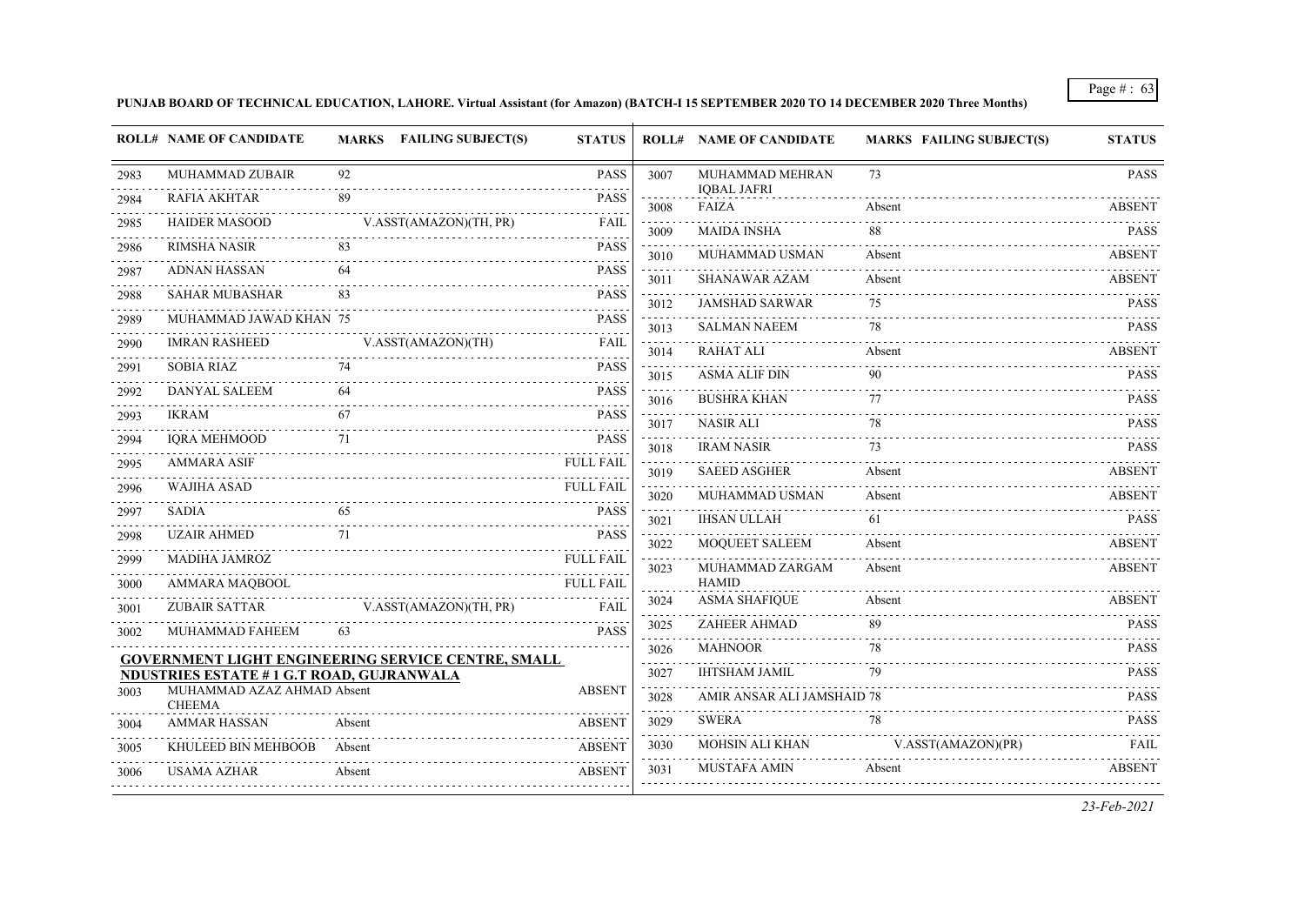**PUNJAB BOARD OF TECHNICAL EDUCATION, LAHORE. Virtual Assistant (for Amazon) (BATCH-I 15 SEPTEMBER 2020 TO 14 DECEMBER 2020 Three Months)**

| ROLL# | NAME OF CANDIDATE | MARKS | FAILING SUBJECT(S) | STATUS |
|---|---|---|---|---|
| 2983 | MUHAMMAD ZUBAIR | 92 | | PASS |
| 2984 | RAFIA AKHTAR | 89 | | PASS |
| 2985 | HAIDER MASOOD | | V.ASST(AMAZON)(TH, PR) | FAIL |
| 2986 | RIMSHA NASIR | 83 | | PASS |
| 2987 | ADNAN HASSAN | 64 | | PASS |
| 2988 | SAHAR MUBASHAR | 83 | | PASS |
| 2989 | MUHAMMAD JAWAD KHAN | 75 | | PASS |
| 2990 | IMRAN RASHEED | | V.ASST(AMAZON)(TH) | FAIL |
| 2991 | SOBIA RIAZ | 74 | | PASS |
| 2992 | DANYAL SALEEM | 64 | | PASS |
| 2993 | IKRAM | 67 | | PASS |
| 2994 | IQRA MEHMOOD | 71 | | PASS |
| 2995 | AMMARA ASIF | | | FULL FAIL |
| 2996 | WAJIHA ASAD | | | FULL FAIL |
| 2997 | SADIA | 65 | | PASS |
| 2998 | UZAIR AHMED | 71 | | PASS |
| 2999 | MADIHA JAMROZ | | | FULL FAIL |
| 3000 | AMMARA MAQBOOL | | | FULL FAIL |
| 3001 | ZUBAIR SATTAR | | V.ASST(AMAZON)(TH, PR) | FAIL |
| 3002 | MUHAMMAD FAHEEM | 63 | | PASS |

**GOVERNMENT LIGHT ENGINEERING SERVICE CENTRE, SMALL NDUSTRIES ESTATE # 1 G.T ROAD, GUJRANWALA**

| ROLL# | NAME OF CANDIDATE | MARKS | FAILING SUBJECT(S) | STATUS |
|---|---|---|---|---|
| 3003 | MUHAMMAD AZAZ AHMAD CHEEMA | Absent | | ABSENT |
| 3004 | AMMAR HASSAN | Absent | | ABSENT |
| 3005 | KHULEED BIN MEHBOOB | Absent | | ABSENT |
| 3006 | USAMA AZHAR | Absent | | ABSENT |
| 3007 | MUHAMMAD MEHRAN IQBAL JAFRI | 73 | | PASS |
| 3008 | FAIZA | Absent | | ABSENT |
| 3009 | MAIDA INSHA | 88 | | PASS |
| 3010 | MUHAMMAD USMAN | Absent | | ABSENT |
| 3011 | SHANAWAR AZAM | Absent | | ABSENT |
| 3012 | JAMSHAD SARWAR | 75 | | PASS |
| 3013 | SALMAN NAEEM | 78 | | PASS |
| 3014 | RAHAT ALI | Absent | | ABSENT |
| 3015 | ASMA ALIF DIN | 90 | | PASS |
| 3016 | BUSHRA KHAN | 77 | | PASS |
| 3017 | NASIR ALI | 78 | | PASS |
| 3018 | IRAM NASIR | 73 | | PASS |
| 3019 | SAEED ASGHER | Absent | | ABSENT |
| 3020 | MUHAMMAD USMAN | Absent | | ABSENT |
| 3021 | IHSAN ULLAH | 61 | | PASS |
| 3022 | MOQUEET SALEEM | Absent | | ABSENT |
| 3023 | MUHAMMAD ZARGAM HAMID | Absent | | ABSENT |
| 3024 | ASMA SHAFIQUE | Absent | | ABSENT |
| 3025 | ZAHEER AHMAD | 89 | | PASS |
| 3026 | MAHNOOR | 78 | | PASS |
| 3027 | IHTSHAM JAMIL | 79 | | PASS |
| 3028 | AMIR ANSAR ALI JAMSHAID | 78 | | PASS |
| 3029 | SWERA | 78 | | PASS |
| 3030 | MOHSIN ALI KHAN | | V.ASST(AMAZON)(PR) | FAIL |
| 3031 | MUSTAFA AMIN | Absent | | ABSENT |

*23-Feb-2021*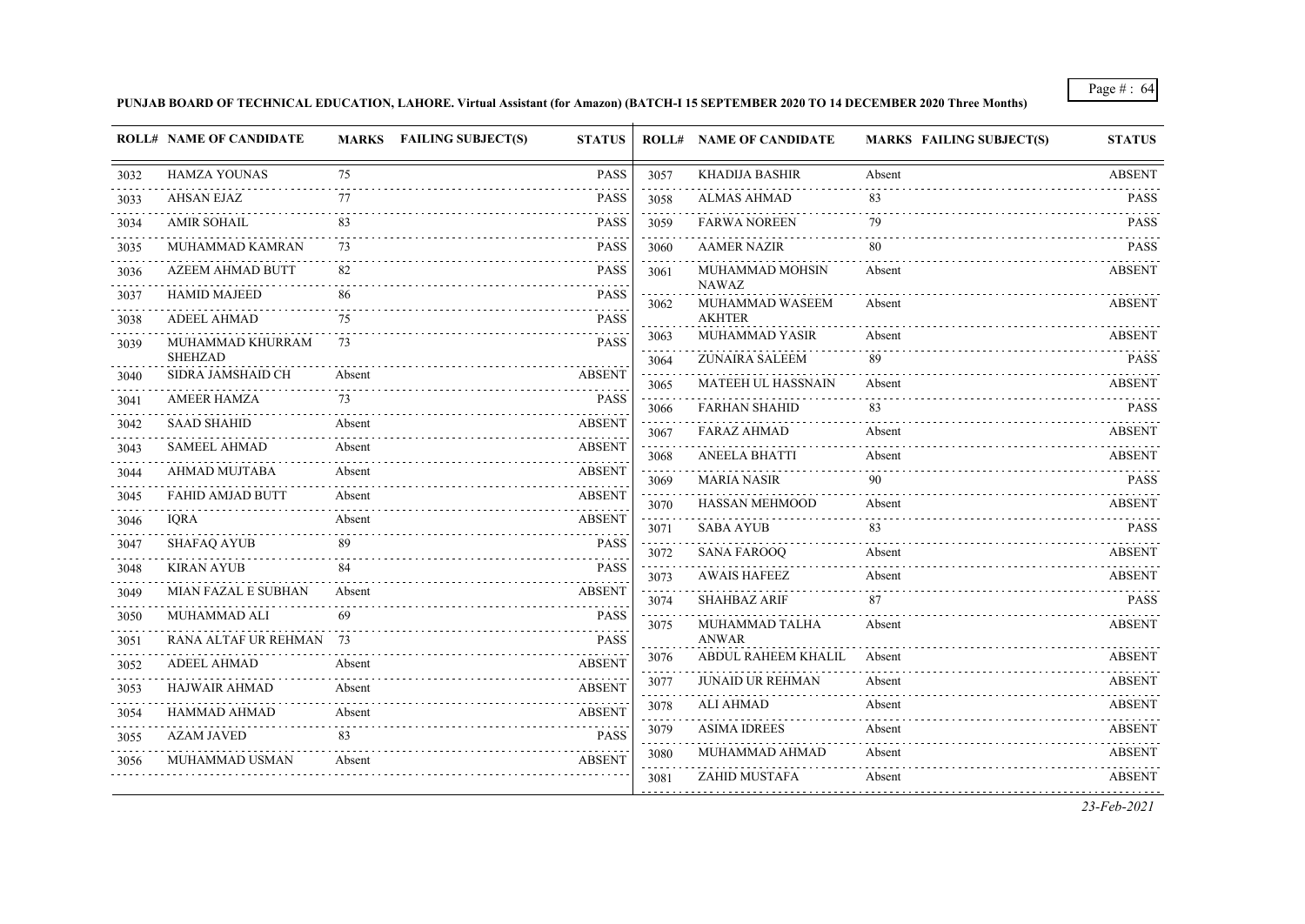**PUNJAB BOARD OF TECHNICAL EDUCATION, LAHORE. Virtual Assistant (for Amazon) (BATCH-I 15 SEPTEMBER 2020 TO 14 DECEMBER 2020 Three Months)**

| ROLL# | NAME OF CANDIDATE | MARKS | FAILING SUBJECT(S) | STATUS |
|---|---|---|---|---|
| 3032 | HAMZA YOUNAS | 75 | | PASS |
| 3033 | AHSAN EJAZ | 77 | | PASS |
| 3034 | AMIR SOHAIL | 83 | | PASS |
| 3035 | MUHAMMAD KAMRAN | 73 | | PASS |
| 3036 | AZEEM AHMAD BUTT | 82 | | PASS |
| 3037 | HAMID MAJEED | 86 | | PASS |
| 3038 | ADEEL AHMAD | 75 | | PASS |
| 3039 | MUHAMMAD KHURRAM SHEHZAD | 73 | | PASS |
| 3040 | SIDRA JAMSHAID CH | Absent | | ABSENT |
| 3041 | AMEER HAMZA | 73 | | PASS |
| 3042 | SAAD SHAHID | Absent | | ABSENT |
| 3043 | SAMEEL AHMAD | Absent | | ABSENT |
| 3044 | AHMAD MUJTABA | Absent | | ABSENT |
| 3045 | FAHID AMJAD BUTT | Absent | | ABSENT |
| 3046 | IQRA | Absent | | ABSENT |
| 3047 | SHAFAQ AYUB | 89 | | PASS |
| 3048 | KIRAN AYUB | 84 | | PASS |
| 3049 | MIAN FAZAL E SUBHAN | Absent | | ABSENT |
| 3050 | MUHAMMAD ALI | 69 | | PASS |
| 3051 | RANA ALTAF UR REHMAN | 73 | | PASS |
| 3052 | ADEEL AHMAD | Absent | | ABSENT |
| 3053 | HAJWAIR AHMAD | Absent | | ABSENT |
| 3054 | HAMMAD AHMAD | Absent | | ABSENT |
| 3055 | AZAM JAVED | 83 | | PASS |
| 3056 | MUHAMMAD USMAN | Absent | | ABSENT |
| 3057 | KHADIJA BASHIR | Absent | | ABSENT |
| 3058 | ALMAS AHMAD | 83 | | PASS |
| 3059 | FARWA NOREEN | 79 | | PASS |
| 3060 | AAMER NAZIR | 80 | | PASS |
| 3061 | MUHAMMAD MOHSIN NAWAZ | Absent | | ABSENT |
| 3062 | MUHAMMAD WASEEM AKHTER | Absent | | ABSENT |
| 3063 | MUHAMMAD YASIR | Absent | | ABSENT |
| 3064 | ZUNAIRA SALEEM | 89 | | PASS |
| 3065 | MATEEH UL HASSNAIN | Absent | | ABSENT |
| 3066 | FARHAN SHAHID | 83 | | PASS |
| 3067 | FARAZ AHMAD | Absent | | ABSENT |
| 3068 | ANEELA BHATTI | Absent | | ABSENT |
| 3069 | MARIA NASIR | 90 | | PASS |
| 3070 | HASSAN MEHMOOD | Absent | | ABSENT |
| 3071 | SABA AYUB | 83 | | PASS |
| 3072 | SANA FAROOQ | Absent | | ABSENT |
| 3073 | AWAIS HAFEEZ | Absent | | ABSENT |
| 3074 | SHAHBAZ ARIF | 87 | | PASS |
| 3075 | MUHAMMAD TALHA ANWAR | Absent | | ABSENT |
| 3076 | ABDUL RAHEEM KHALIL | Absent | | ABSENT |
| 3077 | JUNAID UR REHMAN | Absent | | ABSENT |
| 3078 | ALI AHMAD | Absent | | ABSENT |
| 3079 | ASIMA IDREES | Absent | | ABSENT |
| 3080 | MUHAMMAD AHMAD | Absent | | ABSENT |
| 3081 | ZAHID MUSTAFA | Absent | | ABSENT |

*23-Feb-2021*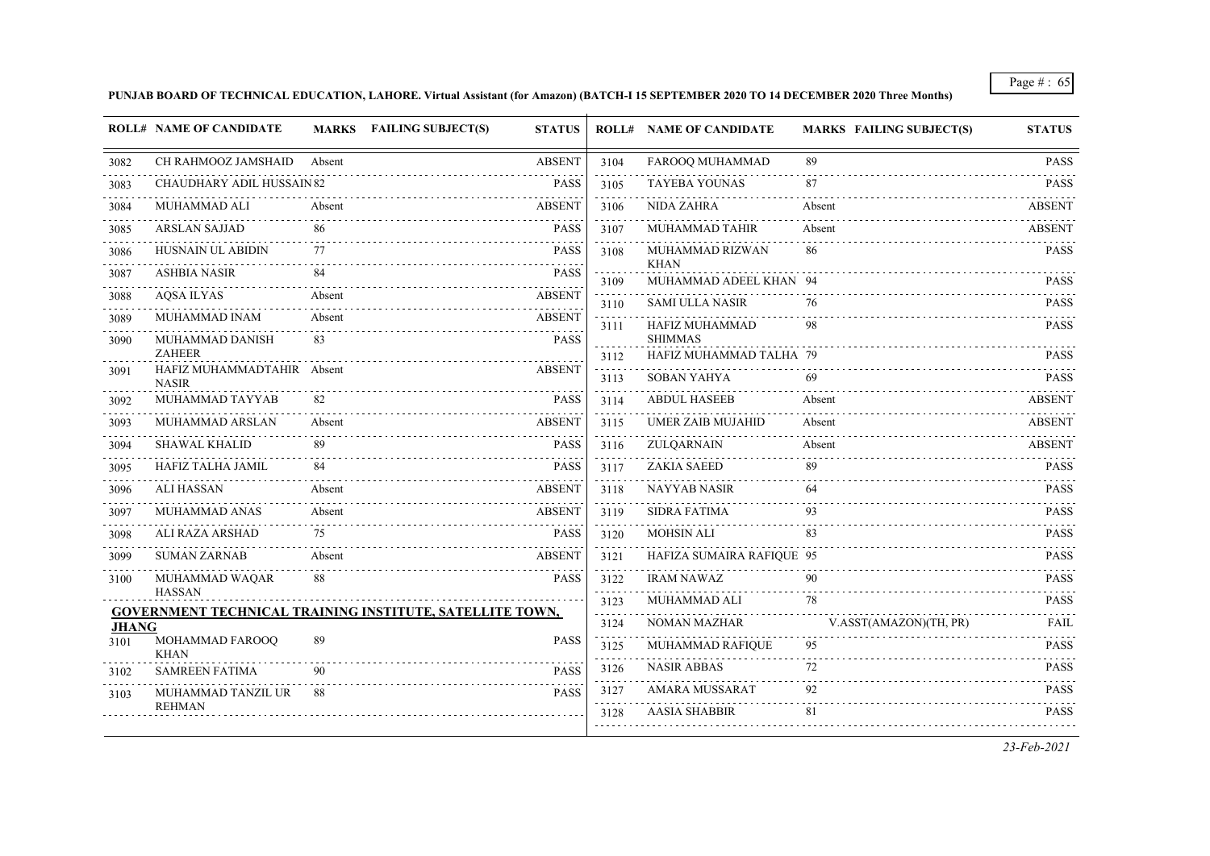**PUNJAB BOARD OF TECHNICAL EDUCATION, LAHORE. Virtual Assistant (for Amazon) (BATCH-I 15 SEPTEMBER 2020 TO 14 DECEMBER 2020 Three Months)**

| ROLL# | NAME OF CANDIDATE | MARKS | FAILING SUBJECT(S) | STATUS |
|---|---|---|---|---|
| 3082 | CH RAHMOOZ JAMSHAID | Absent | | ABSENT |
| 3083 | CHAUDHARY ADIL HUSSAIN | 82 | | PASS |
| 3084 | MUHAMMAD ALI | Absent | | ABSENT |
| 3085 | ARSLAN SAJJAD | 86 | | PASS |
| 3086 | HUSNAIN UL ABIDIN | 77 | | PASS |
| 3087 | ASHBIA NASIR | 84 | | PASS |
| 3088 | AQSA ILYAS | Absent | | ABSENT |
| 3089 | MUHAMMAD INAM | Absent | | ABSENT |
| 3090 | MUHAMMAD DANISH ZAHEER | 83 | | PASS |
| 3091 | HAFIZ MUHAMMADTAHIR NASIR | Absent | | ABSENT |
| 3092 | MUHAMMAD TAYYAB | 82 | | PASS |
| 3093 | MUHAMMAD ARSLAN | Absent | | ABSENT |
| 3094 | SHAWAL KHALID | 89 | | PASS |
| 3095 | HAFIZ TALHA JAMIL | 84 | | PASS |
| 3096 | ALI HASSAN | Absent | | ABSENT |
| 3097 | MUHAMMAD ANAS | Absent | | ABSENT |
| 3098 | ALI RAZA ARSHAD | 75 | | PASS |
| 3099 | SUMAN ZARNAB | Absent | | ABSENT |
| 3100 | MUHAMMAD WAQAR HASSAN | 88 | | PASS |

**GOVERNMENT TECHNICAL TRAINING INSTITUTE, SATELLITE TOWN, JHANG**

| ROLL# | NAME OF CANDIDATE | MARKS | FAILING SUBJECT(S) | STATUS |
|---|---|---|---|---|
| 3101 | MOHAMMAD FAROOQ KHAN | 89 | | PASS |
| 3102 | SAMREEN FATIMA | 90 | | PASS |
| 3103 | MUHAMMAD TANZIL UR REHMAN | 88 | | PASS |
| 3104 | FAROOQ MUHAMMAD | 89 | | PASS |
| 3105 | TAYEBA YOUNAS | 87 | | PASS |
| 3106 | NIDA ZAHRA | Absent | | ABSENT |
| 3107 | MUHAMMAD TAHIR | Absent | | ABSENT |
| 3108 | MUHAMMAD RIZWAN KHAN | 86 | | PASS |
| 3109 | MUHAMMAD ADEEL KHAN | 94 | | PASS |
| 3110 | SAMI ULLA NASIR | 76 | | PASS |
| 3111 | HAFIZ MUHAMMAD SHIMMAS | 98 | | PASS |
| 3112 | HAFIZ MUHAMMAD TALHA | 79 | | PASS |
| 3113 | SOBAN YAHYA | 69 | | PASS |
| 3114 | ABDUL HASEEB | Absent | | ABSENT |
| 3115 | UMER ZAIB MUJAHID | Absent | | ABSENT |
| 3116 | ZULQARNAIN | Absent | | ABSENT |
| 3117 | ZAKIA SAEED | 89 | | PASS |
| 3118 | NAYYAB NASIR | 64 | | PASS |
| 3119 | SIDRA FATIMA | 93 | | PASS |
| 3120 | MOHSIN ALI | 83 | | PASS |
| 3121 | HAFIZA SUMAIRA RAFIQUE | 95 | | PASS |
| 3122 | IRAM NAWAZ | 90 | | PASS |
| 3123 | MUHAMMAD ALI | 78 | | PASS |
| 3124 | NOMAN MAZHAR | | V.ASST(AMAZON)(TH, PR) | FAIL |
| 3125 | MUHAMMAD RAFIQUE | 95 | | PASS |
| 3126 | NASIR ABBAS | 72 | | PASS |
| 3127 | AMARA MUSSARAT | 92 | | PASS |
| 3128 | AASIA SHABBIR | 81 | | PASS |

*23-Feb-2021*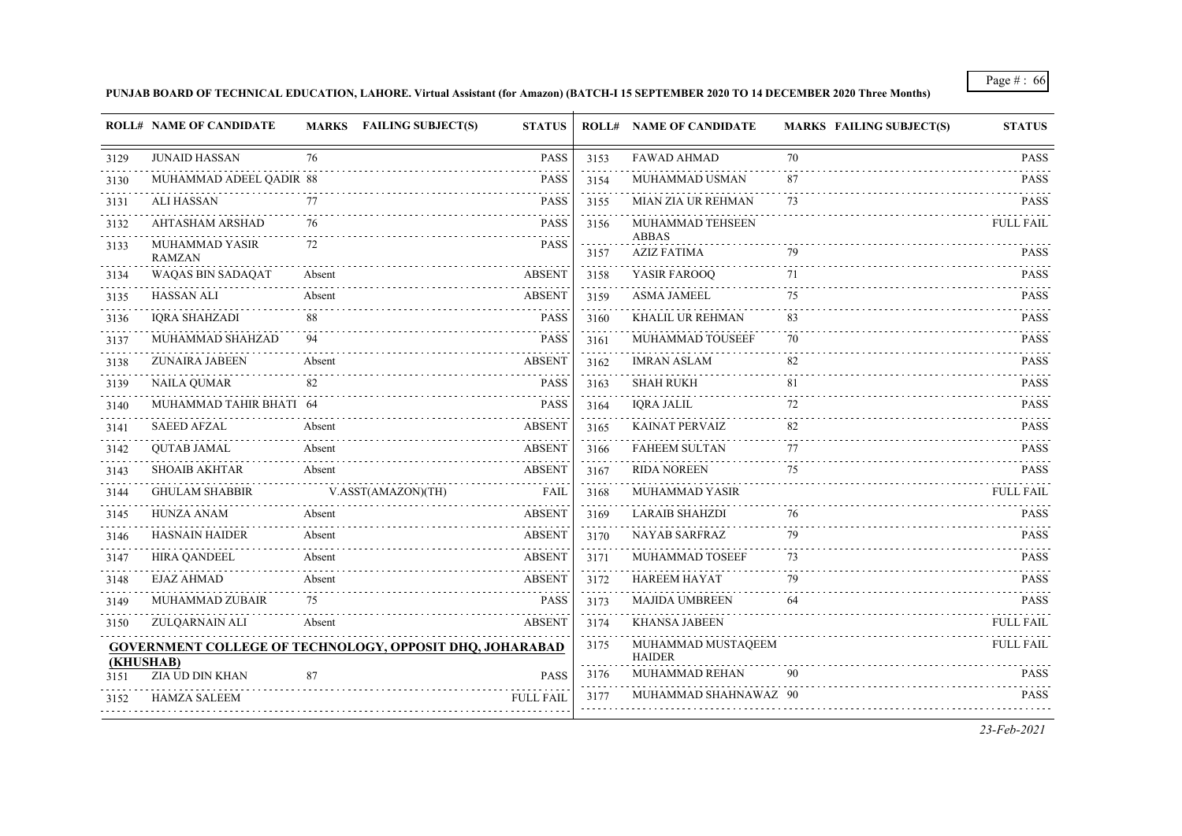**PUNJAB BOARD OF TECHNICAL EDUCATION, LAHORE. Virtual Assistant (for Amazon) (BATCH-I 15 SEPTEMBER 2020 TO 14 DECEMBER 2020 Three Months)**

| ROLL# | NAME OF CANDIDATE | MARKS | FAILING SUBJECT(S) | STATUS |
|---|---|---|---|---|
| 3129 | JUNAID HASSAN | 76 | | PASS |
| 3130 | MUHAMMAD ADEEL QADIR | 88 | | PASS |
| 3131 | ALI HASSAN | 77 | | PASS |
| 3132 | AHTASHAM ARSHAD | 76 | | PASS |
| 3133 | MUHAMMAD YASIR RAMZAN | 72 | | PASS |
| 3134 | WAQAS BIN SADAQAT | Absent | | ABSENT |
| 3135 | HASSAN ALI | Absent | | ABSENT |
| 3136 | IQRA SHAHZADI | 88 | | PASS |
| 3137 | MUHAMMAD SHAHZAD | 94 | | PASS |
| 3138 | ZUNAIRA JABEEN | Absent | | ABSENT |
| 3139 | NAILA QUMAR | 82 | | PASS |
| 3140 | MUHAMMAD TAHIR BHATI | 64 | | PASS |
| 3141 | SAEED AFZAL | Absent | | ABSENT |
| 3142 | QUTAB JAMAL | Absent | | ABSENT |
| 3143 | SHOAIB AKHTAR | Absent | | ABSENT |
| 3144 | GHULAM SHABBIR | | V.ASST(AMAZON)(TH) | FAIL |
| 3145 | HUNZA ANAM | Absent | | ABSENT |
| 3146 | HASNAIN HAIDER | Absent | | ABSENT |
| 3147 | HIRA QANDEEL | Absent | | ABSENT |
| 3148 | EJAZ AHMAD | Absent | | ABSENT |
| 3149 | MUHAMMAD ZUBAIR | 75 | | PASS |
| 3150 | ZULQARNAIN ALI | Absent | | ABSENT |

**GOVERNMENT COLLEGE OF TECHNOLOGY, OPPOSIT DHQ, JOHARABAD (KHUSHAB)**

| ROLL# | NAME OF CANDIDATE | MARKS | FAILING SUBJECT(S) | STATUS |
|---|---|---|---|---|
| 3151 | ZIA UD DIN KHAN | 87 | | PASS |
| 3152 | HAMZA SALEEM | | | FULL FAIL |
| 3153 | FAWAD AHMAD | 70 | | PASS |
| 3154 | MUHAMMAD USMAN | 87 | | PASS |
| 3155 | MIAN ZIA UR REHMAN | 73 | | PASS |
| 3156 | MUHAMMAD TEHSEEN ABBAS | | | FULL FAIL |
| 3157 | AZIZ FATIMA | 79 | | PASS |
| 3158 | YASIR FAROOQ | 71 | | PASS |
| 3159 | ASMA JAMEEL | 75 | | PASS |
| 3160 | KHALIL UR REHMAN | 83 | | PASS |
| 3161 | MUHAMMAD TOUSEEF | 70 | | PASS |
| 3162 | IMRAN ASLAM | 82 | | PASS |
| 3163 | SHAH RUKH | 81 | | PASS |
| 3164 | IQRA JALIL | 72 | | PASS |
| 3165 | KAINAT PERVAIZ | 82 | | PASS |
| 3166 | FAHEEM SULTAN | 77 | | PASS |
| 3167 | RIDA NOREEN | 75 | | PASS |
| 3168 | MUHAMMAD YASIR | | | FULL FAIL |
| 3169 | LARAIB SHAHZDI | 76 | | PASS |
| 3170 | NAYAB SARFRAZ | 79 | | PASS |
| 3171 | MUHAMMAD TOSEEF | 73 | | PASS |
| 3172 | HAREEM HAYAT | 79 | | PASS |
| 3173 | MAJIDA UMBREEN | 64 | | PASS |
| 3174 | KHANSA JABEEN | | | FULL FAIL |
| 3175 | MUHAMMAD MUSTAQEEM HAIDER | | | FULL FAIL |
| 3176 | MUHAMMAD REHAN | 90 | | PASS |
| 3177 | MUHAMMAD SHAHNAWAZ | 90 | | PASS |

*23-Feb-2021*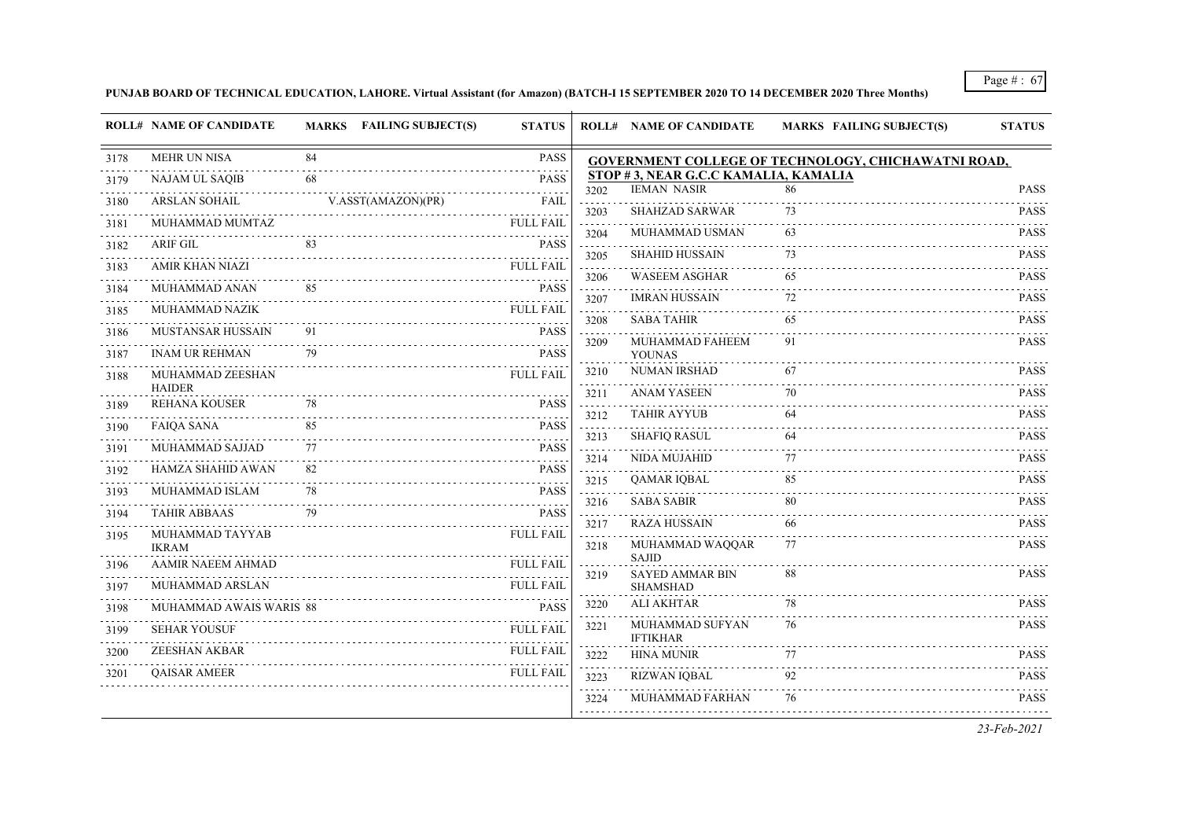**PUNJAB BOARD OF TECHNICAL EDUCATION, LAHORE. Virtual Assistant (for Amazon) (BATCH-I 15 SEPTEMBER 2020 TO 14 DECEMBER 2020 Three Months)**

| ROLL# | NAME OF CANDIDATE | MARKS | FAILING SUBJECT(S) | STATUS |
|---|---|---|---|---|
| 3178 | MEHR UN NISA | 84 | | PASS |
| 3179 | NAJAM UL SAQIB | 68 | | PASS |
| 3180 | ARSLAN SOHAIL | | V.ASST(AMAZON)(PR) | FAIL |
| 3181 | MUHAMMAD MUMTAZ | | | FULL FAIL |
| 3182 | ARIF GIL | 83 | | PASS |
| 3183 | AMIR KHAN NIAZI | | | FULL FAIL |
| 3184 | MUHAMMAD ANAN | 85 | | PASS |
| 3185 | MUHAMMAD NAZIK | | | FULL FAIL |
| 3186 | MUSTANSAR HUSSAIN | 91 | | PASS |
| 3187 | INAM UR REHMAN | 79 | | PASS |
| 3188 | MUHAMMAD ZEESHAN HAIDER | | | FULL FAIL |
| 3189 | REHANA KOUSER | 78 | | PASS |
| 3190 | FAIQA SANA | 85 | | PASS |
| 3191 | MUHAMMAD SAJJAD | 77 | | PASS |
| 3192 | HAMZA SHAHID AWAN | 82 | | PASS |
| 3193 | MUHAMMAD ISLAM | 78 | | PASS |
| 3194 | TAHIR ABBAAS | 79 | | PASS |
| 3195 | MUHAMMAD TAYYAB IKRAM | | | FULL FAIL |
| 3196 | AAMIR NAEEM AHMAD | | | FULL FAIL |
| 3197 | MUHAMMAD ARSLAN | | | FULL FAIL |
| 3198 | MUHAMMAD AWAIS WARIS | 88 | | PASS |
| 3199 | SEHAR YOUSUF | | | FULL FAIL |
| 3200 | ZEESHAN AKBAR | | | FULL FAIL |
| 3201 | QAISAR AMEER | | | FULL FAIL |

**GOVERNMENT COLLEGE OF TECHNOLOGY, CHICHAWATNI ROAD, STOP # 3, NEAR G.C.C KAMALIA, KAMALIA**

| ROLL# | NAME OF CANDIDATE | MARKS | FAILING SUBJECT(S) | STATUS |
|---|---|---|---|---|
| 3202 | IEMAN NASIR | 86 | | PASS |
| 3203 | SHAHZAD SARWAR | 73 | | PASS |
| 3204 | MUHAMMAD USMAN | 63 | | PASS |
| 3205 | SHAHID HUSSAIN | 73 | | PASS |
| 3206 | WASEEM ASGHAR | 65 | | PASS |
| 3207 | IMRAN HUSSAIN | 72 | | PASS |
| 3208 | SABA TAHIR | 65 | | PASS |
| 3209 | MUHAMMAD FAHEEM YOUNAS | 91 | | PASS |
| 3210 | NUMAN IRSHAD | 67 | | PASS |
| 3211 | ANAM YASEEN | 70 | | PASS |
| 3212 | TAHIR AYYUB | 64 | | PASS |
| 3213 | SHAFIQ RASUL | 64 | | PASS |
| 3214 | NIDA MUJAHID | 77 | | PASS |
| 3215 | QAMAR IQBAL | 85 | | PASS |
| 3216 | SABA SABIR | 80 | | PASS |
| 3217 | RAZA HUSSAIN | 66 | | PASS |
| 3218 | MUHAMMAD WAQQAR SAJID | 77 | | PASS |
| 3219 | SAYED AMMAR BIN SHAMSHAD | 88 | | PASS |
| 3220 | ALI AKHTAR | 78 | | PASS |
| 3221 | MUHAMMAD SUFYAN IFTIKHAR | 76 | | PASS |
| 3222 | HINA MUNIR | 77 | | PASS |
| 3223 | RIZWAN IQBAL | 92 | | PASS |
| 3224 | MUHAMMAD FARHAN | 76 | | PASS |

*23-Feb-2021*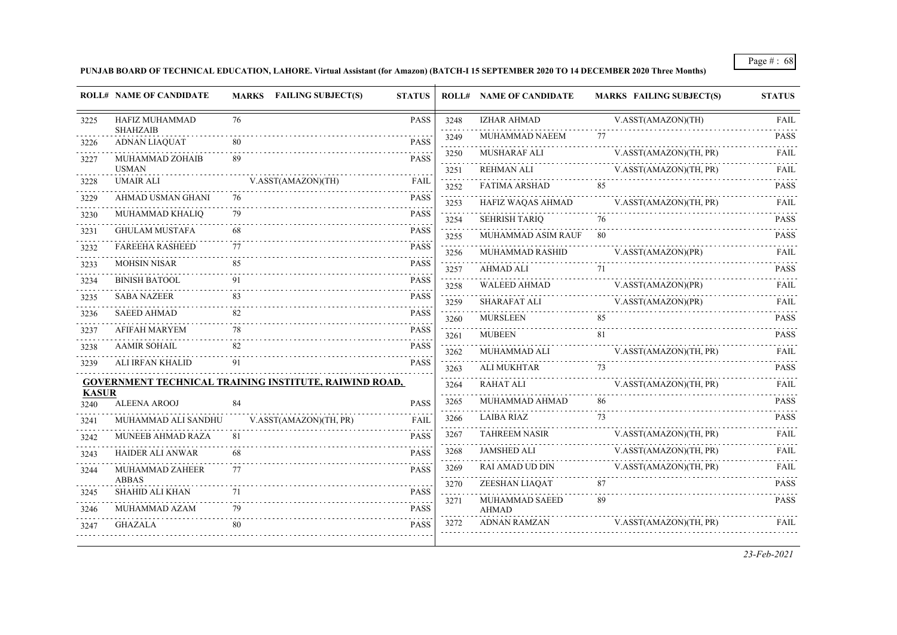**PUNJAB BOARD OF TECHNICAL EDUCATION, LAHORE. Virtual Assistant (for Amazon) (BATCH-I 15 SEPTEMBER 2020 TO 14 DECEMBER 2020 Three Months)**

| ROLL# | NAME OF CANDIDATE | MARKS | FAILING SUBJECT(S) | STATUS |
|---|---|---|---|---|
| 3225 | HAFIZ MUHAMMAD SHAHZAIB | 76 | | PASS |
| 3226 | ADNAN LIAQUAT | 80 | | PASS |
| 3227 | MUHAMMAD ZOHAIB USMAN | 89 | | PASS |
| 3228 | UMAIR ALI | | V.ASST(AMAZON)(TH) | FAIL |
| 3229 | AHMAD USMAN GHANI | 76 | | PASS |
| 3230 | MUHAMMAD KHALIQ | 79 | | PASS |
| 3231 | GHULAM MUSTAFA | 68 | | PASS |
| 3232 | FAREEHA RASHEED | 77 | | PASS |
| 3233 | MOHSIN NISAR | 85 | | PASS |
| 3234 | BINISH BATOOL | 91 | | PASS |
| 3235 | SABA NAZEER | 83 | | PASS |
| 3236 | SAEED AHMAD | 82 | | PASS |
| 3237 | AFIFAH MARYEM | 78 | | PASS |
| 3238 | AAMIR SOHAIL | 82 | | PASS |
| 3239 | ALI IRFAN KHALID | 91 | | PASS |

**GOVERNMENT TECHNICAL TRAINING INSTITUTE, RAIWIND ROAD, KASUR**

| ROLL# | NAME OF CANDIDATE | MARKS | FAILING SUBJECT(S) | STATUS |
|---|---|---|---|---|
| 3240 | ALEENA AROOJ | 84 | | PASS |
| 3241 | MUHAMMAD ALI SANDHU | | V.ASST(AMAZON)(TH, PR) | FAIL |
| 3242 | MUNEEB AHMAD RAZA | 81 | | PASS |
| 3243 | HAIDER ALI ANWAR | 68 | | PASS |
| 3244 | MUHAMMAD ZAHEER ABBAS | 77 | | PASS |
| 3245 | SHAHID ALI KHAN | 71 | | PASS |
| 3246 | MUHAMMAD AZAM | 79 | | PASS |
| 3247 | GHAZALA | 80 | | PASS |
| 3248 | IZHAR AHMAD | | V.ASST(AMAZON)(TH) | FAIL |
| 3249 | MUHAMMAD NAEEM | 77 | | PASS |
| 3250 | MUSHARAF ALI | | V.ASST(AMAZON)(TH, PR) | FAIL |
| 3251 | REHMAN ALI | | V.ASST(AMAZON)(TH, PR) | FAIL |
| 3252 | FATIMA ARSHAD | 85 | | PASS |
| 3253 | HAFIZ WAQAS AHMAD | | V.ASST(AMAZON)(TH, PR) | FAIL |
| 3254 | SEHRISH TARIQ | 76 | | PASS |
| 3255 | MUHAMMAD ASIM RAUF | 80 | | PASS |
| 3256 | MUHAMMAD RASHID | | V.ASST(AMAZON)(PR) | FAIL |
| 3257 | AHMAD ALI | 71 | | PASS |
| 3258 | WALEED AHMAD | | V.ASST(AMAZON)(PR) | FAIL |
| 3259 | SHARAFAT ALI | | V.ASST(AMAZON)(PR) | FAIL |
| 3260 | MURSLEEN | 85 | | PASS |
| 3261 | MUBEEN | 81 | | PASS |
| 3262 | MUHAMMAD ALI | | V.ASST(AMAZON)(TH, PR) | FAIL |
| 3263 | ALI MUKHTAR | 73 | | PASS |
| 3264 | RAHAT ALI | | V.ASST(AMAZON)(TH, PR) | FAIL |
| 3265 | MUHAMMAD AHMAD | 86 | | PASS |
| 3266 | LAIBA RIAZ | 73 | | PASS |
| 3267 | TAHREEM NASIR | | V.ASST(AMAZON)(TH, PR) | FAIL |
| 3268 | JAMSHED ALI | | V.ASST(AMAZON)(TH, PR) | FAIL |
| 3269 | RAI AMAD UD DIN | | V.ASST(AMAZON)(TH, PR) | FAIL |
| 3270 | ZEESHAN LIAQAT | 87 | | PASS |
| 3271 | MUHAMMAD SAEED AHMAD | 89 | | PASS |
| 3272 | ADNAN RAMZAN | | V.ASST(AMAZON)(TH, PR) | FAIL |

*23-Feb-2021*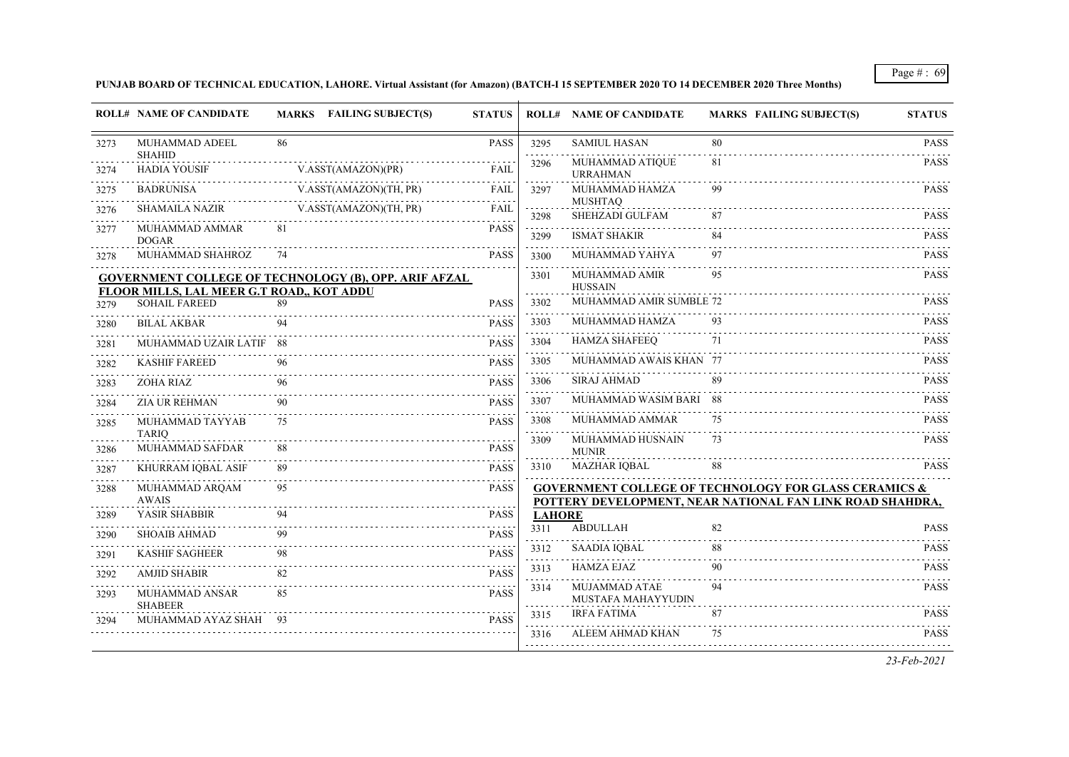**PUNJAB BOARD OF TECHNICAL EDUCATION, LAHORE. Virtual Assistant (for Amazon) (BATCH-I 15 SEPTEMBER 2020 TO 14 DECEMBER 2020 Three Months)**

| ROLL# | NAME OF CANDIDATE | MARKS | FAILING SUBJECT(S) | STATUS |
|---|---|---|---|---|
| 3273 | MUHAMMAD ADEEL SHAHID | 86 | | PASS |
| 3274 | HADIA YOUSIF | | V.ASST(AMAZON)(PR) | FAIL |
| 3275 | BADRUNISA | | V.ASST(AMAZON)(TH, PR) | FAIL |
| 3276 | SHAMAILA NAZIR | | V.ASST(AMAZON)(TH, PR) | FAIL |
| 3277 | MUHAMMAD AMMAR DOGAR | 81 | | PASS |
| 3278 | MUHAMMAD SHAHROZ | 74 | | PASS |

**GOVERNMENT COLLEGE OF TECHNOLOGY (B), OPP. ARIF AFZAL FLOOR MILLS, LAL MEER G.T ROAD,, KOT ADDU**

| ROLL# | NAME OF CANDIDATE | MARKS | FAILING SUBJECT(S) | STATUS |
|---|---|---|---|---|
| 3279 | SOHAIL FAREED | 89 | | PASS |
| 3280 | BILAL AKBAR | 94 | | PASS |
| 3281 | MUHAMMAD UZAIR LATIF | 88 | | PASS |
| 3282 | KASHIF FAREED | 96 | | PASS |
| 3283 | ZOHA RIAZ | 96 | | PASS |
| 3284 | ZIA UR REHMAN | 90 | | PASS |
| 3285 | MUHAMMAD TAYYAB TARIQ | 75 | | PASS |
| 3286 | MUHAMMAD SAFDAR | 88 | | PASS |
| 3287 | KHURRAM IQBAL ASIF | 89 | | PASS |
| 3288 | MUHAMMAD ARQAM AWAIS | 95 | | PASS |
| 3289 | YASIR SHABBIR | 94 | | PASS |
| 3290 | SHOAIB AHMAD | 99 | | PASS |
| 3291 | KASHIF SAGHEER | 98 | | PASS |
| 3292 | AMJID SHABIR | 82 | | PASS |
| 3293 | MUHAMMAD ANSAR SHABEER | 85 | | PASS |
| 3294 | MUHAMMAD AYAZ SHAH | 93 | | PASS |
| 3295 | SAMIUL HASAN | 80 | | PASS |
| 3296 | MUHAMMAD ATIQUE URRAHMAN | 81 | | PASS |
| 3297 | MUHAMMAD HAMZA MUSHTAQ | 99 | | PASS |
| 3298 | SHEHZADI GULFAM | 87 | | PASS |
| 3299 | ISMAT SHAKIR | 84 | | PASS |
| 3300 | MUHAMMAD YAHYA | 97 | | PASS |
| 3301 | MUHAMMAD AMIR HUSSAIN | 95 | | PASS |
| 3302 | MUHAMMAD AMIR SUMBLE | 72 | | PASS |
| 3303 | MUHAMMAD HAMZA | 93 | | PASS |
| 3304 | HAMZA SHAFEEQ | 71 | | PASS |
| 3305 | MUHAMMAD AWAIS KHAN | 77 | | PASS |
| 3306 | SIRAJ AHMAD | 89 | | PASS |
| 3307 | MUHAMMAD WASIM BARI | 88 | | PASS |
| 3308 | MUHAMMAD AMMAR | 75 | | PASS |
| 3309 | MUHAMMAD HUSNAIN MUNIR | 73 | | PASS |
| 3310 | MAZHAR IQBAL | 88 | | PASS |

**GOVERNMENT COLLEGE OF TECHNOLOGY FOR GLASS CERAMICS & POTTERY DEVELOPMENT, NEAR NATIONAL FAN LINK ROAD SHAHDRA, LAHORE**

| ROLL# | NAME OF CANDIDATE | MARKS | FAILING SUBJECT(S) | STATUS |
|---|---|---|---|---|
| 3311 | ABDULLAH | 82 | | PASS |
| 3312 | SAADIA IQBAL | 88 | | PASS |
| 3313 | HAMZA EJAZ | 90 | | PASS |
| 3314 | MUJAMMAD ATAE MUSTAFA MAHAYYUDIN | 94 | | PASS |
| 3315 | IRFA FATIMA | 87 | | PASS |
| 3316 | ALEEM AHMAD KHAN | 75 | | PASS |

*23-Feb-2021*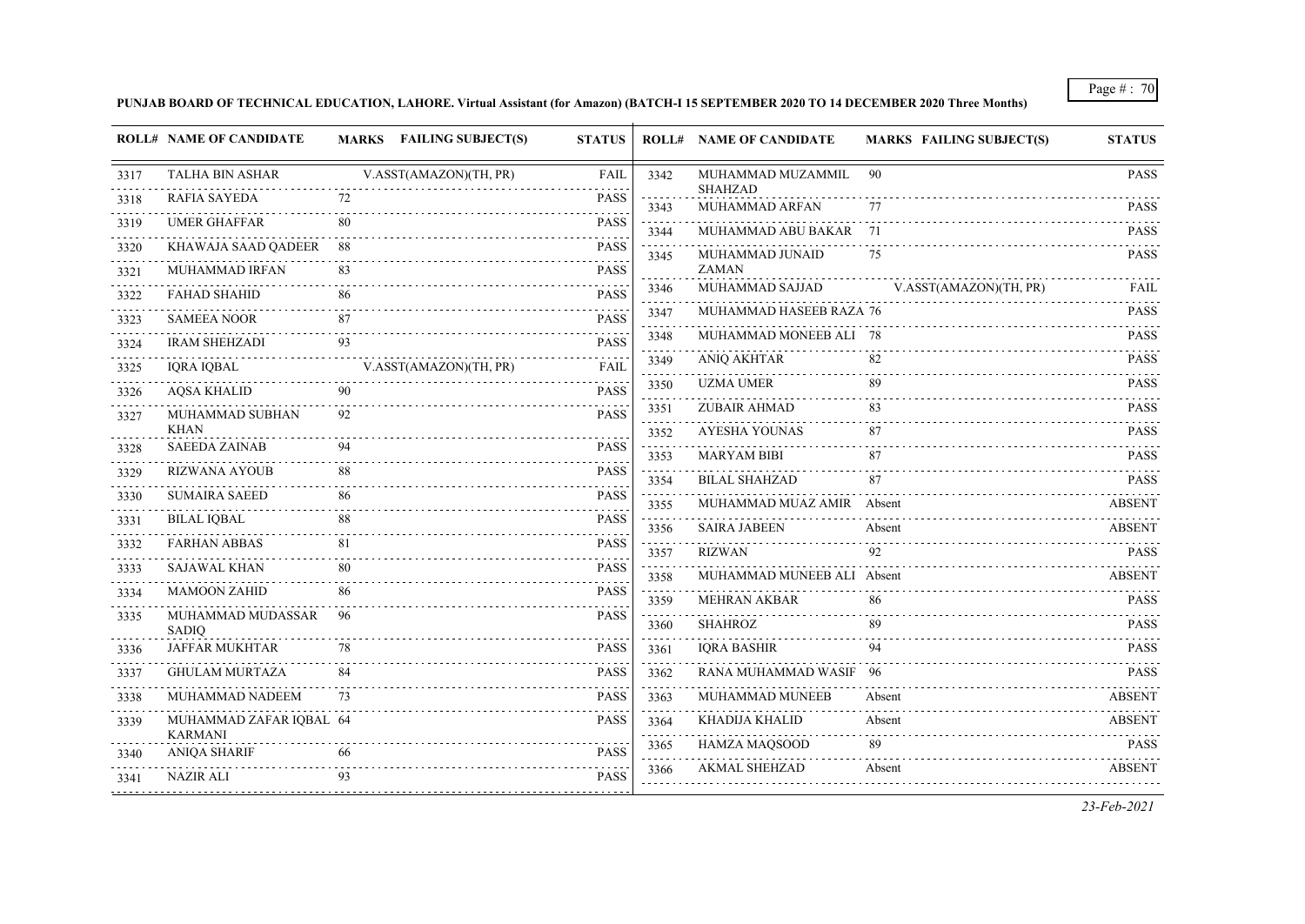**PUNJAB BOARD OF TECHNICAL EDUCATION, LAHORE. Virtual Assistant (for Amazon) (BATCH-I 15 SEPTEMBER 2020 TO 14 DECEMBER 2020 Three Months)**

| ROLL# | NAME OF CANDIDATE | MARKS | FAILING SUBJECT(S) | STATUS |
|---|---|---|---|---|
| 3317 | TALHA BIN ASHAR | | V.ASST(AMAZON)(TH, PR) | FAIL |
| 3318 | RAFIA SAYEDA | 72 | | PASS |
| 3319 | UMER GHAFFAR | 80 | | PASS |
| 3320 | KHAWAJA SAAD QADEER | 88 | | PASS |
| 3321 | MUHAMMAD IRFAN | 83 | | PASS |
| 3322 | FAHAD SHAHID | 86 | | PASS |
| 3323 | SAMEEA NOOR | 87 | | PASS |
| 3324 | IRAM SHEHZADI | 93 | | PASS |
| 3325 | IQRA IQBAL | | V.ASST(AMAZON)(TH, PR) | FAIL |
| 3326 | AQSA KHALID | 90 | | PASS |
| 3327 | MUHAMMAD SUBHAN KHAN | 92 | | PASS |
| 3328 | SAEEDA ZAINAB | 94 | | PASS |
| 3329 | RIZWANA AYOUB | 88 | | PASS |
| 3330 | SUMAIRA SAEED | 86 | | PASS |
| 3331 | BILAL IQBAL | 88 | | PASS |
| 3332 | FARHAN ABBAS | 81 | | PASS |
| 3333 | SAJAWAL KHAN | 80 | | PASS |
| 3334 | MAMOON ZAHID | 86 | | PASS |
| 3335 | MUHAMMAD MUDASSAR SADIQ | 96 | | PASS |
| 3336 | JAFFAR MUKHTAR | 78 | | PASS |
| 3337 | GHULAM MURTAZA | 84 | | PASS |
| 3338 | MUHAMMAD NADEEM | 73 | | PASS |
| 3339 | MUHAMMAD ZAFAR IQBAL KARMANI | 64 | | PASS |
| 3340 | ANIQA SHARIF | 66 | | PASS |
| 3341 | NAZIR ALI | 93 | | PASS |
| 3342 | MUHAMMAD MUZAMMIL SHAHZAD | 90 | | PASS |
| 3343 | MUHAMMAD ARFAN | 77 | | PASS |
| 3344 | MUHAMMAD ABU BAKAR | 71 | | PASS |
| 3345 | MUHAMMAD JUNAID ZAMAN | 75 | | PASS |
| 3346 | MUHAMMAD SAJJAD | | V.ASST(AMAZON)(TH, PR) | FAIL |
| 3347 | MUHAMMAD HASEEB RAZA | 76 | | PASS |
| 3348 | MUHAMMAD MONEEB ALI | 78 | | PASS |
| 3349 | ANIQ AKHTAR | 82 | | PASS |
| 3350 | UZMA UMER | 89 | | PASS |
| 3351 | ZUBAIR AHMAD | 83 | | PASS |
| 3352 | AYESHA YOUNAS | 87 | | PASS |
| 3353 | MARYAM BIBI | 87 | | PASS |
| 3354 | BILAL SHAHZAD | 87 | | PASS |
| 3355 | MUHAMMAD MUAZ AMIR | Absent | | ABSENT |
| 3356 | SAIRA JABEEN | Absent | | ABSENT |
| 3357 | RIZWAN | 92 | | PASS |
| 3358 | MUHAMMAD MUNEEB ALI | Absent | | ABSENT |
| 3359 | MEHRAN AKBAR | 86 | | PASS |
| 3360 | SHAHROZ | 89 | | PASS |
| 3361 | IQRA BASHIR | 94 | | PASS |
| 3362 | RANA MUHAMMAD WASIF | 96 | | PASS |
| 3363 | MUHAMMAD MUNEEB | Absent | | ABSENT |
| 3364 | KHADIJA KHALID | Absent | | ABSENT |
| 3365 | HAMZA MAQSOOD | 89 | | PASS |
| 3366 | AKMAL SHEHZAD | Absent | | ABSENT |

*23-Feb-2021*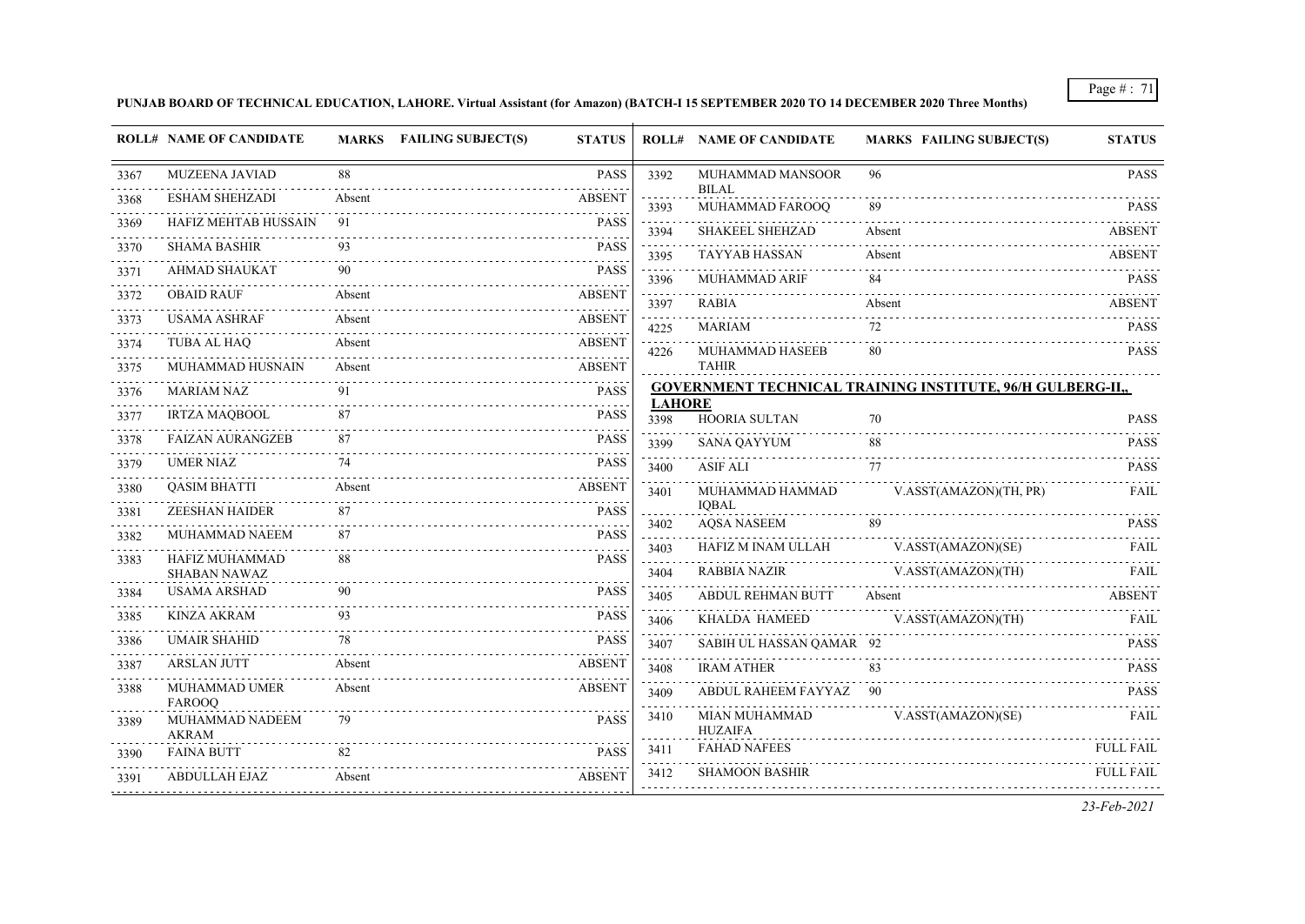**PUNJAB BOARD OF TECHNICAL EDUCATION, LAHORE. Virtual Assistant (for Amazon) (BATCH-I 15 SEPTEMBER 2020 TO 14 DECEMBER 2020 Three Months)**

| ROLL# | NAME OF CANDIDATE | MARKS | FAILING SUBJECT(S) | STATUS |
|---|---|---|---|---|
| 3367 | MUZEENA JAVIAD | 88 | | PASS |
| 3368 | ESHAM SHEHZADI | Absent | | ABSENT |
| 3369 | HAFIZ MEHTAB HUSSAIN | 91 | | PASS |
| 3370 | SHAMA BASHIR | 93 | | PASS |
| 3371 | AHMAD SHAUKAT | 90 | | PASS |
| 3372 | OBAID RAUF | Absent | | ABSENT |
| 3373 | USAMA ASHRAF | Absent | | ABSENT |
| 3374 | TUBA AL HAQ | Absent | | ABSENT |
| 3375 | MUHAMMAD HUSNAIN | Absent | | ABSENT |
| 3376 | MARIAM NAZ | 91 | | PASS |
| 3377 | IRTZA MAQBOOL | 87 | | PASS |
| 3378 | FAIZAN AURANGZEB | 87 | | PASS |
| 3379 | UMER NIAZ | 74 | | PASS |
| 3380 | QASIM BHATTI | Absent | | ABSENT |
| 3381 | ZEESHAN HAIDER | 87 | | PASS |
| 3382 | MUHAMMAD NAEEM | 87 | | PASS |
| 3383 | HAFIZ MUHAMMAD SHABAN NAWAZ | 88 | | PASS |
| 3384 | USAMA ARSHAD | 90 | | PASS |
| 3385 | KINZA AKRAM | 93 | | PASS |
| 3386 | UMAIR SHAHID | 78 | | PASS |
| 3387 | ARSLAN JUTT | Absent | | ABSENT |
| 3388 | MUHAMMAD UMER FAROOQ | Absent | | ABSENT |
| 3389 | MUHAMMAD NADEEM AKRAM | 79 | | PASS |
| 3390 | FAINA BUTT | 82 | | PASS |
| 3391 | ABDULLAH EJAZ | Absent | | ABSENT |
| 3392 | MUHAMMAD MANSOOR BILAL | 96 | | PASS |
| 3393 | MUHAMMAD FAROOQ | 89 | | PASS |
| 3394 | SHAKEEL SHEHZAD | Absent | | ABSENT |
| 3395 | TAYYAB HASSAN | Absent | | ABSENT |
| 3396 | MUHAMMAD ARIF | 84 | | PASS |
| 3397 | RABIA | Absent | | ABSENT |
| 4225 | MARIAM | 72 | | PASS |
| 4226 | MUHAMMAD HASEEB TAHIR | 80 | | PASS |

**GOVERNMENT TECHNICAL TRAINING INSTITUTE, 96/H GULBERG-II,, LAHORE**

| ROLL# | NAME OF CANDIDATE | MARKS | FAILING SUBJECT(S) | STATUS |
|---|---|---|---|---|
| 3398 | HOORIA SULTAN | 70 | | PASS |
| 3399 | SANA QAYYUM | 88 | | PASS |
| 3400 | ASIF ALI | 77 | | PASS |
| 3401 | MUHAMMAD HAMMAD IQBAL | | V.ASST(AMAZON)(TH, PR) | FAIL |
| 3402 | AQSA NASEEM | 89 | | PASS |
| 3403 | HAFIZ M INAM ULLAH | | V.ASST(AMAZON)(SE) | FAIL |
| 3404 | RABBIA NAZIR | | V.ASST(AMAZON)(TH) | FAIL |
| 3405 | ABDUL REHMAN BUTT | Absent | | ABSENT |
| 3406 | KHALDA HAMEED | | V.ASST(AMAZON)(TH) | FAIL |
| 3407 | SABIH UL HASSAN QAMAR | 92 | | PASS |
| 3408 | IRAM ATHER | 83 | | PASS |
| 3409 | ABDUL RAHEEM FAYYAZ | 90 | | PASS |
| 3410 | MIAN MUHAMMAD HUZAIFA | | V.ASST(AMAZON)(SE) | FAIL |
| 3411 | FAHAD NAFEES | | | FULL FAIL |
| 3412 | SHAMOON BASHIR | | | FULL FAIL |

*23-Feb-2021*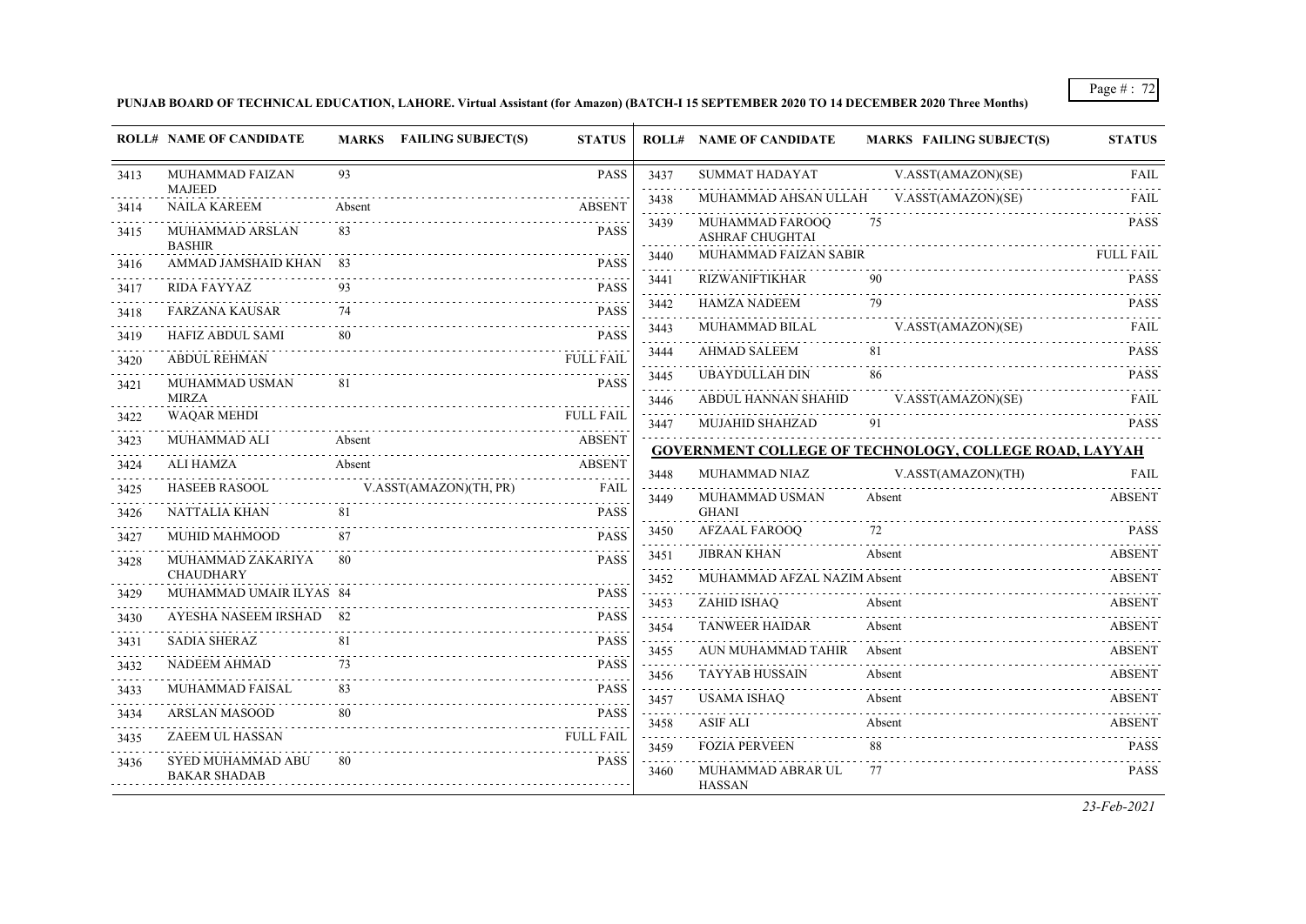**PUNJAB BOARD OF TECHNICAL EDUCATION, LAHORE. Virtual Assistant (for Amazon) (BATCH-I 15 SEPTEMBER 2020 TO 14 DECEMBER 2020 Three Months)**

| ROLL# | NAME OF CANDIDATE | MARKS | FAILING SUBJECT(S) | STATUS |
|---|---|---|---|---|
| 3413 | MUHAMMAD FAIZAN MAJEED | 93 | | PASS |
| 3414 | NAILA KAREEM | Absent | | ABSENT |
| 3415 | MUHAMMAD ARSLAN BASHIR | 83 | | PASS |
| 3416 | AMMAD JAMSHAID KHAN | 83 | | PASS |
| 3417 | RIDA FAYYAZ | 93 | | PASS |
| 3418 | FARZANA KAUSAR | 74 | | PASS |
| 3419 | HAFIZ ABDUL SAMI | 80 | | PASS |
| 3420 | ABDUL REHMAN | | | FULL FAIL |
| 3421 | MUHAMMAD USMAN MIRZA | 81 | | PASS |
| 3422 | WAQAR MEHDI | | | FULL FAIL |
| 3423 | MUHAMMAD ALI | Absent | | ABSENT |
| 3424 | ALI HAMZA | Absent | | ABSENT |
| 3425 | HASEEB RASOOL | | V.ASST(AMAZON)(TH, PR) | FAIL |
| 3426 | NATTALIA KHAN | 81 | | PASS |
| 3427 | MUHID MAHMOOD | 87 | | PASS |
| 3428 | MUHAMMAD ZAKARIYA CHAUDHARY | 80 | | PASS |
| 3429 | MUHAMMAD UMAIR ILYAS | 84 | | PASS |
| 3430 | AYESHA NASEEM IRSHAD | 82 | | PASS |
| 3431 | SADIA SHERAZ | 81 | | PASS |
| 3432 | NADEEM AHMAD | 73 | | PASS |
| 3433 | MUHAMMAD FAISAL | 83 | | PASS |
| 3434 | ARSLAN MASOOD | 80 | | PASS |
| 3435 | ZAEEM UL HASSAN | | | FULL FAIL |
| 3436 | SYED MUHAMMAD ABU BAKAR SHADAB | 80 | | PASS |
| 3437 | SUMMAT HADAYAT | | V.ASST(AMAZON)(SE) | FAIL |
| 3438 | MUHAMMAD AHSAN ULLAH | | V.ASST(AMAZON)(SE) | FAIL |
| 3439 | MUHAMMAD FAROOQ ASHRAF CHUGHTAI | 75 | | PASS |
| 3440 | MUHAMMAD FAIZAN SABIR | | | FULL FAIL |
| 3441 | RIZWANIFTIKHAR | 90 | | PASS |
| 3442 | HAMZA NADEEM | 79 | | PASS |
| 3443 | MUHAMMAD BILAL | | V.ASST(AMAZON)(SE) | FAIL |
| 3444 | AHMAD SALEEM | 81 | | PASS |
| 3445 | UBAYDULLAH DIN | 86 | | PASS |
| 3446 | ABDUL HANNAN SHAHID | | V.ASST(AMAZON)(SE) | FAIL |
| 3447 | MUJAHID SHAHZAD | 91 | | PASS |

**GOVERNMENT COLLEGE OF TECHNOLOGY, COLLEGE ROAD, LAYYAH**

| ROLL# | NAME OF CANDIDATE | MARKS | FAILING SUBJECT(S) | STATUS |
|---|---|---|---|---|
| 3448 | MUHAMMAD NIAZ | | V.ASST(AMAZON)(TH) | FAIL |
| 3449 | MUHAMMAD USMAN GHANI | Absent | | ABSENT |
| 3450 | AFZAAL FAROOQ | 72 | | PASS |
| 3451 | JIBRAN KHAN | Absent | | ABSENT |
| 3452 | MUHAMMAD AFZAL NAZIM | Absent | | ABSENT |
| 3453 | ZAHID ISHAQ | Absent | | ABSENT |
| 3454 | TANWEER HAIDAR | Absent | | ABSENT |
| 3455 | AUN MUHAMMAD TAHIR | Absent | | ABSENT |
| 3456 | TAYYAB HUSSAIN | Absent | | ABSENT |
| 3457 | USAMA ISHAQ | Absent | | ABSENT |
| 3458 | ASIF ALI | Absent | | ABSENT |
| 3459 | FOZIA PERVEEN | 88 | | PASS |
| 3460 | MUHAMMAD ABRAR UL HASSAN | 77 | | PASS |

*23-Feb-2021*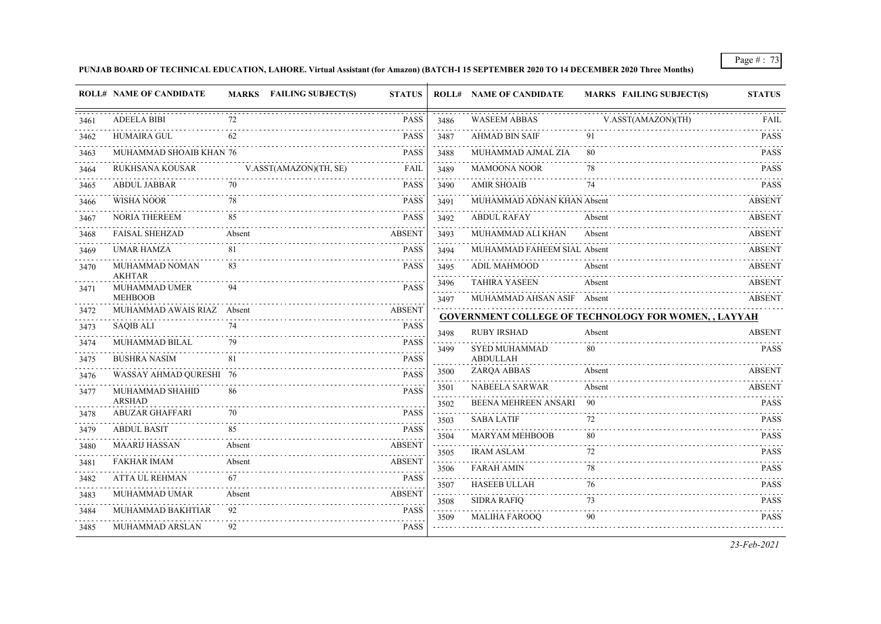**PUNJAB BOARD OF TECHNICAL EDUCATION, LAHORE. Virtual Assistant (for Amazon) (BATCH-I 15 SEPTEMBER 2020 TO 14 DECEMBER 2020 Three Months)**

| ROLL# | NAME OF CANDIDATE | MARKS | FAILING SUBJECT(S) | STATUS |
|---|---|---|---|---|
| 3461 | ADEELA BIBI | 72 | | PASS |
| 3462 | HUMAIRA GUL | 62 | | PASS |
| 3463 | MUHAMMAD SHOAIB KHAN | 76 | | PASS |
| 3464 | RUKHSANA KOUSAR | | V.ASST(AMAZON)(TH, SE) | FAIL |
| 3465 | ABDUL JABBAR | 70 | | PASS |
| 3466 | WISHA NOOR | 78 | | PASS |
| 3467 | NORIA THEREEM | 85 | | PASS |
| 3468 | FAISAL SHEHZAD | Absent | | ABSENT |
| 3469 | UMAR HAMZA | 81 | | PASS |
| 3470 | MUHAMMAD NOMAN AKHTAR | 83 | | PASS |
| 3471 | MUHAMMAD UMER MEHBOOB | 94 | | PASS |
| 3472 | MUHAMMAD AWAIS RIAZ | Absent | | ABSENT |
| 3473 | SAQIB ALI | 74 | | PASS |
| 3474 | MUHAMMAD BILAL | 79 | | PASS |
| 3475 | BUSHRA NASIM | 81 | | PASS |
| 3476 | WASSAY AHMAD QURESHI | 76 | | PASS |
| 3477 | MUHAMMAD SHAHID ARSHAD | 86 | | PASS |
| 3478 | ABUZAR GHAFFARI | 70 | | PASS |
| 3479 | ABDUL BASIT | 85 | | PASS |
| 3480 | MAARIJ HASSAN | Absent | | ABSENT |
| 3481 | FAKHAR IMAM | Absent | | ABSENT |
| 3482 | ATTA UL REHMAN | 67 | | PASS |
| 3483 | MUHAMMAD UMAR | Absent | | ABSENT |
| 3484 | MUHAMMAD BAKHTIAR | 92 | | PASS |
| 3485 | MUHAMMAD ARSLAN | 92 | | PASS |
| 3486 | WASEEM ABBAS | | V.ASST(AMAZON)(TH) | FAIL |
| 3487 | AHMAD BIN SAIF | 91 | | PASS |
| 3488 | MUHAMMAD AJMAL ZIA | 80 | | PASS |
| 3489 | MAMOONA NOOR | 78 | | PASS |
| 3490 | AMIR SHOAIB | 74 | | PASS |
| 3491 | MUHAMMAD ADNAN KHAN | Absent | | ABSENT |
| 3492 | ABDUL RAFAY | Absent | | ABSENT |
| 3493 | MUHAMMAD ALI KHAN | Absent | | ABSENT |
| 3494 | MUHAMMAD FAHEEM SIAL | Absent | | ABSENT |
| 3495 | ADIL MAHMOOD | Absent | | ABSENT |
| 3496 | TAHIRA YASEEN | Absent | | ABSENT |
| 3497 | MUHAMMAD AHSAN ASIF | Absent | | ABSENT |

**GOVERNMENT COLLEGE OF TECHNOLOGY FOR WOMEN, , LAYYAH**

| ROLL# | NAME OF CANDIDATE | MARKS | FAILING SUBJECT(S) | STATUS |
|---|---|---|---|---|
| 3498 | RUBY IRSHAD | Absent | | ABSENT |
| 3499 | SYED MUHAMMAD ABDULLAH | 80 | | PASS |
| 3500 | ZARQA ABBAS | Absent | | ABSENT |
| 3501 | NABEELA SARWAR | Absent | | ABSENT |
| 3502 | BEENA MEHREEN ANSARI | 90 | | PASS |
| 3503 | SABA LATIF | 72 | | PASS |
| 3504 | MARYAM MEHBOOB | 80 | | PASS |
| 3505 | IRAM ASLAM | 72 | | PASS |
| 3506 | FARAH AMIN | 78 | | PASS |
| 3507 | HASEEB ULLAH | 76 | | PASS |
| 3508 | SIDRA RAFIQ | 73 | | PASS |
| 3509 | MALIHA FAROOQ | 90 | | PASS |

*23-Feb-2021*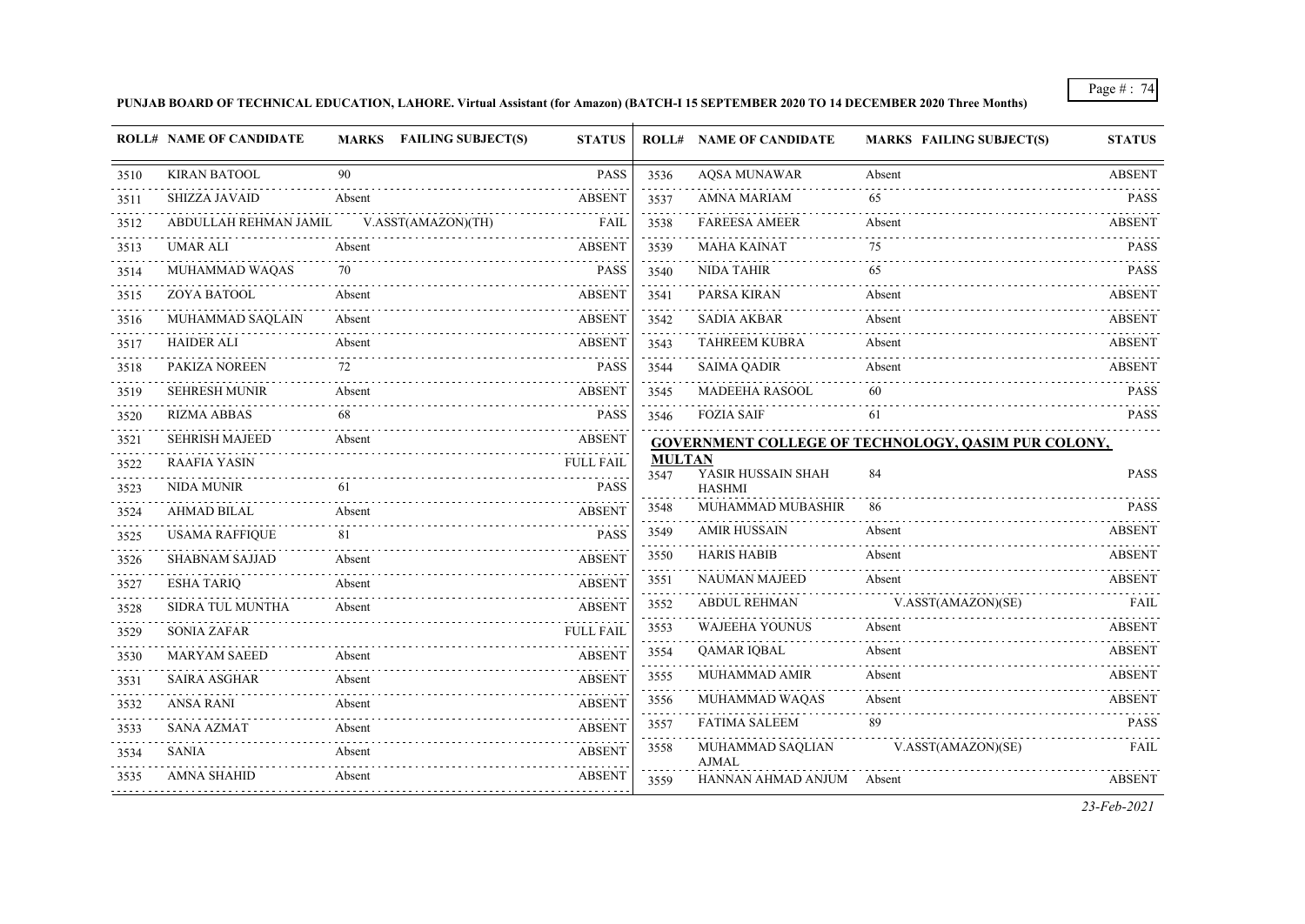**PUNJAB BOARD OF TECHNICAL EDUCATION, LAHORE. Virtual Assistant (for Amazon) (BATCH-I 15 SEPTEMBER 2020 TO 14 DECEMBER 2020 Three Months)**

| ROLL# | NAME OF CANDIDATE | MARKS | FAILING SUBJECT(S) | STATUS |
|---|---|---|---|---|
| 3510 | KIRAN BATOOL | 90 | | PASS |
| 3511 | SHIZZA JAVAID | Absent | | ABSENT |
| 3512 | ABDULLAH REHMAN JAMIL | | V.ASST(AMAZON)(TH) | FAIL |
| 3513 | UMAR ALI | Absent | | ABSENT |
| 3514 | MUHAMMAD WAQAS | 70 | | PASS |
| 3515 | ZOYA BATOOL | Absent | | ABSENT |
| 3516 | MUHAMMAD SAQLAIN | Absent | | ABSENT |
| 3517 | HAIDER ALI | Absent | | ABSENT |
| 3518 | PAKIZA NOREEN | 72 | | PASS |
| 3519 | SEHRESH MUNIR | Absent | | ABSENT |
| 3520 | RIZMA ABBAS | 68 | | PASS |
| 3521 | SEHRISH MAJEED | Absent | | ABSENT |
| 3522 | RAAFIA YASIN | | | FULL FAIL |
| 3523 | NIDA MUNIR | 61 | | PASS |
| 3524 | AHMAD BILAL | Absent | | ABSENT |
| 3525 | USAMA RAFFIQUE | 81 | | PASS |
| 3526 | SHABNAM SAJJAD | Absent | | ABSENT |
| 3527 | ESHA TARIQ | Absent | | ABSENT |
| 3528 | SIDRA TUL MUNTHA | Absent | | ABSENT |
| 3529 | SONIA ZAFAR | | | FULL FAIL |
| 3530 | MARYAM SAEED | Absent | | ABSENT |
| 3531 | SAIRA ASGHAR | Absent | | ABSENT |
| 3532 | ANSA RANI | Absent | | ABSENT |
| 3533 | SANA AZMAT | Absent | | ABSENT |
| 3534 | SANIA | Absent | | ABSENT |
| 3535 | AMNA SHAHID | Absent | | ABSENT |
| 3536 | AQSA MUNAWAR | Absent | | ABSENT |
| 3537 | AMNA MARIAM | 65 | | PASS |
| 3538 | FAREESA AMEER | Absent | | ABSENT |
| 3539 | MAHA KAINAT | 75 | | PASS |
| 3540 | NIDA TAHIR | 65 | | PASS |
| 3541 | PARSA KIRAN | Absent | | ABSENT |
| 3542 | SADIA AKBAR | Absent | | ABSENT |
| 3543 | TAHREEM KUBRA | Absent | | ABSENT |
| 3544 | SAIMA QADIR | Absent | | ABSENT |
| 3545 | MADEEHA RASOOL | 60 | | PASS |
| 3546 | FOZIA SAIF | 61 | | PASS |

**GOVERNMENT COLLEGE OF TECHNOLOGY, QASIM PUR COLONY, MULTAN**

| ROLL# | NAME OF CANDIDATE | MARKS | FAILING SUBJECT(S) | STATUS |
|---|---|---|---|---|
| 3547 | YASIR HUSSAIN SHAH HASHMI | 84 | | PASS |
| 3548 | MUHAMMAD MUBASHIR | 86 | | PASS |
| 3549 | AMIR HUSSAIN | Absent | | ABSENT |
| 3550 | HARIS HABIB | Absent | | ABSENT |
| 3551 | NAUMAN MAJEED | Absent | | ABSENT |
| 3552 | ABDUL REHMAN | | V.ASST(AMAZON)(SE) | FAIL |
| 3553 | WAJEEHA YOUNUS | Absent | | ABSENT |
| 3554 | QAMAR IQBAL | Absent | | ABSENT |
| 3555 | MUHAMMAD AMIR | Absent | | ABSENT |
| 3556 | MUHAMMAD WAQAS | Absent | | ABSENT |
| 3557 | FATIMA SALEEM | 89 | | PASS |
| 3558 | MUHAMMAD SAQLIAN AJMAL | | V.ASST(AMAZON)(SE) | FAIL |
| 3559 | HANNAN AHMAD ANJUM | Absent | | ABSENT |

*23-Feb-2021*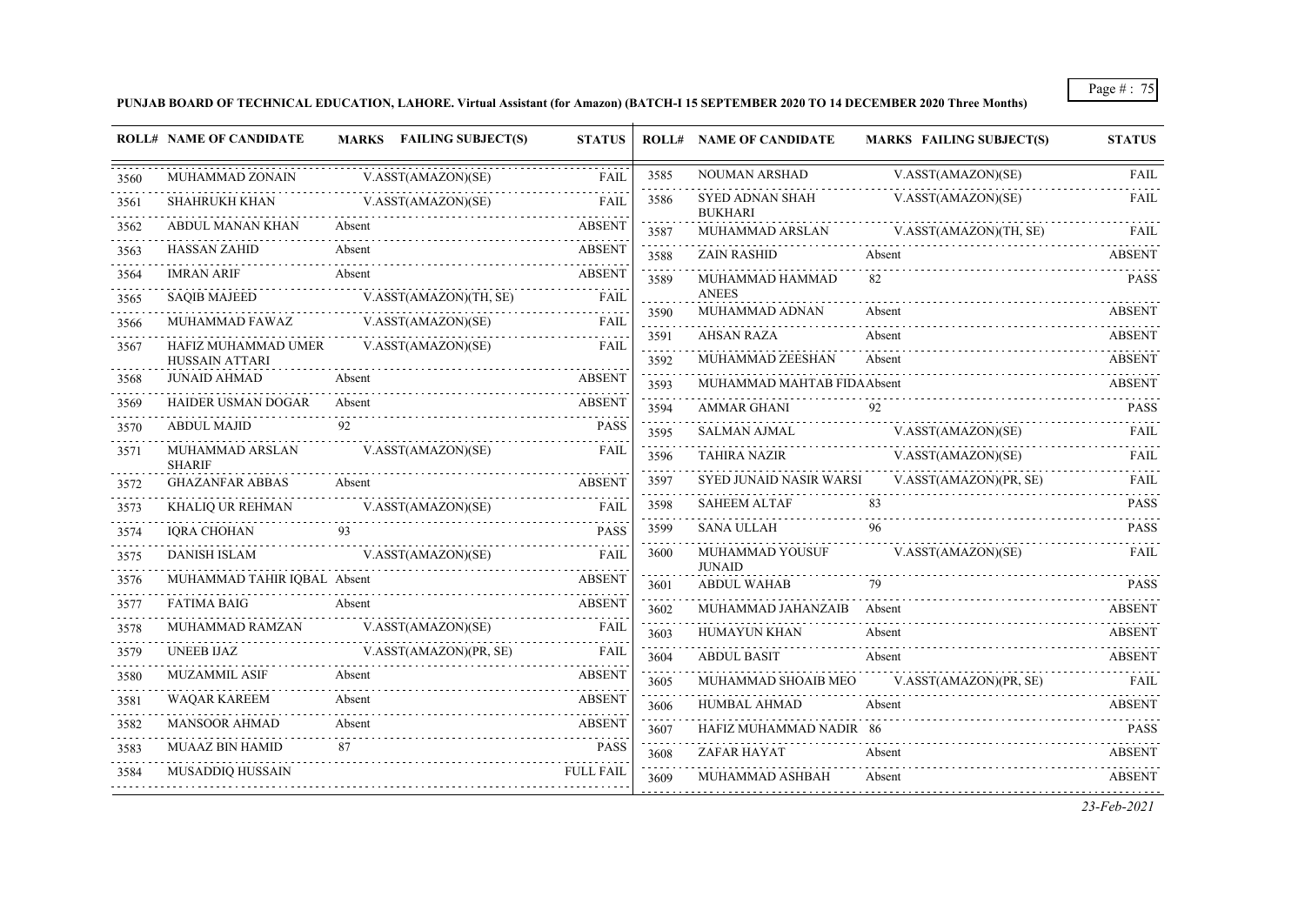**PUNJAB BOARD OF TECHNICAL EDUCATION, LAHORE. Virtual Assistant (for Amazon) (BATCH-I 15 SEPTEMBER 2020 TO 14 DECEMBER 2020 Three Months)**

| ROLL# | NAME OF CANDIDATE | MARKS | FAILING SUBJECT(S) | STATUS |
|---|---|---|---|---|
| 3560 | MUHAMMAD ZONAIN | | V.ASST(AMAZON)(SE) | FAIL |
| 3561 | SHAHRUKH KHAN | | V.ASST(AMAZON)(SE) | FAIL |
| 3562 | ABDUL MANAN KHAN | Absent | | ABSENT |
| 3563 | HASSAN ZAHID | Absent | | ABSENT |
| 3564 | IMRAN ARIF | Absent | | ABSENT |
| 3565 | SAQIB MAJEED | | V.ASST(AMAZON)(TH, SE) | FAIL |
| 3566 | MUHAMMAD FAWAZ | | V.ASST(AMAZON)(SE) | FAIL |
| 3567 | HAFIZ MUHAMMAD UMER HUSSAIN ATTARI | | V.ASST(AMAZON)(SE) | FAIL |
| 3568 | JUNAID AHMAD | Absent | | ABSENT |
| 3569 | HAIDER USMAN DOGAR | Absent | | ABSENT |
| 3570 | ABDUL MAJID | 92 | | PASS |
| 3571 | MUHAMMAD ARSLAN SHARIF | | V.ASST(AMAZON)(SE) | FAIL |
| 3572 | GHAZANFAR ABBAS | Absent | | ABSENT |
| 3573 | KHALIQ UR REHMAN | | V.ASST(AMAZON)(SE) | FAIL |
| 3574 | IQRA CHOHAN | 93 | | PASS |
| 3575 | DANISH ISLAM | | V.ASST(AMAZON)(SE) | FAIL |
| 3576 | MUHAMMAD TAHIR IQBAL | Absent | | ABSENT |
| 3577 | FATIMA BAIG | Absent | | ABSENT |
| 3578 | MUHAMMAD RAMZAN | | V.ASST(AMAZON)(SE) | FAIL |
| 3579 | UNEEB IJAZ | | V.ASST(AMAZON)(PR, SE) | FAIL |
| 3580 | MUZAMMIL ASIF | Absent | | ABSENT |
| 3581 | WAQAR KAREEM | Absent | | ABSENT |
| 3582 | MANSOOR AHMAD | Absent | | ABSENT |
| 3583 | MUAAZ BIN HAMID | 87 | | PASS |
| 3584 | MUSADDIQ HUSSAIN | | | FULL FAIL |
| 3585 | NOUMAN ARSHAD | | V.ASST(AMAZON)(SE) | FAIL |
| 3586 | SYED ADNAN SHAH BUKHARI | | V.ASST(AMAZON)(SE) | FAIL |
| 3587 | MUHAMMAD ARSLAN | | V.ASST(AMAZON)(TH, SE) | FAIL |
| 3588 | ZAIN RASHID | Absent | | ABSENT |
| 3589 | MUHAMMAD HAMMAD ANEES | 82 | | PASS |
| 3590 | MUHAMMAD ADNAN | Absent | | ABSENT |
| 3591 | AHSAN RAZA | Absent | | ABSENT |
| 3592 | MUHAMMAD ZEESHAN | Absent | | ABSENT |
| 3593 | MUHAMMAD MAHTAB FIDA | Absent | | ABSENT |
| 3594 | AMMAR GHANI | 92 | | PASS |
| 3595 | SALMAN AJMAL | | V.ASST(AMAZON)(SE) | FAIL |
| 3596 | TAHIRA NAZIR | | V.ASST(AMAZON)(SE) | FAIL |
| 3597 | SYED JUNAID NASIR WARSI | | V.ASST(AMAZON)(PR, SE) | FAIL |
| 3598 | SAHEEM ALTAF | 83 | | PASS |
| 3599 | SANA ULLAH | 96 | | PASS |
| 3600 | MUHAMMAD YOUSUF JUNAID | | V.ASST(AMAZON)(SE) | FAIL |
| 3601 | ABDUL WAHAB | 79 | | PASS |
| 3602 | MUHAMMAD JAHANZAIB | Absent | | ABSENT |
| 3603 | HUMAYUN KHAN | Absent | | ABSENT |
| 3604 | ABDUL BASIT | Absent | | ABSENT |
| 3605 | MUHAMMAD SHOAIB MEO | | V.ASST(AMAZON)(PR, SE) | FAIL |
| 3606 | HUMBAL AHMAD | Absent | | ABSENT |
| 3607 | HAFIZ MUHAMMAD NADIR | 86 | | PASS |
| 3608 | ZAFAR HAYAT | Absent | | ABSENT |
| 3609 | MUHAMMAD ASHBAH | Absent | | ABSENT |

*23-Feb-2021*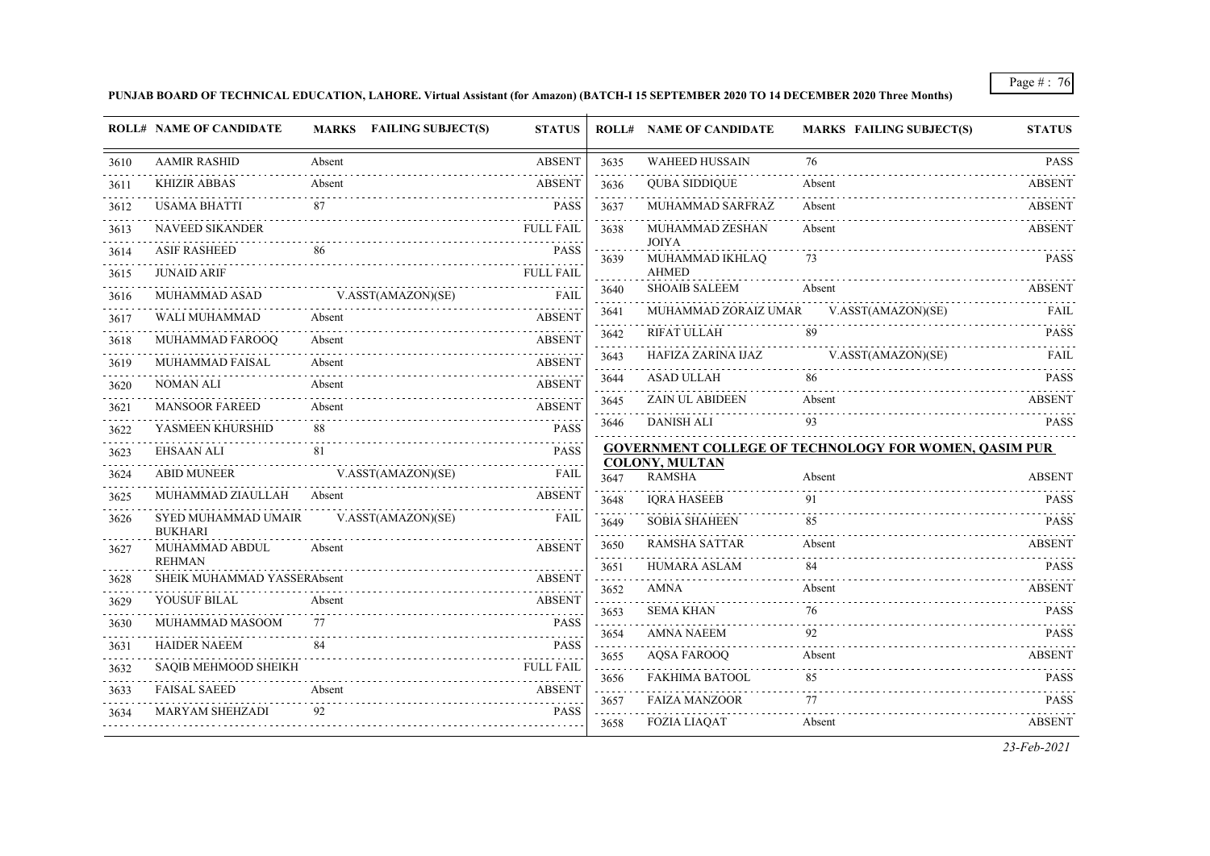**PUNJAB BOARD OF TECHNICAL EDUCATION, LAHORE. Virtual Assistant (for Amazon) (BATCH-I 15 SEPTEMBER 2020 TO 14 DECEMBER 2020 Three Months)**

| ROLL# | NAME OF CANDIDATE | MARKS | FAILING SUBJECT(S) | STATUS |
|---|---|---|---|---|
| 3610 | AAMIR RASHID | Absent | | ABSENT |
| 3611 | KHIZIR ABBAS | Absent | | ABSENT |
| 3612 | USAMA BHATTI | 87 | | PASS |
| 3613 | NAVEED SIKANDER | | | FULL FAIL |
| 3614 | ASIF RASHEED | 86 | | PASS |
| 3615 | JUNAID ARIF | | | FULL FAIL |
| 3616 | MUHAMMAD ASAD | | V.ASST(AMAZON)(SE) | FAIL |
| 3617 | WALI MUHAMMAD | Absent | | ABSENT |
| 3618 | MUHAMMAD FAROOQ | Absent | | ABSENT |
| 3619 | MUHAMMAD FAISAL | Absent | | ABSENT |
| 3620 | NOMAN ALI | Absent | | ABSENT |
| 3621 | MANSOOR FAREED | Absent | | ABSENT |
| 3622 | YASMEEN KHURSHID | 88 | | PASS |
| 3623 | EHSAAN ALI | 81 | | PASS |
| 3624 | ABID MUNEER | | V.ASST(AMAZON)(SE) | FAIL |
| 3625 | MUHAMMAD ZIAULLAH | Absent | | ABSENT |
| 3626 | SYED MUHAMMAD UMAIR BUKHARI | | V.ASST(AMAZON)(SE) | FAIL |
| 3627 | MUHAMMAD ABDUL REHMAN | Absent | | ABSENT |
| 3628 | SHEIK MUHAMMAD YASSER | Absent | | ABSENT |
| 3629 | YOUSUF BILAL | Absent | | ABSENT |
| 3630 | MUHAMMAD MASOOM | 77 | | PASS |
| 3631 | HAIDER NAEEM | 84 | | PASS |
| 3632 | SAQIB MEHMOOD SHEIKH | | | FULL FAIL |
| 3633 | FAISAL SAEED | Absent | | ABSENT |
| 3634 | MARYAM SHEHZADI | 92 | | PASS |
| 3635 | WAHEED HUSSAIN | 76 | | PASS |
| 3636 | QUBA SIDDIQUE | Absent | | ABSENT |
| 3637 | MUHAMMAD SARFRAZ | Absent | | ABSENT |
| 3638 | MUHAMMAD ZESHAN JOIYA | Absent | | ABSENT |
| 3639 | MUHAMMAD IKHLAQ AHMED | 73 | | PASS |
| 3640 | SHOAIB SALEEM | Absent | | ABSENT |
| 3641 | MUHAMMAD ZORAIZ UMAR | | V.ASST(AMAZON)(SE) | FAIL |
| 3642 | RIFAT ULLAH | 89 | | PASS |
| 3643 | HAFIZA ZARINA IJAZ | | V.ASST(AMAZON)(SE) | FAIL |
| 3644 | ASAD ULLAH | 86 | | PASS |
| 3645 | ZAIN UL ABIDEEN | Absent | | ABSENT |
| 3646 | DANISH ALI | 93 | | PASS |

**GOVERNMENT COLLEGE OF TECHNOLOGY FOR WOMEN, QASIM PUR COLONY, MULTAN**

| ROLL# | NAME OF CANDIDATE | MARKS | FAILING SUBJECT(S) | STATUS |
|---|---|---|---|---|
| 3647 | RAMSHA | Absent | | ABSENT |
| 3648 | IQRA HASEEB | 91 | | PASS |
| 3649 | SOBIA SHAHEEN | 85 | | PASS |
| 3650 | RAMSHA SATTAR | Absent | | ABSENT |
| 3651 | HUMARA ASLAM | 84 | | PASS |
| 3652 | AMNA | Absent | | ABSENT |
| 3653 | SEMA KHAN | 76 | | PASS |
| 3654 | AMNA NAEEM | 92 | | PASS |
| 3655 | AQSA FAROOQ | Absent | | ABSENT |
| 3656 | FAKHIMA BATOOL | 85 | | PASS |
| 3657 | FAIZA MANZOOR | 77 | | PASS |
| 3658 | FOZIA LIAQAT | Absent | | ABSENT |

*23-Feb-2021*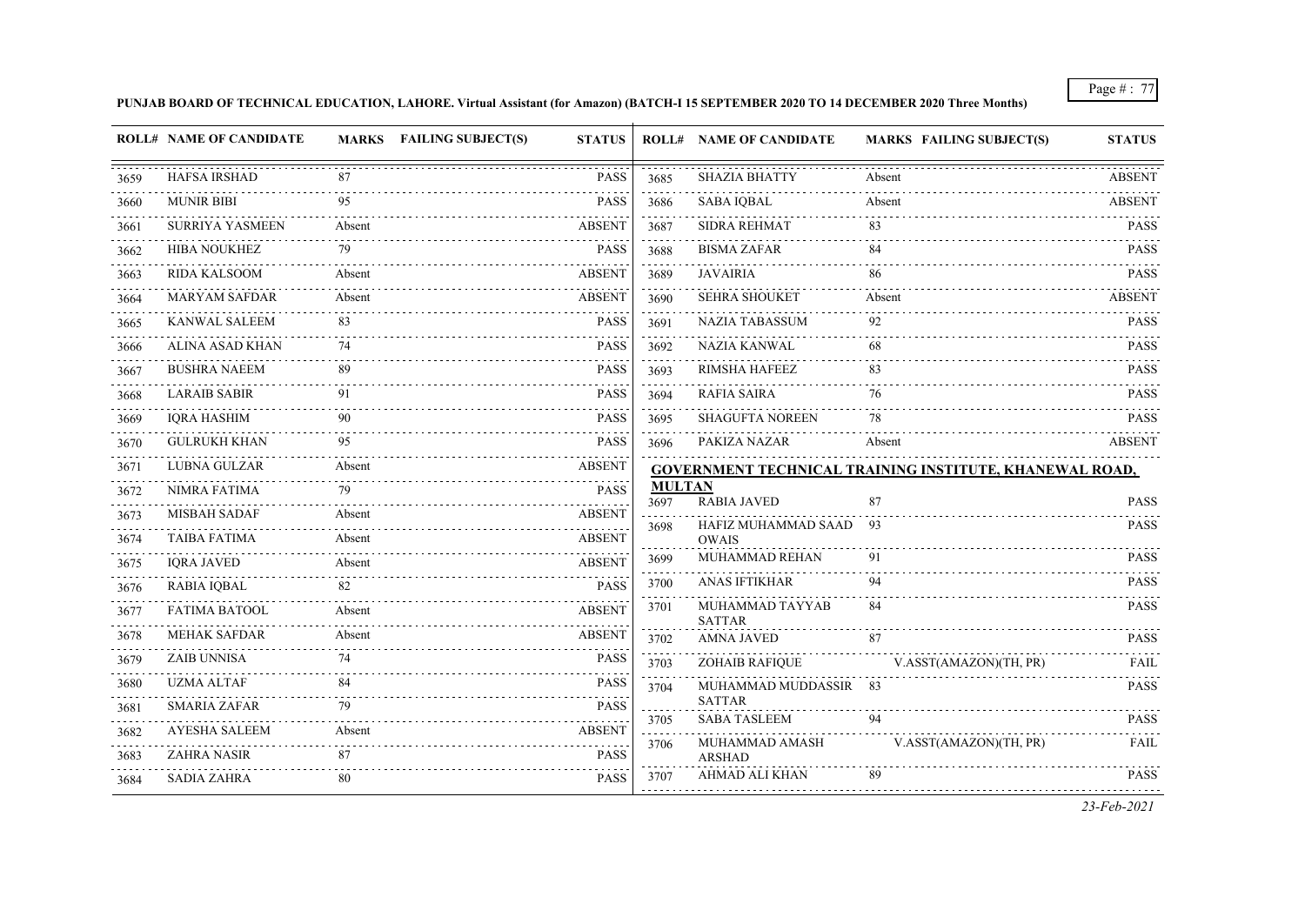**PUNJAB BOARD OF TECHNICAL EDUCATION, LAHORE. Virtual Assistant (for Amazon) (BATCH-I 15 SEPTEMBER 2020 TO 14 DECEMBER 2020 Three Months)**

| ROLL# | NAME OF CANDIDATE | MARKS | FAILING SUBJECT(S) | STATUS |
|---|---|---|---|---|
| 3659 | HAFSA IRSHAD | 87 | | PASS |
| 3660 | MUNIR BIBI | 95 | | PASS |
| 3661 | SURRIYA YASMEEN | Absent | | ABSENT |
| 3662 | HIBA NOUKHEZ | 79 | | PASS |
| 3663 | RIDA KALSOOM | Absent | | ABSENT |
| 3664 | MARYAM SAFDAR | Absent | | ABSENT |
| 3665 | KANWAL SALEEM | 83 | | PASS |
| 3666 | ALINA ASAD KHAN | 74 | | PASS |
| 3667 | BUSHRA NAEEM | 89 | | PASS |
| 3668 | LARAIB SABIR | 91 | | PASS |
| 3669 | IQRA HASHIM | 90 | | PASS |
| 3670 | GULRUKH KHAN | 95 | | PASS |
| 3671 | LUBNA GULZAR | Absent | | ABSENT |
| 3672 | NIMRA FATIMA | 79 | | PASS |
| 3673 | MISBAH SADAF | Absent | | ABSENT |
| 3674 | TAIBA FATIMA | Absent | | ABSENT |
| 3675 | IQRA JAVED | Absent | | ABSENT |
| 3676 | RABIA IQBAL | 82 | | PASS |
| 3677 | FATIMA BATOOL | Absent | | ABSENT |
| 3678 | MEHAK SAFDAR | Absent | | ABSENT |
| 3679 | ZAIB UNNISA | 74 | | PASS |
| 3680 | UZMA ALTAF | 84 | | PASS |
| 3681 | SMARIA ZAFAR | 79 | | PASS |
| 3682 | AYESHA SALEEM | Absent | | ABSENT |
| 3683 | ZAHRA NASIR | 87 | | PASS |
| 3684 | SADIA ZAHRA | 80 | | PASS |
| 3685 | SHAZIA BHATTY | Absent | | ABSENT |
| 3686 | SABA IQBAL | Absent | | ABSENT |
| 3687 | SIDRA REHMAT | 83 | | PASS |
| 3688 | BISMA ZAFAR | 84 | | PASS |
| 3689 | JAVAIRIA | 86 | | PASS |
| 3690 | SEHRA SHOUKET | Absent | | ABSENT |
| 3691 | NAZIA TABASSUM | 92 | | PASS |
| 3692 | NAZIA KANWAL | 68 | | PASS |
| 3693 | RIMSHA HAFEEZ | 83 | | PASS |
| 3694 | RAFIA SAIRA | 76 | | PASS |
| 3695 | SHAGUFTA NOREEN | 78 | | PASS |
| 3696 | PAKIZA NAZAR | Absent | | ABSENT |

**GOVERNMENT TECHNICAL TRAINING INSTITUTE, KHANEWAL ROAD, MULTAN**

| ROLL# | NAME OF CANDIDATE | MARKS | FAILING SUBJECT(S) | STATUS |
|---|---|---|---|---|
| 3697 | RABIA JAVED | 87 | | PASS |
| 3698 | HAFIZ MUHAMMAD SAAD OWAIS | 93 | | PASS |
| 3699 | MUHAMMAD REHAN | 91 | | PASS |
| 3700 | ANAS IFTIKHAR | 94 | | PASS |
| 3701 | MUHAMMAD TAYYAB SATTAR | 84 | | PASS |
| 3702 | AMNA JAVED | 87 | | PASS |
| 3703 | ZOHAIB RAFIQUE | | V.ASST(AMAZON)(TH, PR) | FAIL |
| 3704 | MUHAMMAD MUDDASSIR SATTAR | 83 | | PASS |
| 3705 | SABA TASLEEM | 94 | | PASS |
| 3706 | MUHAMMAD AMASH ARSHAD | | V.ASST(AMAZON)(TH, PR) | FAIL |
| 3707 | AHMAD ALI KHAN | 89 | | PASS |

*23-Feb-2021*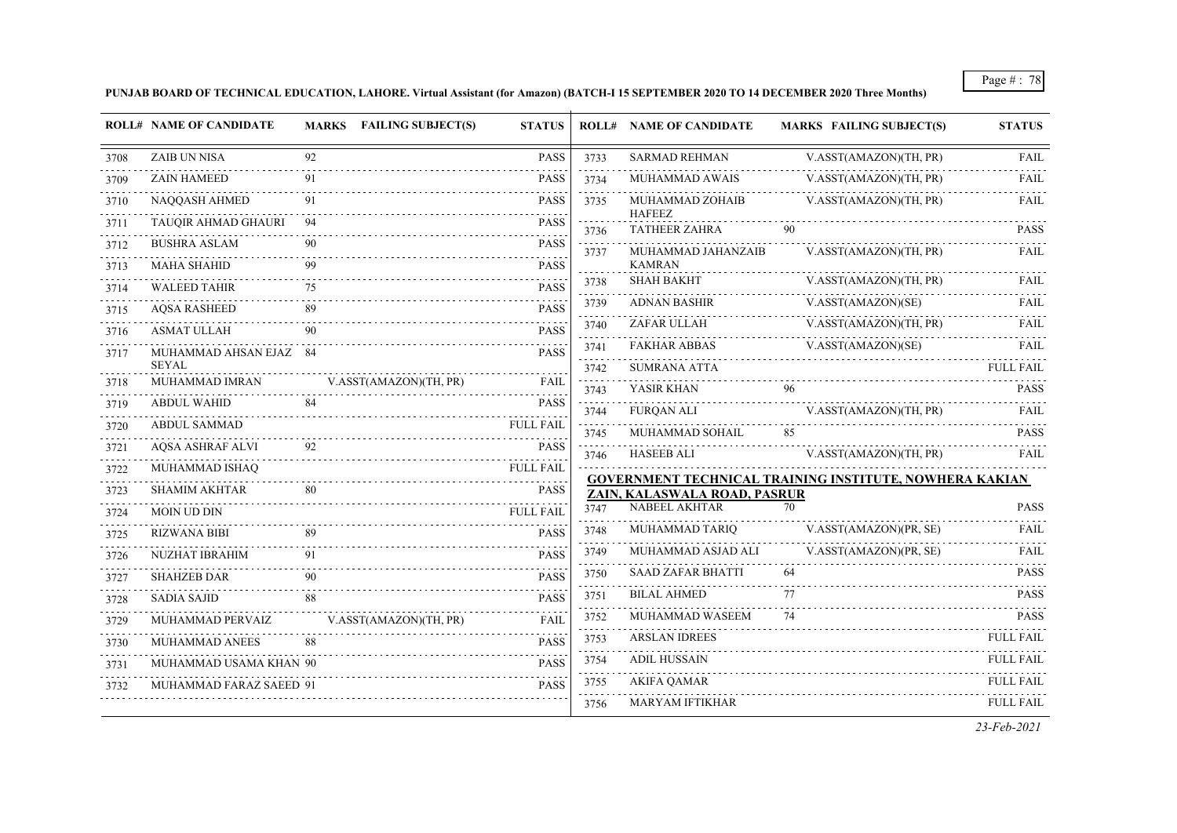**PUNJAB BOARD OF TECHNICAL EDUCATION, LAHORE. Virtual Assistant (for Amazon) (BATCH-I 15 SEPTEMBER 2020 TO 14 DECEMBER 2020 Three Months)**

| ROLL# | NAME OF CANDIDATE | MARKS | FAILING SUBJECT(S) | STATUS |
|---|---|---|---|---|
| 3708 | ZAIB UN NISA | 92 | | PASS |
| 3709 | ZAIN HAMEED | 91 | | PASS |
| 3710 | NAQQASH AHMED | 91 | | PASS |
| 3711 | TAUQIR AHMAD GHAURI | 94 | | PASS |
| 3712 | BUSHRA ASLAM | 90 | | PASS |
| 3713 | MAHA SHAHID | 99 | | PASS |
| 3714 | WALEED TAHIR | 75 | | PASS |
| 3715 | AQSA RASHEED | 89 | | PASS |
| 3716 | ASMAT ULLAH | 90 | | PASS |
| 3717 | MUHAMMAD AHSAN EJAZ SEYAL | 84 | | PASS |
| 3718 | MUHAMMAD IMRAN | | V.ASST(AMAZON)(TH, PR) | FAIL |
| 3719 | ABDUL WAHID | 84 | | PASS |
| 3720 | ABDUL SAMMAD | | | FULL FAIL |
| 3721 | AQSA ASHRAF ALVI | 92 | | PASS |
| 3722 | MUHAMMAD ISHAQ | | | FULL FAIL |
| 3723 | SHAMIM AKHTAR | 80 | | PASS |
| 3724 | MOIN UD DIN | | | FULL FAIL |
| 3725 | RIZWANA BIBI | 89 | | PASS |
| 3726 | NUZHAT IBRAHIM | 91 | | PASS |
| 3727 | SHAHZEB DAR | 90 | | PASS |
| 3728 | SADIA SAJID | 88 | | PASS |
| 3729 | MUHAMMAD PERVAIZ | | V.ASST(AMAZON)(TH, PR) | FAIL |
| 3730 | MUHAMMAD ANEES | 88 | | PASS |
| 3731 | MUHAMMAD USAMA KHAN | 90 | | PASS |
| 3732 | MUHAMMAD FARAZ SAEED | 91 | | PASS |
| 3733 | SARMAD REHMAN | | V.ASST(AMAZON)(TH, PR) | FAIL |
| 3734 | MUHAMMAD AWAIS | | V.ASST(AMAZON)(TH, PR) | FAIL |
| 3735 | MUHAMMAD ZOHAIB HAFEEZ | | V.ASST(AMAZON)(TH, PR) | FAIL |
| 3736 | TATHEER ZAHRA | 90 | | PASS |
| 3737 | MUHAMMAD JAHANZAIB KAMRAN | | V.ASST(AMAZON)(TH, PR) | FAIL |
| 3738 | SHAH BAKHT | | V.ASST(AMAZON)(TH, PR) | FAIL |
| 3739 | ADNAN BASHIR | | V.ASST(AMAZON)(SE) | FAIL |
| 3740 | ZAFAR ULLAH | | V.ASST(AMAZON)(TH, PR) | FAIL |
| 3741 | FAKHAR ABBAS | | V.ASST(AMAZON)(SE) | FAIL |
| 3742 | SUMRANA ATTA | | | FULL FAIL |
| 3743 | YASIR KHAN | 96 | | PASS |
| 3744 | FURQAN ALI | | V.ASST(AMAZON)(TH, PR) | FAIL |
| 3745 | MUHAMMAD SOHAIL | 85 | | PASS |
| 3746 | HASEEB ALI | | V.ASST(AMAZON)(TH, PR) | FAIL |

**GOVERNMENT TECHNICAL TRAINING INSTITUTE, NOWHERA KAKIAN ZAIN, KALASWALA ROAD, PASRUR**

| ROLL# | NAME OF CANDIDATE | MARKS | FAILING SUBJECT(S) | STATUS |
|---|---|---|---|---|
| 3747 | NABEEL AKHTAR | 70 | | PASS |
| 3748 | MUHAMMAD TARIQ | | V.ASST(AMAZON)(PR, SE) | FAIL |
| 3749 | MUHAMMAD ASJAD ALI | | V.ASST(AMAZON)(PR, SE) | FAIL |
| 3750 | SAAD ZAFAR BHATTI | 64 | | PASS |
| 3751 | BILAL AHMED | 77 | | PASS |
| 3752 | MUHAMMAD WASEEM | 74 | | PASS |
| 3753 | ARSLAN IDREES | | | FULL FAIL |
| 3754 | ADIL HUSSAIN | | | FULL FAIL |
| 3755 | AKIFA QAMAR | | | FULL FAIL |
| 3756 | MARYAM IFTIKHAR | | | FULL FAIL |

*23-Feb-2021*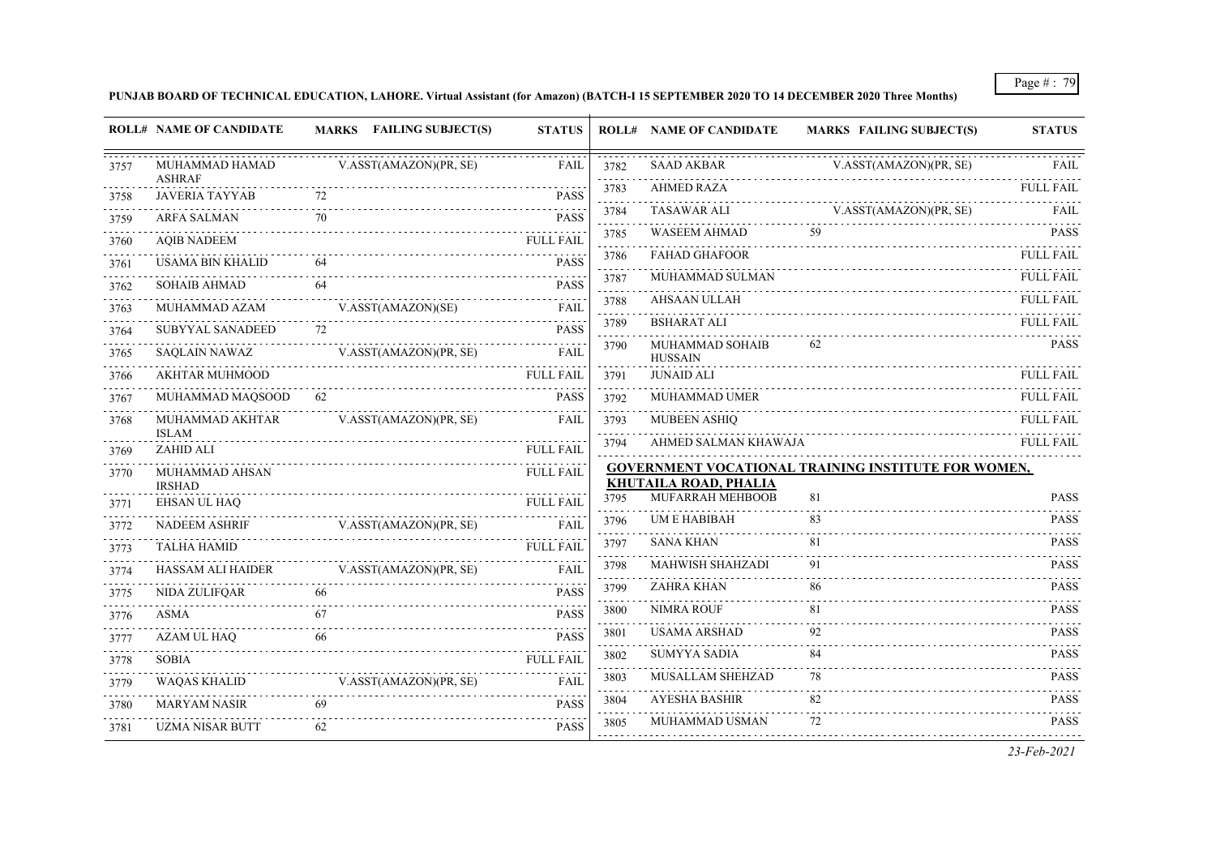**PUNJAB BOARD OF TECHNICAL EDUCATION, LAHORE. Virtual Assistant (for Amazon) (BATCH-I 15 SEPTEMBER 2020 TO 14 DECEMBER 2020 Three Months)**

| ROLL# | NAME OF CANDIDATE | MARKS | FAILING SUBJECT(S) | STATUS |
|---|---|---|---|---|
| 3757 | MUHAMMAD HAMAD ASHRAF | | V.ASST(AMAZON)(PR, SE) | FAIL |
| 3758 | JAVERIA TAYYAB | 72 | | PASS |
| 3759 | ARFA SALMAN | 70 | | PASS |
| 3760 | AQIB NADEEM | | | FULL FAIL |
| 3761 | USAMA BIN KHALID | 64 | | PASS |
| 3762 | SOHAIB AHMAD | 64 | | PASS |
| 3763 | MUHAMMAD AZAM | | V.ASST(AMAZON)(SE) | FAIL |
| 3764 | SUBYYAL SANADEED | 72 | | PASS |
| 3765 | SAQLAIN NAWAZ | | V.ASST(AMAZON)(PR, SE) | FAIL |
| 3766 | AKHTAR MUHMOOD | | | FULL FAIL |
| 3767 | MUHAMMAD MAQSOOD | 62 | | PASS |
| 3768 | MUHAMMAD AKHTAR ISLAM | | V.ASST(AMAZON)(PR, SE) | FAIL |
| 3769 | ZAHID ALI | | | FULL FAIL |
| 3770 | MUHAMMAD AHSAN IRSHAD | | | FULL FAIL |
| 3771 | EHSAN UL HAQ | | | FULL FAIL |
| 3772 | NADEEM ASHRIF | | V.ASST(AMAZON)(PR, SE) | FAIL |
| 3773 | TALHA HAMID | | | FULL FAIL |
| 3774 | HASSAM ALI HAIDER | | V.ASST(AMAZON)(PR, SE) | FAIL |
| 3775 | NIDA ZULIFQAR | 66 | | PASS |
| 3776 | ASMA | 67 | | PASS |
| 3777 | AZAM UL HAQ | 66 | | PASS |
| 3778 | SOBIA | | | FULL FAIL |
| 3779 | WAQAS KHALID | | V.ASST(AMAZON)(PR, SE) | FAIL |
| 3780 | MARYAM NASIR | 69 | | PASS |
| 3781 | UZMA NISAR BUTT | 62 | | PASS |
| 3782 | SAAD AKBAR | | V.ASST(AMAZON)(PR, SE) | FAIL |
| 3783 | AHMED RAZA | | | FULL FAIL |
| 3784 | TASAWAR ALI | | V.ASST(AMAZON)(PR, SE) | FAIL |
| 3785 | WASEEM AHMAD | 59 | | PASS |
| 3786 | FAHAD GHAFOOR | | | FULL FAIL |
| 3787 | MUHAMMAD SULMAN | | | FULL FAIL |
| 3788 | AHSAAN ULLAH | | | FULL FAIL |
| 3789 | BSHARAT ALI | | | FULL FAIL |
| 3790 | MUHAMMAD SOHAIB HUSSAIN | 62 | | PASS |
| 3791 | JUNAID ALI | | | FULL FAIL |
| 3792 | MUHAMMAD UMER | | | FULL FAIL |
| 3793 | MUBEEN ASHIQ | | | FULL FAIL |
| 3794 | AHMED SALMAN KHAWAJA | | | FULL FAIL |

**GOVERNMENT VOCATIONAL TRAINING INSTITUTE FOR WOMEN, KHUTAILA ROAD, PHALIA**

| ROLL# | NAME OF CANDIDATE | MARKS | FAILING SUBJECT(S) | STATUS |
|---|---|---|---|---|
| 3795 | MUFARRAH MEHBOOB | 81 | | PASS |
| 3796 | UM E HABIBAH | 83 | | PASS |
| 3797 | SANA KHAN | 81 | | PASS |
| 3798 | MAHWISH SHAHZADI | 91 | | PASS |
| 3799 | ZAHRA KHAN | 86 | | PASS |
| 3800 | NIMRA ROUF | 81 | | PASS |
| 3801 | USAMA ARSHAD | 92 | | PASS |
| 3802 | SUMYYA SADIA | 84 | | PASS |
| 3803 | MUSALLAM SHEHZAD | 78 | | PASS |
| 3804 | AYESHA BASHIR | 82 | | PASS |
| 3805 | MUHAMMAD USMAN | 72 | | PASS |

*23-Feb-2021*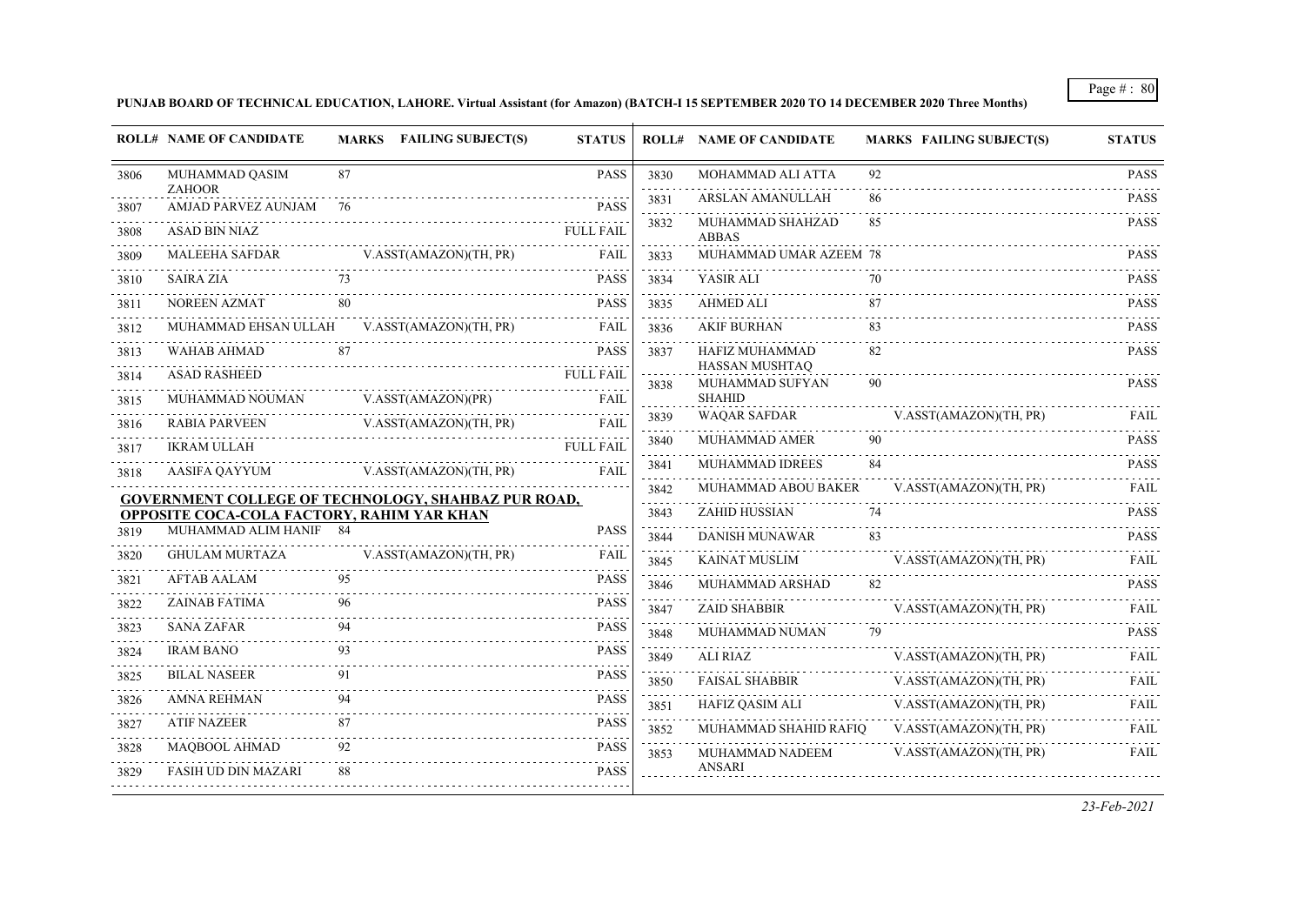**PUNJAB BOARD OF TECHNICAL EDUCATION, LAHORE. Virtual Assistant (for Amazon) (BATCH-I 15 SEPTEMBER 2020 TO 14 DECEMBER 2020 Three Months)**

| ROLL# | NAME OF CANDIDATE | MARKS | FAILING SUBJECT(S) | STATUS |
|---|---|---|---|---|
| 3806 | MUHAMMAD QASIM ZAHOOR | 87 | | PASS |
| 3807 | AMJAD PARVEZ AUNJAM | 76 | | PASS |
| 3808 | ASAD BIN NIAZ | | | FULL FAIL |
| 3809 | MALEEHA SAFDAR | | V.ASST(AMAZON)(TH, PR) | FAIL |
| 3810 | SAIRA ZIA | 73 | | PASS |
| 3811 | NOREEN AZMAT | 80 | | PASS |
| 3812 | MUHAMMAD EHSAN ULLAH | | V.ASST(AMAZON)(TH, PR) | FAIL |
| 3813 | WAHAB AHMAD | 87 | | PASS |
| 3814 | ASAD RASHEED | | | FULL FAIL |
| 3815 | MUHAMMAD NOUMAN | | V.ASST(AMAZON)(PR) | FAIL |
| 3816 | RABIA PARVEEN | | V.ASST(AMAZON)(TH, PR) | FAIL |
| 3817 | IKRAM ULLAH | | | FULL FAIL |
| 3818 | AASIFA QAYYUM | | V.ASST(AMAZON)(TH, PR) | FAIL |

**GOVERNMENT COLLEGE OF TECHNOLOGY, SHAHBAZ PUR ROAD, OPPOSITE COCA-COLA FACTORY, RAHIM YAR KHAN**

| ROLL# | NAME OF CANDIDATE | MARKS | FAILING SUBJECT(S) | STATUS |
|---|---|---|---|---|
| 3819 | MUHAMMAD ALIM HANIF | 84 | | PASS |
| 3820 | GHULAM MURTAZA | | V.ASST(AMAZON)(TH, PR) | FAIL |
| 3821 | AFTAB AALAM | 95 | | PASS |
| 3822 | ZAINAB FATIMA | 96 | | PASS |
| 3823 | SANA ZAFAR | 94 | | PASS |
| 3824 | IRAM BANO | 93 | | PASS |
| 3825 | BILAL NASEER | 91 | | PASS |
| 3826 | AMNA REHMAN | 94 | | PASS |
| 3827 | ATIF NAZEER | 87 | | PASS |
| 3828 | MAQBOOL AHMAD | 92 | | PASS |
| 3829 | FASIH UD DIN MAZARI | 88 | | PASS |
| 3830 | MOHAMMAD ALI ATTA | 92 | | PASS |
| 3831 | ARSLAN AMANULLAH | 86 | | PASS |
| 3832 | MUHAMMAD SHAHZAD ABBAS | 85 | | PASS |
| 3833 | MUHAMMAD UMAR AZEEM | 78 | | PASS |
| 3834 | YASIR ALI | 70 | | PASS |
| 3835 | AHMED ALI | 87 | | PASS |
| 3836 | AKIF BURHAN | 83 | | PASS |
| 3837 | HAFIZ MUHAMMAD HASSAN MUSHTAQ | 82 | | PASS |
| 3838 | MUHAMMAD SUFYAN SHAHID | 90 | | PASS |
| 3839 | WAQAR SAFDAR | | V.ASST(AMAZON)(TH, PR) | FAIL |
| 3840 | MUHAMMAD AMER | 90 | | PASS |
| 3841 | MUHAMMAD IDREES | 84 | | PASS |
| 3842 | MUHAMMAD ABOU BAKER | | V.ASST(AMAZON)(TH, PR) | FAIL |
| 3843 | ZAHID HUSSIAN | 74 | | PASS |
| 3844 | DANISH MUNAWAR | 83 | | PASS |
| 3845 | KAINAT MUSLIM | | V.ASST(AMAZON)(TH, PR) | FAIL |
| 3846 | MUHAMMAD ARSHAD | 82 | | PASS |
| 3847 | ZAID SHABBIR | | V.ASST(AMAZON)(TH, PR) | FAIL |
| 3848 | MUHAMMAD NUMAN | 79 | | PASS |
| 3849 | ALI RIAZ | | V.ASST(AMAZON)(TH, PR) | FAIL |
| 3850 | FAISAL SHABBIR | | V.ASST(AMAZON)(TH, PR) | FAIL |
| 3851 | HAFIZ QASIM ALI | | V.ASST(AMAZON)(TH, PR) | FAIL |
| 3852 | MUHAMMAD SHAHID RAFIQ | | V.ASST(AMAZON)(TH, PR) | FAIL |
| 3853 | MUHAMMAD NADEEM ANSARI | | V.ASST(AMAZON)(TH, PR) | FAIL |

*23-Feb-2021*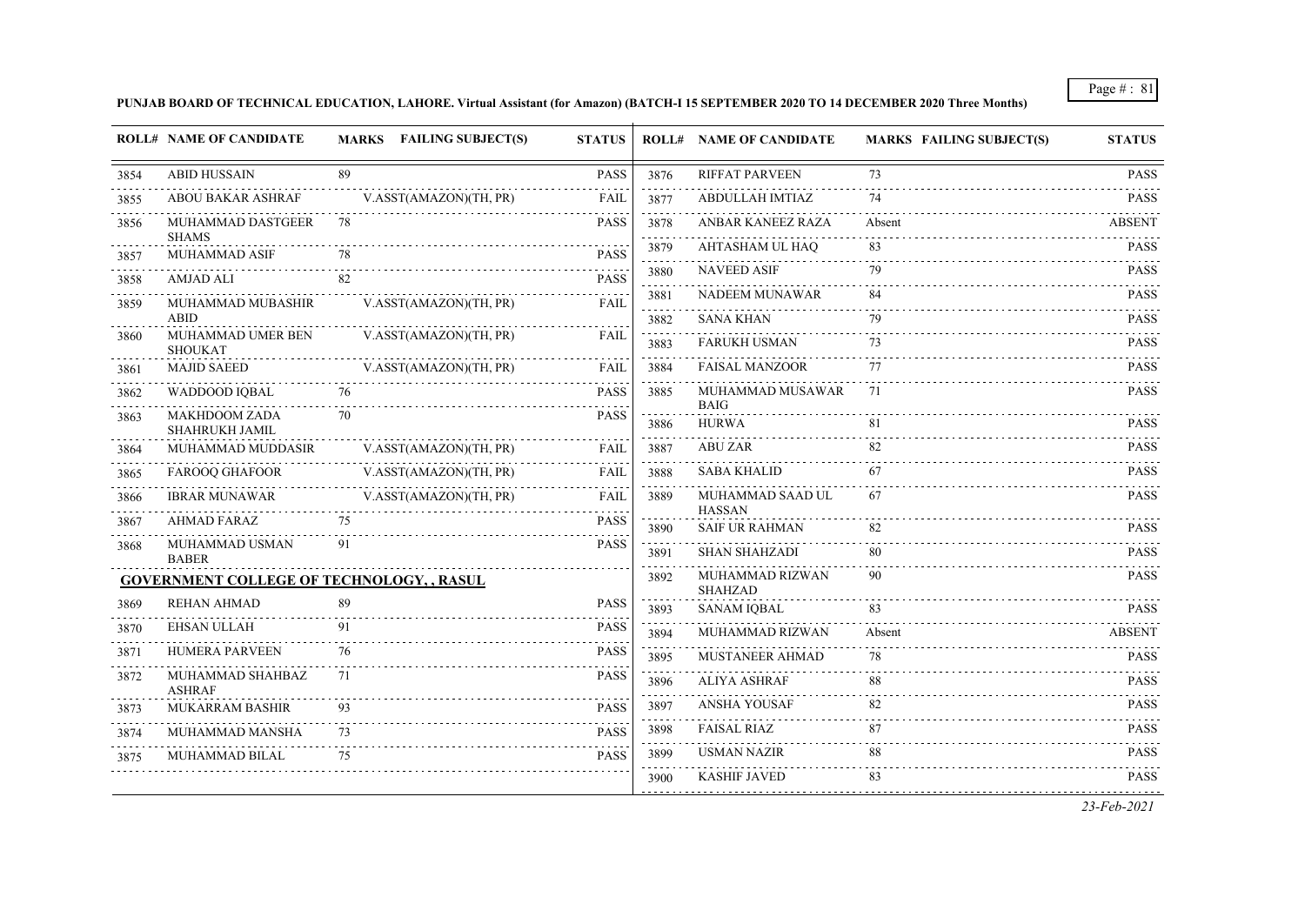**PUNJAB BOARD OF TECHNICAL EDUCATION, LAHORE. Virtual Assistant (for Amazon) (BATCH-I 15 SEPTEMBER 2020 TO 14 DECEMBER 2020 Three Months)**

| ROLL# | NAME OF CANDIDATE | MARKS | FAILING SUBJECT(S) | STATUS |
|---|---|---|---|---|
| 3854 | ABID HUSSAIN | 89 | | PASS |
| 3855 | ABOU BAKAR ASHRAF | | V.ASST(AMAZON)(TH, PR) | FAIL |
| 3856 | MUHAMMAD DASTGEER SHAMS | 78 | | PASS |
| 3857 | MUHAMMAD ASIF | 78 | | PASS |
| 3858 | AMJAD ALI | 82 | | PASS |
| 3859 | MUHAMMAD MUBASHIR ABID | | V.ASST(AMAZON)(TH, PR) | FAIL |
| 3860 | MUHAMMAD UMER BEN SHOUKAT | | V.ASST(AMAZON)(TH, PR) | FAIL |
| 3861 | MAJID SAEED | | V.ASST(AMAZON)(TH, PR) | FAIL |
| 3862 | WADDOOD IQBAL | 76 | | PASS |
| 3863 | MAKHDOOM ZADA SHAHRUKH JAMIL | 70 | | PASS |
| 3864 | MUHAMMAD MUDDASIR | | V.ASST(AMAZON)(TH, PR) | FAIL |
| 3865 | FAROOQ GHAFOOR | | V.ASST(AMAZON)(TH, PR) | FAIL |
| 3866 | IBRAR MUNAWAR | | V.ASST(AMAZON)(TH, PR) | FAIL |
| 3867 | AHMAD FARAZ | 75 | | PASS |
| 3868 | MUHAMMAD USMAN BABER | 91 | | PASS |

**GOVERNMENT COLLEGE OF TECHNOLOGY, , RASUL**

| ROLL# | NAME OF CANDIDATE | MARKS | FAILING SUBJECT(S) | STATUS |
|---|---|---|---|---|
| 3869 | REHAN AHMAD | 89 | | PASS |
| 3870 | EHSAN ULLAH | 91 | | PASS |
| 3871 | HUMERA PARVEEN | 76 | | PASS |
| 3872 | MUHAMMAD SHAHBAZ ASHRAF | 71 | | PASS |
| 3873 | MUKARRAM BASHIR | 93 | | PASS |
| 3874 | MUHAMMAD MANSHA | 73 | | PASS |
| 3875 | MUHAMMAD BILAL | 75 | | PASS |
| 3876 | RIFFAT PARVEEN | 73 | | PASS |
| 3877 | ABDULLAH IMTIAZ | 74 | | PASS |
| 3878 | ANBAR KANEEZ RAZA | Absent | | ABSENT |
| 3879 | AHTASHAM UL HAQ | 83 | | PASS |
| 3880 | NAVEED ASIF | 79 | | PASS |
| 3881 | NADEEM MUNAWAR | 84 | | PASS |
| 3882 | SANA KHAN | 79 | | PASS |
| 3883 | FARUKH USMAN | 73 | | PASS |
| 3884 | FAISAL MANZOOR | 77 | | PASS |
| 3885 | MUHAMMAD MUSAWAR BAIG | 71 | | PASS |
| 3886 | HURWA | 81 | | PASS |
| 3887 | ABU ZAR | 82 | | PASS |
| 3888 | SABA KHALID | 67 | | PASS |
| 3889 | MUHAMMAD SAAD UL HASSAN | 67 | | PASS |
| 3890 | SAIF UR RAHMAN | 82 | | PASS |
| 3891 | SHAN SHAHZADI | 80 | | PASS |
| 3892 | MUHAMMAD RIZWAN SHAHZAD | 90 | | PASS |
| 3893 | SANAM IQBAL | 83 | | PASS |
| 3894 | MUHAMMAD RIZWAN | Absent | | ABSENT |
| 3895 | MUSTANEER AHMAD | 78 | | PASS |
| 3896 | ALIYA ASHRAF | 88 | | PASS |
| 3897 | ANSHA YOUSAF | 82 | | PASS |
| 3898 | FAISAL RIAZ | 87 | | PASS |
| 3899 | USMAN NAZIR | 88 | | PASS |
| 3900 | KASHIF JAVED | 83 | | PASS |

*23-Feb-2021*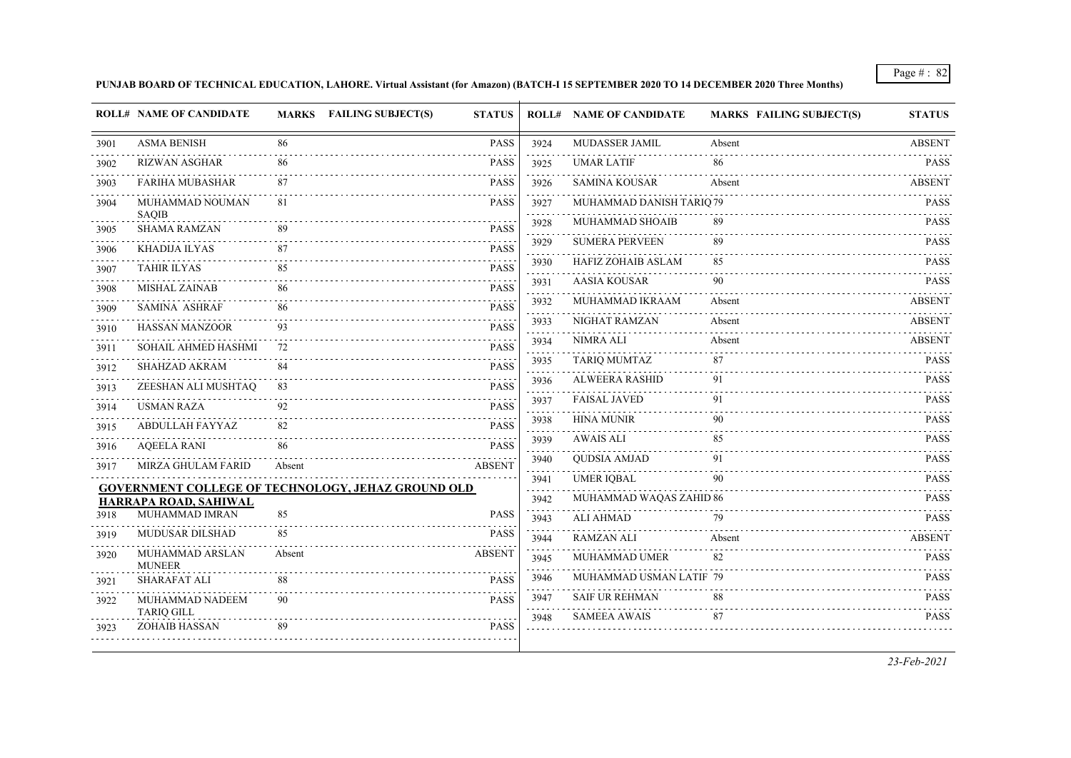**PUNJAB BOARD OF TECHNICAL EDUCATION, LAHORE. Virtual Assistant (for Amazon) (BATCH-I 15 SEPTEMBER 2020 TO 14 DECEMBER 2020 Three Months)**

| ROLL# | NAME OF CANDIDATE | MARKS | FAILING SUBJECT(S) | STATUS |
|---|---|---|---|---|
| 3901 | ASMA BENISH | 86 | | PASS |
| 3902 | RIZWAN ASGHAR | 86 | | PASS |
| 3903 | FARIHA MUBASHAR | 87 | | PASS |
| 3904 | MUHAMMAD NOUMAN SAQIB | 81 | | PASS |
| 3905 | SHAMA RAMZAN | 89 | | PASS |
| 3906 | KHADIJA ILYAS | 87 | | PASS |
| 3907 | TAHIR ILYAS | 85 | | PASS |
| 3908 | MISHAL ZAINAB | 86 | | PASS |
| 3909 | SAMINA ASHRAF | 86 | | PASS |
| 3910 | HASSAN MANZOOR | 93 | | PASS |
| 3911 | SOHAIL AHMED HASHMI | 72 | | PASS |
| 3912 | SHAHZAD AKRAM | 84 | | PASS |
| 3913 | ZEESHAN ALI MUSHTAQ | 83 | | PASS |
| 3914 | USMAN RAZA | 92 | | PASS |
| 3915 | ABDULLAH FAYYAZ | 82 | | PASS |
| 3916 | AQEELA RANI | 86 | | PASS |
| 3917 | MIRZA GHULAM FARID | Absent | | ABSENT |

**GOVERNMENT COLLEGE OF TECHNOLOGY, JEHAZ GROUND OLD HARRAPA ROAD, SAHIWAL**

| ROLL# | NAME OF CANDIDATE | MARKS | FAILING SUBJECT(S) | STATUS |
|---|---|---|---|---|
| 3918 | MUHAMMAD IMRAN | 85 | | PASS |
| 3919 | MUDUSAR DILSHAD | 85 | | PASS |
| 3920 | MUHAMMAD ARSLAN MUNEER | Absent | | ABSENT |
| 3921 | SHARAFAT ALI | 88 | | PASS |
| 3922 | MUHAMMAD NADEEM TARIQ GILL | 90 | | PASS |
| 3923 | ZOHAIB HASSAN | 89 | | PASS |
| 3924 | MUDASSER JAMIL | Absent | | ABSENT |
| 3925 | UMAR LATIF | 86 | | PASS |
| 3926 | SAMINA KOUSAR | Absent | | ABSENT |
| 3927 | MUHAMMAD DANISH TARIQ | 79 | | PASS |
| 3928 | MUHAMMAD SHOAIB | 89 | | PASS |
| 3929 | SUMERA PERVEEN | 89 | | PASS |
| 3930 | HAFIZ ZOHAIB ASLAM | 85 | | PASS |
| 3931 | AASIA KOUSAR | 90 | | PASS |
| 3932 | MUHAMMAD IKRAAM | Absent | | ABSENT |
| 3933 | NIGHAT RAMZAN | Absent | | ABSENT |
| 3934 | NIMRA ALI | Absent | | ABSENT |
| 3935 | TARIQ MUMTAZ | 87 | | PASS |
| 3936 | ALWEERA RASHID | 91 | | PASS |
| 3937 | FAISAL JAVED | 91 | | PASS |
| 3938 | HINA MUNIR | 90 | | PASS |
| 3939 | AWAIS ALI | 85 | | PASS |
| 3940 | QUDSIA AMJAD | 91 | | PASS |
| 3941 | UMER IQBAL | 90 | | PASS |
| 3942 | MUHAMMAD WAQAS ZAHID | 86 | | PASS |
| 3943 | ALI AHMAD | 79 | | PASS |
| 3944 | RAMZAN ALI | Absent | | ABSENT |
| 3945 | MUHAMMAD UMER | 82 | | PASS |
| 3946 | MUHAMMAD USMAN LATIF | 79 | | PASS |
| 3947 | SAIF UR REHMAN | 88 | | PASS |
| 3948 | SAMEEA AWAIS | 87 | | PASS |

*23-Feb-2021*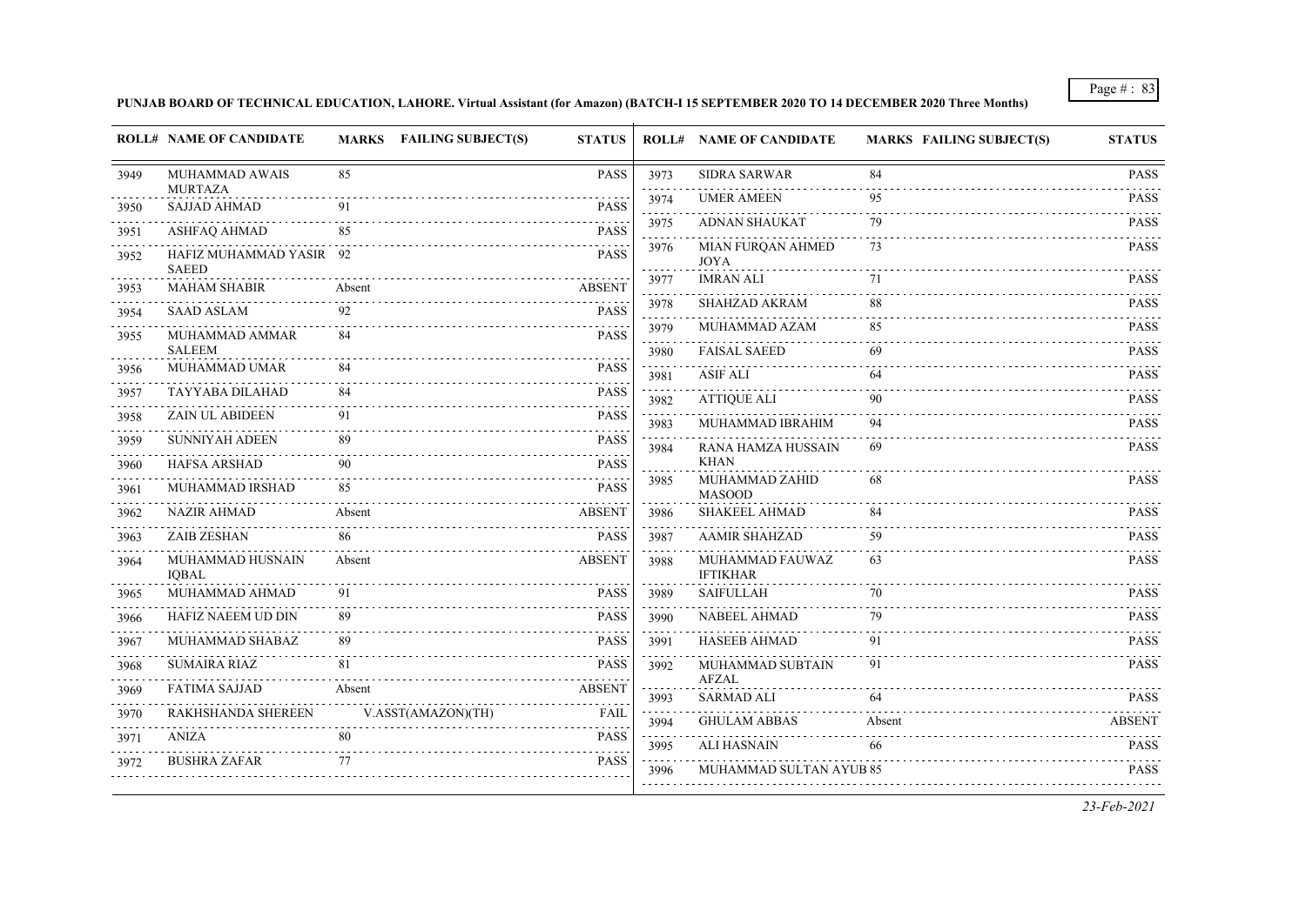**PUNJAB BOARD OF TECHNICAL EDUCATION, LAHORE. Virtual Assistant (for Amazon) (BATCH-I 15 SEPTEMBER 2020 TO 14 DECEMBER 2020 Three Months)**

| ROLL# | NAME OF CANDIDATE | MARKS | FAILING SUBJECT(S) | STATUS |
|---|---|---|---|---|
| 3949 | MUHAMMAD AWAIS MURTAZA | 85 | | PASS |
| 3950 | SAJJAD AHMAD | 91 | | PASS |
| 3951 | ASHFAQ AHMAD | 85 | | PASS |
| 3952 | HAFIZ MUHAMMAD YASIR SAEED | 92 | | PASS |
| 3953 | MAHAM SHABIR | Absent | | ABSENT |
| 3954 | SAAD ASLAM | 92 | | PASS |
| 3955 | MUHAMMAD AMMAR SALEEM | 84 | | PASS |
| 3956 | MUHAMMAD UMAR | 84 | | PASS |
| 3957 | TAYYABA DILAHAD | 84 | | PASS |
| 3958 | ZAIN UL ABIDEEN | 91 | | PASS |
| 3959 | SUNNIYAH ADEEN | 89 | | PASS |
| 3960 | HAFSA ARSHAD | 90 | | PASS |
| 3961 | MUHAMMAD IRSHAD | 85 | | PASS |
| 3962 | NAZIR AHMAD | Absent | | ABSENT |
| 3963 | ZAIB ZESHAN | 86 | | PASS |
| 3964 | MUHAMMAD HUSNAIN IQBAL | Absent | | ABSENT |
| 3965 | MUHAMMAD AHMAD | 91 | | PASS |
| 3966 | HAFIZ NAEEM UD DIN | 89 | | PASS |
| 3967 | MUHAMMAD SHABAZ | 89 | | PASS |
| 3968 | SUMAIRA RIAZ | 81 | | PASS |
| 3969 | FATIMA SAJJAD | Absent | | ABSENT |
| 3970 | RAKHSHANDA SHEREEN | | V.ASST(AMAZON)(TH) | FAIL |
| 3971 | ANIZA | 80 | | PASS |
| 3972 | BUSHRA ZAFAR | 77 | | PASS |
| 3973 | SIDRA SARWAR | 84 | | PASS |
| 3974 | UMER AMEEN | 95 | | PASS |
| 3975 | ADNAN SHAUKAT | 79 | | PASS |
| 3976 | MIAN FURQAN AHMED JOYA | 73 | | PASS |
| 3977 | IMRAN ALI | 71 | | PASS |
| 3978 | SHAHZAD AKRAM | 88 | | PASS |
| 3979 | MUHAMMAD AZAM | 85 | | PASS |
| 3980 | FAISAL SAEED | 69 | | PASS |
| 3981 | ASIF ALI | 64 | | PASS |
| 3982 | ATTIQUE ALI | 90 | | PASS |
| 3983 | MUHAMMAD IBRAHIM | 94 | | PASS |
| 3984 | RANA HAMZA HUSSAIN KHAN | 69 | | PASS |
| 3985 | MUHAMMAD ZAHID MASOOD | 68 | | PASS |
| 3986 | SHAKEEL AHMAD | 84 | | PASS |
| 3987 | AAMIR SHAHZAD | 59 | | PASS |
| 3988 | MUHAMMAD FAUWAZ IFTIKHAR | 63 | | PASS |
| 3989 | SAIFULLAH | 70 | | PASS |
| 3990 | NABEEL AHMAD | 79 | | PASS |
| 3991 | HASEEB AHMAD | 91 | | PASS |
| 3992 | MUHAMMAD SUBTAIN AFZAL | 91 | | PASS |
| 3993 | SARMAD ALI | 64 | | PASS |
| 3994 | GHULAM ABBAS | Absent | | ABSENT |
| 3995 | ALI HASNAIN | 66 | | PASS |
| 3996 | MUHAMMAD SULTAN AYUB | 85 | | PASS |

*23-Feb-2021*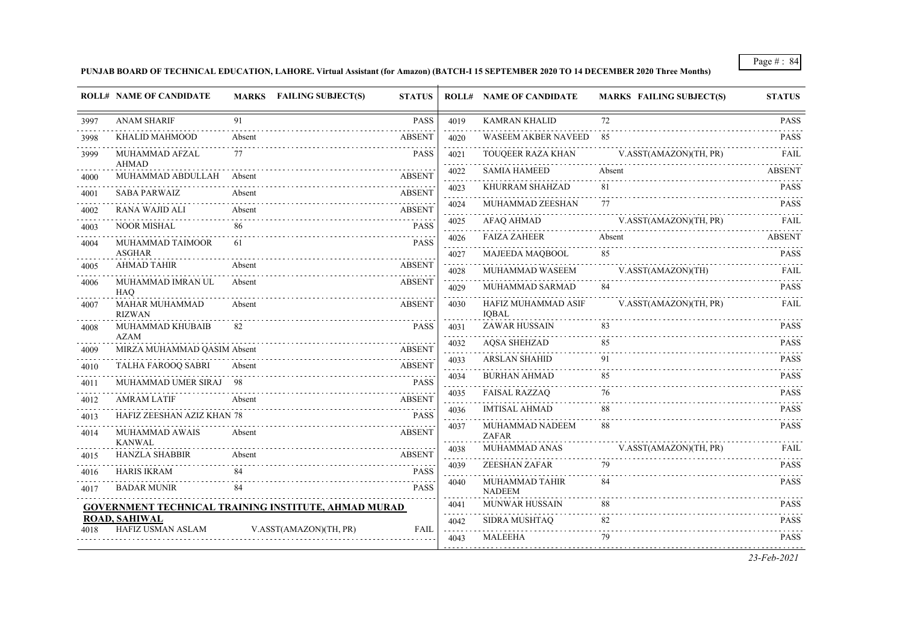**PUNJAB BOARD OF TECHNICAL EDUCATION, LAHORE. Virtual Assistant (for Amazon) (BATCH-I 15 SEPTEMBER 2020 TO 14 DECEMBER 2020 Three Months)**

| ROLL# | NAME OF CANDIDATE | MARKS | FAILING SUBJECT(S) | STATUS |
|---|---|---|---|---|
| 3997 | ANAM SHARIF | 91 | | PASS |
| 3998 | KHALID MAHMOOD | Absent | | ABSENT |
| 3999 | MUHAMMAD AFZAL AHMAD | 77 | | PASS |
| 4000 | MUHAMMAD ABDULLAH | Absent | | ABSENT |
| 4001 | SABA PARWAIZ | Absent | | ABSENT |
| 4002 | RANA WAJID ALI | Absent | | ABSENT |
| 4003 | NOOR MISHAL | 86 | | PASS |
| 4004 | MUHAMMAD TAIMOOR ASGHAR | 61 | | PASS |
| 4005 | AHMAD TAHIR | Absent | | ABSENT |
| 4006 | MUHAMMAD IMRAN UL HAQ | Absent | | ABSENT |
| 4007 | MAHAR MUHAMMAD RIZWAN | Absent | | ABSENT |
| 4008 | MUHAMMAD KHUBAIB AZAM | 82 | | PASS |
| 4009 | MIRZA MUHAMMAD QASIM | Absent | | ABSENT |
| 4010 | TALHA FAROOQ SABRI | Absent | | ABSENT |
| 4011 | MUHAMMAD UMER SIRAJ | 98 | | PASS |
| 4012 | AMRAM LATIF | Absent | | ABSENT |
| 4013 | HAFIZ ZEESHAN AZIZ KHAN | 78 | | PASS |
| 4014 | MUHAMMAD AWAIS KANWAL | Absent | | ABSENT |
| 4015 | HANZLA SHABBIR | Absent | | ABSENT |
| 4016 | HARIS IKRAM | 84 | | PASS |
| 4017 | BADAR MUNIR | 84 | | PASS |

**GOVERNMENT TECHNICAL TRAINING INSTITUTE, AHMAD MURAD ROAD, SAHIWAL**

| ROLL# | NAME OF CANDIDATE | MARKS | FAILING SUBJECT(S) | STATUS |
|---|---|---|---|---|
| 4018 | HAFIZ USMAN ASLAM | | V.ASST(AMAZON)(TH, PR) | FAIL |
| 4019 | KAMRAN KHALID | 72 | | PASS |
| 4020 | WASEEM AKBER NAVEED | 85 | | PASS |
| 4021 | TOUQEER RAZA KHAN | | V.ASST(AMAZON)(TH, PR) | FAIL |
| 4022 | SAMIA HAMEED | Absent | | ABSENT |
| 4023 | KHURRAM SHAHZAD | 81 | | PASS |
| 4024 | MUHAMMAD ZEESHAN | 77 | | PASS |
| 4025 | AFAQ AHMAD | | V.ASST(AMAZON)(TH, PR) | FAIL |
| 4026 | FAIZA ZAHEER | Absent | | ABSENT |
| 4027 | MAJEEDA MAQBOOL | 85 | | PASS |
| 4028 | MUHAMMAD WASEEM | | V.ASST(AMAZON)(TH) | FAIL |
| 4029 | MUHAMMAD SARMAD | 84 | | PASS |
| 4030 | HAFIZ MUHAMMAD ASIF IQBAL | | V.ASST(AMAZON)(TH, PR) | FAIL |
| 4031 | ZAWAR HUSSAIN | 83 | | PASS |
| 4032 | AQSA SHEHZAD | 85 | | PASS |
| 4033 | ARSLAN SHAHID | 91 | | PASS |
| 4034 | BURHAN AHMAD | 85 | | PASS |
| 4035 | FAISAL RAZZAQ | 76 | | PASS |
| 4036 | IMTISAL AHMAD | 88 | | PASS |
| 4037 | MUHAMMAD NADEEM ZAFAR | 88 | | PASS |
| 4038 | MUHAMMAD ANAS | | V.ASST(AMAZON)(TH, PR) | FAIL |
| 4039 | ZEESHAN ZAFAR | 79 | | PASS |
| 4040 | MUHAMMAD TAHIR NADEEM | 84 | | PASS |
| 4041 | MUNWAR HUSSAIN | 88 | | PASS |
| 4042 | SIDRA MUSHTAQ | 82 | | PASS |
| 4043 | MALEEHA | 79 | | PASS |

*23-Feb-2021*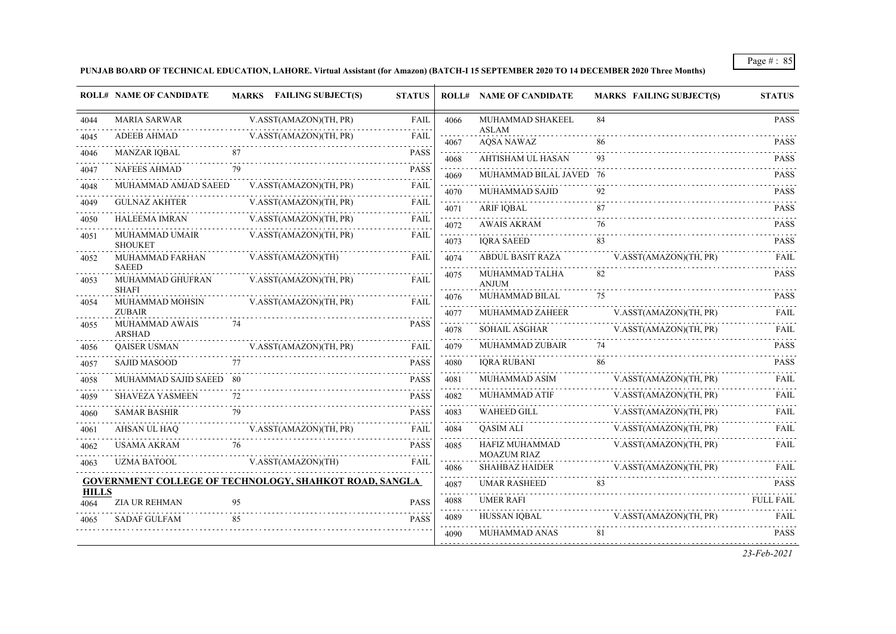**PUNJAB BOARD OF TECHNICAL EDUCATION, LAHORE. Virtual Assistant (for Amazon) (BATCH-I 15 SEPTEMBER 2020 TO 14 DECEMBER 2020 Three Months)**

| ROLL# | NAME OF CANDIDATE | MARKS | FAILING SUBJECT(S) | STATUS |
|---|---|---|---|---|
| 4044 | MARIA SARWAR | | V.ASST(AMAZON)(TH, PR) | FAIL |
| 4045 | ADEEB AHMAD | | V.ASST(AMAZON)(TH, PR) | FAIL |
| 4046 | MANZAR IQBAL | 87 | | PASS |
| 4047 | NAFEES AHMAD | 79 | | PASS |
| 4048 | MUHAMMAD AMJAD SAEED | | V.ASST(AMAZON)(TH, PR) | FAIL |
| 4049 | GULNAZ AKHTER | | V.ASST(AMAZON)(TH, PR) | FAIL |
| 4050 | HALEEMA IMRAN | | V.ASST(AMAZON)(TH, PR) | FAIL |
| 4051 | MUHAMMAD UMAIR SHOUKET | | V.ASST(AMAZON)(TH, PR) | FAIL |
| 4052 | MUHAMMAD FARHAN SAEED | | V.ASST(AMAZON)(TH) | FAIL |
| 4053 | MUHAMMAD GHUFRAN SHAFI | | V.ASST(AMAZON)(TH, PR) | FAIL |
| 4054 | MUHAMMAD MOHSIN ZUBAIR | | V.ASST(AMAZON)(TH, PR) | FAIL |
| 4055 | MUHAMMAD AWAIS ARSHAD | 74 | | PASS |
| 4056 | QAISER USMAN | | V.ASST(AMAZON)(TH, PR) | FAIL |
| 4057 | SAJID MASOOD | 77 | | PASS |
| 4058 | MUHAMMAD SAJID SAEED | 80 | | PASS |
| 4059 | SHAVEZA YASMEEN | 72 | | PASS |
| 4060 | SAMAR BASHIR | 79 | | PASS |
| 4061 | AHSAN UL HAQ | | V.ASST(AMAZON)(TH, PR) | FAIL |
| 4062 | USAMA AKRAM | 76 | | PASS |
| 4063 | UZMA BATOOL | | V.ASST(AMAZON)(TH) | FAIL |

**GOVERNMENT COLLEGE OF TECHNOLOGY, SHAHKOT ROAD, SANGLA HILLS**

| ROLL# | NAME OF CANDIDATE | MARKS | FAILING SUBJECT(S) | STATUS |
|---|---|---|---|---|
| 4064 | ZIA UR REHMAN | 95 | | PASS |
| 4065 | SADAF GULFAM | 85 | | PASS |
| 4066 | MUHAMMAD SHAKEEL ASLAM | 84 | | PASS |
| 4067 | AQSA NAWAZ | 86 | | PASS |
| 4068 | AHTISHAM UL HASAN | 93 | | PASS |
| 4069 | MUHAMMAD BILAL JAVED | 76 | | PASS |
| 4070 | MUHAMMAD SAJID | 92 | | PASS |
| 4071 | ARIF IQBAL | 87 | | PASS |
| 4072 | AWAIS AKRAM | 76 | | PASS |
| 4073 | IQRA SAEED | 83 | | PASS |
| 4074 | ABDUL BASIT RAZA | | V.ASST(AMAZON)(TH, PR) | FAIL |
| 4075 | MUHAMMAD TALHA ANJUM | 82 | | PASS |
| 4076 | MUHAMMAD BILAL | 75 | | PASS |
| 4077 | MUHAMMAD ZAHEER | | V.ASST(AMAZON)(TH, PR) | FAIL |
| 4078 | SOHAIL ASGHAR | | V.ASST(AMAZON)(TH, PR) | FAIL |
| 4079 | MUHAMMAD ZUBAIR | 74 | | PASS |
| 4080 | IQRA RUBANI | 86 | | PASS |
| 4081 | MUHAMMAD ASIM | | V.ASST(AMAZON)(TH, PR) | FAIL |
| 4082 | MUHAMMAD ATIF | | V.ASST(AMAZON)(TH, PR) | FAIL |
| 4083 | WAHEED GILL | | V.ASST(AMAZON)(TH, PR) | FAIL |
| 4084 | QASIM ALI | | V.ASST(AMAZON)(TH, PR) | FAIL |
| 4085 | HAFIZ MUHAMMAD MOAZUM RIAZ | | V.ASST(AMAZON)(TH, PR) | FAIL |
| 4086 | SHAHBAZ HAIDER | | V.ASST(AMAZON)(TH, PR) | FAIL |
| 4087 | UMAR RASHEED | 83 | | PASS |
| 4088 | UMER RAFI | | | FULL FAIL |
| 4089 | HUSSAN IQBAL | | V.ASST(AMAZON)(TH, PR) | FAIL |
| 4090 | MUHAMMAD ANAS | 81 | | PASS |

*23-Feb-2021*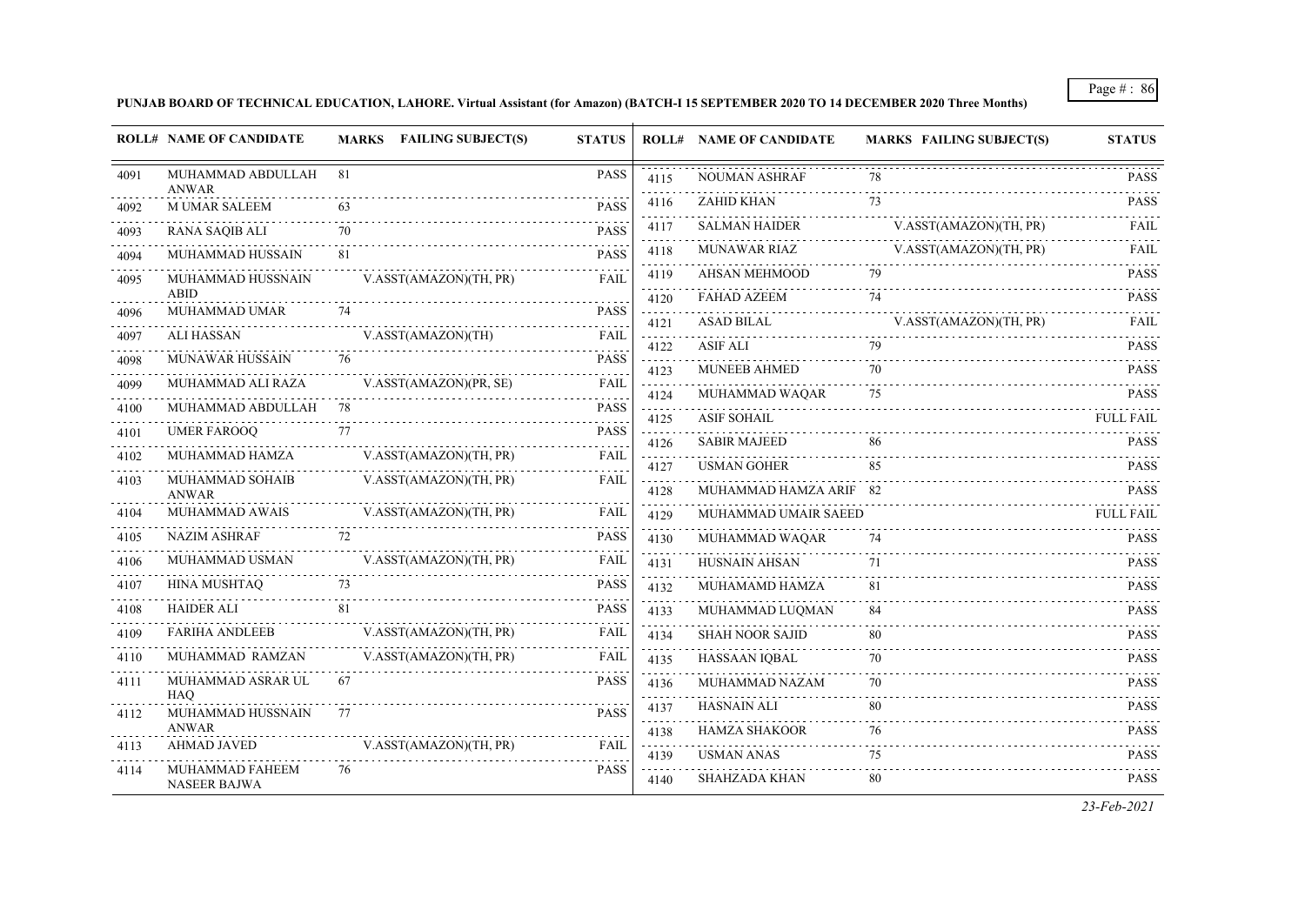**PUNJAB BOARD OF TECHNICAL EDUCATION, LAHORE. Virtual Assistant (for Amazon) (BATCH-I 15 SEPTEMBER 2020 TO 14 DECEMBER 2020 Three Months)**

| ROLL# | NAME OF CANDIDATE | MARKS | FAILING SUBJECT(S) | STATUS |
|---|---|---|---|---|
| 4091 | MUHAMMAD ABDULLAH ANWAR | 81 | | PASS |
| 4092 | M UMAR SALEEM | 63 | | PASS |
| 4093 | RANA SAQIB ALI | 70 | | PASS |
| 4094 | MUHAMMAD HUSSAIN | 81 | | PASS |
| 4095 | MUHAMMAD HUSSNAIN ABID | | V.ASST(AMAZON)(TH, PR) | FAIL |
| 4096 | MUHAMMAD UMAR | 74 | | PASS |
| 4097 | ALI HASSAN | | V.ASST(AMAZON)(TH) | FAIL |
| 4098 | MUNAWAR HUSSAIN | 76 | | PASS |
| 4099 | MUHAMMAD ALI RAZA | | V.ASST(AMAZON)(PR, SE) | FAIL |
| 4100 | MUHAMMAD ABDULLAH | 78 | | PASS |
| 4101 | UMER FAROOQ | 77 | | PASS |
| 4102 | MUHAMMAD HAMZA | | V.ASST(AMAZON)(TH, PR) | FAIL |
| 4103 | MUHAMMAD SOHAIB ANWAR | | V.ASST(AMAZON)(TH, PR) | FAIL |
| 4104 | MUHAMMAD AWAIS | | V.ASST(AMAZON)(TH, PR) | FAIL |
| 4105 | NAZIM ASHRAF | 72 | | PASS |
| 4106 | MUHAMMAD USMAN | | V.ASST(AMAZON)(TH, PR) | FAIL |
| 4107 | HINA MUSHTAQ | 73 | | PASS |
| 4108 | HAIDER ALI | 81 | | PASS |
| 4109 | FARIHA ANDLEEB | | V.ASST(AMAZON)(TH, PR) | FAIL |
| 4110 | MUHAMMAD RAMZAN | | V.ASST(AMAZON)(TH, PR) | FAIL |
| 4111 | MUHAMMAD ASRAR UL HAQ | 67 | | PASS |
| 4112 | MUHAMMAD HUSSNAIN ANWAR | 77 | | PASS |
| 4113 | AHMAD JAVED | | V.ASST(AMAZON)(TH, PR) | FAIL |
| 4114 | MUHAMMAD FAHEEM NASEER BAJWA | 76 | | PASS |
| 4115 | NOUMAN ASHRAF | 78 | | PASS |
| 4116 | ZAHID KHAN | 73 | | PASS |
| 4117 | SALMAN HAIDER | | V.ASST(AMAZON)(TH, PR) | FAIL |
| 4118 | MUNAWAR RIAZ | | V.ASST(AMAZON)(TH, PR) | FAIL |
| 4119 | AHSAN MEHMOOD | 79 | | PASS |
| 4120 | FAHAD AZEEM | 74 | | PASS |
| 4121 | ASAD BILAL | | V.ASST(AMAZON)(TH, PR) | FAIL |
| 4122 | ASIF ALI | 79 | | PASS |
| 4123 | MUNEEB AHMED | 70 | | PASS |
| 4124 | MUHAMMAD WAQAR | 75 | | PASS |
| 4125 | ASIF SOHAIL | | | FULL FAIL |
| 4126 | SABIR MAJEED | 86 | | PASS |
| 4127 | USMAN GOHER | 85 | | PASS |
| 4128 | MUHAMMAD HAMZA ARIF | 82 | | PASS |
| 4129 | MUHAMMAD UMAIR SAEED | | | FULL FAIL |
| 4130 | MUHAMMAD WAQAR | 74 | | PASS |
| 4131 | HUSNAIN AHSAN | 71 | | PASS |
| 4132 | MUHAMAMD HAMZA | 81 | | PASS |
| 4133 | MUHAMMAD LUQMAN | 84 | | PASS |
| 4134 | SHAH NOOR SAJID | 80 | | PASS |
| 4135 | HASSAAN IQBAL | 70 | | PASS |
| 4136 | MUHAMMAD NAZAM | 70 | | PASS |
| 4137 | HASNAIN ALI | 80 | | PASS |
| 4138 | HAMZA SHAKOOR | 76 | | PASS |
| 4139 | USMAN ANAS | 75 | | PASS |
| 4140 | SHAHZADA KHAN | 80 | | PASS |

*23-Feb-2021*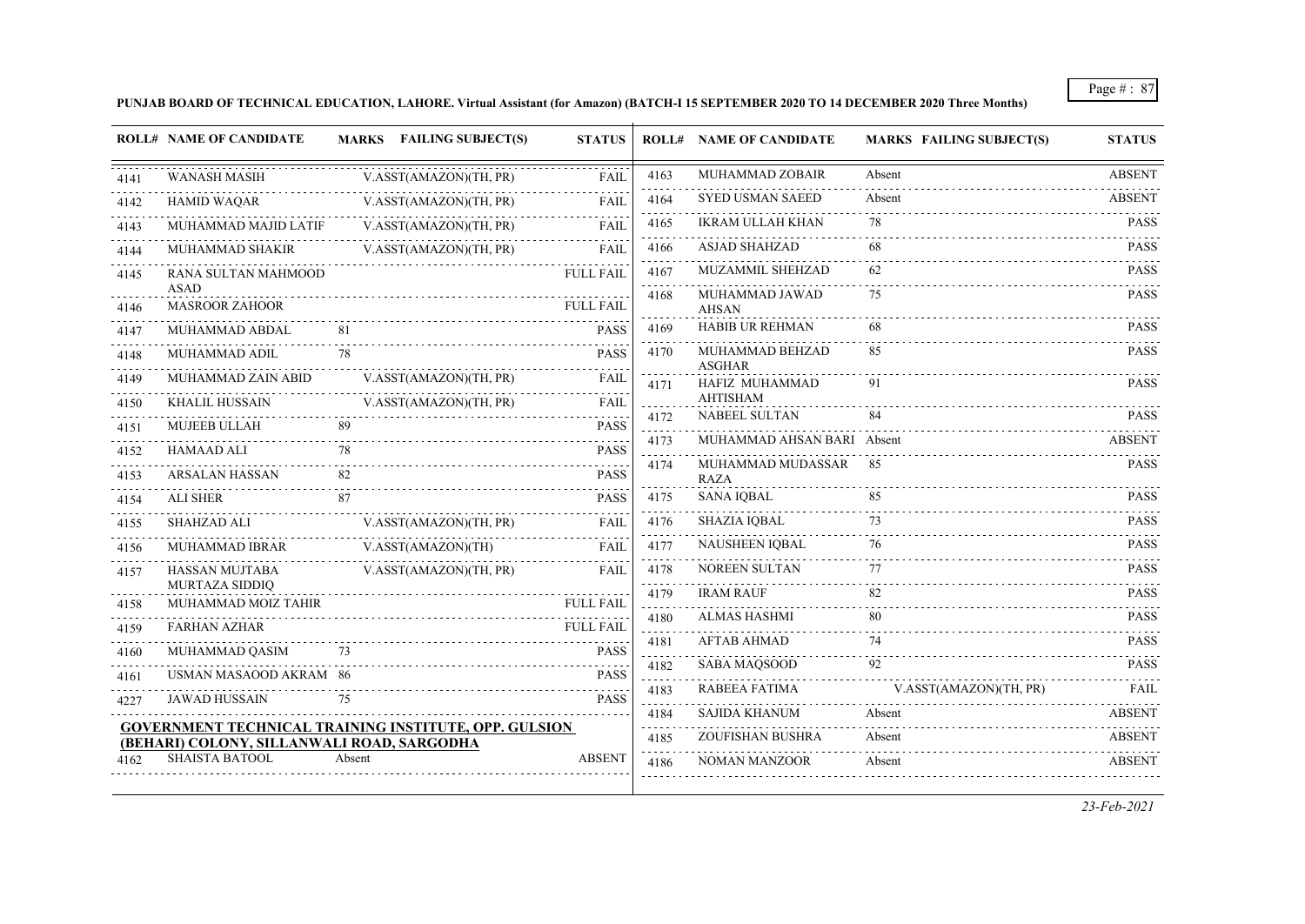**PUNJAB BOARD OF TECHNICAL EDUCATION, LAHORE. Virtual Assistant (for Amazon) (BATCH-I 15 SEPTEMBER 2020 TO 14 DECEMBER 2020 Three Months)**

| ROLL# | NAME OF CANDIDATE | MARKS | FAILING SUBJECT(S) | STATUS |
|---|---|---|---|---|
| 4141 | WANASH MASIH | | V.ASST(AMAZON)(TH, PR) | FAIL |
| 4142 | HAMID WAQAR | | V.ASST(AMAZON)(TH, PR) | FAIL |
| 4143 | MUHAMMAD MAJID LATIF | | V.ASST(AMAZON)(TH, PR) | FAIL |
| 4144 | MUHAMMAD SHAKIR | | V.ASST(AMAZON)(TH, PR) | FAIL |
| 4145 | RANA SULTAN MAHMOOD ASAD | | | FULL FAIL |
| 4146 | MASROOR ZAHOOR | | | FULL FAIL |
| 4147 | MUHAMMAD ABDAL | 81 | | PASS |
| 4148 | MUHAMMAD ADIL | 78 | | PASS |
| 4149 | MUHAMMAD ZAIN ABID | | V.ASST(AMAZON)(TH, PR) | FAIL |
| 4150 | KHALIL HUSSAIN | | V.ASST(AMAZON)(TH, PR) | FAIL |
| 4151 | MUJEEB ULLAH | 89 | | PASS |
| 4152 | HAMAAD ALI | 78 | | PASS |
| 4153 | ARSALAN HASSAN | 82 | | PASS |
| 4154 | ALI SHER | 87 | | PASS |
| 4155 | SHAHZAD ALI | | V.ASST(AMAZON)(TH, PR) | FAIL |
| 4156 | MUHAMMAD IBRAR | | V.ASST(AMAZON)(TH) | FAIL |
| 4157 | HASSAN MUJTABA MURTAZA SIDDIQ | | V.ASST(AMAZON)(TH, PR) | FAIL |
| 4158 | MUHAMMAD MOIZ TAHIR | | | FULL FAIL |
| 4159 | FARHAN AZHAR | | | FULL FAIL |
| 4160 | MUHAMMAD QASIM | 73 | | PASS |
| 4161 | USMAN MASAOOD AKRAM | 86 | | PASS |
| 4227 | JAWAD HUSSAIN | 75 | | PASS |

**GOVERNMENT TECHNICAL TRAINING INSTITUTE, OPP. GULSION (BEHARI) COLONY, SILLANWALI ROAD, SARGODHA**

| ROLL# | NAME OF CANDIDATE | MARKS | FAILING SUBJECT(S) | STATUS |
|---|---|---|---|---|
| 4162 | SHAISTA BATOOL | Absent | | ABSENT |
| 4163 | MUHAMMAD ZOBAIR | Absent | | ABSENT |
| 4164 | SYED USMAN SAEED | Absent | | ABSENT |
| 4165 | IKRAM ULLAH KHAN | 78 | | PASS |
| 4166 | ASJAD SHAHZAD | 68 | | PASS |
| 4167 | MUZAMMIL SHEHZAD | 62 | | PASS |
| 4168 | MUHAMMAD JAWAD AHSAN | 75 | | PASS |
| 4169 | HABIB UR REHMAN | 68 | | PASS |
| 4170 | MUHAMMAD BEHZAD ASGHAR | 85 | | PASS |
| 4171 | HAFIZ MUHAMMAD AHTISHAM | 91 | | PASS |
| 4172 | NABEEL SULTAN | 84 | | PASS |
| 4173 | MUHAMMAD AHSAN BARI | Absent | | ABSENT |
| 4174 | MUHAMMAD MUDASSAR RAZA | 85 | | PASS |
| 4175 | SANA IQBAL | 85 | | PASS |
| 4176 | SHAZIA IQBAL | 73 | | PASS |
| 4177 | NAUSHEEN IQBAL | 76 | | PASS |
| 4178 | NOREEN SULTAN | 77 | | PASS |
| 4179 | IRAM RAUF | 82 | | PASS |
| 4180 | ALMAS HASHMI | 80 | | PASS |
| 4181 | AFTAB AHMAD | 74 | | PASS |
| 4182 | SABA MAQSOOD | 92 | | PASS |
| 4183 | RABEEA FATIMA | | V.ASST(AMAZON)(TH, PR) | FAIL |
| 4184 | SAJIDA KHANUM | Absent | | ABSENT |
| 4185 | ZOUFISHAN BUSHRA | Absent | | ABSENT |
| 4186 | NOMAN MANZOOR | Absent | | ABSENT |

*23-Feb-2021*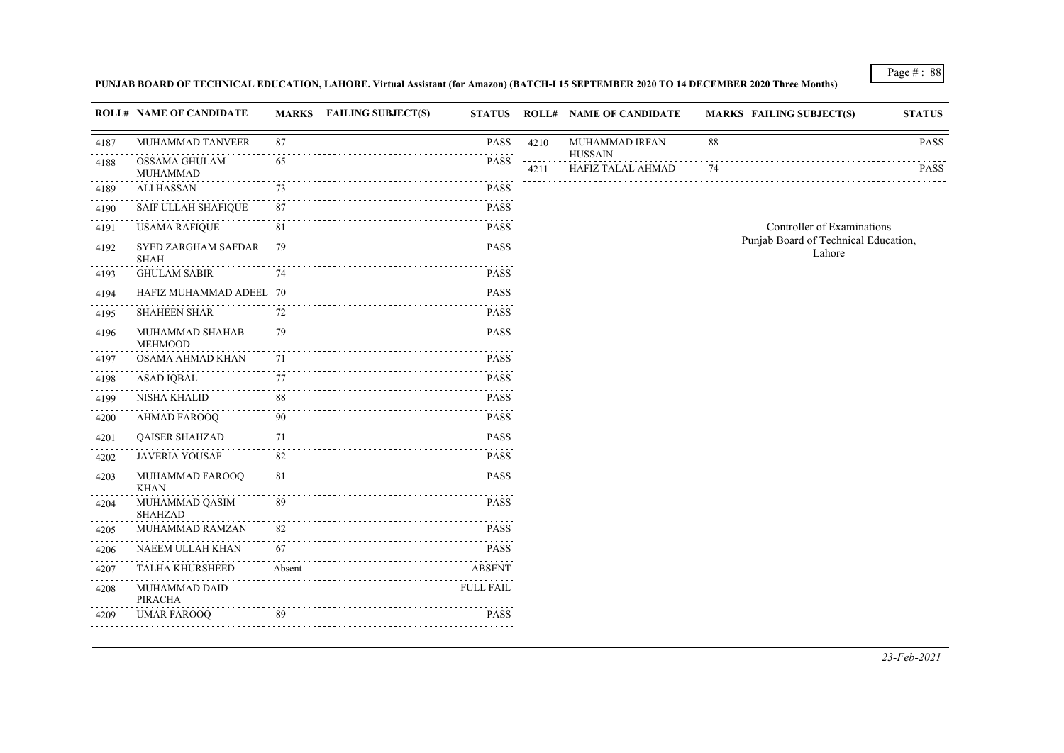**PUNJAB BOARD OF TECHNICAL EDUCATION, LAHORE. Virtual Assistant (for Amazon) (BATCH-I 15 SEPTEMBER 2020 TO 14 DECEMBER 2020 Three Months)**

| ROLL# | NAME OF CANDIDATE | MARKS | FAILING SUBJECT(S) | STATUS |
|---|---|---|---|---|
| 4187 | MUHAMMAD TANVEER | 87 | | PASS |
| 4188 | OSSAMA GHULAM MUHAMMAD | 65 | | PASS |
| 4189 | ALI HASSAN | 73 | | PASS |
| 4190 | SAIF ULLAH SHAFIQUE | 87 | | PASS |
| 4191 | USAMA RAFIQUE | 81 | | PASS |
| 4192 | SYED ZARGHAM SAFDAR SHAH | 79 | | PASS |
| 4193 | GHULAM SABIR | 74 | | PASS |
| 4194 | HAFIZ MUHAMMAD ADEEL | 70 | | PASS |
| 4195 | SHAHEEN SHAR | 72 | | PASS |
| 4196 | MUHAMMAD SHAHAB MEHMOOD | 79 | | PASS |
| 4197 | OSAMA AHMAD KHAN | 71 | | PASS |
| 4198 | ASAD IQBAL | 77 | | PASS |
| 4199 | NISHA KHALID | 88 | | PASS |
| 4200 | AHMAD FAROOQ | 90 | | PASS |
| 4201 | QAISER SHAHZAD | 71 | | PASS |
| 4202 | JAVERIA YOUSAF | 82 | | PASS |
| 4203 | MUHAMMAD FAROOQ KHAN | 81 | | PASS |
| 4204 | MUHAMMAD QASIM SHAHZAD | 89 | | PASS |
| 4205 | MUHAMMAD RAMZAN | 82 | | PASS |
| 4206 | NAEEM ULLAH KHAN | 67 | | PASS |
| 4207 | TALHA KHURSHEED | Absent | | ABSENT |
| 4208 | MUHAMMAD DAID PIRACHA | | | FULL FAIL |
| 4209 | UMAR FAROOQ | 89 | | PASS |
| 4210 | MUHAMMAD IRFAN HUSSAIN | 88 | | PASS |
| 4211 | HAFIZ TALAL AHMAD | 74 | | PASS |

Controller of Examinations
Punjab Board of Technical Education, Lahore

*23-Feb-2021*